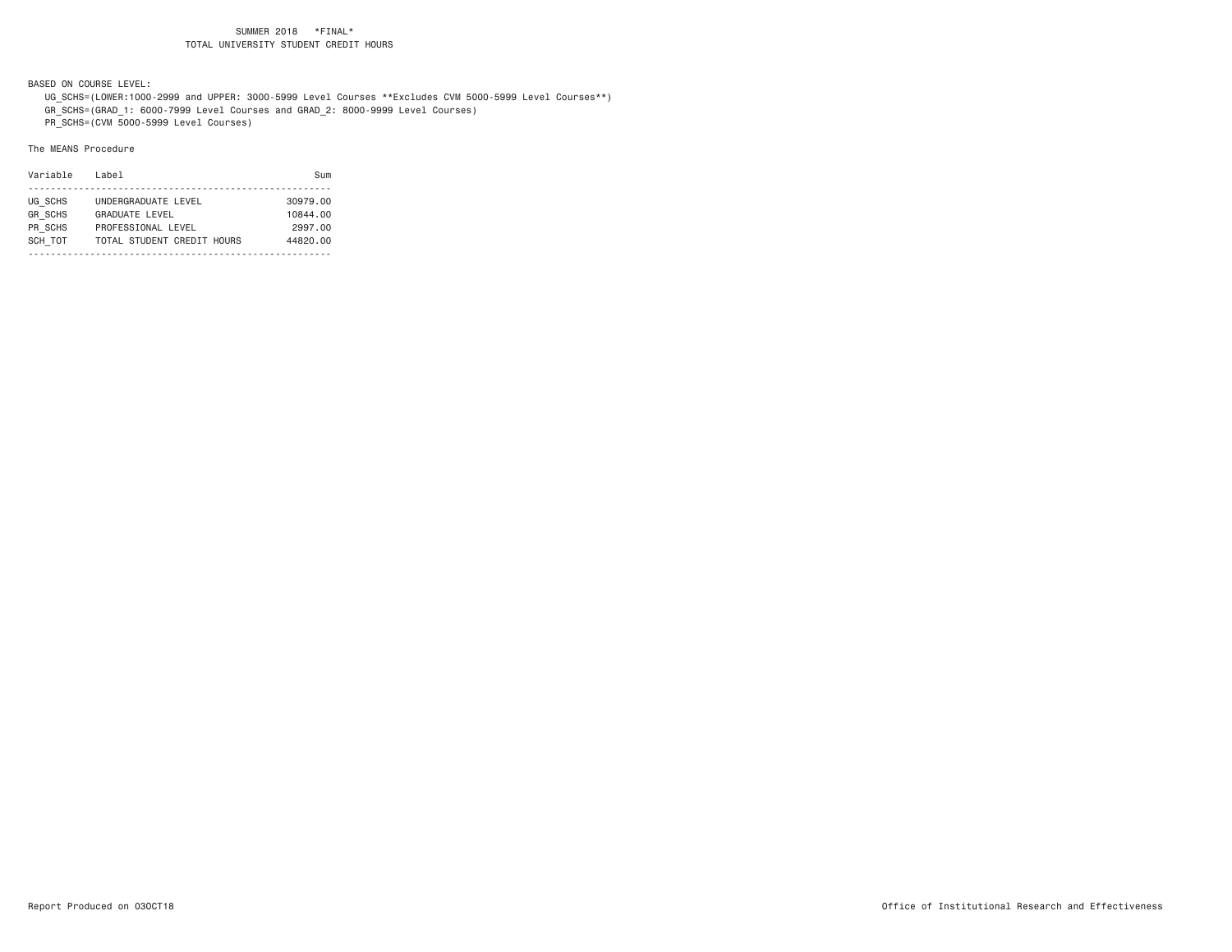SUMMER 2018 *FINAL*

TOTAL UNIVERSITY STUDENT CREDIT HOURS

BASED ON COURSE LEVEL:

UG_SCHS=(LOWER:1000-2999 and UPPER: 3000-5999 Level Courses **Excludes CVM 5000-5999 Level Courses**)

GR_SCHS=(GRAD_1: 6000-7999 Level Courses and GRAD_2: 8000-9999 Level Courses)

PR_SCHS=(CVM 5000-5999 Level Courses)

The MEANS Procedure

| Variable | Label | Sum |
|---|---|---|
| UG_SCHS | UNDERGRADUATE LEVEL | 30979.00 |
| GR_SCHS | GRADUATE LEVEL | 10844.00 |
| PR_SCHS | PROFESSIONAL LEVEL | 2997.00 |
| SCH_TOT | TOTAL STUDENT CREDIT HOURS | 44820.00 |

Report Produced on 03OCT18

Office of Institutional Research and Effectiveness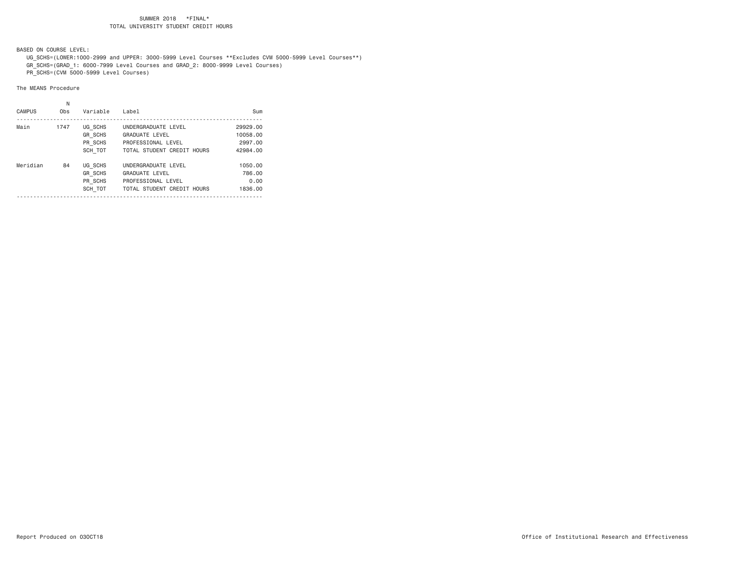SUMMER 2018 *FINAL*
TOTAL UNIVERSITY STUDENT CREDIT HOURS

BASED ON COURSE LEVEL:
UG_SCHS=(LOWER:1000-2999 and UPPER: 3000-5999 Level Courses **Excludes CVM 5000-5999 Level Courses**)
GR_SCHS=(GRAD_1: 6000-7999 Level Courses and GRAD_2: 8000-9999 Level Courses)
PR_SCHS=(CVM 5000-5999 Level Courses)

The MEANS Procedure

| CAMPUS | N Obs | Variable | Label | Sum |
|---|---|---|---|---|
| Main | 1747 | UG_SCHS | UNDERGRADUATE LEVEL | 29929.00 |
| | | GR_SCHS | GRADUATE LEVEL | 10058.00 |
| | | PR_SCHS | PROFESSIONAL LEVEL | 2997.00 |
| | | SCH_TOT | TOTAL STUDENT CREDIT HOURS | 42984.00 |
| Meridian | 84 | UG_SCHS | UNDERGRADUATE LEVEL | 1050.00 |
| | | GR_SCHS | GRADUATE LEVEL | 786.00 |
| | | PR_SCHS | PROFESSIONAL LEVEL | 0.00 |
| | | SCH_TOT | TOTAL STUDENT CREDIT HOURS | 1836.00 |

Report Produced on 03OCT18

Office of Institutional Research and Effectiveness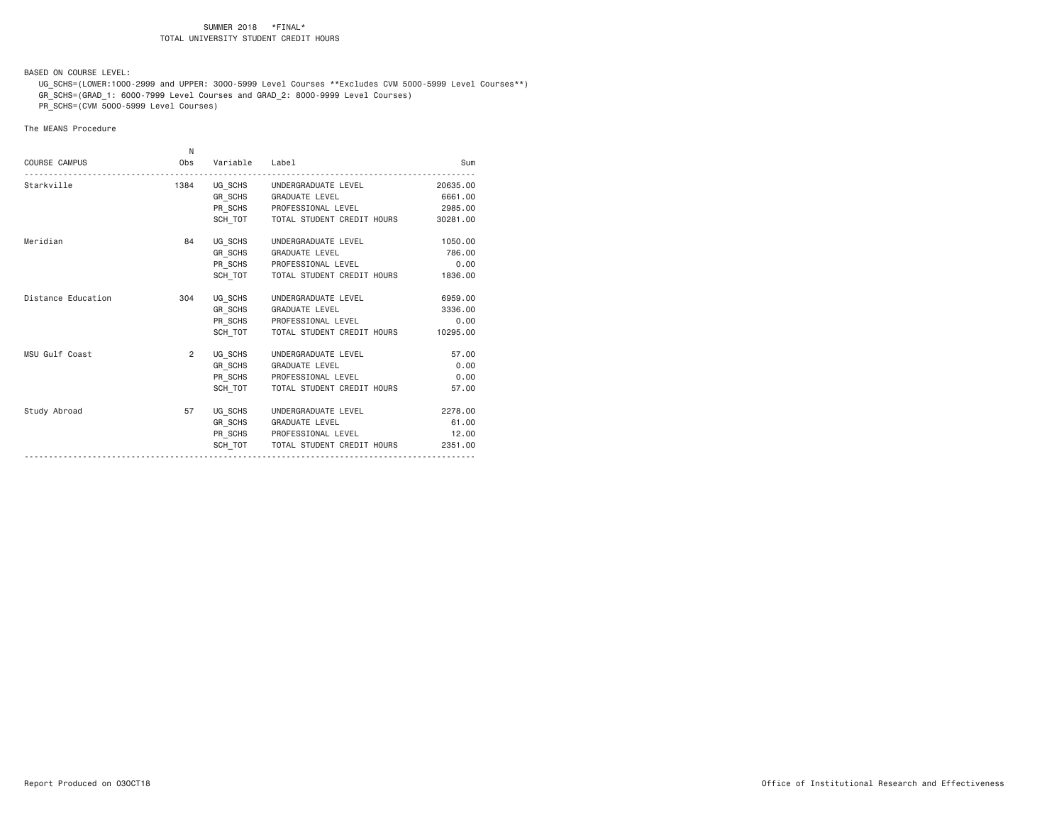SUMMER 2018 *FINAL*
TOTAL UNIVERSITY STUDENT CREDIT HOURS

BASED ON COURSE LEVEL:
UG_SCHS=(LOWER:1000-2999 and UPPER: 3000-5999 Level Courses **Excludes CVM 5000-5999 Level Courses**)
GR_SCHS=(GRAD_1: 6000-7999 Level Courses and GRAD_2: 8000-9999 Level Courses)
PR_SCHS=(CVM 5000-5999 Level Courses)

The MEANS Procedure

| COURSE CAMPUS | N Obs | Variable | Label | Sum |
|---|---|---|---|---|
| Starkville | 1384 | UG_SCHS | UNDERGRADUATE LEVEL | 20635.00 |
| | | GR_SCHS | GRADUATE LEVEL | 6661.00 |
| | | PR_SCHS | PROFESSIONAL LEVEL | 2985.00 |
| | | SCH_TOT | TOTAL STUDENT CREDIT HOURS | 30281.00 |
| Meridian | 84 | UG_SCHS | UNDERGRADUATE LEVEL | 1050.00 |
| | | GR_SCHS | GRADUATE LEVEL | 786.00 |
| | | PR_SCHS | PROFESSIONAL LEVEL | 0.00 |
| | | SCH_TOT | TOTAL STUDENT CREDIT HOURS | 1836.00 |
| Distance Education | 304 | UG_SCHS | UNDERGRADUATE LEVEL | 6959.00 |
| | | GR_SCHS | GRADUATE LEVEL | 3336.00 |
| | | PR_SCHS | PROFESSIONAL LEVEL | 0.00 |
| | | SCH_TOT | TOTAL STUDENT CREDIT HOURS | 10295.00 |
| MSU Gulf Coast | 2 | UG_SCHS | UNDERGRADUATE LEVEL | 57.00 |
| | | GR_SCHS | GRADUATE LEVEL | 0.00 |
| | | PR_SCHS | PROFESSIONAL LEVEL | 0.00 |
| | | SCH_TOT | TOTAL STUDENT CREDIT HOURS | 57.00 |
| Study Abroad | 57 | UG_SCHS | UNDERGRADUATE LEVEL | 2278.00 |
| | | GR_SCHS | GRADUATE LEVEL | 61.00 |
| | | PR_SCHS | PROFESSIONAL LEVEL | 12.00 |
| | | SCH_TOT | TOTAL STUDENT CREDIT HOURS | 2351.00 |

Report Produced on 03OCT18

Office of Institutional Research and Effectiveness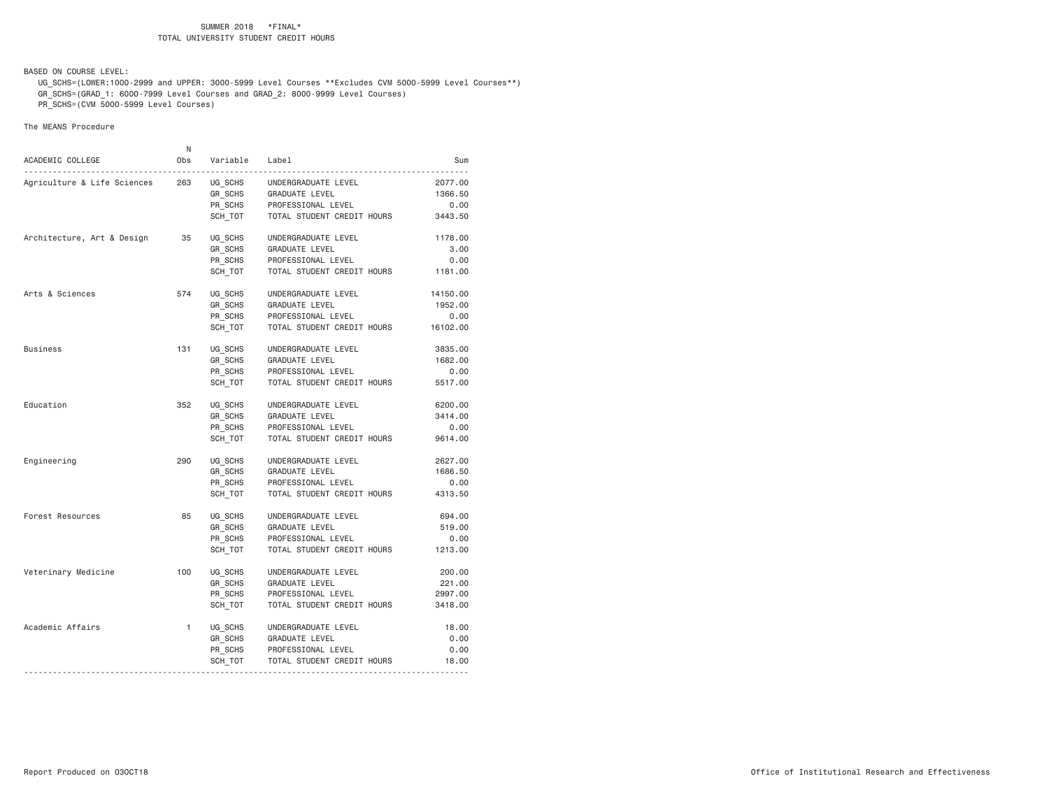SUMMER 2018 *FINAL*
TOTAL UNIVERSITY STUDENT CREDIT HOURS

BASED ON COURSE LEVEL:
UG_SCHS=(LOWER:1000-2999 and UPPER: 3000-5999 Level Courses **Excludes CVM 5000-5999 Level Courses**)
GR_SCHS=(GRAD_1: 6000-7999 Level Courses and GRAD_2: 8000-9999 Level Courses)
PR_SCHS=(CVM 5000-5999 Level Courses)

The MEANS Procedure

| ACADEMIC COLLEGE | N Obs | Variable | Label | Sum |
|---|---|---|---|---|
| Agriculture & Life Sciences | 263 | UG_SCHS | UNDERGRADUATE LEVEL | 2077.00 |
| | | GR_SCHS | GRADUATE LEVEL | 1366.50 |
| | | PR_SCHS | PROFESSIONAL LEVEL | 0.00 |
| | | SCH_TOT | TOTAL STUDENT CREDIT HOURS | 3443.50 |
| Architecture, Art & Design | 35 | UG_SCHS | UNDERGRADUATE LEVEL | 1178.00 |
| | | GR_SCHS | GRADUATE LEVEL | 3.00 |
| | | PR_SCHS | PROFESSIONAL LEVEL | 0.00 |
| | | SCH_TOT | TOTAL STUDENT CREDIT HOURS | 1181.00 |
| Arts & Sciences | 574 | UG_SCHS | UNDERGRADUATE LEVEL | 14150.00 |
| | | GR_SCHS | GRADUATE LEVEL | 1952.00 |
| | | PR_SCHS | PROFESSIONAL LEVEL | 0.00 |
| | | SCH_TOT | TOTAL STUDENT CREDIT HOURS | 16102.00 |
| Business | 131 | UG_SCHS | UNDERGRADUATE LEVEL | 3835.00 |
| | | GR_SCHS | GRADUATE LEVEL | 1682.00 |
| | | PR_SCHS | PROFESSIONAL LEVEL | 0.00 |
| | | SCH_TOT | TOTAL STUDENT CREDIT HOURS | 5517.00 |
| Education | 352 | UG_SCHS | UNDERGRADUATE LEVEL | 6200.00 |
| | | GR_SCHS | GRADUATE LEVEL | 3414.00 |
| | | PR_SCHS | PROFESSIONAL LEVEL | 0.00 |
| | | SCH_TOT | TOTAL STUDENT CREDIT HOURS | 9614.00 |
| Engineering | 290 | UG_SCHS | UNDERGRADUATE LEVEL | 2627.00 |
| | | GR_SCHS | GRADUATE LEVEL | 1686.50 |
| | | PR_SCHS | PROFESSIONAL LEVEL | 0.00 |
| | | SCH_TOT | TOTAL STUDENT CREDIT HOURS | 4313.50 |
| Forest Resources | 85 | UG_SCHS | UNDERGRADUATE LEVEL | 694.00 |
| | | GR_SCHS | GRADUATE LEVEL | 519.00 |
| | | PR_SCHS | PROFESSIONAL LEVEL | 0.00 |
| | | SCH_TOT | TOTAL STUDENT CREDIT HOURS | 1213.00 |
| Veterinary Medicine | 100 | UG_SCHS | UNDERGRADUATE LEVEL | 200.00 |
| | | GR_SCHS | GRADUATE LEVEL | 221.00 |
| | | PR_SCHS | PROFESSIONAL LEVEL | 2997.00 |
| | | SCH_TOT | TOTAL STUDENT CREDIT HOURS | 3418.00 |
| Academic Affairs | 1 | UG_SCHS | UNDERGRADUATE LEVEL | 18.00 |
| | | GR_SCHS | GRADUATE LEVEL | 0.00 |
| | | PR_SCHS | PROFESSIONAL LEVEL | 0.00 |
| | | SCH_TOT | TOTAL STUDENT CREDIT HOURS | 18.00 |

Report Produced on 03OCT18 Office of Institutional Research and Effectiveness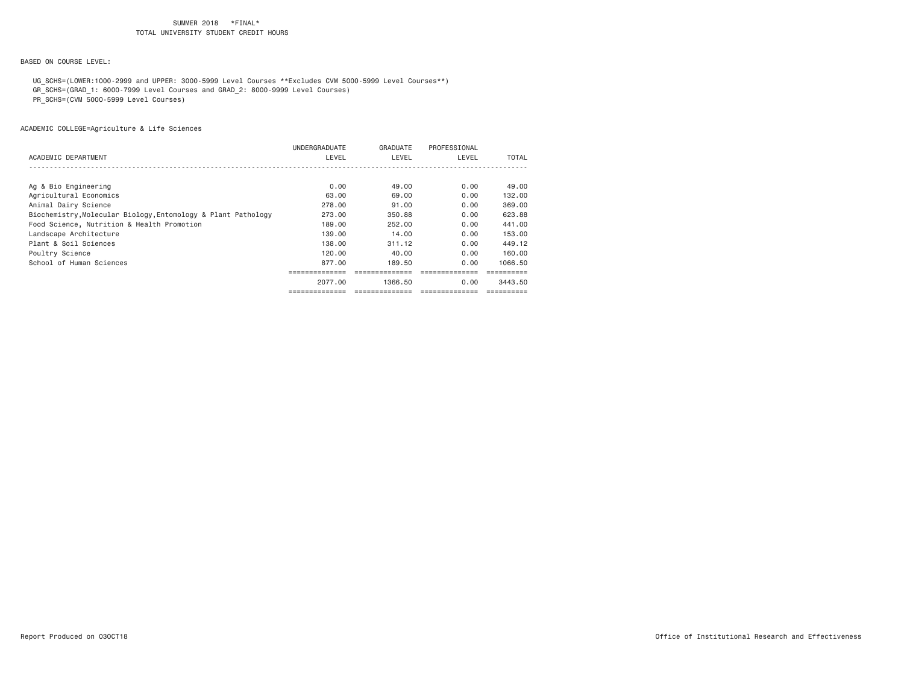SUMMER 2018 *FINAL*
TOTAL UNIVERSITY STUDENT CREDIT HOURS

BASED ON COURSE LEVEL:

UG_SCHS=(LOWER:1000-2999 and UPPER: 3000-5999 Level Courses **Excludes CVM 5000-5999 Level Courses**)
GR_SCHS=(GRAD_1: 6000-7999 Level Courses and GRAD_2: 8000-9999 Level Courses)
PR_SCHS=(CVM 5000-5999 Level Courses)

ACADEMIC COLLEGE=Agriculture & Life Sciences

| ACADEMIC DEPARTMENT | UNDERGRADUATE LEVEL | GRADUATE LEVEL | PROFESSIONAL LEVEL | TOTAL |
|---|---|---|---|---|
| Ag & Bio Engineering | 0.00 | 49.00 | 0.00 | 49.00 |
| Agricultural Economics | 63.00 | 69.00 | 0.00 | 132.00 |
| Animal Dairy Science | 278.00 | 91.00 | 0.00 | 369.00 |
| Biochemistry,Molecular Biology,Entomology & Plant Pathology | 273.00 | 350.88 | 0.00 | 623.88 |
| Food Science, Nutrition & Health Promotion | 189.00 | 252.00 | 0.00 | 441.00 |
| Landscape Architecture | 139.00 | 14.00 | 0.00 | 153.00 |
| Plant & Soil Sciences | 138.00 | 311.12 | 0.00 | 449.12 |
| Poultry Science | 120.00 | 40.00 | 0.00 | 160.00 |
| School of Human Sciences | 877.00 | 189.50 | 0.00 | 1066.50 |
| | 2077.00 | 1366.50 | 0.00 | 3443.50 |

Report Produced on 03OCT18 Office of Institutional Research and Effectiveness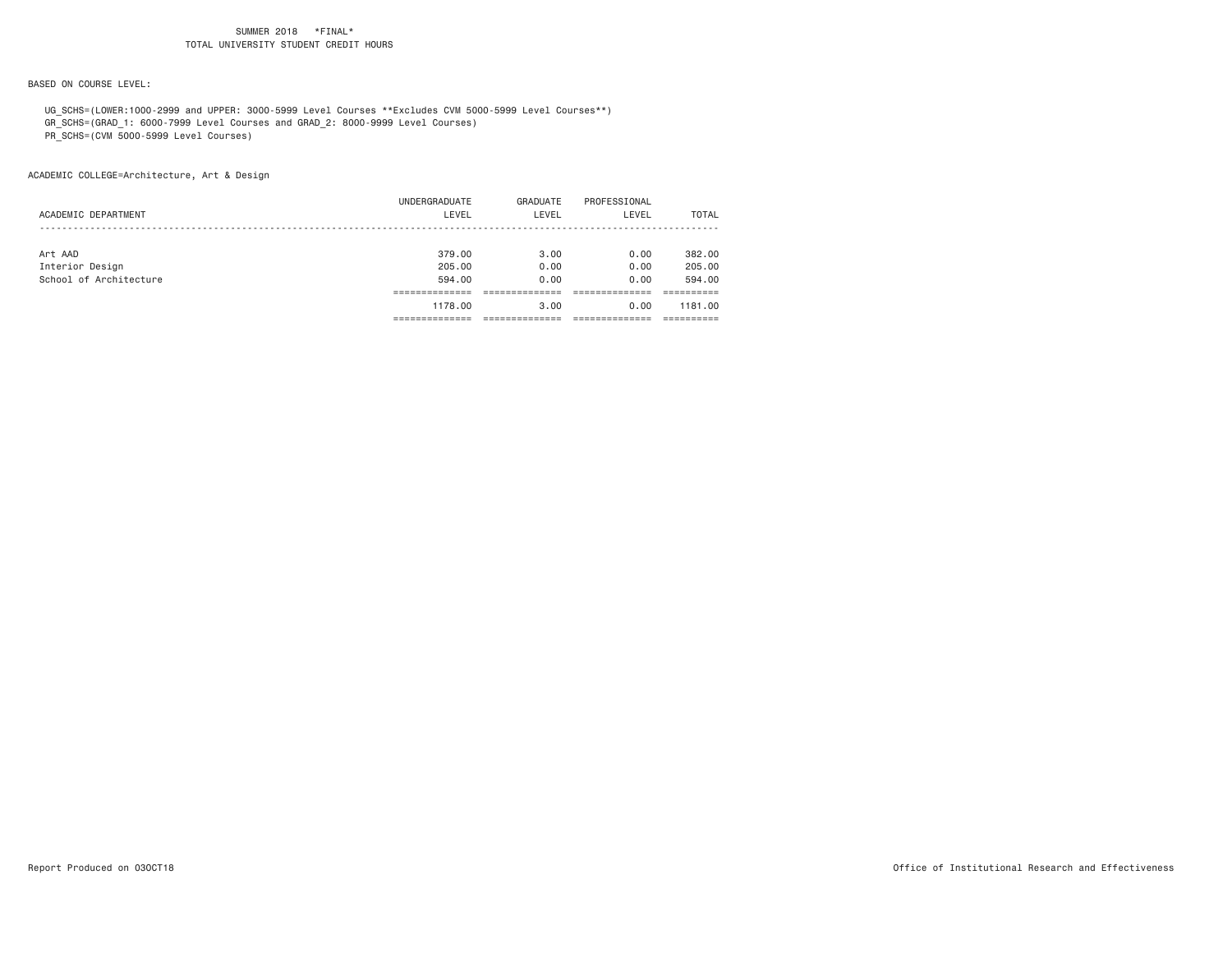SUMMER 2018 *FINAL*
TOTAL UNIVERSITY STUDENT CREDIT HOURS

BASED ON COURSE LEVEL:

UG_SCHS=(LOWER:1000-2999 and UPPER: 3000-5999 Level Courses **Excludes CVM 5000-5999 Level Courses**)
GR_SCHS=(GRAD_1: 6000-7999 Level Courses and GRAD_2: 8000-9999 Level Courses)
PR_SCHS=(CVM 5000-5999 Level Courses)

ACADEMIC COLLEGE=Architecture, Art & Design

| ACADEMIC DEPARTMENT | UNDERGRADUATE LEVEL | GRADUATE LEVEL | PROFESSIONAL LEVEL | TOTAL |
|---|---|---|---|---|
| Art AAD | 379.00 | 3.00 | 0.00 | 382.00 |
| Interior Design | 205.00 | 0.00 | 0.00 | 205.00 |
| School of Architecture | 594.00 | 0.00 | 0.00 | 594.00 |
| | 1178.00 | 3.00 | 0.00 | 1181.00 |

Report Produced on 03OCT18

Office of Institutional Research and Effectiveness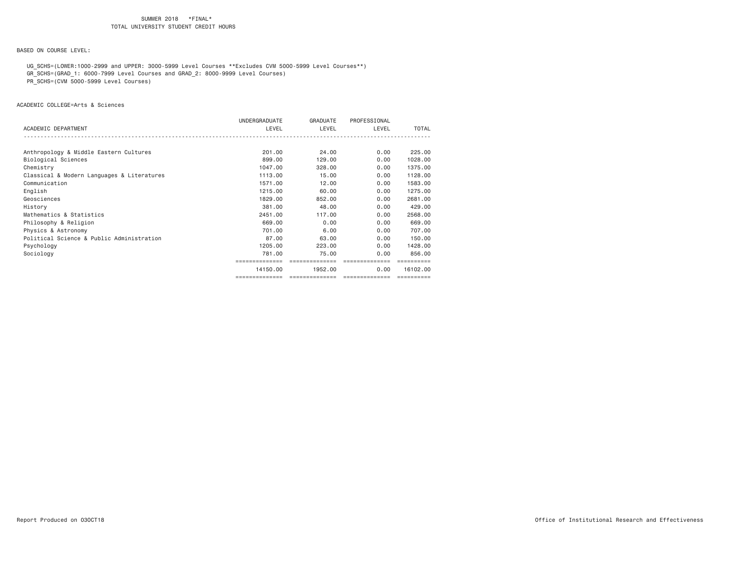SUMMER 2018 *FINAL*
TOTAL UNIVERSITY STUDENT CREDIT HOURS

BASED ON COURSE LEVEL:

UG_SCHS=(LOWER:1000-2999 and UPPER: 3000-5999 Level Courses **Excludes CVM 5000-5999 Level Courses**)
GR_SCHS=(GRAD_1: 6000-7999 Level Courses and GRAD_2: 8000-9999 Level Courses)
PR_SCHS=(CVM 5000-5999 Level Courses)

ACADEMIC COLLEGE=Arts & Sciences

| ACADEMIC DEPARTMENT | UNDERGRADUATE LEVEL | GRADUATE LEVEL | PROFESSIONAL LEVEL | TOTAL |
|---|---|---|---|---|
| Anthropology & Middle Eastern Cultures | 201.00 | 24.00 | 0.00 | 225.00 |
| Biological Sciences | 899.00 | 129.00 | 0.00 | 1028.00 |
| Chemistry | 1047.00 | 328.00 | 0.00 | 1375.00 |
| Classical & Modern Languages & Literatures | 1113.00 | 15.00 | 0.00 | 1128.00 |
| Communication | 1571.00 | 12.00 | 0.00 | 1583.00 |
| English | 1215.00 | 60.00 | 0.00 | 1275.00 |
| Geosciences | 1829.00 | 852.00 | 0.00 | 2681.00 |
| History | 381.00 | 48.00 | 0.00 | 429.00 |
| Mathematics & Statistics | 2451.00 | 117.00 | 0.00 | 2568.00 |
| Philosophy & Religion | 669.00 | 0.00 | 0.00 | 669.00 |
| Physics & Astronomy | 701.00 | 6.00 | 0.00 | 707.00 |
| Political Science & Public Administration | 87.00 | 63.00 | 0.00 | 150.00 |
| Psychology | 1205.00 | 223.00 | 0.00 | 1428.00 |
| Sociology | 781.00 | 75.00 | 0.00 | 856.00 |
| | 14150.00 | 1952.00 | 0.00 | 16102.00 |

Report Produced on 03OCT18

Office of Institutional Research and Effectiveness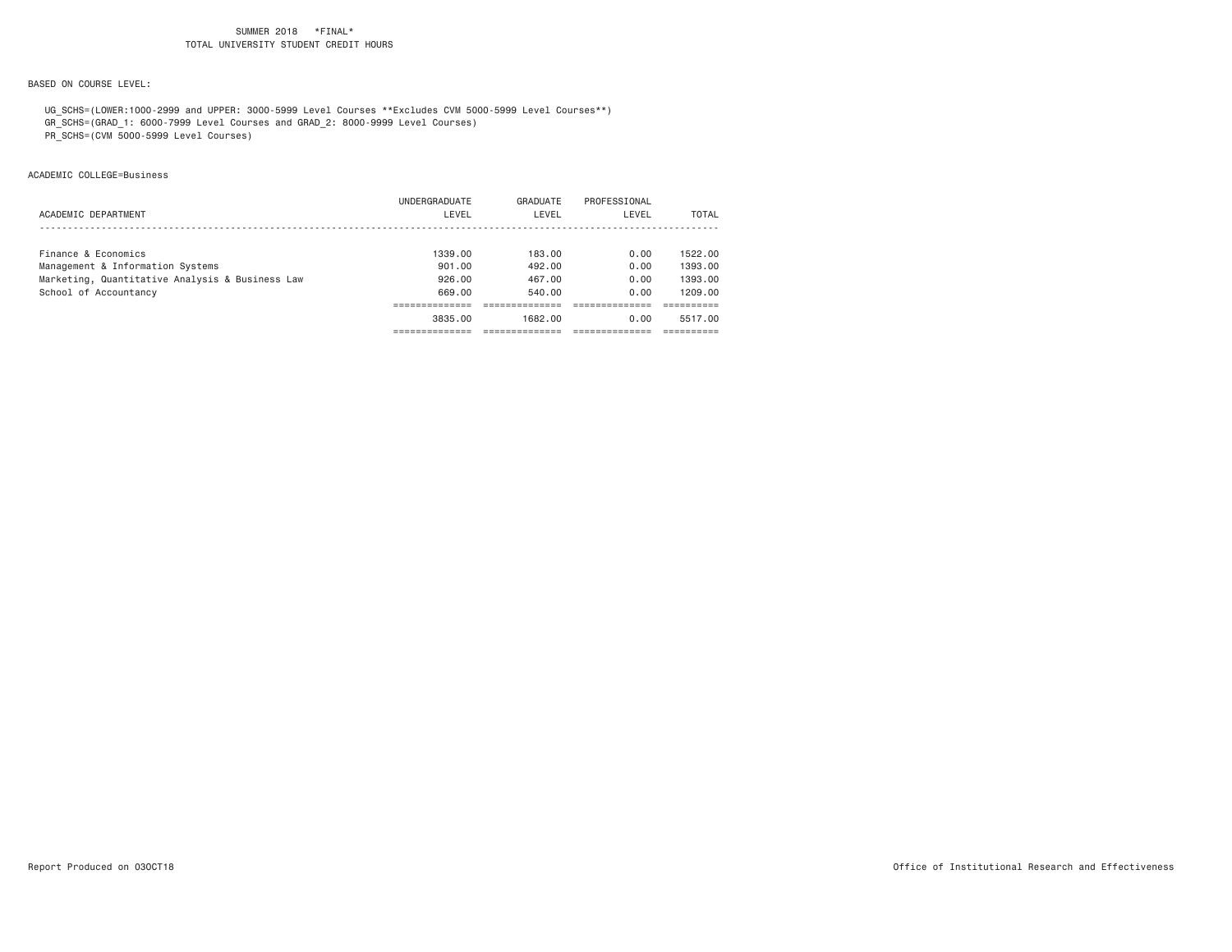SUMMER 2018 *FINAL*
TOTAL UNIVERSITY STUDENT CREDIT HOURS

BASED ON COURSE LEVEL:

UG_SCHS=(LOWER:1000-2999 and UPPER: 3000-5999 Level Courses **Excludes CVM 5000-5999 Level Courses**)
GR_SCHS=(GRAD_1: 6000-7999 Level Courses and GRAD_2: 8000-9999 Level Courses)
PR_SCHS=(CVM 5000-5999 Level Courses)

ACADEMIC COLLEGE=Business

| ACADEMIC DEPARTMENT | UNDERGRADUATE LEVEL | GRADUATE LEVEL | PROFESSIONAL LEVEL | TOTAL |
|---|---|---|---|---|
| Finance & Economics | 1339.00 | 183.00 | 0.00 | 1522.00 |
| Management & Information Systems | 901.00 | 492.00 | 0.00 | 1393.00 |
| Marketing, Quantitative Analysis & Business Law | 926.00 | 467.00 | 0.00 | 1393.00 |
| School of Accountancy | 669.00 | 540.00 | 0.00 | 1209.00 |
| | 3835.00 | 1682.00 | 0.00 | 5517.00 |

Report Produced on 03OCT18

Office of Institutional Research and Effectiveness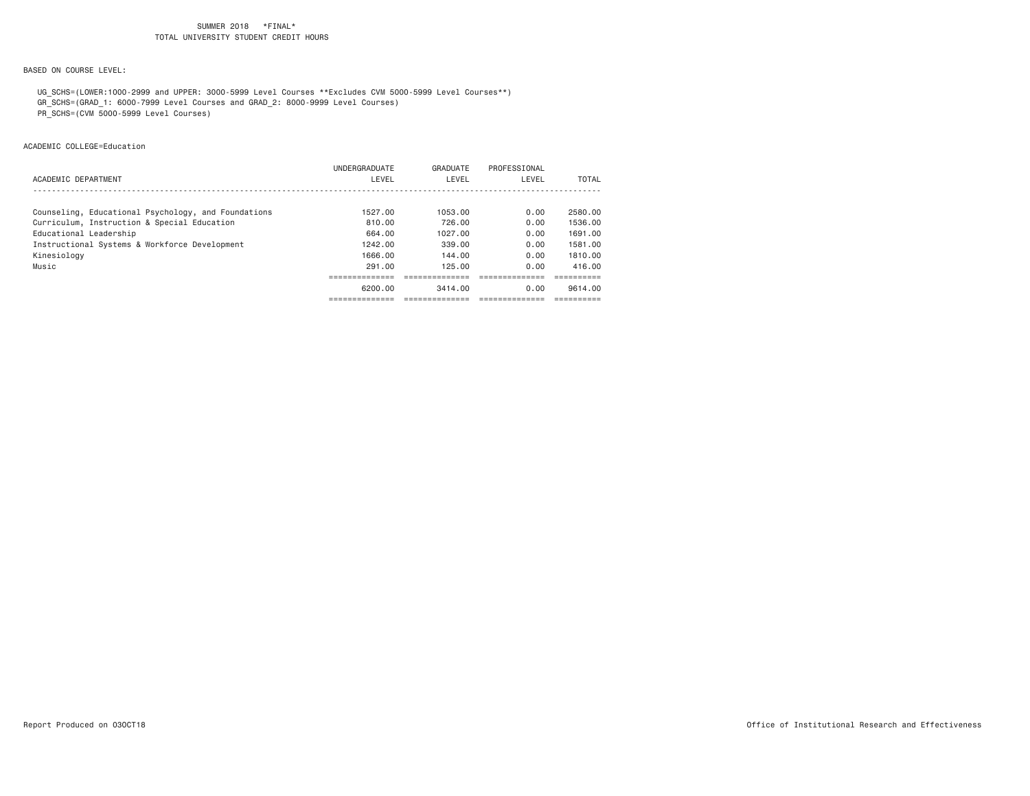SUMMER 2018 *FINAL*
TOTAL UNIVERSITY STUDENT CREDIT HOURS

BASED ON COURSE LEVEL:

UG_SCHS=(LOWER:1000-2999 and UPPER: 3000-5999 Level Courses **Excludes CVM 5000-5999 Level Courses**)
GR_SCHS=(GRAD_1: 6000-7999 Level Courses and GRAD_2: 8000-9999 Level Courses)
PR_SCHS=(CVM 5000-5999 Level Courses)

ACADEMIC COLLEGE=Education

| ACADEMIC DEPARTMENT | UNDERGRADUATE LEVEL | GRADUATE LEVEL | PROFESSIONAL LEVEL | TOTAL |
|---|---|---|---|---|
| Counseling, Educational Psychology, and Foundations | 1527.00 | 1053.00 | 0.00 | 2580.00 |
| Curriculum, Instruction & Special Education | 810.00 | 726.00 | 0.00 | 1536.00 |
| Educational Leadership | 664.00 | 1027.00 | 0.00 | 1691.00 |
| Instructional Systems & Workforce Development | 1242.00 | 339.00 | 0.00 | 1581.00 |
| Kinesiology | 1666.00 | 144.00 | 0.00 | 1810.00 |
| Music | 291.00 | 125.00 | 0.00 | 416.00 |
| | 6200.00 | 3414.00 | 0.00 | 9614.00 |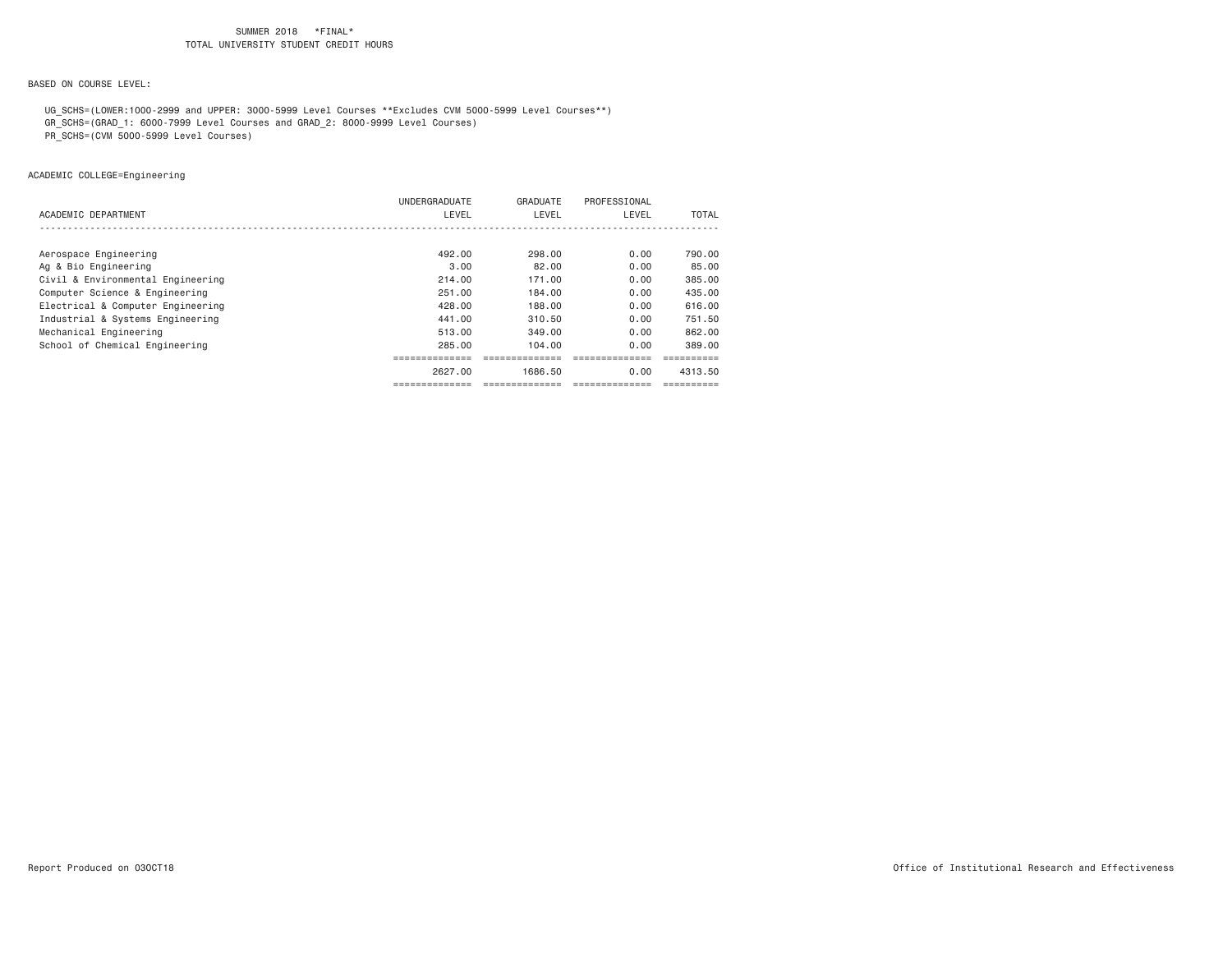SUMMER 2018 *FINAL*
TOTAL UNIVERSITY STUDENT CREDIT HOURS

BASED ON COURSE LEVEL:

UG_SCHS=(LOWER:1000-2999 and UPPER: 3000-5999 Level Courses **Excludes CVM 5000-5999 Level Courses**)
GR_SCHS=(GRAD_1: 6000-7999 Level Courses and GRAD_2: 8000-9999 Level Courses)
PR_SCHS=(CVM 5000-5999 Level Courses)

ACADEMIC COLLEGE=Engineering

| ACADEMIC DEPARTMENT | UNDERGRADUATE LEVEL | GRADUATE LEVEL | PROFESSIONAL LEVEL | TOTAL |
|---|---|---|---|---|
| Aerospace Engineering | 492.00 | 298.00 | 0.00 | 790.00 |
| Ag & Bio Engineering | 3.00 | 82.00 | 0.00 | 85.00 |
| Civil & Environmental Engineering | 214.00 | 171.00 | 0.00 | 385.00 |
| Computer Science & Engineering | 251.00 | 184.00 | 0.00 | 435.00 |
| Electrical & Computer Engineering | 428.00 | 188.00 | 0.00 | 616.00 |
| Industrial & Systems Engineering | 441.00 | 310.50 | 0.00 | 751.50 |
| Mechanical Engineering | 513.00 | 349.00 | 0.00 | 862.00 |
| School of Chemical Engineering | 285.00 | 104.00 | 0.00 | 389.00 |
| | 2627.00 | 1686.50 | 0.00 | 4313.50 |

Report Produced on 03OCT18

Office of Institutional Research and Effectiveness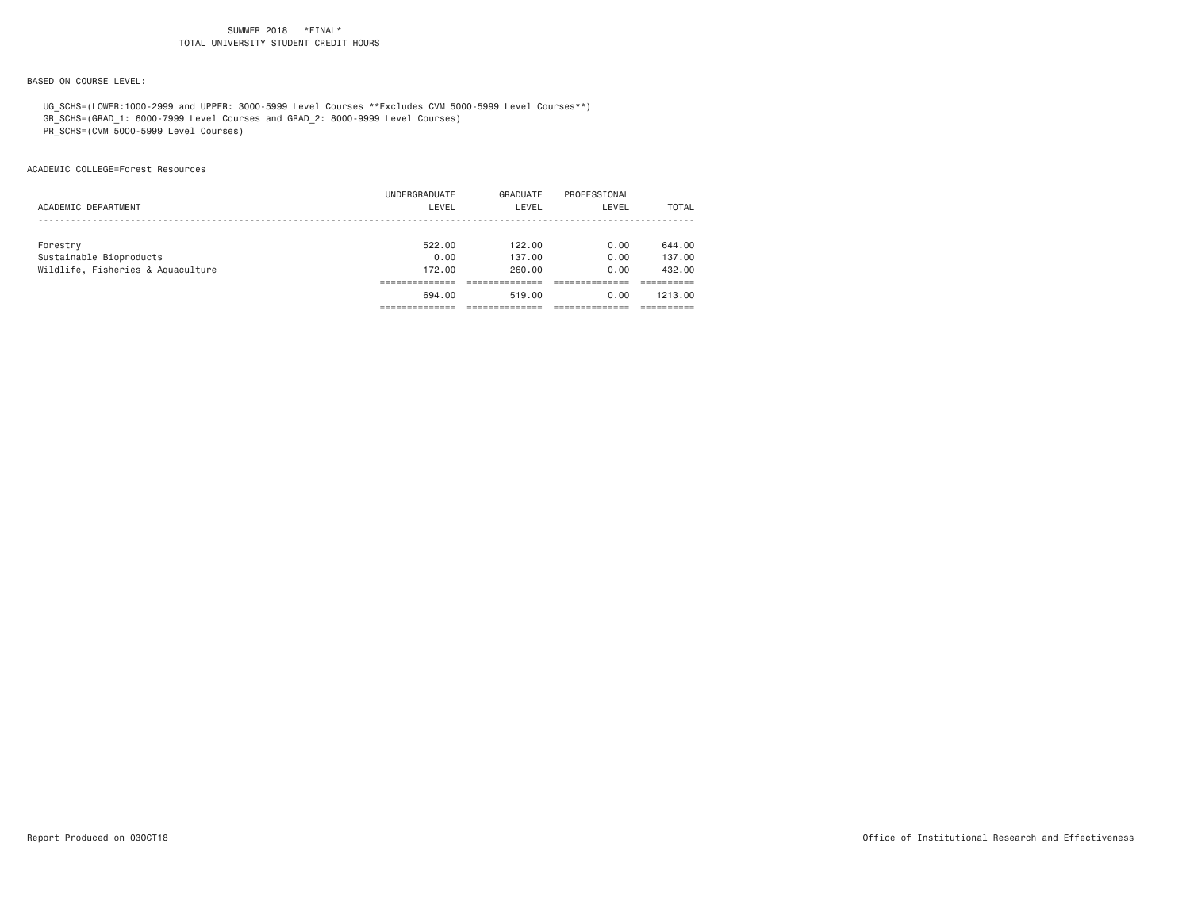SUMMER 2018 *FINAL*
TOTAL UNIVERSITY STUDENT CREDIT HOURS

BASED ON COURSE LEVEL:

UG_SCHS=(LOWER:1000-2999 and UPPER: 3000-5999 Level Courses **Excludes CVM 5000-5999 Level Courses**)
GR_SCHS=(GRAD_1: 6000-7999 Level Courses and GRAD_2: 8000-9999 Level Courses)
PR_SCHS=(CVM 5000-5999 Level Courses)

ACADEMIC COLLEGE=Forest Resources

| ACADEMIC DEPARTMENT | UNDERGRADUATE LEVEL | GRADUATE LEVEL | PROFESSIONAL LEVEL | TOTAL |
|---|---|---|---|---|
| Forestry | 522.00 | 122.00 | 0.00 | 644.00 |
| Sustainable Bioproducts | 0.00 | 137.00 | 0.00 | 137.00 |
| Wildlife, Fisheries & Aquaculture | 172.00 | 260.00 | 0.00 | 432.00 |
| | 694.00 | 519.00 | 0.00 | 1213.00 |

Report Produced on 03OCT18

Office of Institutional Research and Effectiveness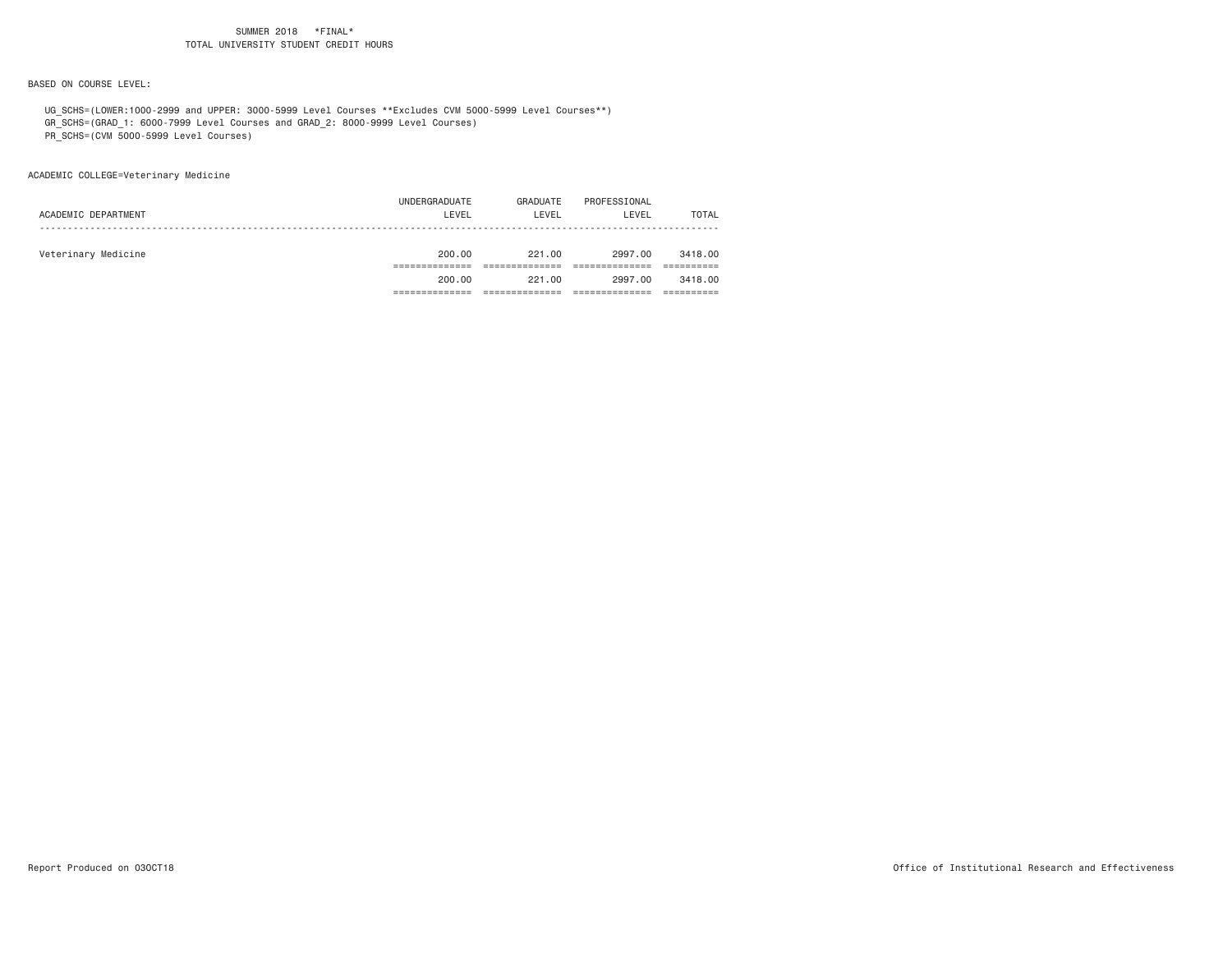SUMMER 2018 *FINAL*
TOTAL UNIVERSITY STUDENT CREDIT HOURS

BASED ON COURSE LEVEL:

UG_SCHS=(LOWER:1000-2999 and UPPER: 3000-5999 Level Courses **Excludes CVM 5000-5999 Level Courses**)
GR_SCHS=(GRAD_1: 6000-7999 Level Courses and GRAD_2: 8000-9999 Level Courses)
PR_SCHS=(CVM 5000-5999 Level Courses)

ACADEMIC COLLEGE=Veterinary Medicine

| ACADEMIC DEPARTMENT | UNDERGRADUATE LEVEL | GRADUATE LEVEL | PROFESSIONAL LEVEL | TOTAL |
|---|---|---|---|---|
| Veterinary Medicine | 200.00 | 221.00 | 2997.00 | 3418.00 |
| | 200.00 | 221.00 | 2997.00 | 3418.00 |

Report Produced on 03OCT18 Office of Institutional Research and Effectiveness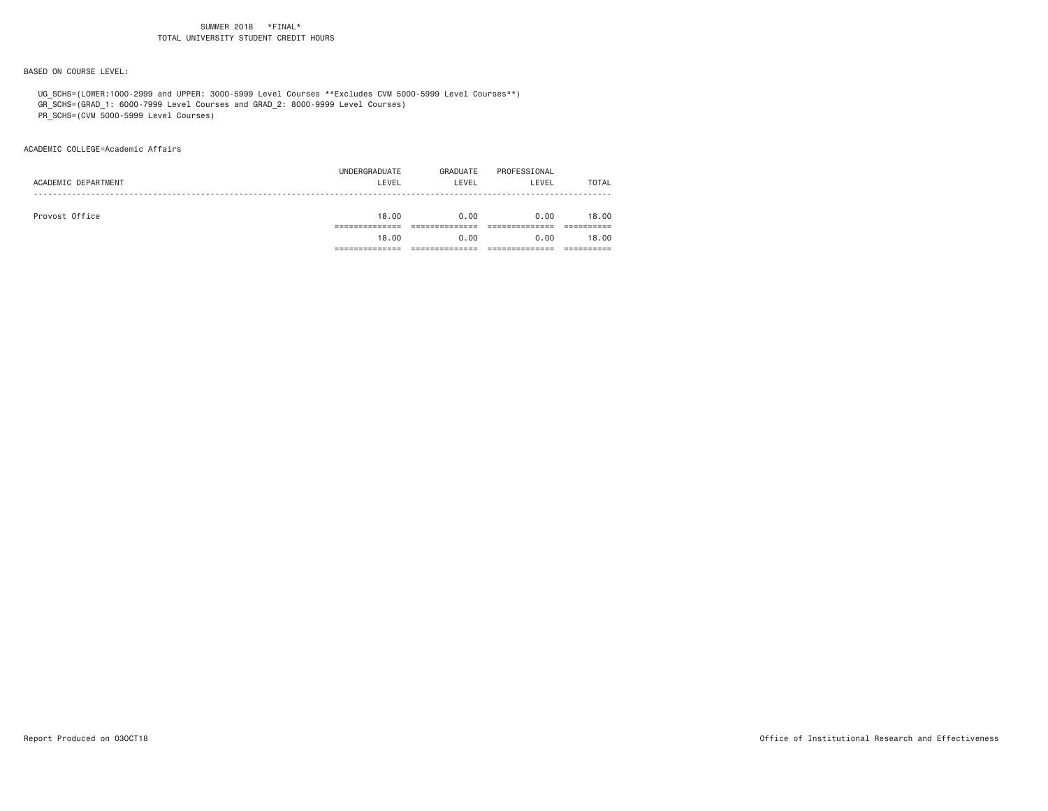SUMMER 2018 *FINAL*
TOTAL UNIVERSITY STUDENT CREDIT HOURS

BASED ON COURSE LEVEL:

UG_SCHS=(LOWER:1000-2999 and UPPER: 3000-5999 Level Courses **Excludes CVM 5000-5999 Level Courses**)
GR_SCHS=(GRAD_1: 6000-7999 Level Courses and GRAD_2: 8000-9999 Level Courses)
PR_SCHS=(CVM 5000-5999 Level Courses)

ACADEMIC COLLEGE=Academic Affairs

| ACADEMIC DEPARTMENT | UNDERGRADUATE LEVEL | GRADUATE LEVEL | PROFESSIONAL LEVEL | TOTAL |
|---|---|---|---|---|
| Provost Office | 18.00 | 0.00 | 0.00 | 18.00 |
| | 18.00 | 0.00 | 0.00 | 18.00 |

Report Produced on 03OCT18

Office of Institutional Research and Effectiveness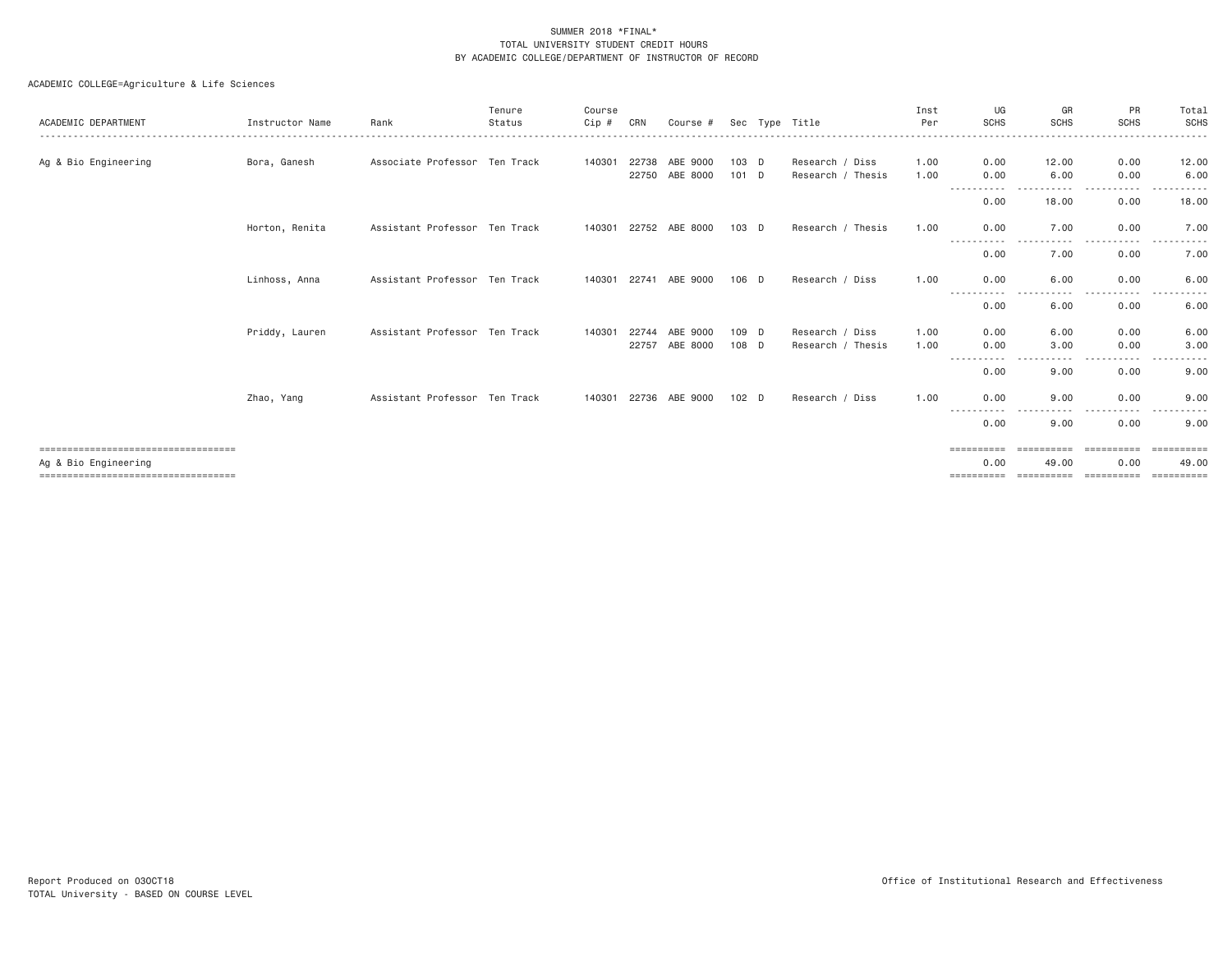SUMMER 2018 *FINAL*
TOTAL UNIVERSITY STUDENT CREDIT HOURS
BY ACADEMIC COLLEGE/DEPARTMENT OF INSTRUCTOR OF RECORD

ACADEMIC COLLEGE=Agriculture & Life Sciences

| ACADEMIC DEPARTMENT | Instructor Name | Rank | Tenure Status | Course Cip # | CRN | Course # | Sec | Type | Title | Inst Per | UG SCHS | GR SCHS | PR SCHS | Total SCHS |
|---|---|---|---|---|---|---|---|---|---|---|---|---|---|---|
| Ag & Bio Engineering | Bora, Ganesh | Associate Professor | Ten Track | 140301 | 22738 | ABE 9000 | 103 | D | Research / Diss | 1.00 | 0.00 | 12.00 | 0.00 | 12.00 |
| | | | | | 22750 | ABE 8000 | 101 | D | Research / Thesis | 1.00 | 0.00 | 6.00 | 0.00 | 6.00 |
| | | | | | | | | | | | 0.00 | 18.00 | 0.00 | 18.00 |
| | Horton, Renita | Assistant Professor | Ten Track | 140301 | 22752 | ABE 8000 | 103 | D | Research / Thesis | 1.00 | 0.00 | 7.00 | 0.00 | 7.00 |
| | | | | | | | | | | | 0.00 | 7.00 | 0.00 | 7.00 |
| | Linhoss, Anna | Assistant Professor | Ten Track | 140301 | 22741 | ABE 9000 | 106 | D | Research / Diss | 1.00 | 0.00 | 6.00 | 0.00 | 6.00 |
| | | | | | | | | | | | 0.00 | 6.00 | 0.00 | 6.00 |
| | Priddy, Lauren | Assistant Professor | Ten Track | 140301 | 22744 | ABE 9000 | 109 | D | Research / Diss | 1.00 | 0.00 | 6.00 | 0.00 | 6.00 |
| | | | | | 22757 | ABE 8000 | 108 | D | Research / Thesis | 1.00 | 0.00 | 3.00 | 0.00 | 3.00 |
| | | | | | | | | | | | 0.00 | 9.00 | 0.00 | 9.00 |
| | Zhao, Yang | Assistant Professor | Ten Track | 140301 | 22736 | ABE 9000 | 102 | D | Research / Diss | 1.00 | 0.00 | 9.00 | 0.00 | 9.00 |
| | | | | | | | | | | | 0.00 | 9.00 | 0.00 | 9.00 |
| Ag & Bio Engineering | | | | | | | | | | | 0.00 | 49.00 | 0.00 | 49.00 |

Report Produced on 03OCT18
TOTAL University - BASED ON COURSE LEVEL

Office of Institutional Research and Effectiveness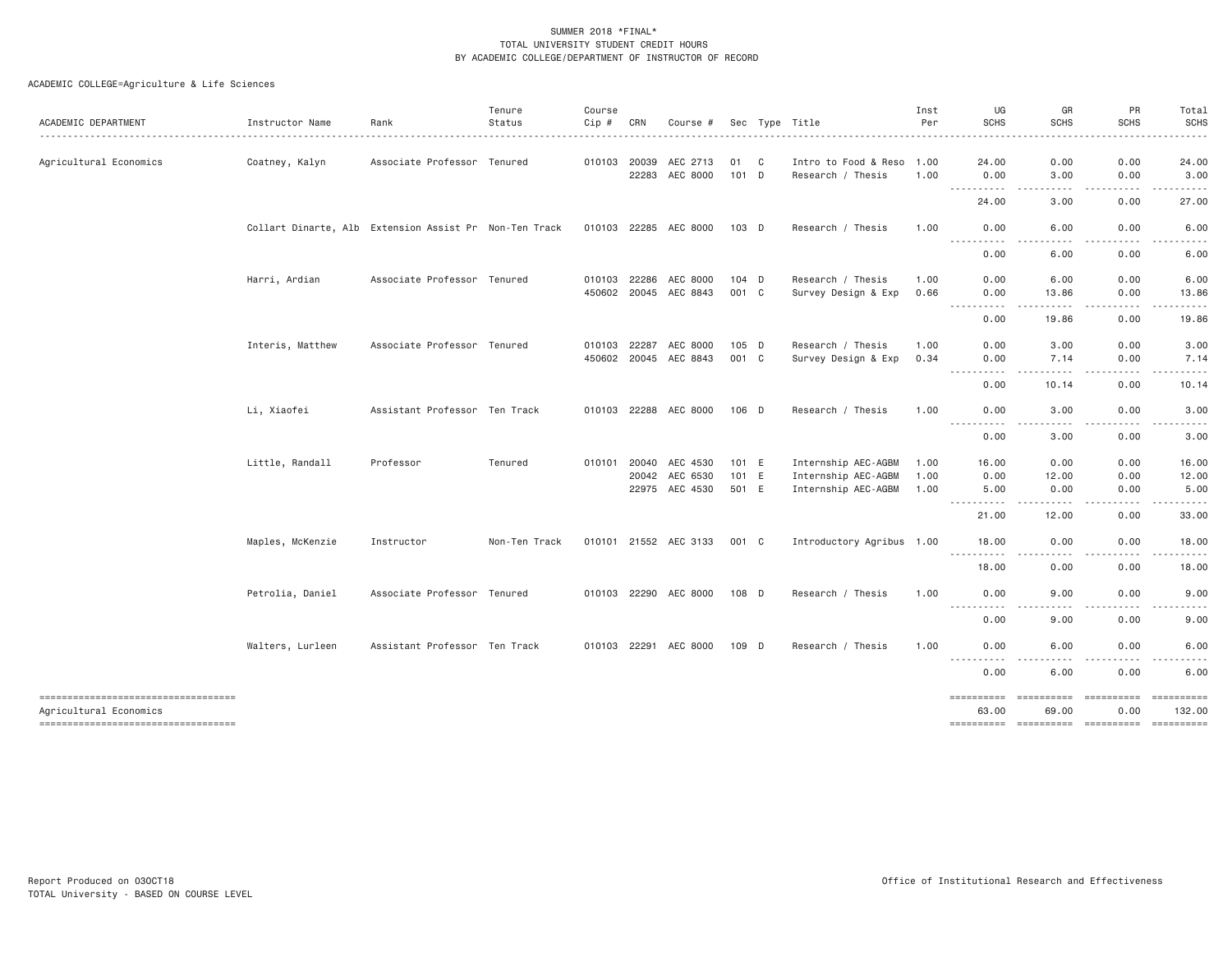SUMMER 2018 *FINAL*
TOTAL UNIVERSITY STUDENT CREDIT HOURS
BY ACADEMIC COLLEGE/DEPARTMENT OF INSTRUCTOR OF RECORD

ACADEMIC COLLEGE=Agriculture & Life Sciences

| ACADEMIC DEPARTMENT | Instructor Name | Rank | Tenure Status | Course Cip # | CRN | Course # | Sec | Type | Title | Inst Per | UG SCHS | GR SCHS | PR SCHS | Total SCHS |
|---|---|---|---|---|---|---|---|---|---|---|---|---|---|---|
| Agricultural Economics | Coatney, Kalyn | Associate Professor | Tenured | 010103 | 20039 | AEC 2713 | 01 | C | Intro to Food & Reso | 1.00 | 24.00 | 0.00 | 0.00 | 24.00 |
| | | | | | 22283 | AEC 8000 | 101 | D | Research / Thesis | 1.00 | 0.00 | 3.00 | 0.00 | 3.00 |
| | | | | | | | | | | | 24.00 | 3.00 | 0.00 | 27.00 |
| | Collart Dinarte, Alb | Extension Assist Pr | Non-Ten Track | 010103 | 22285 | AEC 8000 | 103 | D | Research / Thesis | 1.00 | 0.00 | 6.00 | 0.00 | 6.00 |
| | | | | | | | | | | | 0.00 | 6.00 | 0.00 | 6.00 |
| | Harri, Ardian | Associate Professor | Tenured | 010103 | 22286 | AEC 8000 | 104 | D | Research / Thesis | 1.00 | 0.00 | 6.00 | 0.00 | 6.00 |
| | | | | 450602 | 20045 | AEC 8843 | 001 | C | Survey Design & Exp | 0.66 | 0.00 | 13.86 | 0.00 | 13.86 |
| | | | | | | | | | | | 0.00 | 19.86 | 0.00 | 19.86 |
| | Interis, Matthew | Associate Professor | Tenured | 010103 | 22287 | AEC 8000 | 105 | D | Research / Thesis | 1.00 | 0.00 | 3.00 | 0.00 | 3.00 |
| | | | | 450602 | 20045 | AEC 8843 | 001 | C | Survey Design & Exp | 0.34 | 0.00 | 7.14 | 0.00 | 7.14 |
| | | | | | | | | | | | 0.00 | 10.14 | 0.00 | 10.14 |
| | Li, Xiaofei | Assistant Professor | Ten Track | 010103 | 22288 | AEC 8000 | 106 | D | Research / Thesis | 1.00 | 0.00 | 3.00 | 0.00 | 3.00 |
| | | | | | | | | | | | 0.00 | 3.00 | 0.00 | 3.00 |
| | Little, Randall | Professor | Tenured | 010101 | 20040 | AEC 4530 | 101 | E | Internship AEC-AGBM | 1.00 | 16.00 | 0.00 | 0.00 | 16.00 |
| | | | | | 20042 | AEC 6530 | 101 | E | Internship AEC-AGBM | 1.00 | 0.00 | 12.00 | 0.00 | 12.00 |
| | | | | | 22975 | AEC 4530 | 501 | E | Internship AEC-AGBM | 1.00 | 5.00 | 0.00 | 0.00 | 5.00 |
| | | | | | | | | | | | 21.00 | 12.00 | 0.00 | 33.00 |
| | Maples, McKenzie | Instructor | Non-Ten Track | 010101 | 21552 | AEC 3133 | 001 | C | Introductory Agribus | 1.00 | 18.00 | 0.00 | 0.00 | 18.00 |
| | | | | | | | | | | | 18.00 | 0.00 | 0.00 | 18.00 |
| | Petrolia, Daniel | Associate Professor | Tenured | 010103 | 22290 | AEC 8000 | 108 | D | Research / Thesis | 1.00 | 0.00 | 9.00 | 0.00 | 9.00 |
| | | | | | | | | | | | 0.00 | 9.00 | 0.00 | 9.00 |
| | Walters, Lurleen | Assistant Professor | Ten Track | 010103 | 22291 | AEC 8000 | 109 | D | Research / Thesis | 1.00 | 0.00 | 6.00 | 0.00 | 6.00 |
| | | | | | | | | | | | 0.00 | 6.00 | 0.00 | 6.00 |
| Agricultural Economics | | | | | | | | | | | 63.00 | 69.00 | 0.00 | 132.00 |

Report Produced on 03OCT18
TOTAL University - BASED ON COURSE LEVEL

Office of Institutional Research and Effectiveness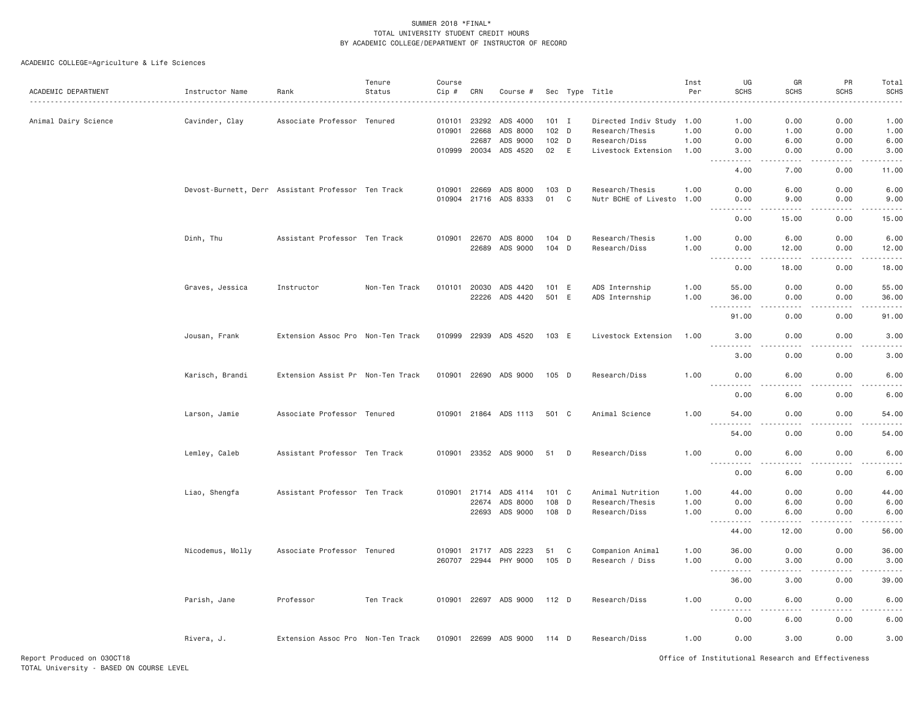SUMMER 2018 *FINAL*
TOTAL UNIVERSITY STUDENT CREDIT HOURS
BY ACADEMIC COLLEGE/DEPARTMENT OF INSTRUCTOR OF RECORD

ACADEMIC COLLEGE=Agriculture & Life Sciences

| ACADEMIC DEPARTMENT | Instructor Name | Rank | Tenure Status | Course Cip # | CRN | Course # | Sec | Type | Title | Inst Per | UG SCHS | GR SCHS | PR SCHS | Total SCHS |
|---|---|---|---|---|---|---|---|---|---|---|---|---|---|---|
| Animal Dairy Science | Cavinder, Clay | Associate Professor | Tenured | 010101 | 23292 | ADS 4000 | 101 | I | Directed Indiv Study | 1.00 | 1.00 | 0.00 | 0.00 | 1.00 |
| | | | | 010901 | 22668 | ADS 8000 | 102 | D | Research/Thesis | 1.00 | 0.00 | 1.00 | 0.00 | 1.00 |
| | | | | | 22687 | ADS 9000 | 102 | D | Research/Diss | 1.00 | 0.00 | 6.00 | 0.00 | 6.00 |
| | | | | 010999 | 20034 | ADS 4520 | 02 | E | Livestock Extension | 1.00 | 3.00 | 0.00 | 0.00 | 3.00 |
| | | | | | | | | | | | 4.00 | 7.00 | 0.00 | 11.00 |
| | Devost-Burnett, Derr | Assistant Professor | Ten Track | 010901 | 22669 | ADS 8000 | 103 | D | Research/Thesis | 1.00 | 0.00 | 6.00 | 0.00 | 6.00 |
| | | | | 010904 | 21716 | ADS 8333 | 01 | C | Nutr BCHE of Livesto | 1.00 | 0.00 | 9.00 | 0.00 | 9.00 |
| | | | | | | | | | | | 0.00 | 15.00 | 0.00 | 15.00 |
| | Dinh, Thu | Assistant Professor | Ten Track | 010901 | 22670 | ADS 8000 | 104 | D | Research/Thesis | 1.00 | 0.00 | 6.00 | 0.00 | 6.00 |
| | | | | | 22689 | ADS 9000 | 104 | D | Research/Diss | 1.00 | 0.00 | 12.00 | 0.00 | 12.00 |
| | | | | | | | | | | | 0.00 | 18.00 | 0.00 | 18.00 |
| | Graves, Jessica | Instructor | Non-Ten Track | 010101 | 20030 | ADS 4420 | 101 | E | ADS Internship | 1.00 | 55.00 | 0.00 | 0.00 | 55.00 |
| | | | | | 22226 | ADS 4420 | 501 | E | ADS Internship | 1.00 | 36.00 | 0.00 | 0.00 | 36.00 |
| | | | | | | | | | | | 91.00 | 0.00 | 0.00 | 91.00 |
| | Jousan, Frank | Extension Assoc Pro | Non-Ten Track | 010999 | 22939 | ADS 4520 | 103 | E | Livestock Extension | 1.00 | 3.00 | 0.00 | 0.00 | 3.00 |
| | | | | | | | | | | | 3.00 | 0.00 | 0.00 | 3.00 |
| | Karisch, Brandi | Extension Assist Pr | Non-Ten Track | 010901 | 22690 | ADS 9000 | 105 | D | Research/Diss | 1.00 | 0.00 | 6.00 | 0.00 | 6.00 |
| | | | | | | | | | | | 0.00 | 6.00 | 0.00 | 6.00 |
| | Larson, Jamie | Associate Professor | Tenured | 010901 | 21864 | ADS 1113 | 501 | C | Animal Science | 1.00 | 54.00 | 0.00 | 0.00 | 54.00 |
| | | | | | | | | | | | 54.00 | 0.00 | 0.00 | 54.00 |
| | Lemley, Caleb | Assistant Professor | Ten Track | 010901 | 23352 | ADS 9000 | 51 | D | Research/Diss | 1.00 | 0.00 | 6.00 | 0.00 | 6.00 |
| | | | | | | | | | | | 0.00 | 6.00 | 0.00 | 6.00 |
| | Liao, Shengfa | Assistant Professor | Ten Track | 010901 | 21714 | ADS 4114 | 101 | C | Animal Nutrition | 1.00 | 44.00 | 0.00 | 0.00 | 44.00 |
| | | | | | 22674 | ADS 8000 | 108 | D | Research/Thesis | 1.00 | 0.00 | 6.00 | 0.00 | 6.00 |
| | | | | | 22693 | ADS 9000 | 108 | D | Research/Diss | 1.00 | 0.00 | 6.00 | 0.00 | 6.00 |
| | | | | | | | | | | | 44.00 | 12.00 | 0.00 | 56.00 |
| | Nicodemus, Molly | Associate Professor | Tenured | 010901 | 21717 | ADS 2223 | 51 | C | Companion Animal | 1.00 | 36.00 | 0.00 | 0.00 | 36.00 |
| | | | | 260707 | 22944 | PHY 9000 | 105 | D | Research / Diss | 1.00 | 0.00 | 3.00 | 0.00 | 3.00 |
| | | | | | | | | | | | 36.00 | 3.00 | 0.00 | 39.00 |
| | Parish, Jane | Professor | Ten Track | 010901 | 22697 | ADS 9000 | 112 | D | Research/Diss | 1.00 | 0.00 | 6.00 | 0.00 | 6.00 |
| | | | | | | | | | | | 0.00 | 6.00 | 0.00 | 6.00 |
| | Rivera, J. | Extension Assoc Pro | Non-Ten Track | 010901 | 22699 | ADS 9000 | 114 | D | Research/Diss | 1.00 | 0.00 | 3.00 | 0.00 | 3.00 |

Report Produced on 03OCT18
TOTAL University - BASED ON COURSE LEVEL

Office of Institutional Research and Effectiveness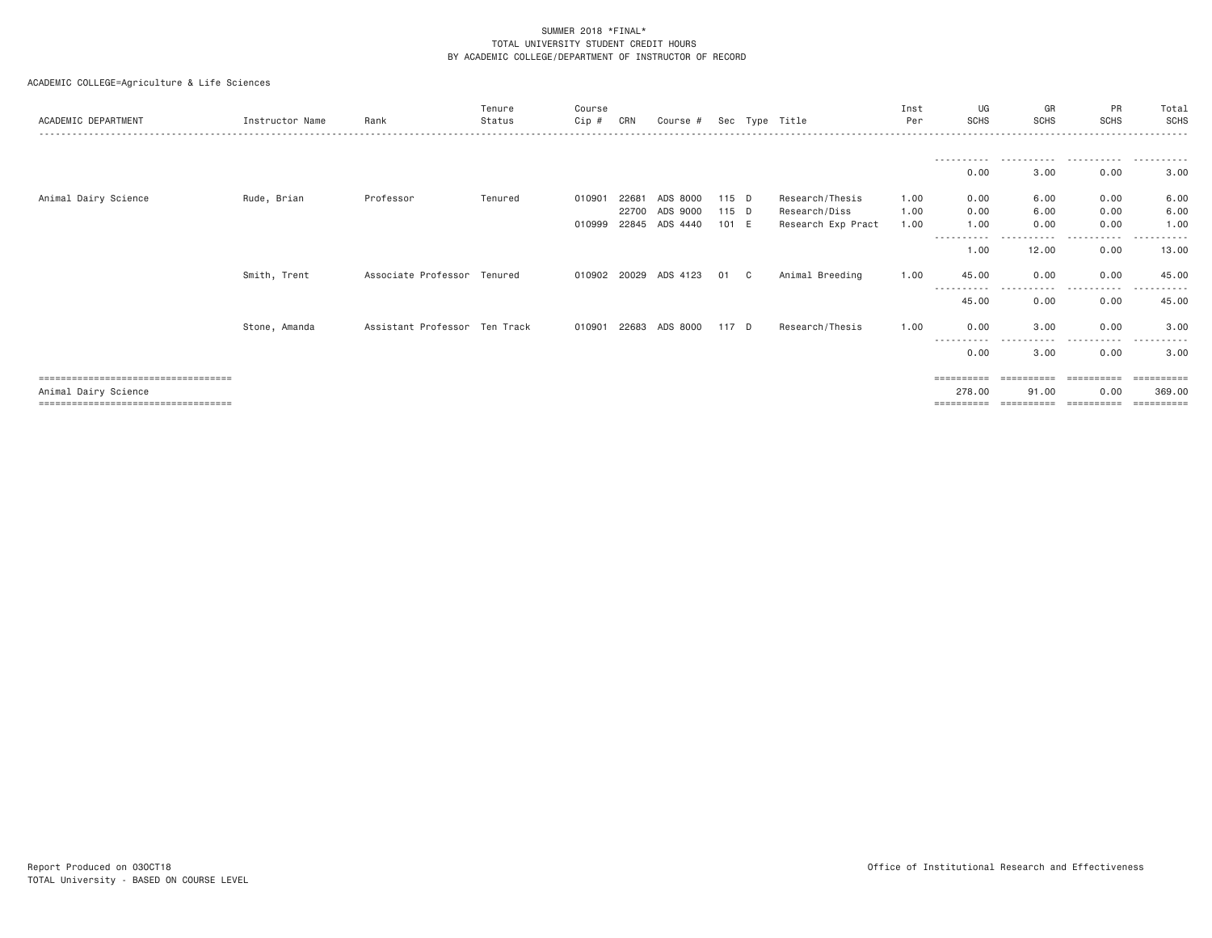SUMMER 2018 *FINAL*
TOTAL UNIVERSITY STUDENT CREDIT HOURS
BY ACADEMIC COLLEGE/DEPARTMENT OF INSTRUCTOR OF RECORD

ACADEMIC COLLEGE=Agriculture & Life Sciences

| ACADEMIC DEPARTMENT | Instructor Name | Rank | Tenure Status | Course Cip # | CRN | Course # | Sec | Type | Title | Inst Per | UG SCHS | GR SCHS | PR SCHS | Total SCHS |
|---|---|---|---|---|---|---|---|---|---|---|---|---|---|---|
| | | | | | | | | | | | 0.00 | 3.00 | 0.00 | 3.00 |
| Animal Dairy Science | Rude, Brian | Professor | Tenured | 010901 | 22681 | ADS 8000 | 115 | D | Research/Thesis | 1.00 | 0.00 | 6.00 | 0.00 | 6.00 |
| | | | | | 22700 | ADS 9000 | 115 | D | Research/Diss | 1.00 | 0.00 | 6.00 | 0.00 | 6.00 |
| | | | | 010999 | 22845 | ADS 4440 | 101 | E | Research Exp Pract | 1.00 | 1.00 | 0.00 | 0.00 | 1.00 |
| | | | | | | | | | | | 1.00 | 12.00 | 0.00 | 13.00 |
| | Smith, Trent | Associate Professor | Tenured | 010902 | 20029 | ADS 4123 | 01 | C | Animal Breeding | 1.00 | 45.00 | 0.00 | 0.00 | 45.00 |
| | | | | | | | | | | | 45.00 | 0.00 | 0.00 | 45.00 |
| | Stone, Amanda | Assistant Professor | Ten Track | 010901 | 22683 | ADS 8000 | 117 | D | Research/Thesis | 1.00 | 0.00 | 3.00 | 0.00 | 3.00 |
| | | | | | | | | | | | 0.00 | 3.00 | 0.00 | 3.00 |
| Animal Dairy Science | | | | | | | | | | | 278.00 | 91.00 | 0.00 | 369.00 |

Report Produced on 03OCT18
TOTAL University - BASED ON COURSE LEVEL

Office of Institutional Research and Effectiveness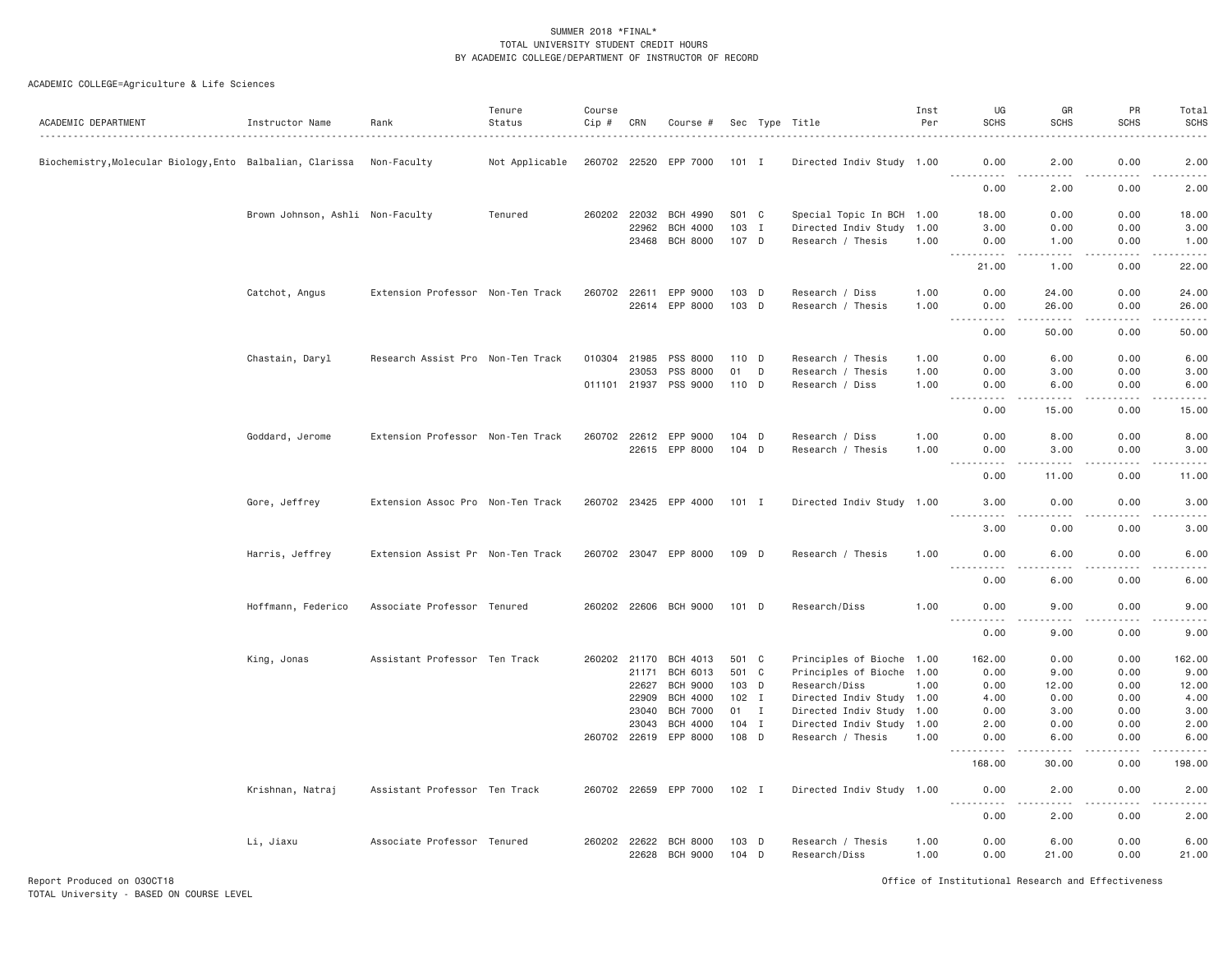SUMMER 2018 *FINAL*
TOTAL UNIVERSITY STUDENT CREDIT HOURS
BY ACADEMIC COLLEGE/DEPARTMENT OF INSTRUCTOR OF RECORD

ACADEMIC COLLEGE=Agriculture & Life Sciences

| ACADEMIC DEPARTMENT | Instructor Name | Rank | Tenure Status | Course Cip # | CRN | Course # | Sec | Type | Title | Inst Per | UG SCHS | GR SCHS | PR SCHS | Total SCHS |
|---|---|---|---|---|---|---|---|---|---|---|---|---|---|---|
| Biochemistry,Molecular Biology,Ento | Balbalian, Clarissa | Non-Faculty | Not Applicable | 260702 | 22520 | EPP 7000 | 101 | I | Directed Indiv Study | 1.00 | 0.00 | 2.00 | 0.00 | 2.00 |
| | | | | | | | | | | | 0.00 | 2.00 | 0.00 | 2.00 |
| | Brown Johnson, Ashli | Non-Faculty | Tenured | 260202 | 22032 | BCH 4990 | S01 | C | Special Topic In BCH | 1.00 | 18.00 | 0.00 | 0.00 | 18.00 |
| | | | | | 22962 | BCH 4000 | 103 | I | Directed Indiv Study | 1.00 | 3.00 | 0.00 | 0.00 | 3.00 |
| | | | | | 23468 | BCH 8000 | 107 | D | Research / Thesis | 1.00 | 0.00 | 1.00 | 0.00 | 1.00 |
| | | | | | | | | | | | 21.00 | 1.00 | 0.00 | 22.00 |
| | Catchot, Angus | Extension Professor | Non-Ten Track | 260702 | 22611 | EPP 9000 | 103 | D | Research / Diss | 1.00 | 0.00 | 24.00 | 0.00 | 24.00 |
| | | | | | 22614 | EPP 8000 | 103 | D | Research / Thesis | 1.00 | 0.00 | 26.00 | 0.00 | 26.00 |
| | | | | | | | | | | | 0.00 | 50.00 | 0.00 | 50.00 |
| | Chastain, Daryl | Research Assist Pro | Non-Ten Track | 010304 | 21985 | PSS 8000 | 110 | D | Research / Thesis | 1.00 | 0.00 | 6.00 | 0.00 | 6.00 |
| | | | | | 23053 | PSS 8000 | 01 | D | Research / Thesis | 1.00 | 0.00 | 3.00 | 0.00 | 3.00 |
| | | | | 011101 | 21937 | PSS 9000 | 110 | D | Research / Diss | 1.00 | 0.00 | 6.00 | 0.00 | 6.00 |
| | | | | | | | | | | | 0.00 | 15.00 | 0.00 | 15.00 |
| | Goddard, Jerome | Extension Professor | Non-Ten Track | 260702 | 22612 | EPP 9000 | 104 | D | Research / Diss | 1.00 | 0.00 | 8.00 | 0.00 | 8.00 |
| | | | | | 22615 | EPP 8000 | 104 | D | Research / Thesis | 1.00 | 0.00 | 3.00 | 0.00 | 3.00 |
| | | | | | | | | | | | 0.00 | 11.00 | 0.00 | 11.00 |
| | Gore, Jeffrey | Extension Assoc Pro | Non-Ten Track | 260702 | 23425 | EPP 4000 | 101 | I | Directed Indiv Study | 1.00 | 3.00 | 0.00 | 0.00 | 3.00 |
| | | | | | | | | | | | 3.00 | 0.00 | 0.00 | 3.00 |
| | Harris, Jeffrey | Extension Assist Pr | Non-Ten Track | 260702 | 23047 | EPP 8000 | 109 | D | Research / Thesis | 1.00 | 0.00 | 6.00 | 0.00 | 6.00 |
| | | | | | | | | | | | 0.00 | 6.00 | 0.00 | 6.00 |
| | Hoffmann, Federico | Associate Professor | Tenured | 260202 | 22606 | BCH 9000 | 101 | D | Research/Diss | 1.00 | 0.00 | 9.00 | 0.00 | 9.00 |
| | | | | | | | | | | | 0.00 | 9.00 | 0.00 | 9.00 |
| | King, Jonas | Assistant Professor | Ten Track | 260202 | 21170 | BCH 4013 | 501 | C | Principles of Bioche | 1.00 | 162.00 | 0.00 | 0.00 | 162.00 |
| | | | | | 21171 | BCH 6013 | 501 | C | Principles of Bioche | 1.00 | 0.00 | 9.00 | 0.00 | 9.00 |
| | | | | | 22627 | BCH 9000 | 103 | D | Research/Diss | 1.00 | 0.00 | 12.00 | 0.00 | 12.00 |
| | | | | | 22909 | BCH 4000 | 102 | I | Directed Indiv Study | 1.00 | 4.00 | 0.00 | 0.00 | 4.00 |
| | | | | | 23040 | BCH 7000 | 01 | I | Directed Indiv Study | 1.00 | 0.00 | 3.00 | 0.00 | 3.00 |
| | | | | | 23043 | BCH 4000 | 104 | I | Directed Indiv Study | 1.00 | 2.00 | 0.00 | 0.00 | 2.00 |
| | | | | 260702 | 22619 | EPP 8000 | 108 | D | Research / Thesis | 1.00 | 0.00 | 6.00 | 0.00 | 6.00 |
| | | | | | | | | | | | 168.00 | 30.00 | 0.00 | 198.00 |
| | Krishnan, Natraj | Assistant Professor | Ten Track | 260702 | 22659 | EPP 7000 | 102 | I | Directed Indiv Study | 1.00 | 0.00 | 2.00 | 0.00 | 2.00 |
| | | | | | | | | | | | 0.00 | 2.00 | 0.00 | 2.00 |
| | Li, Jiaxu | Associate Professor | Tenured | 260202 | 22622 | BCH 8000 | 103 | D | Research / Thesis | 1.00 | 0.00 | 6.00 | 0.00 | 6.00 |
| | | | | | 22628 | BCH 9000 | 104 | D | Research/Diss | 1.00 | 0.00 | 21.00 | 0.00 | 21.00 |

Report Produced on 03OCT18
TOTAL University - BASED ON COURSE LEVEL

Office of Institutional Research and Effectiveness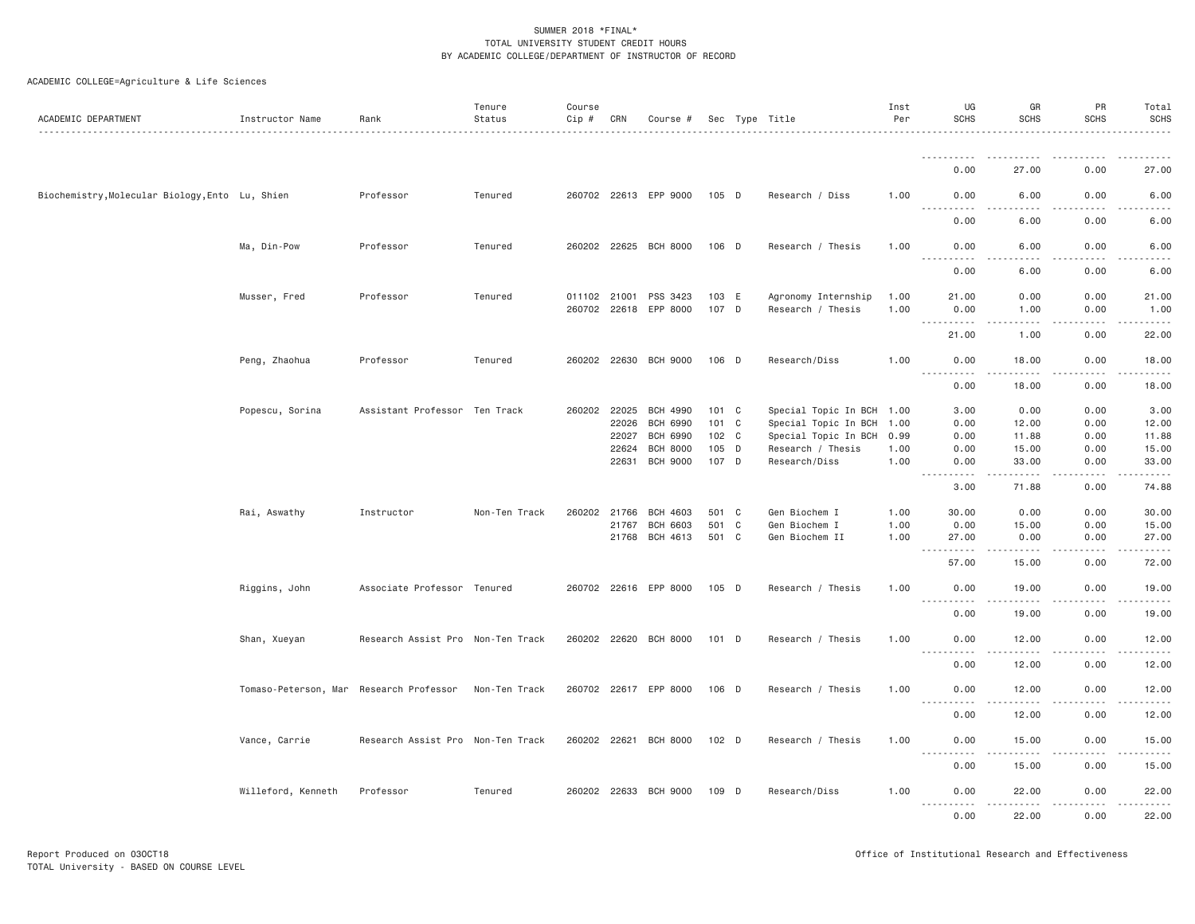SUMMER 2018 *FINAL*
TOTAL UNIVERSITY STUDENT CREDIT HOURS
BY ACADEMIC COLLEGE/DEPARTMENT OF INSTRUCTOR OF RECORD

ACADEMIC COLLEGE=Agriculture & Life Sciences

| ACADEMIC DEPARTMENT | Instructor Name | Rank | Tenure Status | Course Cip # | CRN | Course # | Sec | Type | Title | Inst Per | UG SCHS | GR SCHS | PR SCHS | Total SCHS |
|---|---|---|---|---|---|---|---|---|---|---|---|---|---|---|
| | | | | | | | | | | | 0.00 | 27.00 | 0.00 | 27.00 |
| Biochemistry,Molecular Biology,Ento | Lu, Shien | Professor | Tenured | 260702 | 22613 | EPP 9000 | 105 | D | Research / Diss | 1.00 | 0.00 | 6.00 | 0.00 | 6.00 |
| | | | | | | | | | | | 0.00 | 6.00 | 0.00 | 6.00 |
| | Ma, Din-Pow | Professor | Tenured | 260202 | 22625 | BCH 8000 | 106 | D | Research / Thesis | 1.00 | 0.00 | 6.00 | 0.00 | 6.00 |
| | | | | | | | | | | | 0.00 | 6.00 | 0.00 | 6.00 |
| | Musser, Fred | Professor | Tenured | 011102 | 21001 | PSS 3423 | 103 | E | Agronomy Internship | 1.00 | 21.00 | 0.00 | 0.00 | 21.00 |
| | | | | 260702 | 22618 | EPP 8000 | 107 | D | Research / Thesis | 1.00 | 0.00 | 1.00 | 0.00 | 1.00 |
| | | | | | | | | | | | 21.00 | 1.00 | 0.00 | 22.00 |
| | Peng, Zhaohua | Professor | Tenured | 260202 | 22630 | BCH 9000 | 106 | D | Research/Diss | 1.00 | 0.00 | 18.00 | 0.00 | 18.00 |
| | | | | | | | | | | | 0.00 | 18.00 | 0.00 | 18.00 |
| | Popescu, Sorina | Assistant Professor | Ten Track | 260202 | 22025 | BCH 4990 | 101 | C | Special Topic In BCH | 1.00 | 3.00 | 0.00 | 0.00 | 3.00 |
| | | | | | 22026 | BCH 6990 | 101 | C | Special Topic In BCH | 1.00 | 0.00 | 12.00 | 0.00 | 12.00 |
| | | | | | 22027 | BCH 6990 | 102 | C | Special Topic In BCH | 0.99 | 0.00 | 11.88 | 0.00 | 11.88 |
| | | | | | 22624 | BCH 8000 | 105 | D | Research / Thesis | 1.00 | 0.00 | 15.00 | 0.00 | 15.00 |
| | | | | | 22631 | BCH 9000 | 107 | D | Research/Diss | 1.00 | 0.00 | 33.00 | 0.00 | 33.00 |
| | | | | | | | | | | | 3.00 | 71.88 | 0.00 | 74.88 |
| | Rai, Aswathy | Instructor | Non-Ten Track | 260202 | 21766 | BCH 4603 | 501 | C | Gen Biochem I | 1.00 | 30.00 | 0.00 | 0.00 | 30.00 |
| | | | | | 21767 | BCH 6603 | 501 | C | Gen Biochem I | 1.00 | 0.00 | 15.00 | 0.00 | 15.00 |
| | | | | | 21768 | BCH 4613 | 501 | C | Gen Biochem II | 1.00 | 27.00 | 0.00 | 0.00 | 27.00 |
| | | | | | | | | | | | 57.00 | 15.00 | 0.00 | 72.00 |
| | Riggins, John | Associate Professor | Tenured | 260702 | 22616 | EPP 8000 | 105 | D | Research / Thesis | 1.00 | 0.00 | 19.00 | 0.00 | 19.00 |
| | | | | | | | | | | | 0.00 | 19.00 | 0.00 | 19.00 |
| | Shan, Xueyan | Research Assist Pro | Non-Ten Track | 260202 | 22620 | BCH 8000 | 101 | D | Research / Thesis | 1.00 | 0.00 | 12.00 | 0.00 | 12.00 |
| | | | | | | | | | | | 0.00 | 12.00 | 0.00 | 12.00 |
| | Tomaso-Peterson, Mar | Research Professor | Non-Ten Track | 260702 | 22617 | EPP 8000 | 106 | D | Research / Thesis | 1.00 | 0.00 | 12.00 | 0.00 | 12.00 |
| | | | | | | | | | | | 0.00 | 12.00 | 0.00 | 12.00 |
| | Vance, Carrie | Research Assist Pro | Non-Ten Track | 260202 | 22621 | BCH 8000 | 102 | D | Research / Thesis | 1.00 | 0.00 | 15.00 | 0.00 | 15.00 |
| | | | | | | | | | | | 0.00 | 15.00 | 0.00 | 15.00 |
| | Willeford, Kenneth | Professor | Tenured | 260202 | 22633 | BCH 9000 | 109 | D | Research/Diss | 1.00 | 0.00 | 22.00 | 0.00 | 22.00 |
| | | | | | | | | | | | 0.00 | 22.00 | 0.00 | 22.00 |

Report Produced on 03OCT18
TOTAL University - BASED ON COURSE LEVEL

Office of Institutional Research and Effectiveness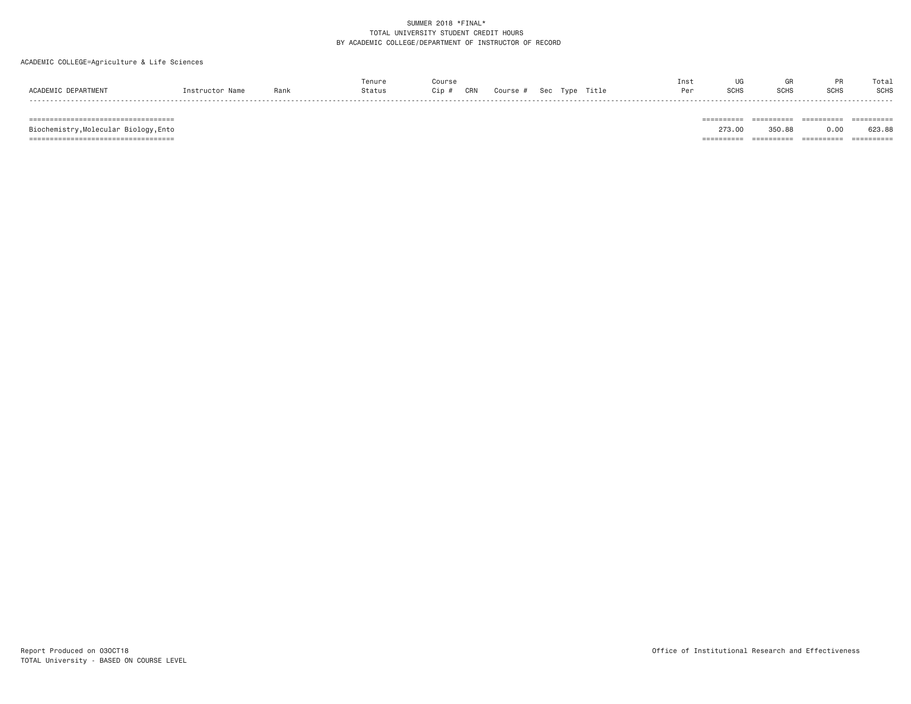SUMMER 2018 *FINAL*
TOTAL UNIVERSITY STUDENT CREDIT HOURS
BY ACADEMIC COLLEGE/DEPARTMENT OF INSTRUCTOR OF RECORD

ACADEMIC COLLEGE=Agriculture & Life Sciences

| ACADEMIC DEPARTMENT | Instructor Name | Rank | Tenure Status | Course Cip # | CRN | Course # | Sec | Type | Title | Inst Per | UG SCHS | GR SCHS | PR SCHS | Total SCHS |
|---|---|---|---|---|---|---|---|---|---|---|---|---|---|---|
| Biochemistry,Molecular Biology,Ento | | | | | | | | | | | 273.00 | 350.88 | 0.00 | 623.88 |

Report Produced on 03OCT18
TOTAL University - BASED ON COURSE LEVEL

Office of Institutional Research and Effectiveness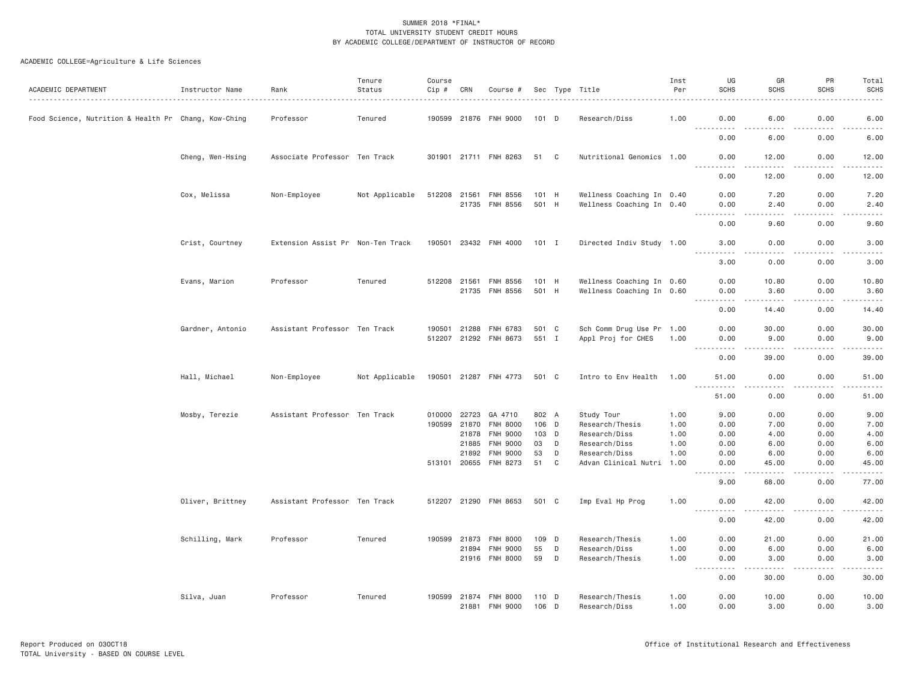SUMMER 2018 *FINAL*
TOTAL UNIVERSITY STUDENT CREDIT HOURS
BY ACADEMIC COLLEGE/DEPARTMENT OF INSTRUCTOR OF RECORD

ACADEMIC COLLEGE=Agriculture & Life Sciences

| ACADEMIC DEPARTMENT | Instructor Name | Rank | Tenure Status | Course Cip # | CRN | Course # | Sec | Type | Title | Inst Per | UG SCHS | GR SCHS | PR SCHS | Total SCHS |
|---|---|---|---|---|---|---|---|---|---|---|---|---|---|---|
| Food Science, Nutrition & Health Pr | Chang, Kow-Ching | Professor | Tenured | 190599 | 21876 | FNH 9000 | 101 | D | Research/Diss | 1.00 | 0.00 | 6.00 | 0.00 | 6.00 |
| | | | | | | | | | | | 0.00 | 6.00 | 0.00 | 6.00 |
| | Cheng, Wen-Hsing | Associate Professor | Ten Track | 301901 | 21711 | FNH 8263 | 51 | C | Nutritional Genomics | 1.00 | 0.00 | 12.00 | 0.00 | 12.00 |
| | | | | | | | | | | | 0.00 | 12.00 | 0.00 | 12.00 |
| | Cox, Melissa | Non-Employee | Not Applicable | 512208 | 21561 | FNH 8556 | 101 | H | Wellness Coaching In | 0.40 | 0.00 | 7.20 | 0.00 | 7.20 |
| | | | | | 21735 | FNH 8556 | 501 | H | Wellness Coaching In | 0.40 | 0.00 | 2.40 | 0.00 | 2.40 |
| | | | | | | | | | | | 0.00 | 9.60 | 0.00 | 9.60 |
| | Crist, Courtney | Extension Assist Pr | Non-Ten Track | 190501 | 23432 | FNH 4000 | 101 | I | Directed Indiv Study | 1.00 | 3.00 | 0.00 | 0.00 | 3.00 |
| | | | | | | | | | | | 3.00 | 0.00 | 0.00 | 3.00 |
| | Evans, Marion | Professor | Tenured | 512208 | 21561 | FNH 8556 | 101 | H | Wellness Coaching In | 0.60 | 0.00 | 10.80 | 0.00 | 10.80 |
| | | | | | 21735 | FNH 8556 | 501 | H | Wellness Coaching In | 0.60 | 0.00 | 3.60 | 0.00 | 3.60 |
| | | | | | | | | | | | 0.00 | 14.40 | 0.00 | 14.40 |
| | Gardner, Antonio | Assistant Professor | Ten Track | 190501 | 21288 | FNH 6783 | 501 | C | Sch Comm Drug Use Pr | 1.00 | 0.00 | 30.00 | 0.00 | 30.00 |
| | | | | 512207 | 21292 | FNH 8673 | 551 | I | Appl Proj for CHES | 1.00 | 0.00 | 9.00 | 0.00 | 9.00 |
| | | | | | | | | | | | 0.00 | 39.00 | 0.00 | 39.00 |
| | Hall, Michael | Non-Employee | Not Applicable | 190501 | 21287 | FNH 4773 | 501 | C | Intro to Env Health | 1.00 | 51.00 | 0.00 | 0.00 | 51.00 |
| | | | | | | | | | | | 51.00 | 0.00 | 0.00 | 51.00 |
| | Mosby, Terezie | Assistant Professor | Ten Track | 010000 | 22723 | GA 4710 | 802 | A | Study Tour | 1.00 | 9.00 | 0.00 | 0.00 | 9.00 |
| | | | | 190599 | 21870 | FNH 8000 | 106 | D | Research/Thesis | 1.00 | 0.00 | 7.00 | 0.00 | 7.00 |
| | | | | | 21878 | FNH 9000 | 103 | D | Research/Diss | 1.00 | 0.00 | 4.00 | 0.00 | 4.00 |
| | | | | | 21885 | FNH 9000 | 03 | D | Research/Diss | 1.00 | 0.00 | 6.00 | 0.00 | 6.00 |
| | | | | | 21892 | FNH 9000 | 53 | D | Research/Diss | 1.00 | 0.00 | 6.00 | 0.00 | 6.00 |
| | | | | 513101 | 20655 | FNH 8273 | 51 | C | Advan Clinical Nutri | 1.00 | 0.00 | 45.00 | 0.00 | 45.00 |
| | | | | | | | | | | | 9.00 | 68.00 | 0.00 | 77.00 |
| | Oliver, Brittney | Assistant Professor | Ten Track | 512207 | 21290 | FNH 8653 | 501 | C | Imp Eval Hp Prog | 1.00 | 0.00 | 42.00 | 0.00 | 42.00 |
| | | | | | | | | | | | 0.00 | 42.00 | 0.00 | 42.00 |
| | Schilling, Mark | Professor | Tenured | 190599 | 21873 | FNH 8000 | 109 | D | Research/Thesis | 1.00 | 0.00 | 21.00 | 0.00 | 21.00 |
| | | | | | 21894 | FNH 9000 | 55 | D | Research/Diss | 1.00 | 0.00 | 6.00 | 0.00 | 6.00 |
| | | | | | 21916 | FNH 8000 | 59 | D | Research/Thesis | 1.00 | 0.00 | 3.00 | 0.00 | 3.00 |
| | | | | | | | | | | | 0.00 | 30.00 | 0.00 | 30.00 |
| | Silva, Juan | Professor | Tenured | 190599 | 21874 | FNH 8000 | 110 | D | Research/Thesis | 1.00 | 0.00 | 10.00 | 0.00 | 10.00 |
| | | | | | 21881 | FNH 9000 | 106 | D | Research/Diss | 1.00 | 0.00 | 3.00 | 0.00 | 3.00 |

Report Produced on 03OCT18
TOTAL University - BASED ON COURSE LEVEL

Office of Institutional Research and Effectiveness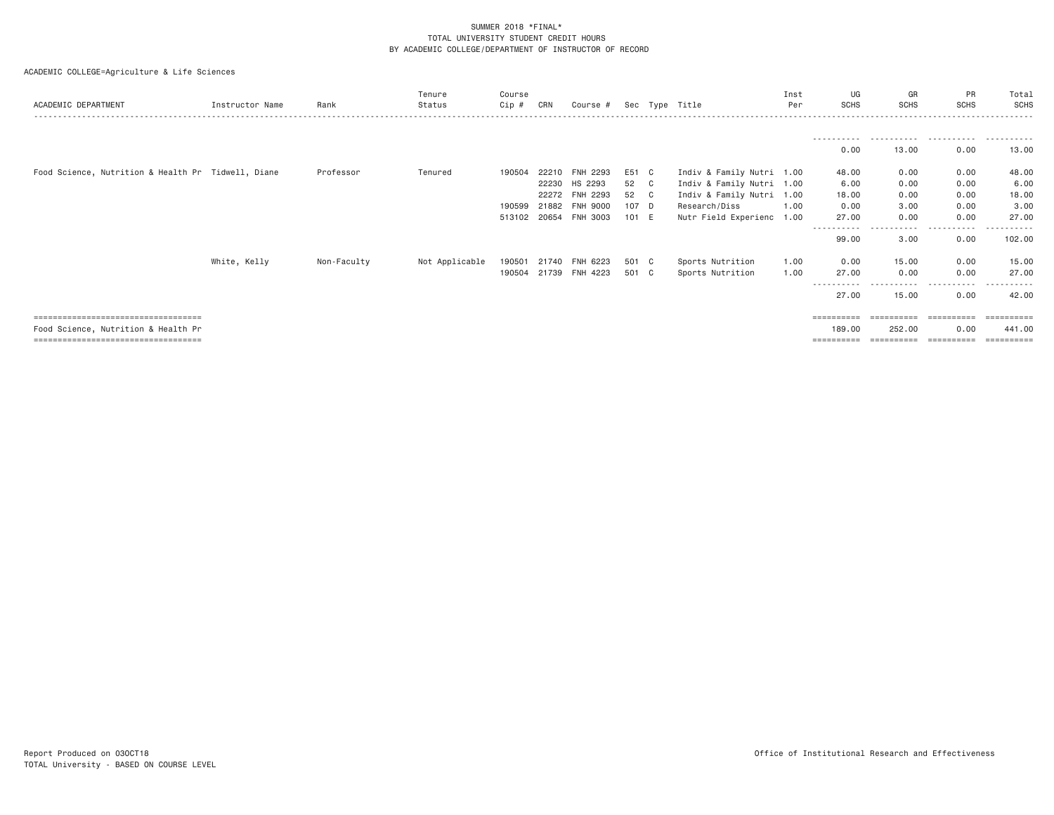SUMMER 2018 *FINAL*
TOTAL UNIVERSITY STUDENT CREDIT HOURS
BY ACADEMIC COLLEGE/DEPARTMENT OF INSTRUCTOR OF RECORD

ACADEMIC COLLEGE=Agriculture & Life Sciences

| ACADEMIC DEPARTMENT | Instructor Name | Rank | Tenure Status | Course Cip # | CRN | Course # | Sec | Type | Title | Inst Per | UG SCHS | GR SCHS | PR SCHS | Total SCHS |
|---|---|---|---|---|---|---|---|---|---|---|---|---|---|---|
| | | | | | | | | | | | 0.00 | 13.00 | 0.00 | 13.00 |
| Food Science, Nutrition & Health Pr | Tidwell, Diane | Professor | Tenured | 190504 | 22210 | FNH 2293 | E51 | C | Indiv & Family Nutri | 1.00 | 48.00 | 0.00 | 0.00 | 48.00 |
| | | | | | 22230 | HS 2293 | 52 | C | Indiv & Family Nutri | 1.00 | 6.00 | 0.00 | 0.00 | 6.00 |
| | | | | | 22272 | FNH 2293 | 52 | C | Indiv & Family Nutri | 1.00 | 18.00 | 0.00 | 0.00 | 18.00 |
| | | | | 190599 | 21882 | FNH 9000 | 107 | D | Research/Diss | 1.00 | 0.00 | 3.00 | 0.00 | 3.00 |
| | | | | 513102 | 20654 | FNH 3003 | 101 | E | Nutr Field Experienc | 1.00 | 27.00 | 0.00 | 0.00 | 27.00 |
| | | | | | | | | | | | 99.00 | 3.00 | 0.00 | 102.00 |
| | White, Kelly | Non-Faculty | Not Applicable | 190501 | 21740 | FNH 6223 | 501 | C | Sports Nutrition | 1.00 | 0.00 | 15.00 | 0.00 | 15.00 |
| | | | | 190504 | 21739 | FNH 4223 | 501 | C | Sports Nutrition | 1.00 | 27.00 | 0.00 | 0.00 | 27.00 |
| | | | | | | | | | | | 27.00 | 15.00 | 0.00 | 42.00 |
| Food Science, Nutrition & Health Pr | | | | | | | | | | | 189.00 | 252.00 | 0.00 | 441.00 |

Report Produced on 03OCT18
TOTAL University - BASED ON COURSE LEVEL

Office of Institutional Research and Effectiveness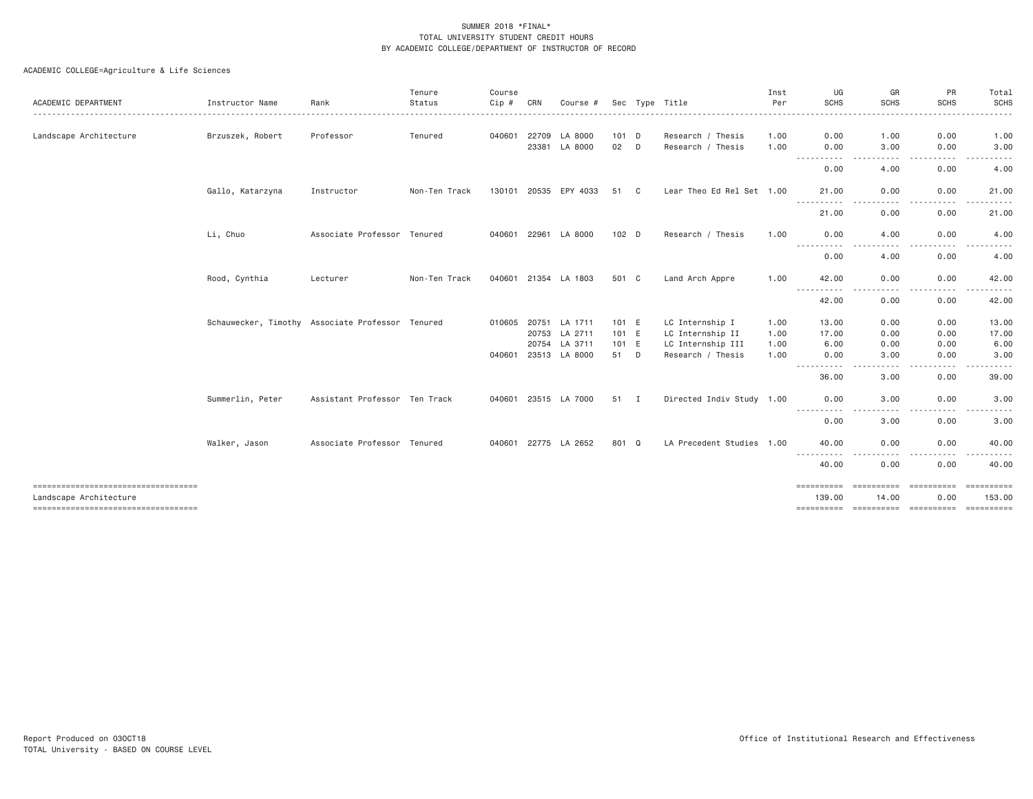SUMMER 2018 *FINAL*
TOTAL UNIVERSITY STUDENT CREDIT HOURS
BY ACADEMIC COLLEGE/DEPARTMENT OF INSTRUCTOR OF RECORD

ACADEMIC COLLEGE=Agriculture & Life Sciences

| ACADEMIC DEPARTMENT | Instructor Name | Rank | Tenure Status | Course Cip # | CRN | Course # | Sec | Type | Title | Inst Per | UG SCHS | GR SCHS | PR SCHS | Total SCHS |
|---|---|---|---|---|---|---|---|---|---|---|---|---|---|---|
| Landscape Architecture | Brzuszek, Robert | Professor | Tenured | 040601 | 22709 | LA 8000 | 101 | D | Research / Thesis | 1.00 | 0.00 | 1.00 | 0.00 | 1.00 |
| | | | | | 23381 | LA 8000 | 02 | D | Research / Thesis | 1.00 | 0.00 | 3.00 | 0.00 | 3.00 |
| | | | | | | | | | | | 0.00 | 4.00 | 0.00 | 4.00 |
| | Gallo, Katarzyna | Instructor | Non-Ten Track | 130101 | 20535 | EPY 4033 | 51 | C | Lear Theo Ed Rel Set | 1.00 | 21.00 | 0.00 | 0.00 | 21.00 |
| | | | | | | | | | | | 21.00 | 0.00 | 0.00 | 21.00 |
| | Li, Chuo | Associate Professor | Tenured | 040601 | 22961 | LA 8000 | 102 | D | Research / Thesis | 1.00 | 0.00 | 4.00 | 0.00 | 4.00 |
| | | | | | | | | | | | 0.00 | 4.00 | 0.00 | 4.00 |
| | Rood, Cynthia | Lecturer | Non-Ten Track | 040601 | 21354 | LA 1803 | 501 | C | Land Arch Appre | 1.00 | 42.00 | 0.00 | 0.00 | 42.00 |
| | | | | | | | | | | | 42.00 | 0.00 | 0.00 | 42.00 |
| | Schauwecker, Timothy | Associate Professor | Tenured | 010605 | 20751 | LA 1711 | 101 | E | LC Internship I | 1.00 | 13.00 | 0.00 | 0.00 | 13.00 |
| | | | | | 20753 | LA 2711 | 101 | E | LC Internship II | 1.00 | 17.00 | 0.00 | 0.00 | 17.00 |
| | | | | | 20754 | LA 3711 | 101 | E | LC Internship III | 1.00 | 6.00 | 0.00 | 0.00 | 6.00 |
| | | | | 040601 | 23513 | LA 8000 | 51 | D | Research / Thesis | 1.00 | 0.00 | 3.00 | 0.00 | 3.00 |
| | | | | | | | | | | | 36.00 | 3.00 | 0.00 | 39.00 |
| | Summerlin, Peter | Assistant Professor | Ten Track | 040601 | 23515 | LA 7000 | 51 | I | Directed Indiv Study | 1.00 | 0.00 | 3.00 | 0.00 | 3.00 |
| | | | | | | | | | | | 0.00 | 3.00 | 0.00 | 3.00 |
| | Walker, Jason | Associate Professor | Tenured | 040601 | 22775 | LA 2652 | 801 | Q | LA Precedent Studies | 1.00 | 40.00 | 0.00 | 0.00 | 40.00 |
| | | | | | | | | | | | 40.00 | 0.00 | 0.00 | 40.00 |
| Landscape Architecture | | | | | | | | | | | 139.00 | 14.00 | 0.00 | 153.00 |

Report Produced on 03OCT18
TOTAL University - BASED ON COURSE LEVEL

Office of Institutional Research and Effectiveness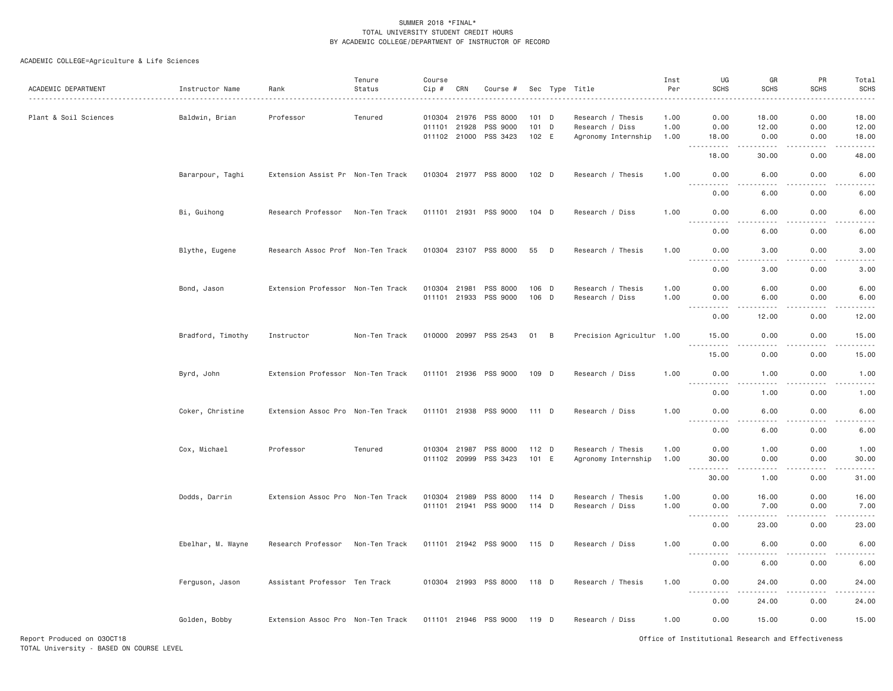SUMMER 2018 *FINAL*
TOTAL UNIVERSITY STUDENT CREDIT HOURS
BY ACADEMIC COLLEGE/DEPARTMENT OF INSTRUCTOR OF RECORD

ACADEMIC COLLEGE=Agriculture & Life Sciences

| ACADEMIC DEPARTMENT | Instructor Name | Rank | Tenure Status | Course Cip # | CRN | Course # | Sec | Type | Title | Inst Per | UG SCHS | GR SCHS | PR SCHS | Total SCHS |
|---|---|---|---|---|---|---|---|---|---|---|---|---|---|---|
| Plant & Soil Sciences | Baldwin, Brian | Professor | Tenured | 010304 | 21976 | PSS 8000 | 101 | D | Research / Thesis | 1.00 | 0.00 | 18.00 | 0.00 | 18.00 |
| | | | | 011101 | 21928 | PSS 9000 | 101 | D | Research / Diss | 1.00 | 0.00 | 12.00 | 0.00 | 12.00 |
| | | | | 011102 | 21000 | PSS 3423 | 102 | E | Agronomy Internship | 1.00 | 18.00 | 0.00 | 0.00 | 18.00 |
| | | | | | | | | | | | 18.00 | 30.00 | 0.00 | 48.00 |
| | Bararpour, Taghi | Extension Assist Pr | Non-Ten Track | 010304 | 21977 | PSS 8000 | 102 | D | Research / Thesis | 1.00 | 0.00 | 6.00 | 0.00 | 6.00 |
| | | | | | | | | | | | 0.00 | 6.00 | 0.00 | 6.00 |
| | Bi, Guihong | Research Professor | Non-Ten Track | 011101 | 21931 | PSS 9000 | 104 | D | Research / Diss | 1.00 | 0.00 | 6.00 | 0.00 | 6.00 |
| | | | | | | | | | | | 0.00 | 6.00 | 0.00 | 6.00 |
| | Blythe, Eugene | Research Assoc Prof | Non-Ten Track | 010304 | 23107 | PSS 8000 | 55 | D | Research / Thesis | 1.00 | 0.00 | 3.00 | 0.00 | 3.00 |
| | | | | | | | | | | | 0.00 | 3.00 | 0.00 | 3.00 |
| | Bond, Jason | Extension Professor | Non-Ten Track | 010304 | 21981 | PSS 8000 | 106 | D | Research / Thesis | 1.00 | 0.00 | 6.00 | 0.00 | 6.00 |
| | | | | 011101 | 21933 | PSS 9000 | 106 | D | Research / Diss | 1.00 | 0.00 | 6.00 | 0.00 | 6.00 |
| | | | | | | | | | | | 0.00 | 12.00 | 0.00 | 12.00 |
| | Bradford, Timothy | Instructor | Non-Ten Track | 010000 | 20997 | PSS 2543 | 01 | B | Precision Agricultur | 1.00 | 15.00 | 0.00 | 0.00 | 15.00 |
| | | | | | | | | | | | 15.00 | 0.00 | 0.00 | 15.00 |
| | Byrd, John | Extension Professor | Non-Ten Track | 011101 | 21936 | PSS 9000 | 109 | D | Research / Diss | 1.00 | 0.00 | 1.00 | 0.00 | 1.00 |
| | | | | | | | | | | | 0.00 | 1.00 | 0.00 | 1.00 |
| | Coker, Christine | Extension Assoc Pro | Non-Ten Track | 011101 | 21938 | PSS 9000 | 111 | D | Research / Diss | 1.00 | 0.00 | 6.00 | 0.00 | 6.00 |
| | | | | | | | | | | | 0.00 | 6.00 | 0.00 | 6.00 |
| | Cox, Michael | Professor | Tenured | 010304 | 21987 | PSS 8000 | 112 | D | Research / Thesis | 1.00 | 0.00 | 1.00 | 0.00 | 1.00 |
| | | | | 011102 | 20999 | PSS 3423 | 101 | E | Agronomy Internship | 1.00 | 30.00 | 0.00 | 0.00 | 30.00 |
| | | | | | | | | | | | 30.00 | 1.00 | 0.00 | 31.00 |
| | Dodds, Darrin | Extension Assoc Pro | Non-Ten Track | 010304 | 21989 | PSS 8000 | 114 | D | Research / Thesis | 1.00 | 0.00 | 16.00 | 0.00 | 16.00 |
| | | | | 011101 | 21941 | PSS 9000 | 114 | D | Research / Diss | 1.00 | 0.00 | 7.00 | 0.00 | 7.00 |
| | | | | | | | | | | | 0.00 | 23.00 | 0.00 | 23.00 |
| | Ebelhar, M. Wayne | Research Professor | Non-Ten Track | 011101 | 21942 | PSS 9000 | 115 | D | Research / Diss | 1.00 | 0.00 | 6.00 | 0.00 | 6.00 |
| | | | | | | | | | | | 0.00 | 6.00 | 0.00 | 6.00 |
| | Ferguson, Jason | Assistant Professor | Ten Track | 010304 | 21993 | PSS 8000 | 118 | D | Research / Thesis | 1.00 | 0.00 | 24.00 | 0.00 | 24.00 |
| | | | | | | | | | | | 0.00 | 24.00 | 0.00 | 24.00 |
| | Golden, Bobby | Extension Assoc Pro | Non-Ten Track | 011101 | 21946 | PSS 9000 | 119 | D | Research / Diss | 1.00 | 0.00 | 15.00 | 0.00 | 15.00 |

Report Produced on 03OCT18
TOTAL University - BASED ON COURSE LEVEL

Office of Institutional Research and Effectiveness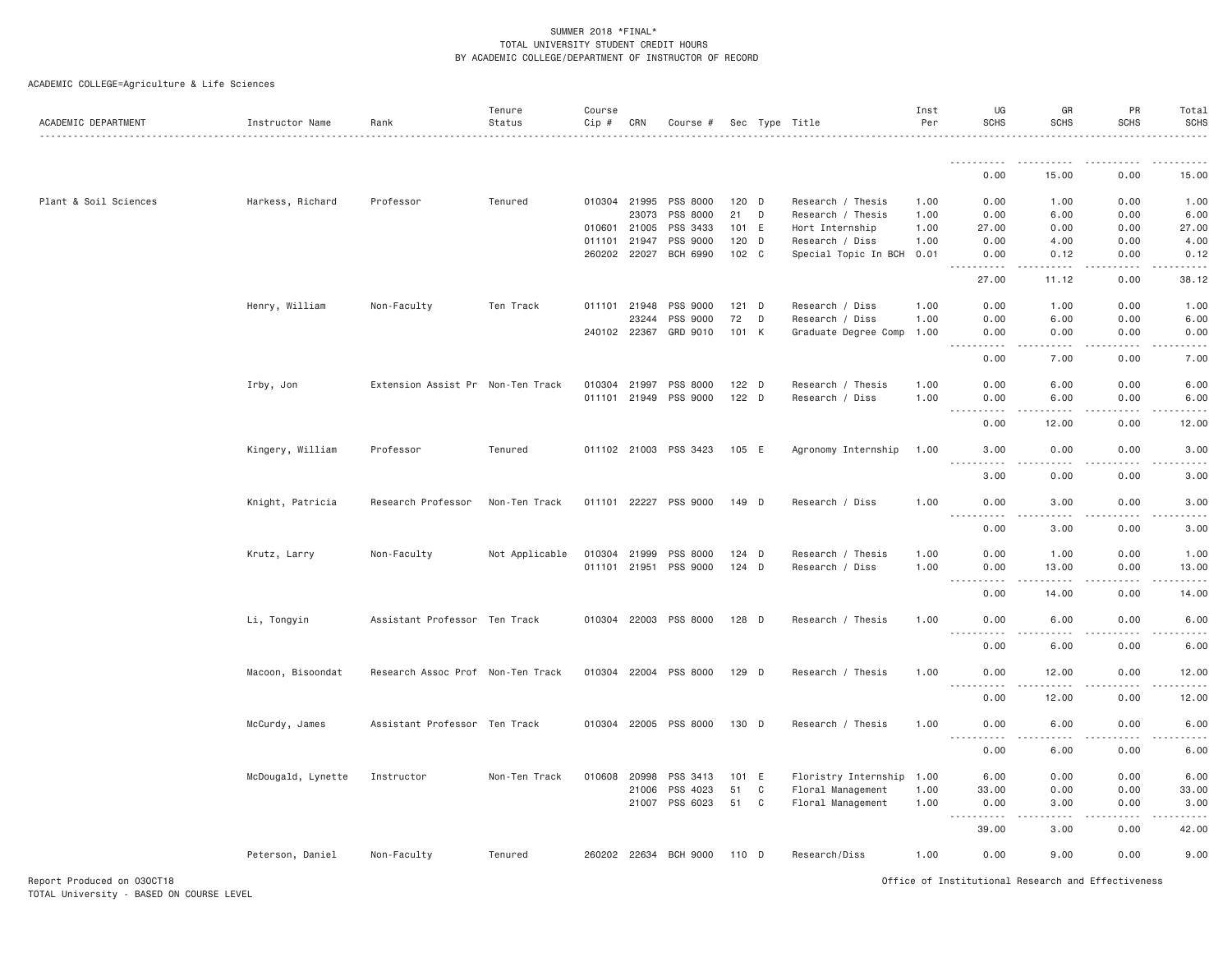SUMMER 2018 *FINAL*
TOTAL UNIVERSITY STUDENT CREDIT HOURS
BY ACADEMIC COLLEGE/DEPARTMENT OF INSTRUCTOR OF RECORD

ACADEMIC COLLEGE=Agriculture & Life Sciences

| ACADEMIC DEPARTMENT | Instructor Name | Rank | Tenure Status | Course Cip # | CRN | Course # | Sec | Type | Title | Inst Per | UG SCHS | GR SCHS | PR SCHS | Total SCHS |
|---|---|---|---|---|---|---|---|---|---|---|---|---|---|---|
| | | | | | | | | | | | 0.00 | 15.00 | 0.00 | 15.00 |
| Plant & Soil Sciences | Harkess, Richard | Professor | Tenured | 010304 | 21995 | PSS 8000 | 120 | D | Research / Thesis | 1.00 | 0.00 | 1.00 | 0.00 | 1.00 |
| | | | | | 23073 | PSS 8000 | 21 | D | Research / Thesis | 1.00 | 0.00 | 6.00 | 0.00 | 6.00 |
| | | | | 010601 | 21005 | PSS 3433 | 101 | E | Hort Internship | 1.00 | 27.00 | 0.00 | 0.00 | 27.00 |
| | | | | 011101 | 21947 | PSS 9000 | 120 | D | Research / Diss | 1.00 | 0.00 | 4.00 | 0.00 | 4.00 |
| | | | | 260202 | 22027 | BCH 6990 | 102 | C | Special Topic In BCH | 0.01 | 0.00 | 0.12 | 0.00 | 0.12 |
| | | | | | | | | | | | 27.00 | 11.12 | 0.00 | 38.12 |
| | Henry, William | Non-Faculty | Ten Track | 011101 | 21948 | PSS 9000 | 121 | D | Research / Diss | 1.00 | 0.00 | 1.00 | 0.00 | 1.00 |
| | | | | | 23244 | PSS 9000 | 72 | D | Research / Diss | 1.00 | 0.00 | 6.00 | 0.00 | 6.00 |
| | | | | 240102 | 22367 | GRD 9010 | 101 | K | Graduate Degree Comp | 1.00 | 0.00 | 0.00 | 0.00 | 0.00 |
| | | | | | | | | | | | 0.00 | 7.00 | 0.00 | 7.00 |
| | Irby, Jon | Extension Assist Pr | Non-Ten Track | 010304 | 21997 | PSS 8000 | 122 | D | Research / Thesis | 1.00 | 0.00 | 6.00 | 0.00 | 6.00 |
| | | | | 011101 | 21949 | PSS 9000 | 122 | D | Research / Diss | 1.00 | 0.00 | 6.00 | 0.00 | 6.00 |
| | | | | | | | | | | | 0.00 | 12.00 | 0.00 | 12.00 |
| | Kingery, William | Professor | Tenured | 011102 | 21003 | PSS 3423 | 105 | E | Agronomy Internship | 1.00 | 3.00 | 0.00 | 0.00 | 3.00 |
| | | | | | | | | | | | 3.00 | 0.00 | 0.00 | 3.00 |
| | Knight, Patricia | Research Professor | Non-Ten Track | 011101 | 22227 | PSS 9000 | 149 | D | Research / Diss | 1.00 | 0.00 | 3.00 | 0.00 | 3.00 |
| | | | | | | | | | | | 0.00 | 3.00 | 0.00 | 3.00 |
| | Krutz, Larry | Non-Faculty | Not Applicable | 010304 | 21999 | PSS 8000 | 124 | D | Research / Thesis | 1.00 | 0.00 | 1.00 | 0.00 | 1.00 |
| | | | | 011101 | 21951 | PSS 9000 | 124 | D | Research / Diss | 1.00 | 0.00 | 13.00 | 0.00 | 13.00 |
| | | | | | | | | | | | 0.00 | 14.00 | 0.00 | 14.00 |
| | Li, Tongyin | Assistant Professor | Ten Track | 010304 | 22003 | PSS 8000 | 128 | D | Research / Thesis | 1.00 | 0.00 | 6.00 | 0.00 | 6.00 |
| | | | | | | | | | | | 0.00 | 6.00 | 0.00 | 6.00 |
| | Macoon, Bisoondat | Research Assoc Prof | Non-Ten Track | 010304 | 22004 | PSS 8000 | 129 | D | Research / Thesis | 1.00 | 0.00 | 12.00 | 0.00 | 12.00 |
| | | | | | | | | | | | 0.00 | 12.00 | 0.00 | 12.00 |
| | McCurdy, James | Assistant Professor | Ten Track | 010304 | 22005 | PSS 8000 | 130 | D | Research / Thesis | 1.00 | 0.00 | 6.00 | 0.00 | 6.00 |
| | | | | | | | | | | | 0.00 | 6.00 | 0.00 | 6.00 |
| | McDougald, Lynette | Instructor | Non-Ten Track | 010608 | 20998 | PSS 3413 | 101 | E | Floristry Internship | 1.00 | 6.00 | 0.00 | 0.00 | 6.00 |
| | | | | | 21006 | PSS 4023 | 51 | C | Floral Management | 1.00 | 33.00 | 0.00 | 0.00 | 33.00 |
| | | | | | 21007 | PSS 6023 | 51 | C | Floral Management | 1.00 | 0.00 | 3.00 | 0.00 | 3.00 |
| | | | | | | | | | | | 39.00 | 3.00 | 0.00 | 42.00 |
| | Peterson, Daniel | Non-Faculty | Tenured | 260202 | 22634 | BCH 9000 | 110 | D | Research/Diss | 1.00 | 0.00 | 9.00 | 0.00 | 9.00 |

Report Produced on 03OCT18
TOTAL University - BASED ON COURSE LEVEL
Office of Institutional Research and Effectiveness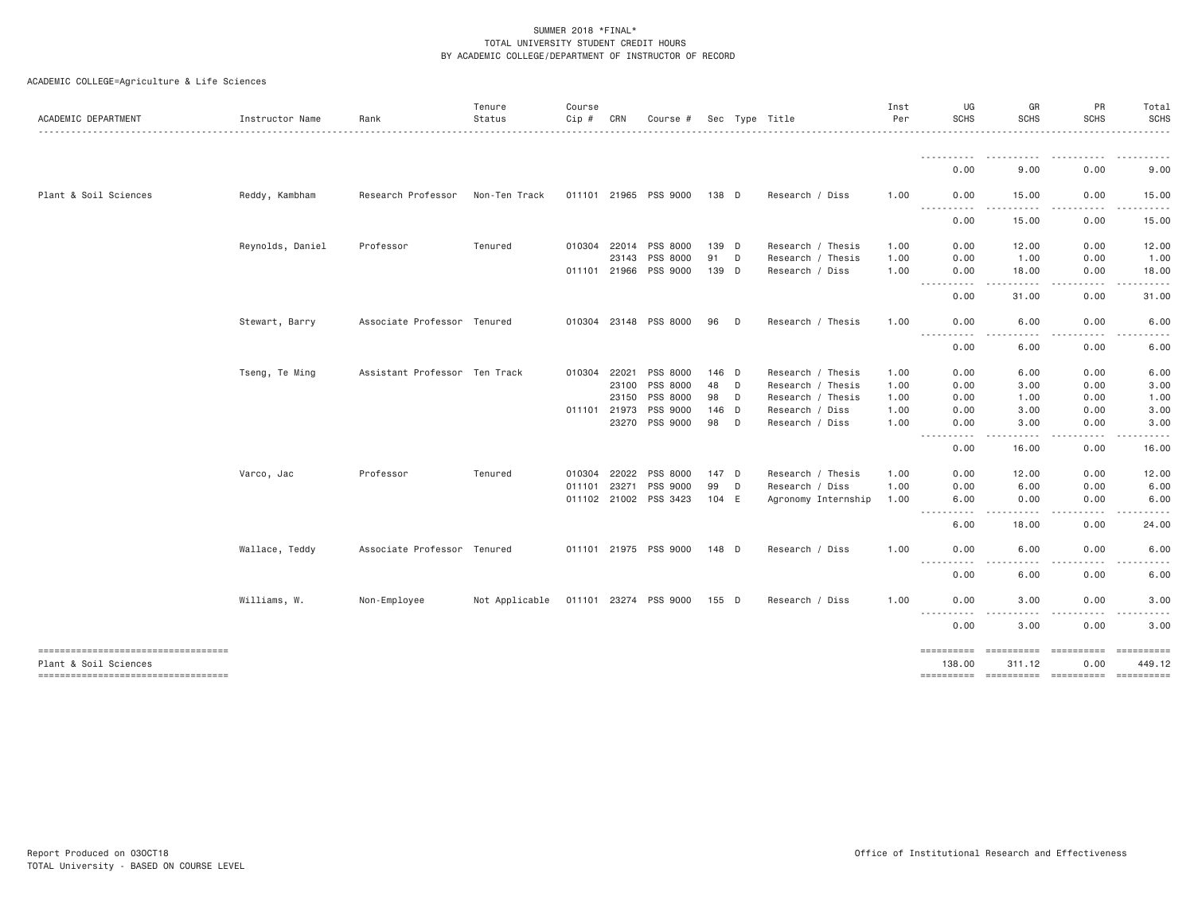SUMMER 2018 *FINAL*
TOTAL UNIVERSITY STUDENT CREDIT HOURS
BY ACADEMIC COLLEGE/DEPARTMENT OF INSTRUCTOR OF RECORD

ACADEMIC COLLEGE=Agriculture & Life Sciences

| ACADEMIC DEPARTMENT | Instructor Name | Rank | Tenure Status | Course Cip # | CRN | Course # | Sec | Type | Title | Inst Per | UG SCHS | GR SCHS | PR SCHS | Total SCHS |
|---|---|---|---|---|---|---|---|---|---|---|---|---|---|---|
| | | | | | | | | | | | 0.00 | 9.00 | 0.00 | 9.00 |
| Plant & Soil Sciences | Reddy, Kambham | Research Professor | Non-Ten Track | 011101 | 21965 | PSS 9000 | 138 | D | Research / Diss | 1.00 | 0.00 | 15.00 | 0.00 | 15.00 |
| | | | | | | | | | | | 0.00 | 15.00 | 0.00 | 15.00 |
| | Reynolds, Daniel | Professor | Tenured | 010304 | 22014 | PSS 8000 | 139 | D | Research / Thesis | 1.00 | 0.00 | 12.00 | 0.00 | 12.00 |
| | | | | | 23143 | PSS 8000 | 91 | D | Research / Thesis | 1.00 | 0.00 | 1.00 | 0.00 | 1.00 |
| | | | | 011101 | 21966 | PSS 9000 | 139 | D | Research / Diss | 1.00 | 0.00 | 18.00 | 0.00 | 18.00 |
| | | | | | | | | | | | 0.00 | 31.00 | 0.00 | 31.00 |
| | Stewart, Barry | Associate Professor | Tenured | 010304 | 23148 | PSS 8000 | 96 | D | Research / Thesis | 1.00 | 0.00 | 6.00 | 0.00 | 6.00 |
| | | | | | | | | | | | 0.00 | 6.00 | 0.00 | 6.00 |
| | Tseng, Te Ming | Assistant Professor | Ten Track | 010304 | 22021 | PSS 8000 | 146 | D | Research / Thesis | 1.00 | 0.00 | 6.00 | 0.00 | 6.00 |
| | | | | | 23100 | PSS 8000 | 48 | D | Research / Thesis | 1.00 | 0.00 | 3.00 | 0.00 | 3.00 |
| | | | | | 23150 | PSS 8000 | 98 | D | Research / Thesis | 1.00 | 0.00 | 1.00 | 0.00 | 1.00 |
| | | | | 011101 | 21973 | PSS 9000 | 146 | D | Research / Diss | 1.00 | 0.00 | 3.00 | 0.00 | 3.00 |
| | | | | | 23270 | PSS 9000 | 98 | D | Research / Diss | 1.00 | 0.00 | 3.00 | 0.00 | 3.00 |
| | | | | | | | | | | | 0.00 | 16.00 | 0.00 | 16.00 |
| | Varco, Jac | Professor | Tenured | 010304 | 22022 | PSS 8000 | 147 | D | Research / Thesis | 1.00 | 0.00 | 12.00 | 0.00 | 12.00 |
| | | | | 011101 | 23271 | PSS 9000 | 99 | D | Research / Diss | 1.00 | 0.00 | 6.00 | 0.00 | 6.00 |
| | | | | 011102 | 21002 | PSS 3423 | 104 | E | Agronomy Internship | 1.00 | 6.00 | 0.00 | 0.00 | 6.00 |
| | | | | | | | | | | | 6.00 | 18.00 | 0.00 | 24.00 |
| | Wallace, Teddy | Associate Professor | Tenured | 011101 | 21975 | PSS 9000 | 148 | D | Research / Diss | 1.00 | 0.00 | 6.00 | 0.00 | 6.00 |
| | | | | | | | | | | | 0.00 | 6.00 | 0.00 | 6.00 |
| | Williams, W. | Non-Employee | Not Applicable | 011101 | 23274 | PSS 9000 | 155 | D | Research / Diss | 1.00 | 0.00 | 3.00 | 0.00 | 3.00 |
| | | | | | | | | | | | 0.00 | 3.00 | 0.00 | 3.00 |
| Plant & Soil Sciences | | | | | | | | | | | 138.00 | 311.12 | 0.00 | 449.12 |

Report Produced on 03OCT18
TOTAL University - BASED ON COURSE LEVEL

Office of Institutional Research and Effectiveness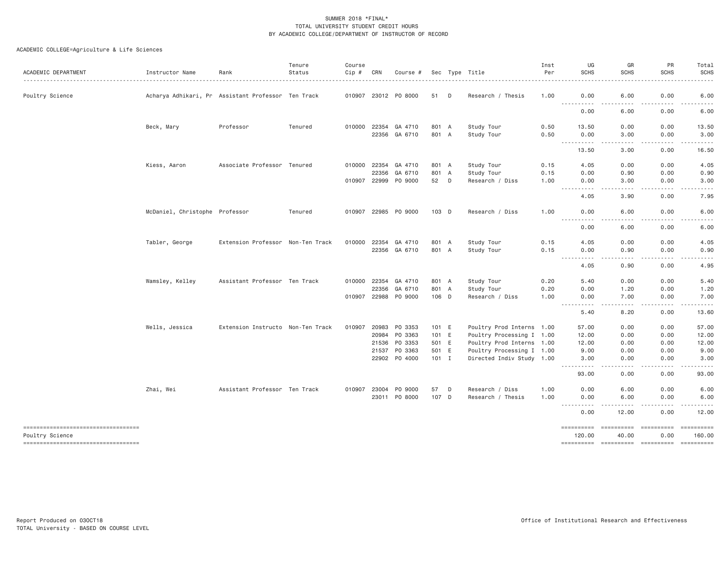SUMMER 2018 *FINAL*
TOTAL UNIVERSITY STUDENT CREDIT HOURS
BY ACADEMIC COLLEGE/DEPARTMENT OF INSTRUCTOR OF RECORD

ACADEMIC COLLEGE=Agriculture & Life Sciences

| ACADEMIC DEPARTMENT | Instructor Name | Rank | Tenure Status | Course Cip # | CRN | Course # | Sec | Type | Title | Inst Per | UG SCHS | GR SCHS | PR SCHS | Total SCHS |
|---|---|---|---|---|---|---|---|---|---|---|---|---|---|---|
| Poultry Science | Acharya Adhikari, Pr | Assistant Professor | Ten Track | 010907 | 23012 | PO 8000 | 51 | D | Research / Thesis | 1.00 | 0.00 | 6.00 | 0.00 | 6.00 |
| | | | | | | | | | | | 0.00 | 6.00 | 0.00 | 6.00 |
| | Beck, Mary | Professor | Tenured | 010000 | 22354 | GA 4710 | 801 | A | Study Tour | 0.50 | 13.50 | 0.00 | 0.00 | 13.50 |
| | | | | | 22356 | GA 6710 | 801 | A | Study Tour | 0.50 | 0.00 | 3.00 | 0.00 | 3.00 |
| | | | | | | | | | | | 13.50 | 3.00 | 0.00 | 16.50 |
| | Kiess, Aaron | Associate Professor | Tenured | 010000 | 22354 | GA 4710 | 801 | A | Study Tour | 0.15 | 4.05 | 0.00 | 0.00 | 4.05 |
| | | | | | 22356 | GA 6710 | 801 | A | Study Tour | 0.15 | 0.00 | 0.90 | 0.00 | 0.90 |
| | | | | 010907 | 22999 | PO 9000 | 52 | D | Research / Diss | 1.00 | 0.00 | 3.00 | 0.00 | 3.00 |
| | | | | | | | | | | | 4.05 | 3.90 | 0.00 | 7.95 |
| | McDaniel, Christophe | Professor | Tenured | 010907 | 22985 | PO 9000 | 103 | D | Research / Diss | 1.00 | 0.00 | 6.00 | 0.00 | 6.00 |
| | | | | | | | | | | | 0.00 | 6.00 | 0.00 | 6.00 |
| | Tabler, George | Extension Professor | Non-Ten Track | 010000 | 22354 | GA 4710 | 801 | A | Study Tour | 0.15 | 4.05 | 0.00 | 0.00 | 4.05 |
| | | | | | 22356 | GA 6710 | 801 | A | Study Tour | 0.15 | 0.00 | 0.90 | 0.00 | 0.90 |
| | | | | | | | | | | | 4.05 | 0.90 | 0.00 | 4.95 |
| | Wamsley, Kelley | Assistant Professor | Ten Track | 010000 | 22354 | GA 4710 | 801 | A | Study Tour | 0.20 | 5.40 | 0.00 | 0.00 | 5.40 |
| | | | | | 22356 | GA 6710 | 801 | A | Study Tour | 0.20 | 0.00 | 1.20 | 0.00 | 1.20 |
| | | | | 010907 | 22988 | PO 9000 | 106 | D | Research / Diss | 1.00 | 0.00 | 7.00 | 0.00 | 7.00 |
| | | | | | | | | | | | 5.40 | 8.20 | 0.00 | 13.60 |
| | Wells, Jessica | Extension Instructo | Non-Ten Track | 010907 | 20983 | PO 3353 | 101 | E | Poultry Prod Interns | 1.00 | 57.00 | 0.00 | 0.00 | 57.00 |
| | | | | | 20984 | PO 3363 | 101 | E | Poultry Processing I | 1.00 | 12.00 | 0.00 | 0.00 | 12.00 |
| | | | | | 21536 | PO 3353 | 501 | E | Poultry Prod Interns | 1.00 | 12.00 | 0.00 | 0.00 | 12.00 |
| | | | | | 21537 | PO 3363 | 501 | E | Poultry Processing I | 1.00 | 9.00 | 0.00 | 0.00 | 9.00 |
| | | | | | 22902 | PO 4000 | 101 | I | Directed Indiv Study | 1.00 | 3.00 | 0.00 | 0.00 | 3.00 |
| | | | | | | | | | | | 93.00 | 0.00 | 0.00 | 93.00 |
| | Zhai, Wei | Assistant Professor | Ten Track | 010907 | 23004 | PO 9000 | 57 | D | Research / Diss | 1.00 | 0.00 | 6.00 | 0.00 | 6.00 |
| | | | | | 23011 | PO 8000 | 107 | D | Research / Thesis | 1.00 | 0.00 | 6.00 | 0.00 | 6.00 |
| | | | | | | | | | | | 0.00 | 12.00 | 0.00 | 12.00 |
| Poultry Science | | | | | | | | | | | 120.00 | 40.00 | 0.00 | 160.00 |

Report Produced on 03OCT18
TOTAL University - BASED ON COURSE LEVEL

Office of Institutional Research and Effectiveness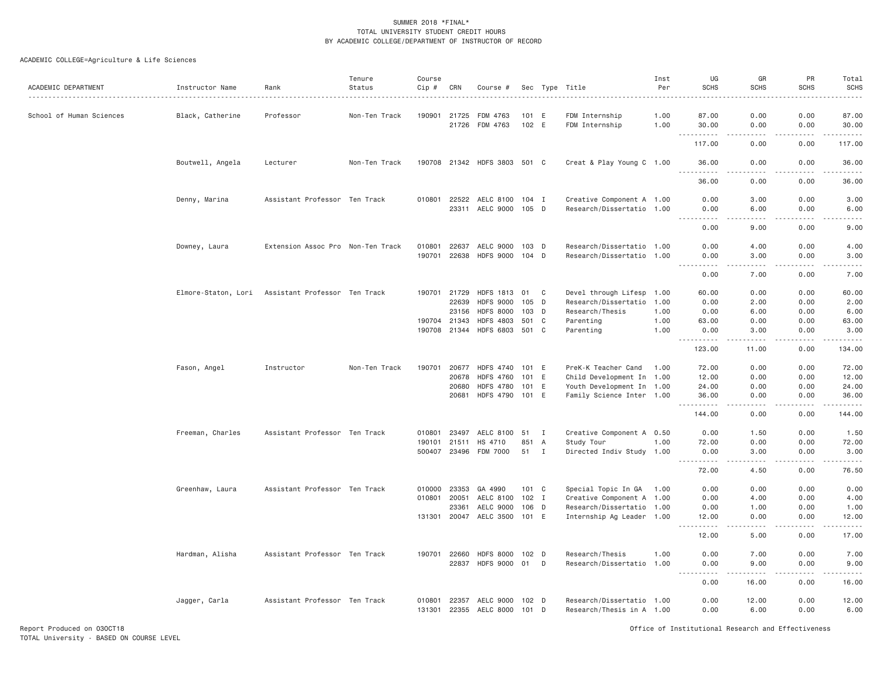SUMMER 2018 *FINAL*
TOTAL UNIVERSITY STUDENT CREDIT HOURS
BY ACADEMIC COLLEGE/DEPARTMENT OF INSTRUCTOR OF RECORD

ACADEMIC COLLEGE=Agriculture & Life Sciences

| ACADEMIC DEPARTMENT | Instructor Name | Rank | Tenure Status | Course Cip # | CRN | Course # | Sec | Type | Title | Inst Per | UG SCHS | GR SCHS | PR SCHS | Total SCHS |
|---|---|---|---|---|---|---|---|---|---|---|---|---|---|---|
| School of Human Sciences | Black, Catherine | Professor | Non-Ten Track | 190901 | 21725 | FDM 4763 | 101 | E | FDM Internship | 1.00 | 87.00 | 0.00 | 0.00 | 87.00 |
| | | | | | 21726 | FDM 4763 | 102 | E | FDM Internship | 1.00 | 30.00 | 0.00 | 0.00 | 30.00 |
| | | | | | | | | | | | 117.00 | 0.00 | 0.00 | 117.00 |
| | Boutwell, Angela | Lecturer | Non-Ten Track | 190708 | 21342 | HDFS 3803 | 501 | C | Creat & Play Young C | 1.00 | 36.00 | 0.00 | 0.00 | 36.00 |
| | | | | | | | | | | | 36.00 | 0.00 | 0.00 | 36.00 |
| | Denny, Marina | Assistant Professor | Ten Track | 010801 | 22522 | AELC 8100 | 104 | I | Creative Component A | 1.00 | 0.00 | 3.00 | 0.00 | 3.00 |
| | | | | | 23311 | AELC 9000 | 105 | D | Research/Dissertatio | 1.00 | 0.00 | 6.00 | 0.00 | 6.00 |
| | | | | | | | | | | | 0.00 | 9.00 | 0.00 | 9.00 |
| | Downey, Laura | Extension Assoc Pro | Non-Ten Track | 010801 | 22637 | AELC 9000 | 103 | D | Research/Dissertatio | 1.00 | 0.00 | 4.00 | 0.00 | 4.00 |
| | | | | 190701 | 22638 | HDFS 9000 | 104 | D | Research/Dissertatio | 1.00 | 0.00 | 3.00 | 0.00 | 3.00 |
| | | | | | | | | | | | 0.00 | 7.00 | 0.00 | 7.00 |
| | Elmore-Staton, Lori | Assistant Professor | Ten Track | 190701 | 21729 | HDFS 1813 | 01 | C | Devel through Lifesp | 1.00 | 60.00 | 0.00 | 0.00 | 60.00 |
| | | | | | 22639 | HDFS 9000 | 105 | D | Research/Dissertatio | 1.00 | 0.00 | 2.00 | 0.00 | 2.00 |
| | | | | | 23156 | HDFS 8000 | 103 | D | Research/Thesis | 1.00 | 0.00 | 6.00 | 0.00 | 6.00 |
| | | | | 190704 | 21343 | HDFS 4803 | 501 | C | Parenting | 1.00 | 63.00 | 0.00 | 0.00 | 63.00 |
| | | | | 190708 | 21344 | HDFS 6803 | 501 | C | Parenting | 1.00 | 0.00 | 3.00 | 0.00 | 3.00 |
| | | | | | | | | | | | 123.00 | 11.00 | 0.00 | 134.00 |
| | Fason, Angel | Instructor | Non-Ten Track | 190701 | 20677 | HDFS 4740 | 101 | E | PreK-K Teacher Cand | 1.00 | 72.00 | 0.00 | 0.00 | 72.00 |
| | | | | | 20678 | HDFS 4760 | 101 | E | Child Development In | 1.00 | 12.00 | 0.00 | 0.00 | 12.00 |
| | | | | | 20680 | HDFS 4780 | 101 | E | Youth Development In | 1.00 | 24.00 | 0.00 | 0.00 | 24.00 |
| | | | | | 20681 | HDFS 4790 | 101 | E | Family Science Inter | 1.00 | 36.00 | 0.00 | 0.00 | 36.00 |
| | | | | | | | | | | | 144.00 | 0.00 | 0.00 | 144.00 |
| | Freeman, Charles | Assistant Professor | Ten Track | 010801 | 23497 | AELC 8100 | 51 | I | Creative Component A | 0.50 | 0.00 | 1.50 | 0.00 | 1.50 |
| | | | | 190101 | 21511 | HS 4710 | 851 | A | Study Tour | 1.00 | 72.00 | 0.00 | 0.00 | 72.00 |
| | | | | 500407 | 23496 | FDM 7000 | 51 | I | Directed Indiv Study | 1.00 | 0.00 | 3.00 | 0.00 | 3.00 |
| | | | | | | | | | | | 72.00 | 4.50 | 0.00 | 76.50 |
| | Greenhaw, Laura | Assistant Professor | Ten Track | 010000 | 23353 | GA 4990 | 101 | C | Special Topic In GA | 1.00 | 0.00 | 0.00 | 0.00 | 0.00 |
| | | | | 010801 | 20051 | AELC 8100 | 102 | I | Creative Component A | 1.00 | 0.00 | 4.00 | 0.00 | 4.00 |
| | | | | | 23361 | AELC 9000 | 106 | D | Research/Dissertatio | 1.00 | 0.00 | 1.00 | 0.00 | 1.00 |
| | | | | 131301 | 20047 | AELC 3500 | 101 | E | Internship Ag Leader | 1.00 | 12.00 | 0.00 | 0.00 | 12.00 |
| | | | | | | | | | | | 12.00 | 5.00 | 0.00 | 17.00 |
| | Hardman, Alisha | Assistant Professor | Ten Track | 190701 | 22660 | HDFS 8000 | 102 | D | Research/Thesis | 1.00 | 0.00 | 7.00 | 0.00 | 7.00 |
| | | | | | 22837 | HDFS 9000 | 01 | D | Research/Dissertatio | 1.00 | 0.00 | 9.00 | 0.00 | 9.00 |
| | | | | | | | | | | | 0.00 | 16.00 | 0.00 | 16.00 |
| | Jagger, Carla | Assistant Professor | Ten Track | 010801 | 22357 | AELC 9000 | 102 | D | Research/Dissertatio | 1.00 | 0.00 | 12.00 | 0.00 | 12.00 |
| | | | | 131301 | 22355 | AELC 8000 | 101 | D | Research/Thesis in A | 1.00 | 0.00 | 6.00 | 0.00 | 6.00 |

Report Produced on 03OCT18
TOTAL University - BASED ON COURSE LEVEL

Office of Institutional Research and Effectiveness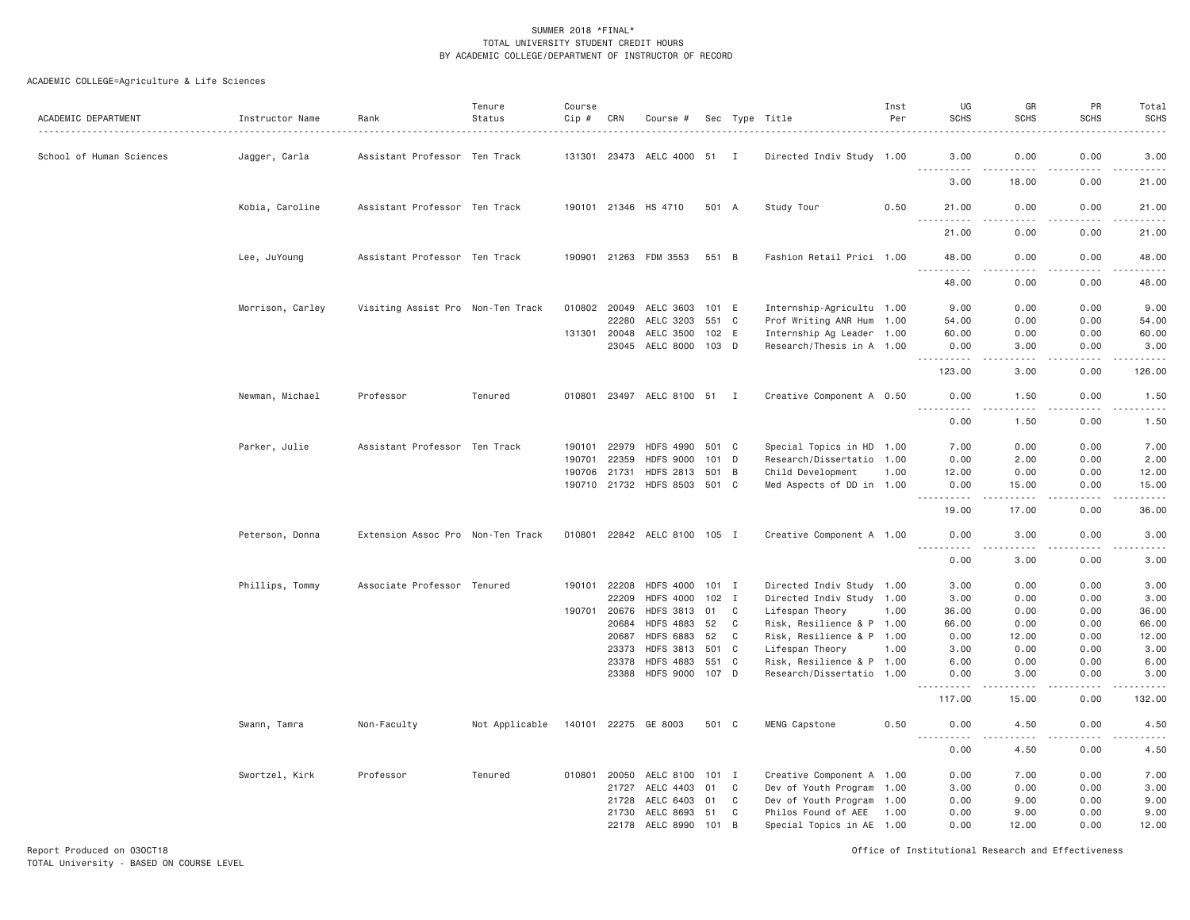SUMMER 2018 *FINAL*
TOTAL UNIVERSITY STUDENT CREDIT HOURS
BY ACADEMIC COLLEGE/DEPARTMENT OF INSTRUCTOR OF RECORD

ACADEMIC COLLEGE=Agriculture & Life Sciences

| ACADEMIC DEPARTMENT | Instructor Name | Rank | Tenure Status | Course Cip # | CRN | Course # | Sec | Type | Title | Inst Per | UG SCHS | GR SCHS | PR SCHS | Total SCHS |
|---|---|---|---|---|---|---|---|---|---|---|---|---|---|---|
| School of Human Sciences | Jagger, Carla | Assistant Professor | Ten Track | 131301 | 23473 | AELC 4000 | 51 | I | Directed Indiv Study | 1.00 | 3.00 | 0.00 | 0.00 | 3.00 |
| | | | | | | | | | | | 3.00 | 18.00 | 0.00 | 21.00 |
| | Kobia, Caroline | Assistant Professor | Ten Track | 190101 | 21346 | HS 4710 | 501 | A | Study Tour | 0.50 | 21.00 | 0.00 | 0.00 | 21.00 |
| | | | | | | | | | | | 21.00 | 0.00 | 0.00 | 21.00 |
| | Lee, JuYoung | Assistant Professor | Ten Track | 190901 | 21263 | FDM 3553 | 551 | B | Fashion Retail Prici | 1.00 | 48.00 | 0.00 | 0.00 | 48.00 |
| | | | | | | | | | | | 48.00 | 0.00 | 0.00 | 48.00 |
| | Morrison, Carley | Visiting Assist Pro | Non-Ten Track | 010802 | 20049 | AELC 3603 | 101 | E | Internship-Agricultu | 1.00 | 9.00 | 0.00 | 0.00 | 9.00 |
| | | | | | 22280 | AELC 3203 | 551 | C | Prof Writing ANR Hum | 1.00 | 54.00 | 0.00 | 0.00 | 54.00 |
| | | | | 131301 | 20048 | AELC 3500 | 102 | E | Internship Ag Leader | 1.00 | 60.00 | 0.00 | 0.00 | 60.00 |
| | | | | | 23045 | AELC 8000 | 103 | D | Research/Thesis in A | 1.00 | 0.00 | 3.00 | 0.00 | 3.00 |
| | | | | | | | | | | | 123.00 | 3.00 | 0.00 | 126.00 |
| | Newman, Michael | Professor | Tenured | 010801 | 23497 | AELC 8100 | 51 | I | Creative Component A | 0.50 | 0.00 | 1.50 | 0.00 | 1.50 |
| | | | | | | | | | | | 0.00 | 1.50 | 0.00 | 1.50 |
| | Parker, Julie | Assistant Professor | Ten Track | 190101 | 22979 | HDFS 4990 | 501 | C | Special Topics in HD | 1.00 | 7.00 | 0.00 | 0.00 | 7.00 |
| | | | | 190701 | 22359 | HDFS 9000 | 101 | D | Research/Dissertatio | 1.00 | 0.00 | 2.00 | 0.00 | 2.00 |
| | | | | 190706 | 21731 | HDFS 2813 | 501 | B | Child Development | 1.00 | 12.00 | 0.00 | 0.00 | 12.00 |
| | | | | 190710 | 21732 | HDFS 8503 | 501 | C | Med Aspects of DD in | 1.00 | 0.00 | 15.00 | 0.00 | 15.00 |
| | | | | | | | | | | | 19.00 | 17.00 | 0.00 | 36.00 |
| | Peterson, Donna | Extension Assoc Pro | Non-Ten Track | 010801 | 22842 | AELC 8100 | 105 | I | Creative Component A | 1.00 | 0.00 | 3.00 | 0.00 | 3.00 |
| | | | | | | | | | | | 0.00 | 3.00 | 0.00 | 3.00 |
| | Phillips, Tommy | Associate Professor | Tenured | 190101 | 22208 | HDFS 4000 | 101 | I | Directed Indiv Study | 1.00 | 3.00 | 0.00 | 0.00 | 3.00 |
| | | | | | 22209 | HDFS 4000 | 102 | I | Directed Indiv Study | 1.00 | 3.00 | 0.00 | 0.00 | 3.00 |
| | | | | 190701 | 20676 | HDFS 3813 | 01 | C | Lifespan Theory | 1.00 | 36.00 | 0.00 | 0.00 | 36.00 |
| | | | | | 20684 | HDFS 4883 | 52 | C | Risk, Resilience & P | 1.00 | 66.00 | 0.00 | 0.00 | 66.00 |
| | | | | | 20687 | HDFS 6883 | 52 | C | Risk, Resilience & P | 1.00 | 0.00 | 12.00 | 0.00 | 12.00 |
| | | | | | 23373 | HDFS 3813 | 501 | C | Lifespan Theory | 1.00 | 3.00 | 0.00 | 0.00 | 3.00 |
| | | | | | 23378 | HDFS 4883 | 551 | C | Risk, Resilience & P | 1.00 | 6.00 | 0.00 | 0.00 | 6.00 |
| | | | | | 23388 | HDFS 9000 | 107 | D | Research/Dissertatio | 1.00 | 0.00 | 3.00 | 0.00 | 3.00 |
| | | | | | | | | | | | 117.00 | 15.00 | 0.00 | 132.00 |
| | Swann, Tamra | Non-Faculty | Not Applicable | 140101 | 22275 | GE 8003 | 501 | C | MENG Capstone | 0.50 | 0.00 | 4.50 | 0.00 | 4.50 |
| | | | | | | | | | | | 0.00 | 4.50 | 0.00 | 4.50 |
| | Swortzel, Kirk | Professor | Tenured | 010801 | 20050 | AELC 8100 | 101 | I | Creative Component A | 1.00 | 0.00 | 7.00 | 0.00 | 7.00 |
| | | | | | 21727 | AELC 4403 | 01 | C | Dev of Youth Program | 1.00 | 3.00 | 0.00 | 0.00 | 3.00 |
| | | | | | 21728 | AELC 6403 | 01 | C | Dev of Youth Program | 1.00 | 0.00 | 9.00 | 0.00 | 9.00 |
| | | | | | 21730 | AELC 8693 | 51 | C | Philos Found of AEE | 1.00 | 0.00 | 9.00 | 0.00 | 9.00 |
| | | | | | 22178 | AELC 8990 | 101 | B | Special Topics in AE | 1.00 | 0.00 | 12.00 | 0.00 | 12.00 |

Report Produced on 03OCT18
TOTAL University - BASED ON COURSE LEVEL

Office of Institutional Research and Effectiveness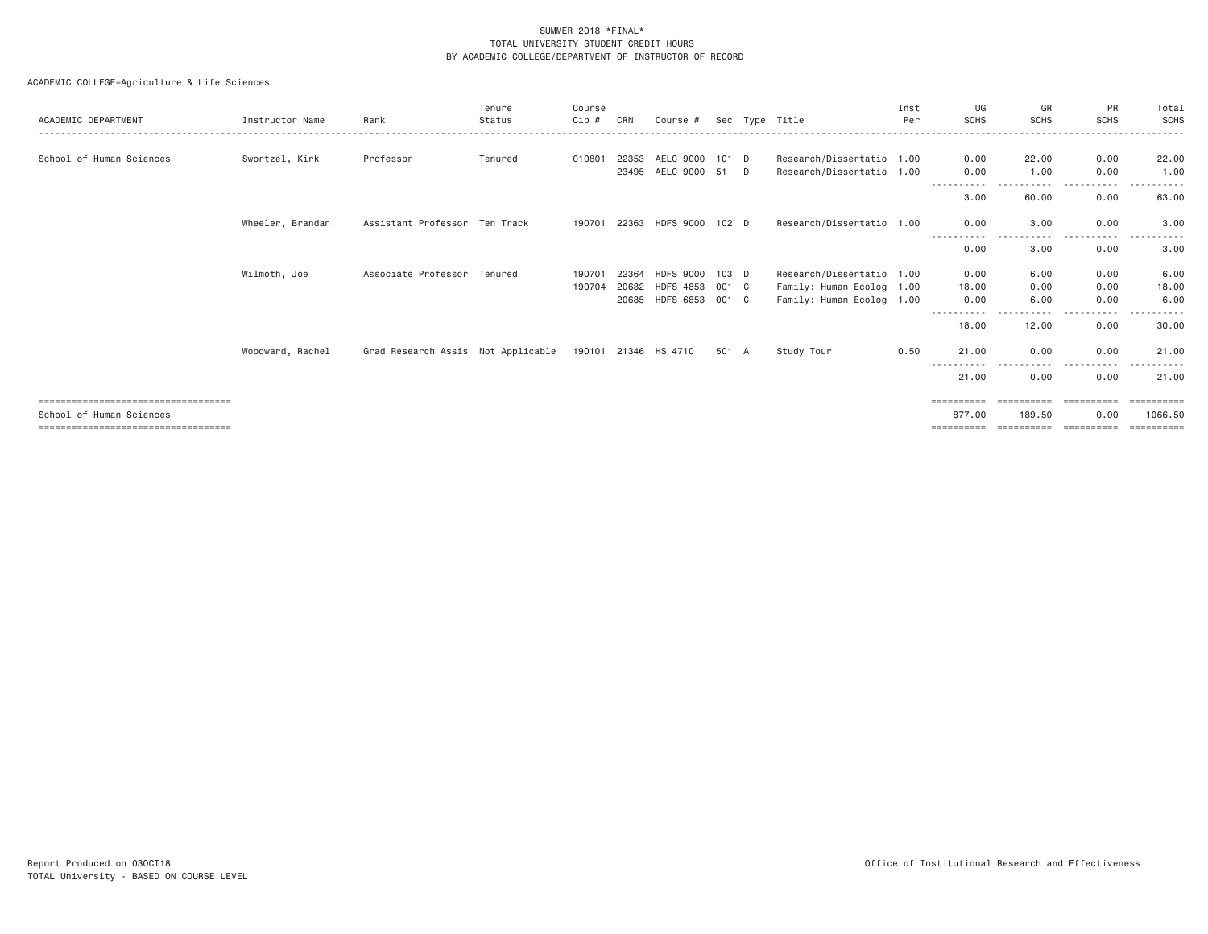SUMMER 2018 *FINAL*
TOTAL UNIVERSITY STUDENT CREDIT HOURS
BY ACADEMIC COLLEGE/DEPARTMENT OF INSTRUCTOR OF RECORD

ACADEMIC COLLEGE=Agriculture & Life Sciences

| ACADEMIC DEPARTMENT | Instructor Name | Rank | Tenure Status | Course Cip # | CRN | Course # | Sec | Type | Title | Inst Per | UG SCHS | GR SCHS | PR SCHS | Total SCHS |
|---|---|---|---|---|---|---|---|---|---|---|---|---|---|---|
| School of Human Sciences | Swortzel, Kirk | Professor | Tenured | 010801 | 22353 | AELC 9000 | 101 | D | Research/Dissertatio | 1.00 | 0.00 | 22.00 | 0.00 | 22.00 |
| | | | | | 23495 | AELC 9000 | 51 | D | Research/Dissertatio | 1.00 | 0.00 | 1.00 | 0.00 | 1.00 |
| | | | | | | | | | | | 3.00 | 60.00 | 0.00 | 63.00 |
| | Wheeler, Brandan | Assistant Professor | Ten Track | 190701 | 22363 | HDFS 9000 | 102 | D | Research/Dissertatio | 1.00 | 0.00 | 3.00 | 0.00 | 3.00 |
| | | | | | | | | | | | 0.00 | 3.00 | 0.00 | 3.00 |
| | Wilmoth, Joe | Associate Professor | Tenured | 190701 | 22364 | HDFS 9000 | 103 | D | Research/Dissertatio | 1.00 | 0.00 | 6.00 | 0.00 | 6.00 |
| | | | | 190704 | 20682 | HDFS 4853 | 001 | C | Family: Human Ecolog | 1.00 | 18.00 | 0.00 | 0.00 | 18.00 |
| | | | | | 20685 | HDFS 6853 | 001 | C | Family: Human Ecolog | 1.00 | 0.00 | 6.00 | 0.00 | 6.00 |
| | | | | | | | | | | | 18.00 | 12.00 | 0.00 | 30.00 |
| | Woodward, Rachel | Grad Research Assis | Not Applicable | 190101 | 21346 | HS 4710 | 501 | A | Study Tour | 0.50 | 21.00 | 0.00 | 0.00 | 21.00 |
| | | | | | | | | | | | 21.00 | 0.00 | 0.00 | 21.00 |
| School of Human Sciences | | | | | | | | | | | 877.00 | 189.50 | 0.00 | 1066.50 |

Report Produced on 03OCT18
TOTAL University - BASED ON COURSE LEVEL

Office of Institutional Research and Effectiveness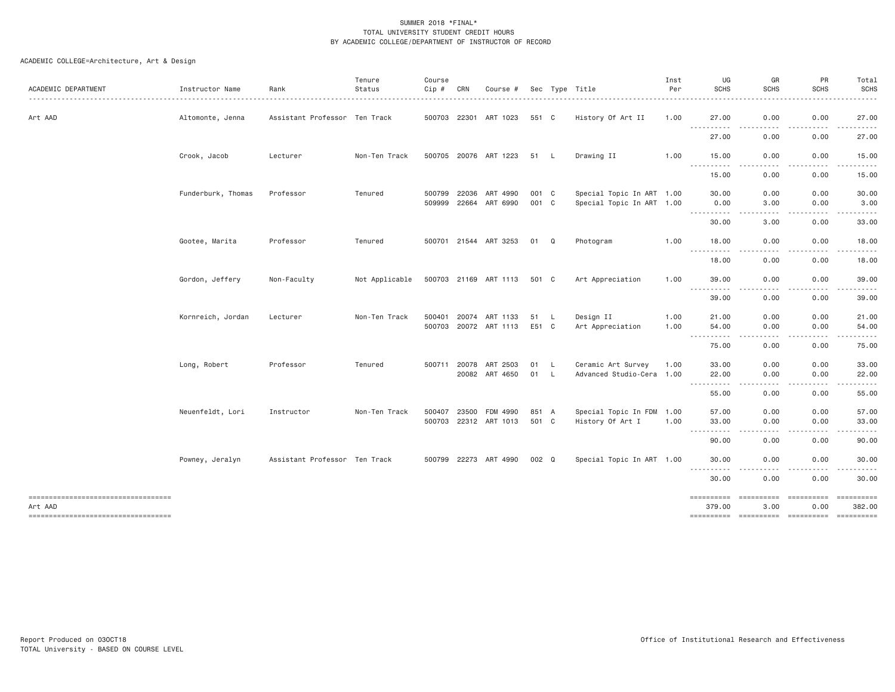SUMMER 2018 *FINAL*
TOTAL UNIVERSITY STUDENT CREDIT HOURS
BY ACADEMIC COLLEGE/DEPARTMENT OF INSTRUCTOR OF RECORD

ACADEMIC COLLEGE=Architecture, Art & Design

| ACADEMIC DEPARTMENT | Instructor Name | Rank | Tenure Status | Course Cip # | CRN | Course # | Sec | Type | Title | Inst Per | UG SCHS | GR SCHS | PR SCHS | Total SCHS |
|---|---|---|---|---|---|---|---|---|---|---|---|---|---|---|
| Art AAD | Altomonte, Jenna | Assistant Professor | Ten Track | 500703 | 22301 | ART 1023 | 551 | C | History Of Art II | 1.00 | 27.00 | 0.00 | 0.00 | 27.00 |
| | | | | | | | | | | | 27.00 | 0.00 | 0.00 | 27.00 |
| | Crook, Jacob | Lecturer | Non-Ten Track | 500705 | 20076 | ART 1223 | 51 | L | Drawing II | 1.00 | 15.00 | 0.00 | 0.00 | 15.00 |
| | | | | | | | | | | | 15.00 | 0.00 | 0.00 | 15.00 |
| | Funderburk, Thomas | Professor | Tenured | 500799 | 22036 | ART 4990 | 001 | C | Special Topic In ART | 1.00 | 30.00 | 0.00 | 0.00 | 30.00 |
| | | | | 509999 | 22664 | ART 6990 | 001 | C | Special Topic In ART | 1.00 | 0.00 | 3.00 | 0.00 | 3.00 |
| | | | | | | | | | | | 30.00 | 3.00 | 0.00 | 33.00 |
| | Gootee, Marita | Professor | Tenured | 500701 | 21544 | ART 3253 | 01 | Q | Photogram | 1.00 | 18.00 | 0.00 | 0.00 | 18.00 |
| | | | | | | | | | | | 18.00 | 0.00 | 0.00 | 18.00 |
| | Gordon, Jeffery | Non-Faculty | Not Applicable | 500703 | 21169 | ART 1113 | 501 | C | Art Appreciation | 1.00 | 39.00 | 0.00 | 0.00 | 39.00 |
| | | | | | | | | | | | 39.00 | 0.00 | 0.00 | 39.00 |
| | Kornreich, Jordan | Lecturer | Non-Ten Track | 500401 | 20074 | ART 1133 | 51 | L | Design II | 1.00 | 21.00 | 0.00 | 0.00 | 21.00 |
| | | | | 500703 | 20072 | ART 1113 | E51 | C | Art Appreciation | 1.00 | 54.00 | 0.00 | 0.00 | 54.00 |
| | | | | | | | | | | | 75.00 | 0.00 | 0.00 | 75.00 |
| | Long, Robert | Professor | Tenured | 500711 | 20078 | ART 2503 | 01 | L | Ceramic Art Survey | 1.00 | 33.00 | 0.00 | 0.00 | 33.00 |
| | | | | | 20082 | ART 4650 | 01 | L | Advanced Studio-Cera | 1.00 | 22.00 | 0.00 | 0.00 | 22.00 |
| | | | | | | | | | | | 55.00 | 0.00 | 0.00 | 55.00 |
| | Neuenfeldt, Lori | Instructor | Non-Ten Track | 500407 | 23500 | FDM 4990 | 851 | A | Special Topic In FDM | 1.00 | 57.00 | 0.00 | 0.00 | 57.00 |
| | | | | 500703 | 22312 | ART 1013 | 501 | C | History Of Art I | 1.00 | 33.00 | 0.00 | 0.00 | 33.00 |
| | | | | | | | | | | | 90.00 | 0.00 | 0.00 | 90.00 |
| | Powney, Jeralyn | Assistant Professor | Ten Track | 500799 | 22273 | ART 4990 | 002 | Q | Special Topic In ART | 1.00 | 30.00 | 0.00 | 0.00 | 30.00 |
| | | | | | | | | | | | 30.00 | 0.00 | 0.00 | 30.00 |
| Art AAD | | | | | | | | | | | 379.00 | 3.00 | 0.00 | 382.00 |

Report Produced on 03OCT18
TOTAL University - BASED ON COURSE LEVEL

Office of Institutional Research and Effectiveness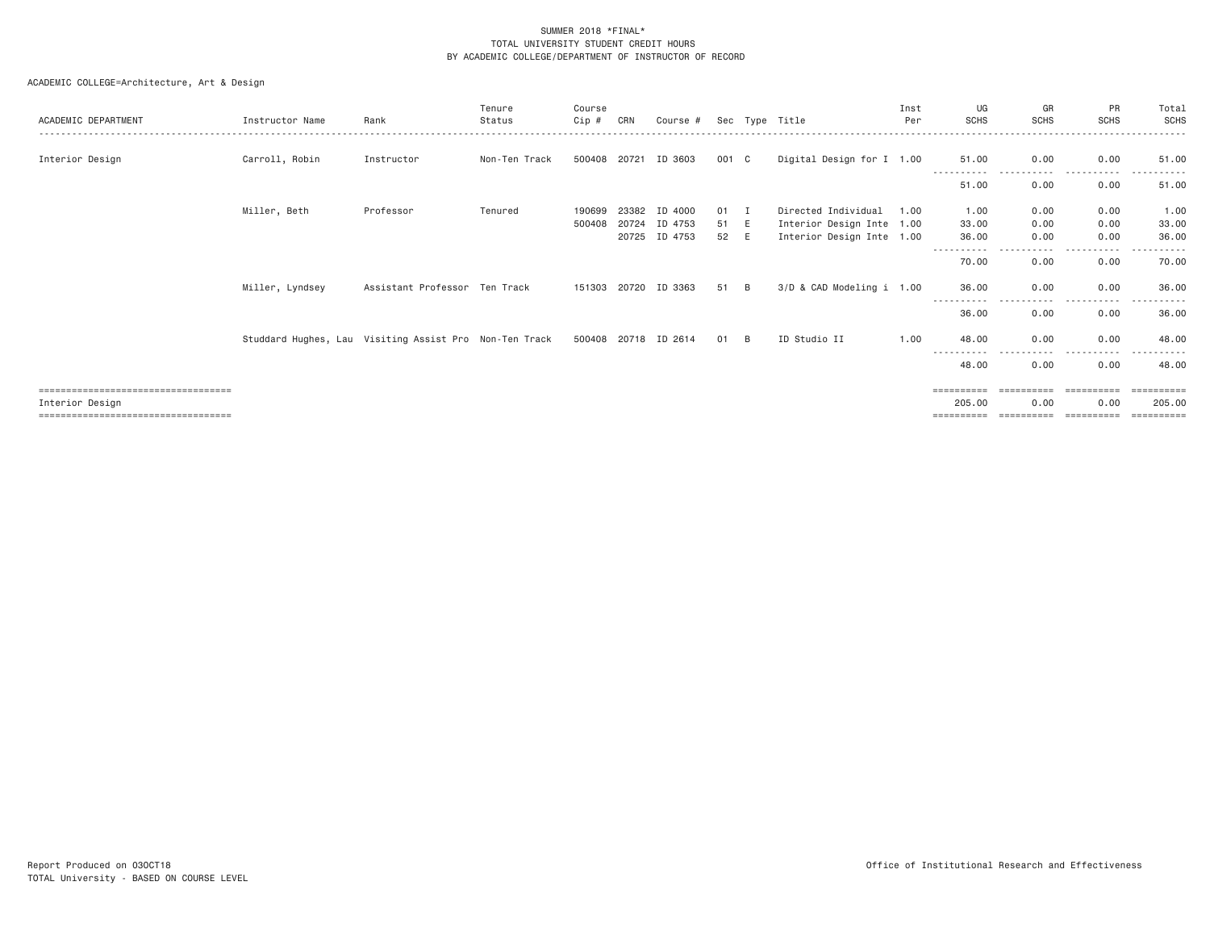SUMMER 2018 *FINAL*
TOTAL UNIVERSITY STUDENT CREDIT HOURS
BY ACADEMIC COLLEGE/DEPARTMENT OF INSTRUCTOR OF RECORD

ACADEMIC COLLEGE=Architecture, Art & Design

| ACADEMIC DEPARTMENT | Instructor Name | Rank | Tenure Status | Course Cip # | CRN | Course # | Sec | Type | Title | Inst Per | UG SCHS | GR SCHS | PR SCHS | Total SCHS |
|---|---|---|---|---|---|---|---|---|---|---|---|---|---|---|
| Interior Design | Carroll, Robin | Instructor | Non-Ten Track | 500408 | 20721 | ID 3603 | 001 | C | Digital Design for I | 1.00 | 51.00 | 0.00 | 0.00 | 51.00 |
| | | | | | | | | | | | 51.00 | 0.00 | 0.00 | 51.00 |
| | Miller, Beth | Professor | Tenured | 190699 | 23382 | ID 4000 | 01 | I | Directed Individual | 1.00 | 1.00 | 0.00 | 0.00 | 1.00 |
| | | | | 500408 | 20724 | ID 4753 | 51 | E | Interior Design Inte | 1.00 | 33.00 | 0.00 | 0.00 | 33.00 |
| | | | | | 20725 | ID 4753 | 52 | E | Interior Design Inte | 1.00 | 36.00 | 0.00 | 0.00 | 36.00 |
| | | | | | | | | | | | 70.00 | 0.00 | 0.00 | 70.00 |
| | Miller, Lyndsey | Assistant Professor | Ten Track | 151303 | 20720 | ID 3363 | 51 | B | 3/D & CAD Modeling i | 1.00 | 36.00 | 0.00 | 0.00 | 36.00 |
| | | | | | | | | | | | 36.00 | 0.00 | 0.00 | 36.00 |
| | Studdard Hughes, Lau | Visiting Assist Pro | Non-Ten Track | 500408 | 20718 | ID 2614 | 01 | B | ID Studio II | 1.00 | 48.00 | 0.00 | 0.00 | 48.00 |
| | | | | | | | | | | | 48.00 | 0.00 | 0.00 | 48.00 |
| Interior Design | | | | | | | | | | | 205.00 | 0.00 | 0.00 | 205.00 |

Report Produced on 03OCT18 Office of Institutional Research and Effectiveness
TOTAL University - BASED ON COURSE LEVEL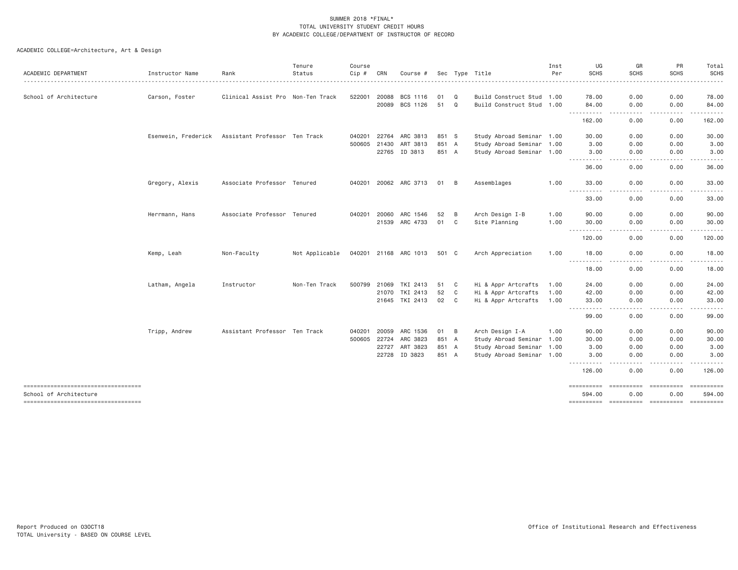SUMMER 2018 *FINAL*
TOTAL UNIVERSITY STUDENT CREDIT HOURS
BY ACADEMIC COLLEGE/DEPARTMENT OF INSTRUCTOR OF RECORD

ACADEMIC COLLEGE=Architecture, Art & Design

| ACADEMIC DEPARTMENT | Instructor Name | Rank | Tenure Status | Course Cip # | CRN | Course # | Sec | Type | Title | Inst Per | UG SCHS | GR SCHS | PR SCHS | Total SCHS |
|---|---|---|---|---|---|---|---|---|---|---|---|---|---|---|
| School of Architecture | Carson, Foster | Clinical Assist Pro | Non-Ten Track | 522001 | 20088 | BCS 1116 | 01 | Q | Build Construct Stud | 1.00 | 78.00 | 0.00 | 0.00 | 78.00 |
| | | | | | 20089 | BCS 1126 | 51 | Q | Build Construct Stud | 1.00 | 84.00 | 0.00 | 0.00 | 84.00 |
| | | | | | | | | | | | 162.00 | 0.00 | 0.00 | 162.00 |
| | Esenwein, Frederick | Assistant Professor | Ten Track | 040201 | 22764 | ARC 3813 | 851 | S | Study Abroad Seminar | 1.00 | 30.00 | 0.00 | 0.00 | 30.00 |
| | | | | 500605 | 21430 | ART 3813 | 851 | A | Study Abroad Seminar | 1.00 | 3.00 | 0.00 | 0.00 | 3.00 |
| | | | | | 22765 | ID 3813 | 851 | A | Study Abroad Seminar | 1.00 | 3.00 | 0.00 | 0.00 | 3.00 |
| | | | | | | | | | | | 36.00 | 0.00 | 0.00 | 36.00 |
| | Gregory, Alexis | Associate Professor | Tenured | 040201 | 20062 | ARC 3713 | 01 | B | Assemblages | 1.00 | 33.00 | 0.00 | 0.00 | 33.00 |
| | | | | | | | | | | | 33.00 | 0.00 | 0.00 | 33.00 |
| | Herrmann, Hans | Associate Professor | Tenured | 040201 | 20060 | ARC 1546 | 52 | B | Arch Design I-B | 1.00 | 90.00 | 0.00 | 0.00 | 90.00 |
| | | | | | 21539 | ARC 4733 | 01 | C | Site Planning | 1.00 | 30.00 | 0.00 | 0.00 | 30.00 |
| | | | | | | | | | | | 120.00 | 0.00 | 0.00 | 120.00 |
| | Kemp, Leah | Non-Faculty | Not Applicable | 040201 | 21168 | ARC 1013 | 501 | C | Arch Appreciation | 1.00 | 18.00 | 0.00 | 0.00 | 18.00 |
| | | | | | | | | | | | 18.00 | 0.00 | 0.00 | 18.00 |
| | Latham, Angela | Instructor | Non-Ten Track | 500799 | 21069 | TKI 2413 | 51 | C | Hi & Appr Artcrafts | 1.00 | 24.00 | 0.00 | 0.00 | 24.00 |
| | | | | | 21070 | TKI 2413 | 52 | C | Hi & Appr Artcrafts | 1.00 | 42.00 | 0.00 | 0.00 | 42.00 |
| | | | | | 21645 | TKI 2413 | 02 | C | Hi & Appr Artcrafts | 1.00 | 33.00 | 0.00 | 0.00 | 33.00 |
| | | | | | | | | | | | 99.00 | 0.00 | 0.00 | 99.00 |
| | Tripp, Andrew | Assistant Professor | Ten Track | 040201 | 20059 | ARC 1536 | 01 | B | Arch Design I-A | 1.00 | 90.00 | 0.00 | 0.00 | 90.00 |
| | | | | 500605 | 22724 | ARC 3823 | 851 | A | Study Abroad Seminar | 1.00 | 30.00 | 0.00 | 0.00 | 30.00 |
| | | | | | 22727 | ART 3823 | 851 | A | Study Abroad Seminar | 1.00 | 3.00 | 0.00 | 0.00 | 3.00 |
| | | | | | 22728 | ID 3823 | 851 | A | Study Abroad Seminar | 1.00 | 3.00 | 0.00 | 0.00 | 3.00 |
| | | | | | | | | | | | 126.00 | 0.00 | 0.00 | 126.00 |
| School of Architecture | | | | | | | | | | | 594.00 | 0.00 | 0.00 | 594.00 |

Report Produced on 03OCT18
TOTAL University - BASED ON COURSE LEVEL

Office of Institutional Research and Effectiveness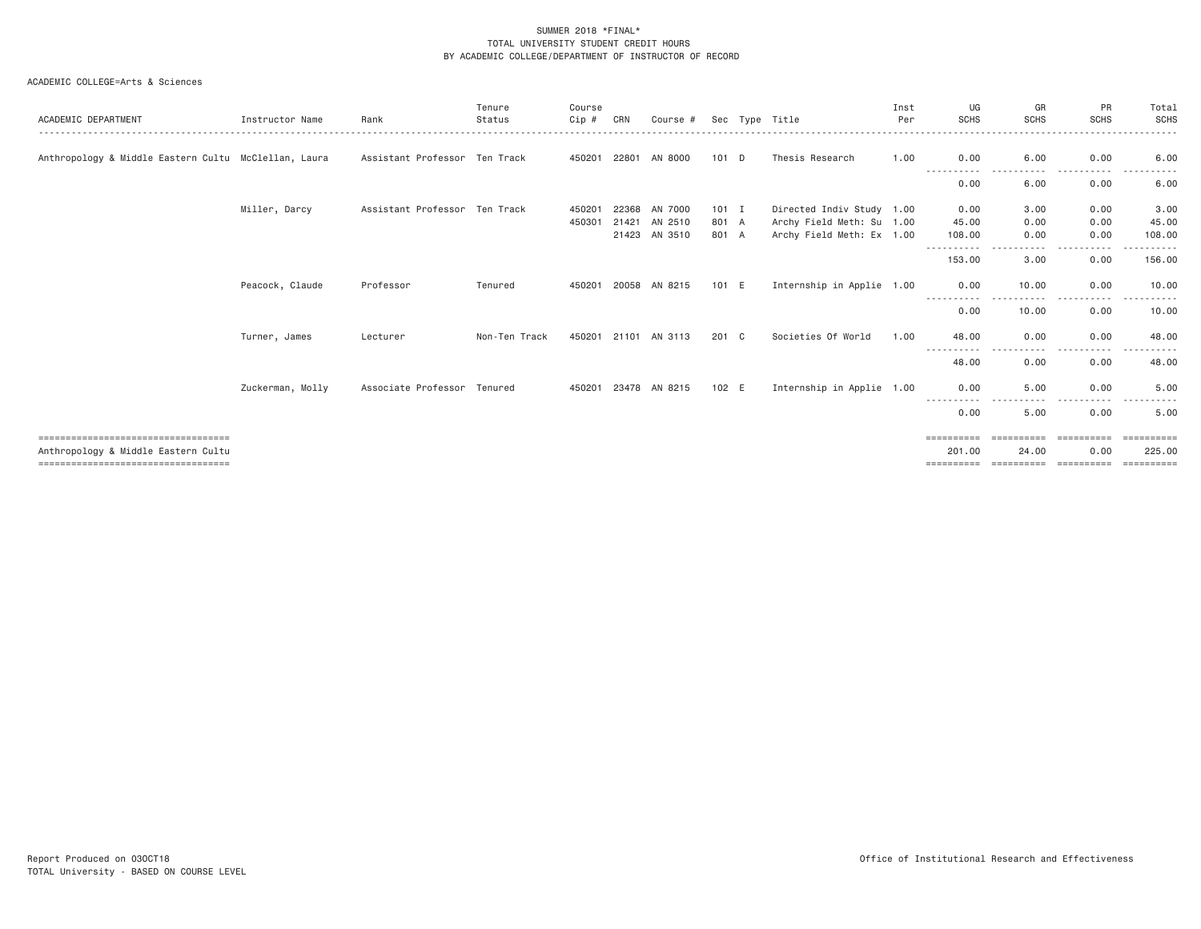SUMMER 2018 *FINAL*
TOTAL UNIVERSITY STUDENT CREDIT HOURS
BY ACADEMIC COLLEGE/DEPARTMENT OF INSTRUCTOR OF RECORD

ACADEMIC COLLEGE=Arts & Sciences

| ACADEMIC DEPARTMENT | Instructor Name | Rank | Tenure Status | Course Cip # | CRN | Course # | Sec | Type | Title | Inst Per | UG SCHS | GR SCHS | PR SCHS | Total SCHS |
|---|---|---|---|---|---|---|---|---|---|---|---|---|---|---|
| Anthropology & Middle Eastern Cultu | McClellan, Laura | Assistant Professor | Ten Track | 450201 | 22801 | AN 8000 | 101 | D | Thesis Research | 1.00 | 0.00 | 6.00 | 0.00 | 6.00 |
| | | | | | | | | | | | 0.00 | 6.00 | 0.00 | 6.00 |
| | Miller, Darcy | Assistant Professor | Ten Track | 450201 | 22368 | AN 7000 | 101 | I | Directed Indiv Study | 1.00 | 0.00 | 3.00 | 0.00 | 3.00 |
| | | | | 450301 | 21421 | AN 2510 | 801 | A | Archy Field Meth: Su | 1.00 | 45.00 | 0.00 | 0.00 | 45.00 |
| | | | | | 21423 | AN 3510 | 801 | A | Archy Field Meth: Ex | 1.00 | 108.00 | 0.00 | 0.00 | 108.00 |
| | | | | | | | | | | | 153.00 | 3.00 | 0.00 | 156.00 |
| | Peacock, Claude | Professor | Tenured | 450201 | 20058 | AN 8215 | 101 | E | Internship in Applie | 1.00 | 0.00 | 10.00 | 0.00 | 10.00 |
| | | | | | | | | | | | 0.00 | 10.00 | 0.00 | 10.00 |
| | Turner, James | Lecturer | Non-Ten Track | 450201 | 21101 | AN 3113 | 201 | C | Societies Of World | 1.00 | 48.00 | 0.00 | 0.00 | 48.00 |
| | | | | | | | | | | | 48.00 | 0.00 | 0.00 | 48.00 |
| | Zuckerman, Molly | Associate Professor | Tenured | 450201 | 23478 | AN 8215 | 102 | E | Internship in Applie | 1.00 | 0.00 | 5.00 | 0.00 | 5.00 |
| | | | | | | | | | | | 0.00 | 5.00 | 0.00 | 5.00 |
| Anthropology & Middle Eastern Cultu | | | | | | | | | | | 201.00 | 24.00 | 0.00 | 225.00 |

Report Produced on 03OCT18
TOTAL University - BASED ON COURSE LEVEL

Office of Institutional Research and Effectiveness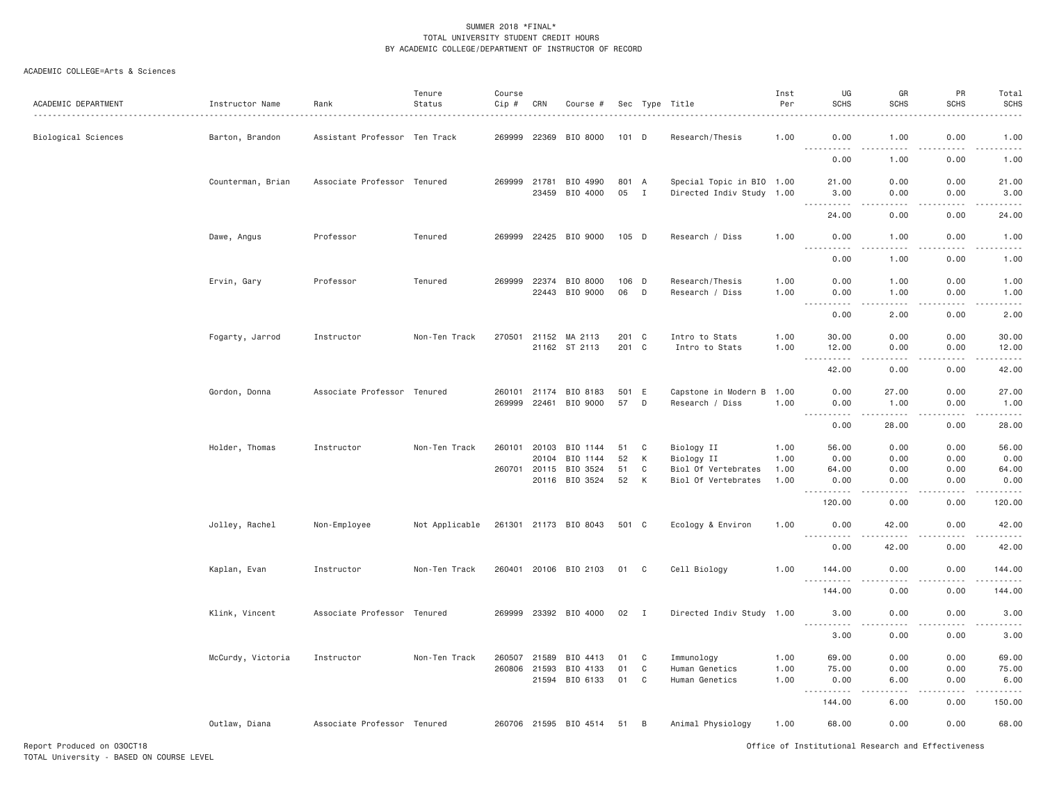SUMMER 2018 *FINAL*
TOTAL UNIVERSITY STUDENT CREDIT HOURS
BY ACADEMIC COLLEGE/DEPARTMENT OF INSTRUCTOR OF RECORD

ACADEMIC COLLEGE=Arts & Sciences

| ACADEMIC DEPARTMENT | Instructor Name | Rank | Tenure Status | Course Cip # | CRN | Course # | Sec | Type | Title | Inst Per | UG SCHS | GR SCHS | PR SCHS | Total SCHS |
|---|---|---|---|---|---|---|---|---|---|---|---|---|---|---|
| Biological Sciences | Barton, Brandon | Assistant Professor | Ten Track | 269999 | 22369 | BIO 8000 | 101 | D | Research/Thesis | 1.00 | 0.00 | 1.00 | 0.00 | 1.00 |
| | | | | | | | | | | | 0.00 | 1.00 | 0.00 | 1.00 |
| | Counterman, Brian | Associate Professor | Tenured | 269999 | 21781 | BIO 4990 | 801 | A | Special Topic in BIO | 1.00 | 21.00 | 0.00 | 0.00 | 21.00 |
| | | | | | 23459 | BIO 4000 | 05 | I | Directed Indiv Study | 1.00 | 3.00 | 0.00 | 0.00 | 3.00 |
| | | | | | | | | | | | 24.00 | 0.00 | 0.00 | 24.00 |
| | Dawe, Angus | Professor | Tenured | 269999 | 22425 | BIO 9000 | 105 | D | Research / Diss | 1.00 | 0.00 | 1.00 | 0.00 | 1.00 |
| | | | | | | | | | | | 0.00 | 1.00 | 0.00 | 1.00 |
| | Ervin, Gary | Professor | Tenured | 269999 | 22374 | BIO 8000 | 106 | D | Research/Thesis | 1.00 | 0.00 | 1.00 | 0.00 | 1.00 |
| | | | | | 22443 | BIO 9000 | 06 | D | Research / Diss | 1.00 | 0.00 | 1.00 | 0.00 | 1.00 |
| | | | | | | | | | | | 0.00 | 2.00 | 0.00 | 2.00 |
| | Fogarty, Jarrod | Instructor | Non-Ten Track | 270501 | 21152 | MA 2113 | 201 | C | Intro to Stats | 1.00 | 30.00 | 0.00 | 0.00 | 30.00 |
| | | | | | 21162 | ST 2113 | 201 | C | Intro to Stats | 1.00 | 12.00 | 0.00 | 0.00 | 12.00 |
| | | | | | | | | | | | 42.00 | 0.00 | 0.00 | 42.00 |
| | Gordon, Donna | Associate Professor | Tenured | 260101 | 21174 | BIO 8183 | 501 | E | Capstone in Modern B | 1.00 | 0.00 | 27.00 | 0.00 | 27.00 |
| | | | | 269999 | 22461 | BIO 9000 | 57 | D | Research / Diss | 1.00 | 0.00 | 1.00 | 0.00 | 1.00 |
| | | | | | | | | | | | 0.00 | 28.00 | 0.00 | 28.00 |
| | Holder, Thomas | Instructor | Non-Ten Track | 260101 | 20103 | BIO 1144 | 51 | C | Biology II | 1.00 | 56.00 | 0.00 | 0.00 | 56.00 |
| | | | | | 20104 | BIO 1144 | 52 | K | Biology II | 1.00 | 0.00 | 0.00 | 0.00 | 0.00 |
| | | | | 260701 | 20115 | BIO 3524 | 51 | C | Biol Of Vertebrates | 1.00 | 64.00 | 0.00 | 0.00 | 64.00 |
| | | | | | 20116 | BIO 3524 | 52 | K | Biol Of Vertebrates | 1.00 | 0.00 | 0.00 | 0.00 | 0.00 |
| | | | | | | | | | | | 120.00 | 0.00 | 0.00 | 120.00 |
| | Jolley, Rachel | Non-Employee | Not Applicable | 261301 | 21173 | BIO 8043 | 501 | C | Ecology & Environ | 1.00 | 0.00 | 42.00 | 0.00 | 42.00 |
| | | | | | | | | | | | 0.00 | 42.00 | 0.00 | 42.00 |
| | Kaplan, Evan | Instructor | Non-Ten Track | 260401 | 20106 | BIO 2103 | 01 | C | Cell Biology | 1.00 | 144.00 | 0.00 | 0.00 | 144.00 |
| | | | | | | | | | | | 144.00 | 0.00 | 0.00 | 144.00 |
| | Klink, Vincent | Associate Professor | Tenured | 269999 | 23392 | BIO 4000 | 02 | I | Directed Indiv Study | 1.00 | 3.00 | 0.00 | 0.00 | 3.00 |
| | | | | | | | | | | | 3.00 | 0.00 | 0.00 | 3.00 |
| | McCurdy, Victoria | Instructor | Non-Ten Track | 260507 | 21589 | BIO 4413 | 01 | C | Immunology | 1.00 | 69.00 | 0.00 | 0.00 | 69.00 |
| | | | | 260806 | 21593 | BIO 4133 | 01 | C | Human Genetics | 1.00 | 75.00 | 0.00 | 0.00 | 75.00 |
| | | | | | 21594 | BIO 6133 | 01 | C | Human Genetics | 1.00 | 0.00 | 6.00 | 0.00 | 6.00 |
| | | | | | | | | | | | 144.00 | 6.00 | 0.00 | 150.00 |
| | Outlaw, Diana | Associate Professor | Tenured | 260706 | 21595 | BIO 4514 | 51 | B | Animal Physiology | 1.00 | 68.00 | 0.00 | 0.00 | 68.00 |

Report Produced on 03OCT18
TOTAL University - BASED ON COURSE LEVEL
Office of Institutional Research and Effectiveness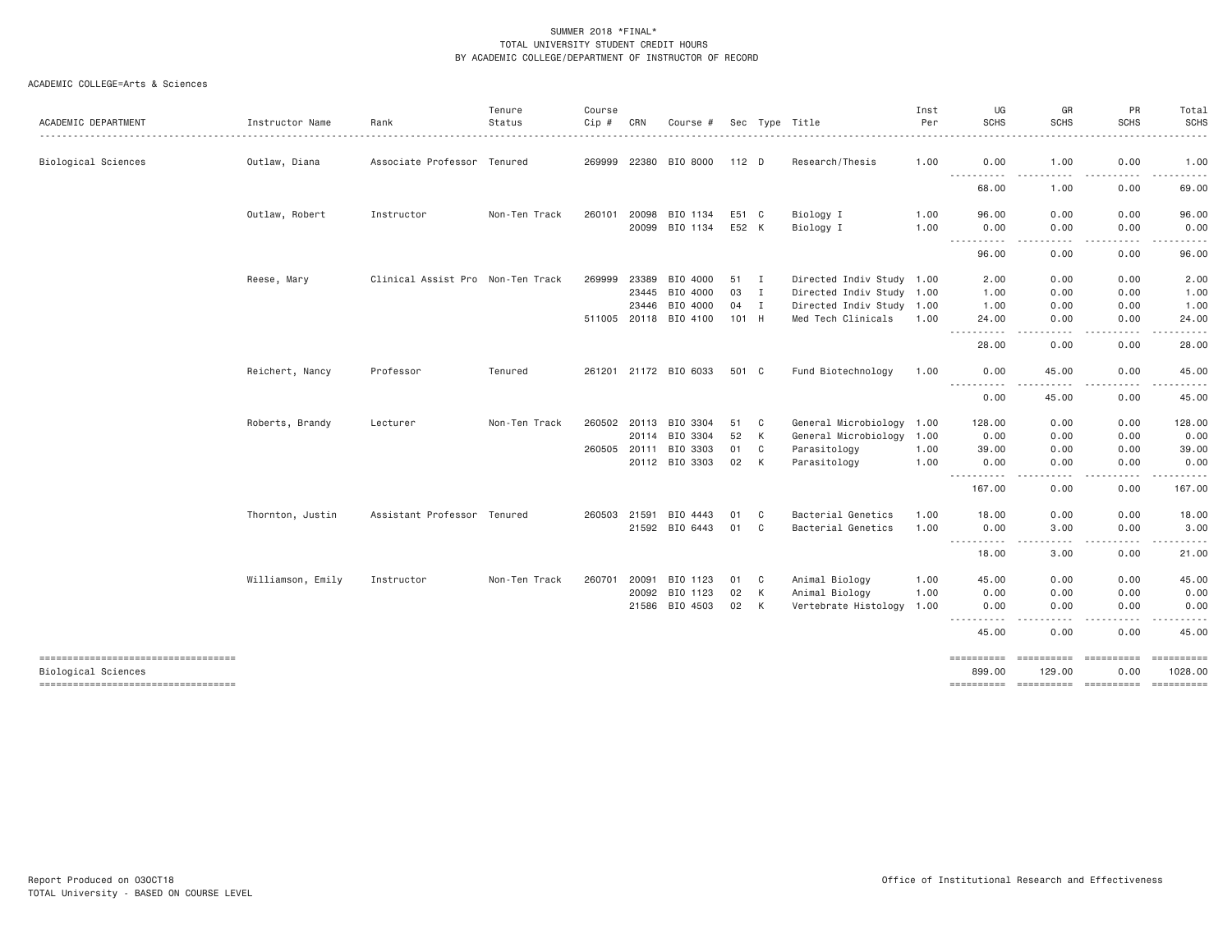SUMMER 2018 *FINAL*
TOTAL UNIVERSITY STUDENT CREDIT HOURS
BY ACADEMIC COLLEGE/DEPARTMENT OF INSTRUCTOR OF RECORD

ACADEMIC COLLEGE=Arts & Sciences

| ACADEMIC DEPARTMENT | Instructor Name | Rank | Tenure Status | Course Cip # | CRN | Course # | Sec | Type | Title | Inst Per | UG SCHS | GR SCHS | PR SCHS | Total SCHS |
|---|---|---|---|---|---|---|---|---|---|---|---|---|---|---|
| Biological Sciences | Outlaw, Diana | Associate Professor | Tenured | 269999 | 22380 | BIO 8000 | 112 | D | Research/Thesis | 1.00 | 0.00 | 1.00 | 0.00 | 1.00 |
| | | | | | | | | | | | 68.00 | 1.00 | 0.00 | 69.00 |
| | Outlaw, Robert | Instructor | Non-Ten Track | 260101 | 20098 | BIO 1134 | E51 | C | Biology I | 1.00 | 96.00 | 0.00 | 0.00 | 96.00 |
| | | | | | 20099 | BIO 1134 | E52 | K | Biology I | 1.00 | 0.00 | 0.00 | 0.00 | 0.00 |
| | | | | | | | | | | | 96.00 | 0.00 | 0.00 | 96.00 |
| | Reese, Mary | Clinical Assist Pro | Non-Ten Track | 269999 | 23389 | BIO 4000 | 51 | I | Directed Indiv Study | 1.00 | 2.00 | 0.00 | 0.00 | 2.00 |
| | | | | | 23445 | BIO 4000 | 03 | I | Directed Indiv Study | 1.00 | 1.00 | 0.00 | 0.00 | 1.00 |
| | | | | | 23446 | BIO 4000 | 04 | I | Directed Indiv Study | 1.00 | 1.00 | 0.00 | 0.00 | 1.00 |
| | | | | 511005 | 20118 | BIO 4100 | 101 | H | Med Tech Clinicals | 1.00 | 24.00 | 0.00 | 0.00 | 24.00 |
| | | | | | | | | | | | 28.00 | 0.00 | 0.00 | 28.00 |
| | Reichert, Nancy | Professor | Tenured | 261201 | 21172 | BIO 6033 | 501 | C | Fund Biotechnology | 1.00 | 0.00 | 45.00 | 0.00 | 45.00 |
| | | | | | | | | | | | 0.00 | 45.00 | 0.00 | 45.00 |
| | Roberts, Brandy | Lecturer | Non-Ten Track | 260502 | 20113 | BIO 3304 | 51 | C | General Microbiology | 1.00 | 128.00 | 0.00 | 0.00 | 128.00 |
| | | | | | 20114 | BIO 3304 | 52 | K | General Microbiology | 1.00 | 0.00 | 0.00 | 0.00 | 0.00 |
| | | | | 260505 | 20111 | BIO 3303 | 01 | C | Parasitology | 1.00 | 39.00 | 0.00 | 0.00 | 39.00 |
| | | | | | 20112 | BIO 3303 | 02 | K | Parasitology | 1.00 | 0.00 | 0.00 | 0.00 | 0.00 |
| | | | | | | | | | | | 167.00 | 0.00 | 0.00 | 167.00 |
| | Thornton, Justin | Assistant Professor | Tenured | 260503 | 21591 | BIO 4443 | 01 | C | Bacterial Genetics | 1.00 | 18.00 | 0.00 | 0.00 | 18.00 |
| | | | | | 21592 | BIO 6443 | 01 | C | Bacterial Genetics | 1.00 | 0.00 | 3.00 | 0.00 | 3.00 |
| | | | | | | | | | | | 18.00 | 3.00 | 0.00 | 21.00 |
| | Williamson, Emily | Instructor | Non-Ten Track | 260701 | 20091 | BIO 1123 | 01 | C | Animal Biology | 1.00 | 45.00 | 0.00 | 0.00 | 45.00 |
| | | | | | 20092 | BIO 1123 | 02 | K | Animal Biology | 1.00 | 0.00 | 0.00 | 0.00 | 0.00 |
| | | | | | 21586 | BIO 4503 | 02 | K | Vertebrate Histology | 1.00 | 0.00 | 0.00 | 0.00 | 0.00 |
| | | | | | | | | | | | 45.00 | 0.00 | 0.00 | 45.00 |
| Biological Sciences | | | | | | | | | | | 899.00 | 129.00 | 0.00 | 1028.00 |

Report Produced on 03OCT18
TOTAL University - BASED ON COURSE LEVEL

Office of Institutional Research and Effectiveness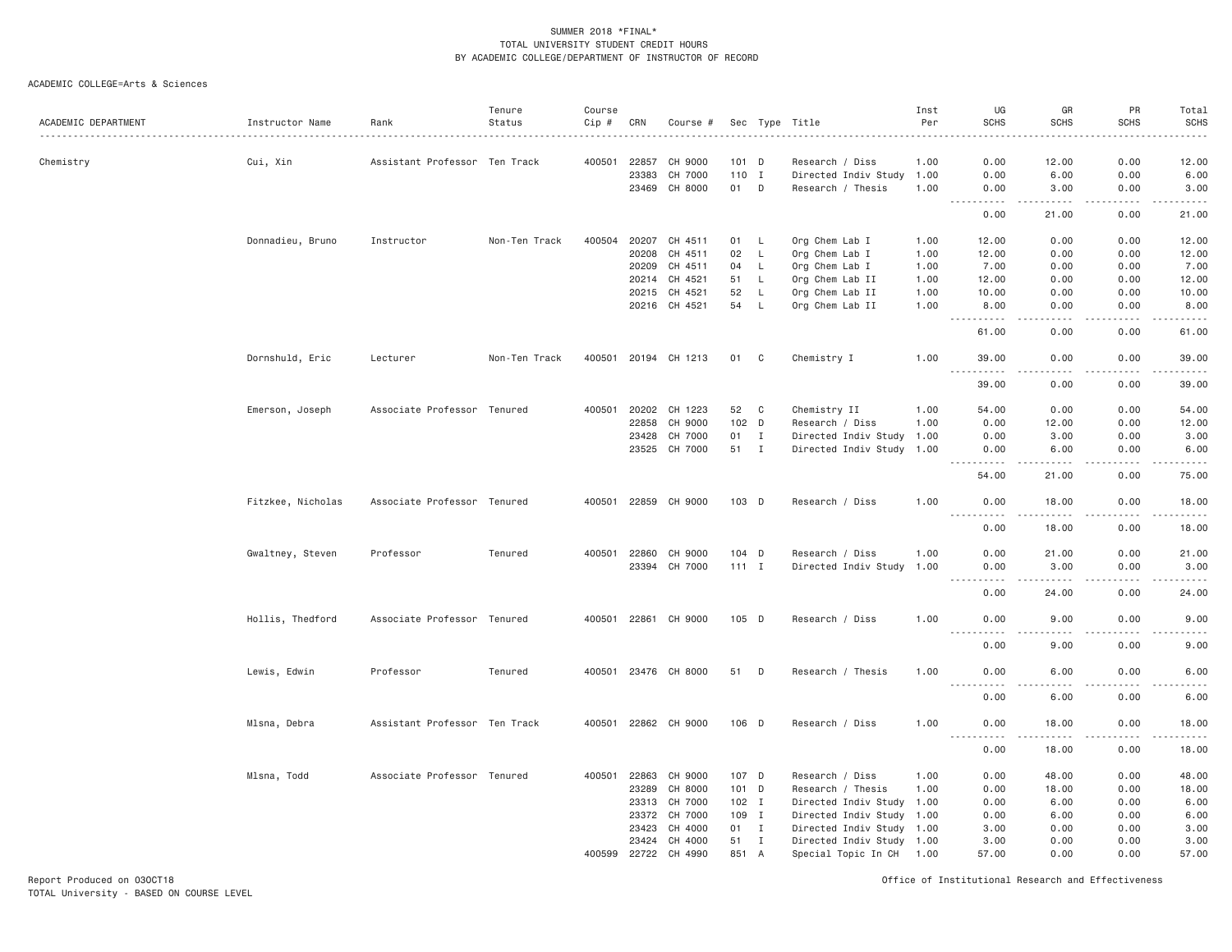SUMMER 2018 *FINAL*
TOTAL UNIVERSITY STUDENT CREDIT HOURS
BY ACADEMIC COLLEGE/DEPARTMENT OF INSTRUCTOR OF RECORD

ACADEMIC COLLEGE=Arts & Sciences

| ACADEMIC DEPARTMENT | Instructor Name | Rank | Tenure Status | Course Cip # | CRN | Course # | Sec | Type | Title | Inst Per | UG SCHS | GR SCHS | PR SCHS | Total SCHS |
|---|---|---|---|---|---|---|---|---|---|---|---|---|---|---|
| Chemistry | Cui, Xin | Assistant Professor | Ten Track | 400501 | 22857 | CH 9000 | 101 | D | Research / Diss | 1.00 | 0.00 | 12.00 | 0.00 | 12.00 |
| | | | | | 23383 | CH 7000 | 110 | I | Directed Indiv Study | 1.00 | 0.00 | 6.00 | 0.00 | 6.00 |
| | | | | | 23469 | CH 8000 | 01 | D | Research / Thesis | 1.00 | 0.00 | 3.00 | 0.00 | 3.00 |
| | | | | | | | | | | | 0.00 | 21.00 | 0.00 | 21.00 |
| | Donnadieu, Bruno | Instructor | Non-Ten Track | 400504 | 20207 | CH 4511 | 01 | L | Org Chem Lab I | 1.00 | 12.00 | 0.00 | 0.00 | 12.00 |
| | | | | | 20208 | CH 4511 | 02 | L | Org Chem Lab I | 1.00 | 12.00 | 0.00 | 0.00 | 12.00 |
| | | | | | 20209 | CH 4511 | 04 | L | Org Chem Lab I | 1.00 | 7.00 | 0.00 | 0.00 | 7.00 |
| | | | | | 20214 | CH 4521 | 51 | L | Org Chem Lab II | 1.00 | 12.00 | 0.00 | 0.00 | 12.00 |
| | | | | | 20215 | CH 4521 | 52 | L | Org Chem Lab II | 1.00 | 10.00 | 0.00 | 0.00 | 10.00 |
| | | | | | 20216 | CH 4521 | 54 | L | Org Chem Lab II | 1.00 | 8.00 | 0.00 | 0.00 | 8.00 |
| | | | | | | | | | | | 61.00 | 0.00 | 0.00 | 61.00 |
| | Dornshuld, Eric | Lecturer | Non-Ten Track | 400501 | 20194 | CH 1213 | 01 | C | Chemistry I | 1.00 | 39.00 | 0.00 | 0.00 | 39.00 |
| | | | | | | | | | | | 39.00 | 0.00 | 0.00 | 39.00 |
| | Emerson, Joseph | Associate Professor | Tenured | 400501 | 20202 | CH 1223 | 52 | C | Chemistry II | 1.00 | 54.00 | 0.00 | 0.00 | 54.00 |
| | | | | | 22858 | CH 9000 | 102 | D | Research / Diss | 1.00 | 0.00 | 12.00 | 0.00 | 12.00 |
| | | | | | 23428 | CH 7000 | 01 | I | Directed Indiv Study | 1.00 | 0.00 | 3.00 | 0.00 | 3.00 |
| | | | | | 23525 | CH 7000 | 51 | I | Directed Indiv Study | 1.00 | 0.00 | 6.00 | 0.00 | 6.00 |
| | | | | | | | | | | | 54.00 | 21.00 | 0.00 | 75.00 |
| | Fitzkee, Nicholas | Associate Professor | Tenured | 400501 | 22859 | CH 9000 | 103 | D | Research / Diss | 1.00 | 0.00 | 18.00 | 0.00 | 18.00 |
| | | | | | | | | | | | 0.00 | 18.00 | 0.00 | 18.00 |
| | Gwaltney, Steven | Professor | Tenured | 400501 | 22860 | CH 9000 | 104 | D | Research / Diss | 1.00 | 0.00 | 21.00 | 0.00 | 21.00 |
| | | | | | 23394 | CH 7000 | 111 | I | Directed Indiv Study | 1.00 | 0.00 | 3.00 | 0.00 | 3.00 |
| | | | | | | | | | | | 0.00 | 24.00 | 0.00 | 24.00 |
| | Hollis, Thedford | Associate Professor | Tenured | 400501 | 22861 | CH 9000 | 105 | D | Research / Diss | 1.00 | 0.00 | 9.00 | 0.00 | 9.00 |
| | | | | | | | | | | | 0.00 | 9.00 | 0.00 | 9.00 |
| | Lewis, Edwin | Professor | Tenured | 400501 | 23476 | CH 8000 | 51 | D | Research / Thesis | 1.00 | 0.00 | 6.00 | 0.00 | 6.00 |
| | | | | | | | | | | | 0.00 | 6.00 | 0.00 | 6.00 |
| | Mlsna, Debra | Assistant Professor | Ten Track | 400501 | 22862 | CH 9000 | 106 | D | Research / Diss | 1.00 | 0.00 | 18.00 | 0.00 | 18.00 |
| | | | | | | | | | | | 0.00 | 18.00 | 0.00 | 18.00 |
| | Mlsna, Todd | Associate Professor | Tenured | 400501 | 22863 | CH 9000 | 107 | D | Research / Diss | 1.00 | 0.00 | 48.00 | 0.00 | 48.00 |
| | | | | | 23289 | CH 8000 | 101 | D | Research / Thesis | 1.00 | 0.00 | 18.00 | 0.00 | 18.00 |
| | | | | | 23313 | CH 7000 | 102 | I | Directed Indiv Study | 1.00 | 0.00 | 6.00 | 0.00 | 6.00 |
| | | | | | 23372 | CH 7000 | 109 | I | Directed Indiv Study | 1.00 | 0.00 | 6.00 | 0.00 | 6.00 |
| | | | | | 23423 | CH 4000 | 01 | I | Directed Indiv Study | 1.00 | 3.00 | 0.00 | 0.00 | 3.00 |
| | | | | | 23424 | CH 4000 | 51 | I | Directed Indiv Study | 1.00 | 3.00 | 0.00 | 0.00 | 3.00 |
| | | | | 400599 | 22722 | CH 4990 | 851 | A | Special Topic In CH | 1.00 | 57.00 | 0.00 | 0.00 | 57.00 |

Report Produced on 03OCT18
TOTAL University - BASED ON COURSE LEVEL

Office of Institutional Research and Effectiveness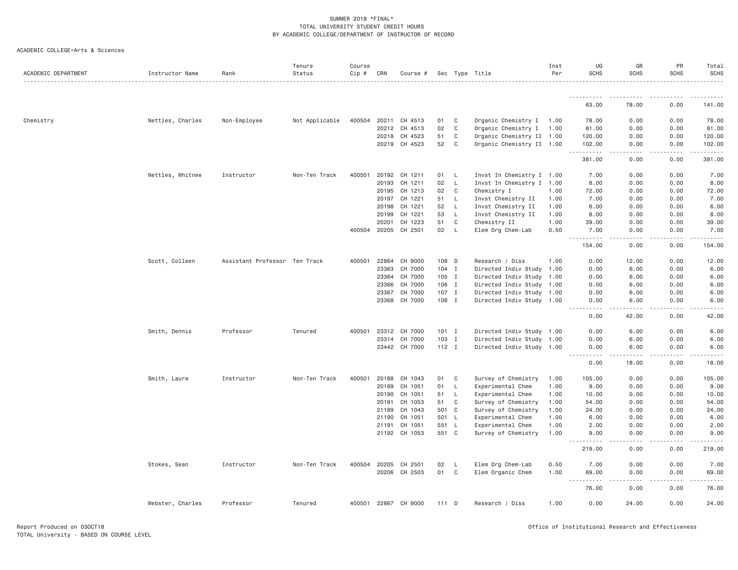SUMMER 2018 *FINAL*
TOTAL UNIVERSITY STUDENT CREDIT HOURS
BY ACADEMIC COLLEGE/DEPARTMENT OF INSTRUCTOR OF RECORD

ACADEMIC COLLEGE=Arts & Sciences

| ACADEMIC DEPARTMENT | Instructor Name | Rank | Tenure Status | Course Cip # | CRN | Course # | Sec | Type | Title | Inst Per | UG SCHS | GR SCHS | PR SCHS | Total SCHS |
|---|---|---|---|---|---|---|---|---|---|---|---|---|---|---|
| | | | | | | | | | | | 63.00 | 78.00 | 0.00 | 141.00 |
| Chemistry | Nettles, Charles | Non-Employee | Not Applicable | 400504 | 20211 | CH 4513 | 01 | C | Organic Chemistry I | 1.00 | 78.00 | 0.00 | 0.00 | 78.00 |
| | | | | | 20212 | CH 4513 | 02 | C | Organic Chemistry I | 1.00 | 81.00 | 0.00 | 0.00 | 81.00 |
| | | | | | 20218 | CH 4523 | 51 | C | Organic Chemistry II | 1.00 | 120.00 | 0.00 | 0.00 | 120.00 |
| | | | | | 20219 | CH 4523 | 52 | C | Organic Chemistry II | 1.00 | 102.00 | 0.00 | 0.00 | 102.00 |
| | | | | | | | | | | | 381.00 | 0.00 | 0.00 | 381.00 |
| | Nettles, Whitnee | Instructor | Non-Ten Track | 400501 | 20192 | CH 1211 | 01 | L | Invst In Chemistry I | 1.00 | 7.00 | 0.00 | 0.00 | 7.00 |
| | | | | | 20193 | CH 1211 | 02 | L | Invst In Chemistry I | 1.00 | 8.00 | 0.00 | 0.00 | 8.00 |
| | | | | | 20195 | CH 1213 | 02 | C | Chemistry I | 1.00 | 72.00 | 0.00 | 0.00 | 72.00 |
| | | | | | 20197 | CH 1221 | 51 | L | Invst Chemistry II | 1.00 | 7.00 | 0.00 | 0.00 | 7.00 |
| | | | | | 20198 | CH 1221 | 52 | L | Invst Chemistry II | 1.00 | 6.00 | 0.00 | 0.00 | 6.00 |
| | | | | | 20199 | CH 1221 | 53 | L | Invst Chemistry II | 1.00 | 8.00 | 0.00 | 0.00 | 8.00 |
| | | | | | 20201 | CH 1223 | 51 | C | Chemistry II | 1.00 | 39.00 | 0.00 | 0.00 | 39.00 |
| | | | | 400504 | 20205 | CH 2501 | 02 | L | Elem Org Chem-Lab | 0.50 | 7.00 | 0.00 | 0.00 | 7.00 |
| | | | | | | | | | | | 154.00 | 0.00 | 0.00 | 154.00 |
| | Scott, Colleen | Assistant Professor | Ten Track | 400501 | 22864 | CH 9000 | 108 | D | Research / Diss | 1.00 | 0.00 | 12.00 | 0.00 | 12.00 |
| | | | | | 23363 | CH 7000 | 104 | I | Directed Indiv Study | 1.00 | 0.00 | 6.00 | 0.00 | 6.00 |
| | | | | | 23364 | CH 7000 | 105 | I | Directed Indiv Study | 1.00 | 0.00 | 6.00 | 0.00 | 6.00 |
| | | | | | 23366 | CH 7000 | 106 | I | Directed Indiv Study | 1.00 | 0.00 | 6.00 | 0.00 | 6.00 |
| | | | | | 23367 | CH 7000 | 107 | I | Directed Indiv Study | 1.00 | 0.00 | 6.00 | 0.00 | 6.00 |
| | | | | | 23368 | CH 7000 | 108 | I | Directed Indiv Study | 1.00 | 0.00 | 6.00 | 0.00 | 6.00 |
| | | | | | | | | | | | 0.00 | 42.00 | 0.00 | 42.00 |
| | Smith, Dennis | Professor | Tenured | 400501 | 23312 | CH 7000 | 101 | I | Directed Indiv Study | 1.00 | 0.00 | 6.00 | 0.00 | 6.00 |
| | | | | | 23314 | CH 7000 | 103 | I | Directed Indiv Study | 1.00 | 0.00 | 6.00 | 0.00 | 6.00 |
| | | | | | 23442 | CH 7000 | 112 | I | Directed Indiv Study | 1.00 | 0.00 | 6.00 | 0.00 | 6.00 |
| | | | | | | | | | | | 0.00 | 18.00 | 0.00 | 18.00 |
| | Smith, Laura | Instructor | Non-Ten Track | 400501 | 20188 | CH 1043 | 01 | C | Survey of Chemistry | 1.00 | 105.00 | 0.00 | 0.00 | 105.00 |
| | | | | | 20189 | CH 1051 | 01 | L | Experimental Chem | 1.00 | 9.00 | 0.00 | 0.00 | 9.00 |
| | | | | | 20190 | CH 1051 | 51 | L | Experimental Chem | 1.00 | 10.00 | 0.00 | 0.00 | 10.00 |
| | | | | | 20191 | CH 1053 | 51 | C | Survey of Chemistry | 1.00 | 54.00 | 0.00 | 0.00 | 54.00 |
| | | | | | 21189 | CH 1043 | 501 | C | Survey of Chemistry | 1.00 | 24.00 | 0.00 | 0.00 | 24.00 |
| | | | | | 21190 | CH 1051 | 501 | L | Experimental Chem | 1.00 | 6.00 | 0.00 | 0.00 | 6.00 |
| | | | | | 21191 | CH 1051 | 551 | L | Experimental Chem | 1.00 | 2.00 | 0.00 | 0.00 | 2.00 |
| | | | | | 21192 | CH 1053 | 551 | C | Survey of Chemistry | 1.00 | 9.00 | 0.00 | 0.00 | 9.00 |
| | | | | | | | | | | | 219.00 | 0.00 | 0.00 | 219.00 |
| | Stokes, Sean | Instructor | Non-Ten Track | 400504 | 20205 | CH 2501 | 02 | L | Elem Org Chem-Lab | 0.50 | 7.00 | 0.00 | 0.00 | 7.00 |
| | | | | | 20206 | CH 2503 | 01 | C | Elem Organic Chem | 1.00 | 69.00 | 0.00 | 0.00 | 69.00 |
| | | | | | | | | | | | 76.00 | 0.00 | 0.00 | 76.00 |
| | Webster, Charles | Professor | Tenured | 400501 | 22867 | CH 9000 | 111 | D | Research / Diss | 1.00 | 0.00 | 24.00 | 0.00 | 24.00 |

Report Produced on 03OCT18
TOTAL University - BASED ON COURSE LEVEL

Office of Institutional Research and Effectiveness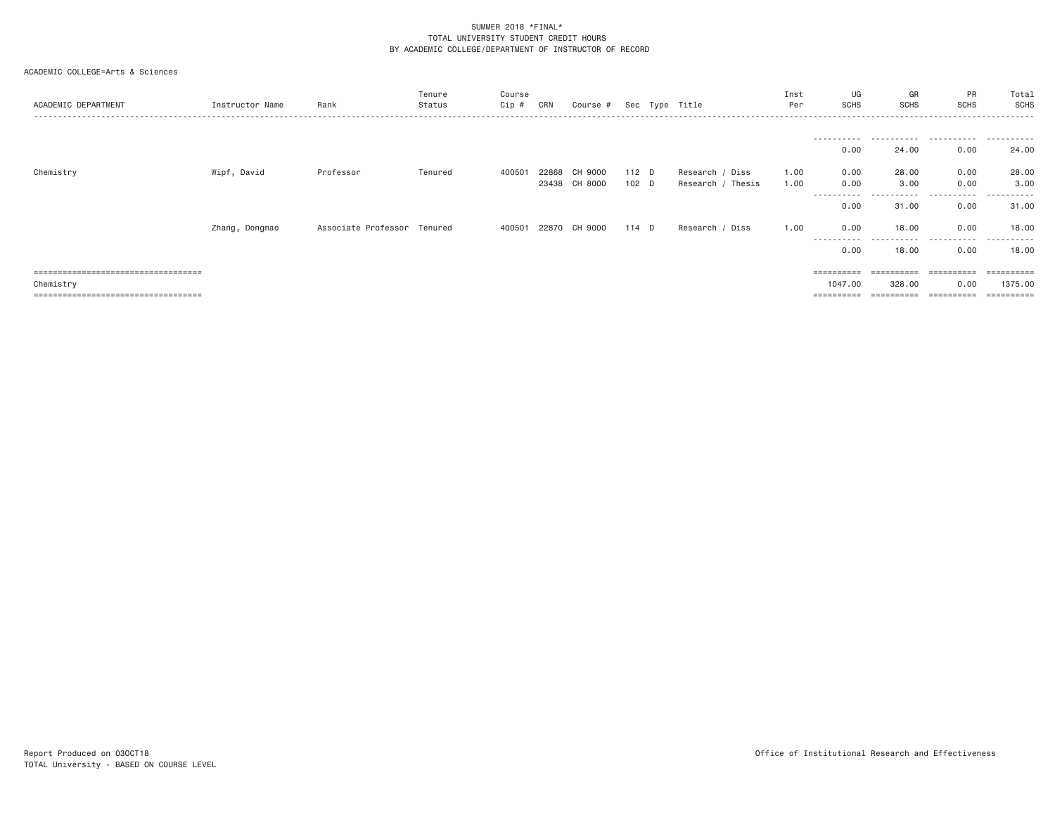SUMMER 2018 *FINAL*
TOTAL UNIVERSITY STUDENT CREDIT HOURS
BY ACADEMIC COLLEGE/DEPARTMENT OF INSTRUCTOR OF RECORD

ACADEMIC COLLEGE=Arts & Sciences

| ACADEMIC DEPARTMENT | Instructor Name | Rank | Tenure Status | Course Cip # | CRN | Course # | Sec | Type | Title | Inst Per | UG SCHS | GR SCHS | PR SCHS | Total SCHS |
|---|---|---|---|---|---|---|---|---|---|---|---|---|---|---|
| | | | | | | | | | | | 0.00 | 24.00 | 0.00 | 24.00 |
| Chemistry | Wipf, David | Professor | Tenured | 400501 | 22868 | CH 9000 | 112 | D | Research / Diss | 1.00 | 0.00 | 28.00 | 0.00 | 28.00 |
| | | | | | 23438 | CH 8000 | 102 | D | Research / Thesis | 1.00 | 0.00 | 3.00 | 0.00 | 3.00 |
| | | | | | | | | | | | 0.00 | 31.00 | 0.00 | 31.00 |
| | Zhang, Dongmao | Associate Professor | Tenured | 400501 | 22870 | CH 9000 | 114 | D | Research / Diss | 1.00 | 0.00 | 18.00 | 0.00 | 18.00 |
| | | | | | | | | | | | 0.00 | 18.00 | 0.00 | 18.00 |
| Chemistry | | | | | | | | | | | 1047.00 | 328.00 | 0.00 | 1375.00 |

Report Produced on 03OCT18
TOTAL University - BASED ON COURSE LEVEL

Office of Institutional Research and Effectiveness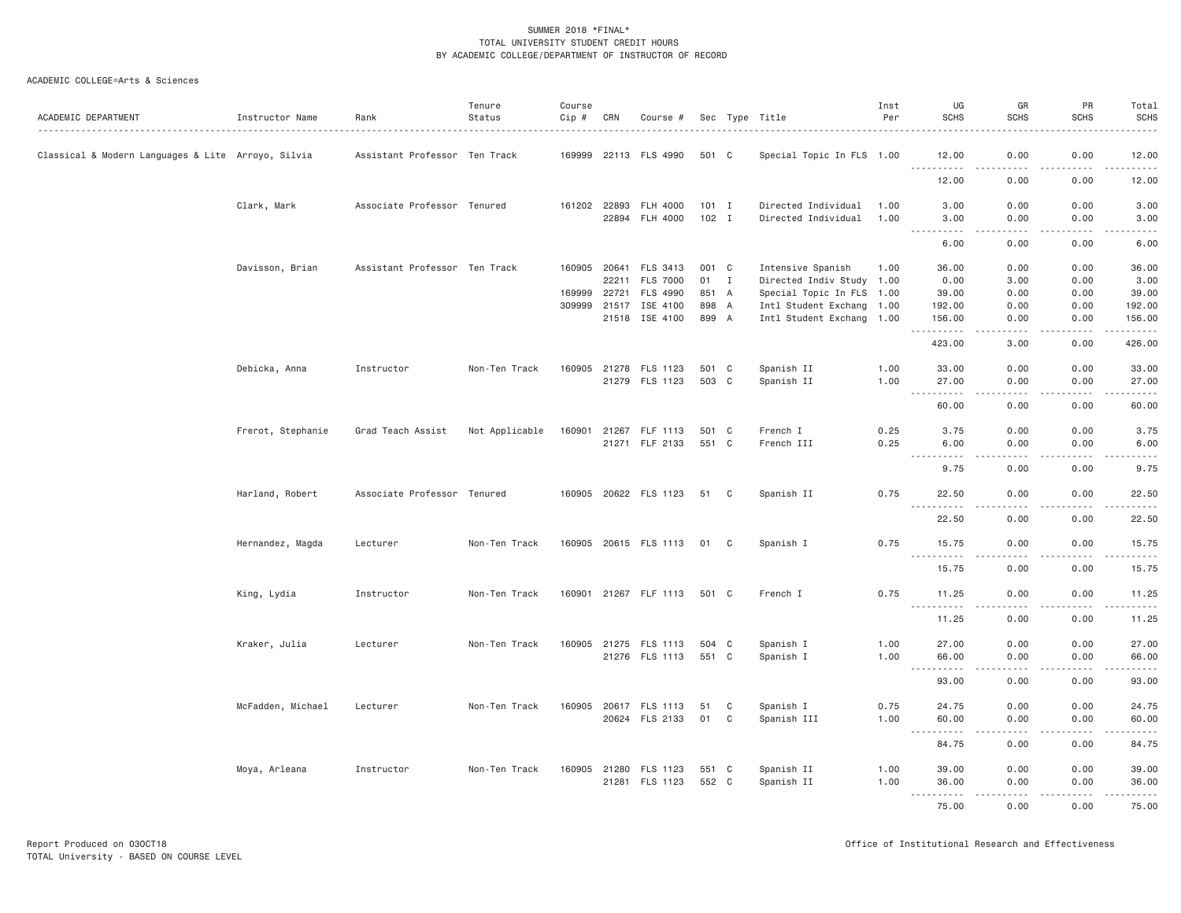SUMMER 2018 *FINAL*
TOTAL UNIVERSITY STUDENT CREDIT HOURS
BY ACADEMIC COLLEGE/DEPARTMENT OF INSTRUCTOR OF RECORD

ACADEMIC COLLEGE=Arts & Sciences

| ACADEMIC DEPARTMENT | Instructor Name | Rank | Tenure Status | Course Cip # | CRN | Course # | Sec | Type | Title | Inst Per | UG SCHS | GR SCHS | PR SCHS | Total SCHS |
|---|---|---|---|---|---|---|---|---|---|---|---|---|---|---|
| Classical & Modern Languages & Lite | Arroyo, Silvia | Assistant Professor | Ten Track | 169999 | 22113 | FLS 4990 | 501 | C | Special Topic In FLS | 1.00 | 12.00 | 0.00 | 0.00 | 12.00 |
| | | | | | | | | | | | 12.00 | 0.00 | 0.00 | 12.00 |
| | Clark, Mark | Associate Professor | Tenured | 161202 | 22893 | FLH 4000 | 101 | I | Directed Individual | 1.00 | 3.00 | 0.00 | 0.00 | 3.00 |
| | | | | | 22894 | FLH 4000 | 102 | I | Directed Individual | 1.00 | 3.00 | 0.00 | 0.00 | 3.00 |
| | | | | | | | | | | | 6.00 | 0.00 | 0.00 | 6.00 |
| | Davisson, Brian | Assistant Professor | Ten Track | 160905 | 20641 | FLS 3413 | 001 | C | Intensive Spanish | 1.00 | 36.00 | 0.00 | 0.00 | 36.00 |
| | | | | | 22211 | FLS 7000 | 01 | I | Directed Indiv Study | 1.00 | 0.00 | 3.00 | 0.00 | 3.00 |
| | | | | 169999 | 22721 | FLS 4990 | 851 | A | Special Topic In FLS | 1.00 | 39.00 | 0.00 | 0.00 | 39.00 |
| | | | | 309999 | 21517 | ISE 4100 | 898 | A | Intl Student Exchang | 1.00 | 192.00 | 0.00 | 0.00 | 192.00 |
| | | | | | 21518 | ISE 4100 | 899 | A | Intl Student Exchang | 1.00 | 156.00 | 0.00 | 0.00 | 156.00 |
| | | | | | | | | | | | 423.00 | 3.00 | 0.00 | 426.00 |
| | Debicka, Anna | Instructor | Non-Ten Track | 160905 | 21278 | FLS 1123 | 501 | C | Spanish II | 1.00 | 33.00 | 0.00 | 0.00 | 33.00 |
| | | | | | 21279 | FLS 1123 | 503 | C | Spanish II | 1.00 | 27.00 | 0.00 | 0.00 | 27.00 |
| | | | | | | | | | | | 60.00 | 0.00 | 0.00 | 60.00 |
| | Frerot, Stephanie | Grad Teach Assist | Not Applicable | 160901 | 21267 | FLF 1113 | 501 | C | French I | 0.25 | 3.75 | 0.00 | 0.00 | 3.75 |
| | | | | | 21271 | FLF 2133 | 551 | C | French III | 0.25 | 6.00 | 0.00 | 0.00 | 6.00 |
| | | | | | | | | | | | 9.75 | 0.00 | 0.00 | 9.75 |
| | Harland, Robert | Associate Professor | Tenured | 160905 | 20622 | FLS 1123 | 51 | C | Spanish II | 0.75 | 22.50 | 0.00 | 0.00 | 22.50 |
| | | | | | | | | | | | 22.50 | 0.00 | 0.00 | 22.50 |
| | Hernandez, Magda | Lecturer | Non-Ten Track | 160905 | 20615 | FLS 1113 | 01 | C | Spanish I | 0.75 | 15.75 | 0.00 | 0.00 | 15.75 |
| | | | | | | | | | | | 15.75 | 0.00 | 0.00 | 15.75 |
| | King, Lydia | Instructor | Non-Ten Track | 160901 | 21267 | FLF 1113 | 501 | C | French I | 0.75 | 11.25 | 0.00 | 0.00 | 11.25 |
| | | | | | | | | | | | 11.25 | 0.00 | 0.00 | 11.25 |
| | Kraker, Julia | Lecturer | Non-Ten Track | 160905 | 21275 | FLS 1113 | 504 | C | Spanish I | 1.00 | 27.00 | 0.00 | 0.00 | 27.00 |
| | | | | | 21276 | FLS 1113 | 551 | C | Spanish I | 1.00 | 66.00 | 0.00 | 0.00 | 66.00 |
| | | | | | | | | | | | 93.00 | 0.00 | 0.00 | 93.00 |
| | McFadden, Michael | Lecturer | Non-Ten Track | 160905 | 20617 | FLS 1113 | 51 | C | Spanish I | 0.75 | 24.75 | 0.00 | 0.00 | 24.75 |
| | | | | | 20624 | FLS 2133 | 01 | C | Spanish III | 1.00 | 60.00 | 0.00 | 0.00 | 60.00 |
| | | | | | | | | | | | 84.75 | 0.00 | 0.00 | 84.75 |
| | Moya, Arleana | Instructor | Non-Ten Track | 160905 | 21280 | FLS 1123 | 551 | C | Spanish II | 1.00 | 39.00 | 0.00 | 0.00 | 39.00 |
| | | | | | 21281 | FLS 1123 | 552 | C | Spanish II | 1.00 | 36.00 | 0.00 | 0.00 | 36.00 |
| | | | | | | | | | | | 75.00 | 0.00 | 0.00 | 75.00 |

Report Produced on 03OCT18
TOTAL University - BASED ON COURSE LEVEL

Office of Institutional Research and Effectiveness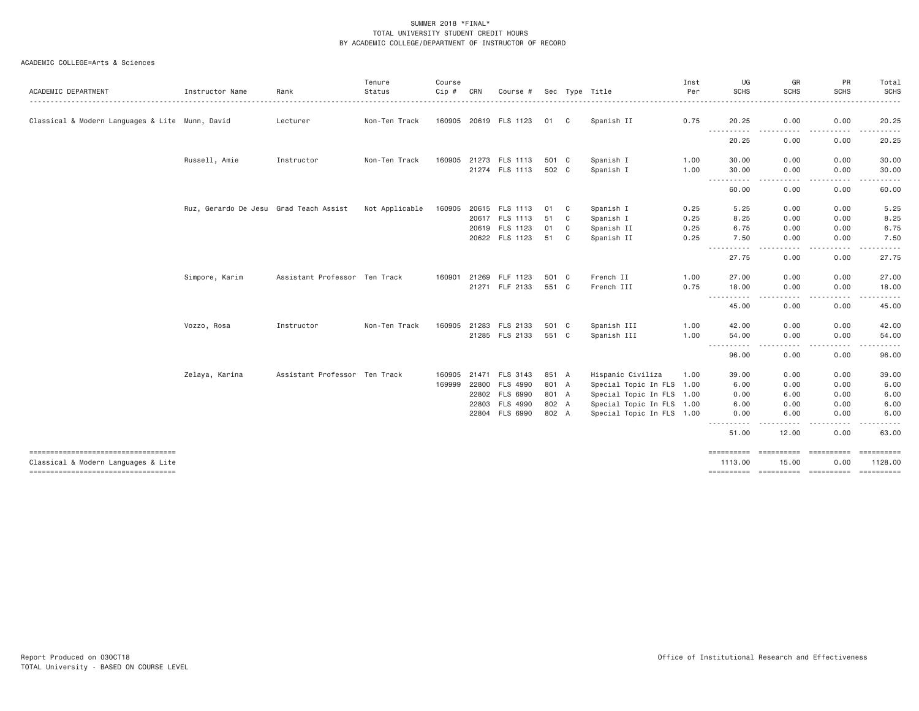SUMMER 2018 *FINAL*
TOTAL UNIVERSITY STUDENT CREDIT HOURS
BY ACADEMIC COLLEGE/DEPARTMENT OF INSTRUCTOR OF RECORD

ACADEMIC COLLEGE=Arts & Sciences

| ACADEMIC DEPARTMENT | Instructor Name | Rank | Tenure Status | Course Cip # | CRN | Course # | Sec | Type | Title | Inst Per | UG SCHS | GR SCHS | PR SCHS | Total SCHS |
|---|---|---|---|---|---|---|---|---|---|---|---|---|---|---|
| Classical & Modern Languages & Lite | Munn, David | Lecturer | Non-Ten Track | 160905 | 20619 | FLS 1123 | 01 | C | Spanish II | 0.75 | 20.25 | 0.00 | 0.00 | 20.25 |
| | | | | | | | | | | | 20.25 | 0.00 | 0.00 | 20.25 |
| | Russell, Amie | Instructor | Non-Ten Track | 160905 | 21273 | FLS 1113 | 501 | C | Spanish I | 1.00 | 30.00 | 0.00 | 0.00 | 30.00 |
| | | | | | 21274 | FLS 1113 | 502 | C | Spanish I | 1.00 | 30.00 | 0.00 | 0.00 | 30.00 |
| | | | | | | | | | | | 60.00 | 0.00 | 0.00 | 60.00 |
| | Ruz, Gerardo De Jesu | Grad Teach Assist | Not Applicable | 160905 | 20615 | FLS 1113 | 01 | C | Spanish I | 0.25 | 5.25 | 0.00 | 0.00 | 5.25 |
| | | | | | 20617 | FLS 1113 | 51 | C | Spanish I | 0.25 | 8.25 | 0.00 | 0.00 | 8.25 |
| | | | | | 20619 | FLS 1123 | 01 | C | Spanish II | 0.25 | 6.75 | 0.00 | 0.00 | 6.75 |
| | | | | | 20622 | FLS 1123 | 51 | C | Spanish II | 0.25 | 7.50 | 0.00 | 0.00 | 7.50 |
| | | | | | | | | | | | 27.75 | 0.00 | 0.00 | 27.75 |
| | Simpore, Karim | Assistant Professor | Ten Track | 160901 | 21269 | FLF 1123 | 501 | C | French II | 1.00 | 27.00 | 0.00 | 0.00 | 27.00 |
| | | | | | 21271 | FLF 2133 | 551 | C | French III | 0.75 | 18.00 | 0.00 | 0.00 | 18.00 |
| | | | | | | | | | | | 45.00 | 0.00 | 0.00 | 45.00 |
| | Vozzo, Rosa | Instructor | Non-Ten Track | 160905 | 21283 | FLS 2133 | 501 | C | Spanish III | 1.00 | 42.00 | 0.00 | 0.00 | 42.00 |
| | | | | | 21285 | FLS 2133 | 551 | C | Spanish III | 1.00 | 54.00 | 0.00 | 0.00 | 54.00 |
| | | | | | | | | | | | 96.00 | 0.00 | 0.00 | 96.00 |
| | Zelaya, Karina | Assistant Professor | Ten Track | 160905 | 21471 | FLS 3143 | 851 | A | Hispanic Civiliza | 1.00 | 39.00 | 0.00 | 0.00 | 39.00 |
| | | | | 169999 | 22800 | FLS 4990 | 801 | A | Special Topic In FLS | 1.00 | 6.00 | 0.00 | 0.00 | 6.00 |
| | | | | | 22802 | FLS 6990 | 801 | A | Special Topic In FLS | 1.00 | 0.00 | 6.00 | 0.00 | 6.00 |
| | | | | | 22803 | FLS 4990 | 802 | A | Special Topic In FLS | 1.00 | 6.00 | 0.00 | 0.00 | 6.00 |
| | | | | | 22804 | FLS 6990 | 802 | A | Special Topic In FLS | 1.00 | 0.00 | 6.00 | 0.00 | 6.00 |
| | | | | | | | | | | | 51.00 | 12.00 | 0.00 | 63.00 |
| Classical & Modern Languages & Lite | | | | | | | | | | | 1113.00 | 15.00 | 0.00 | 1128.00 |

Report Produced on 03OCT18
TOTAL University - BASED ON COURSE LEVEL

Office of Institutional Research and Effectiveness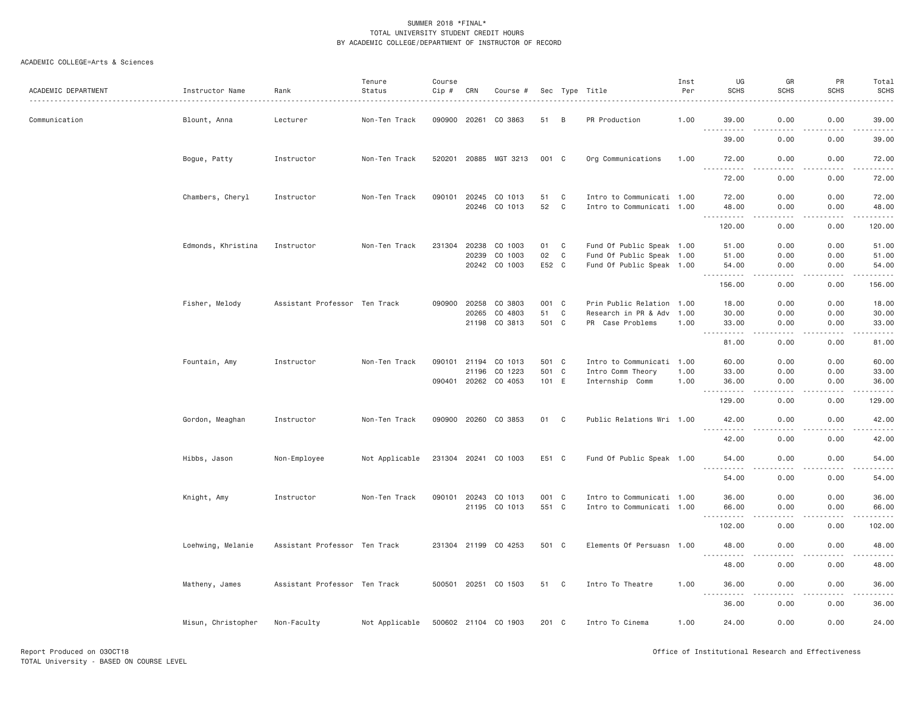SUMMER 2018 *FINAL*
TOTAL UNIVERSITY STUDENT CREDIT HOURS
BY ACADEMIC COLLEGE/DEPARTMENT OF INSTRUCTOR OF RECORD

ACADEMIC COLLEGE=Arts & Sciences

| ACADEMIC DEPARTMENT | Instructor Name | Rank | Tenure Status | Course Cip # | CRN | Course # | Sec | Type | Title | Inst Per | UG SCHS | GR SCHS | PR SCHS | Total SCHS |
|---|---|---|---|---|---|---|---|---|---|---|---|---|---|---|
| Communication | Blount, Anna | Lecturer | Non-Ten Track | 090900 | 20261 | CO 3863 | 51 | B | PR Production | 1.00 | 39.00 | 0.00 | 0.00 | 39.00 |
| | | | | | | | | | | | 39.00 | 0.00 | 0.00 | 39.00 |
| | Bogue, Patty | Instructor | Non-Ten Track | 520201 | 20885 | MGT 3213 | 001 | C | Org Communications | 1.00 | 72.00 | 0.00 | 0.00 | 72.00 |
| | | | | | | | | | | | 72.00 | 0.00 | 0.00 | 72.00 |
| | Chambers, Cheryl | Instructor | Non-Ten Track | 090101 | 20245 | CO 1013 | 51 | C | Intro to Communicati | 1.00 | 72.00 | 0.00 | 0.00 | 72.00 |
| | | | | | 20246 | CO 1013 | 52 | C | Intro to Communicati | 1.00 | 48.00 | 0.00 | 0.00 | 48.00 |
| | | | | | | | | | | | 120.00 | 0.00 | 0.00 | 120.00 |
| | Edmonds, Khristina | Instructor | Non-Ten Track | 231304 | 20238 | CO 1003 | 01 | C | Fund Of Public Speak | 1.00 | 51.00 | 0.00 | 0.00 | 51.00 |
| | | | | | 20239 | CO 1003 | 02 | C | Fund Of Public Speak | 1.00 | 51.00 | 0.00 | 0.00 | 51.00 |
| | | | | | 20242 | CO 1003 | E52 | C | Fund Of Public Speak | 1.00 | 54.00 | 0.00 | 0.00 | 54.00 |
| | | | | | | | | | | | 156.00 | 0.00 | 0.00 | 156.00 |
| | Fisher, Melody | Assistant Professor | Ten Track | 090900 | 20258 | CO 3803 | 001 | C | Prin Public Relation | 1.00 | 18.00 | 0.00 | 0.00 | 18.00 |
| | | | | | 20265 | CO 4803 | 51 | C | Research in PR & Adv | 1.00 | 30.00 | 0.00 | 0.00 | 30.00 |
| | | | | | 21198 | CO 3813 | 501 | C | PR Case Problems | 1.00 | 33.00 | 0.00 | 0.00 | 33.00 |
| | | | | | | | | | | | 81.00 | 0.00 | 0.00 | 81.00 |
| | Fountain, Amy | Instructor | Non-Ten Track | 090101 | 21194 | CO 1013 | 501 | C | Intro to Communicati | 1.00 | 60.00 | 0.00 | 0.00 | 60.00 |
| | | | | | 21196 | CO 1223 | 501 | C | Intro Comm Theory | 1.00 | 33.00 | 0.00 | 0.00 | 33.00 |
| | | | | 090401 | 20262 | CO 4053 | 101 | E | Internship Comm | 1.00 | 36.00 | 0.00 | 0.00 | 36.00 |
| | | | | | | | | | | | 129.00 | 0.00 | 0.00 | 129.00 |
| | Gordon, Meaghan | Instructor | Non-Ten Track | 090900 | 20260 | CO 3853 | 01 | C | Public Relations Wri | 1.00 | 42.00 | 0.00 | 0.00 | 42.00 |
| | | | | | | | | | | | 42.00 | 0.00 | 0.00 | 42.00 |
| | Hibbs, Jason | Non-Employee | Not Applicable | 231304 | 20241 | CO 1003 | E51 | C | Fund Of Public Speak | 1.00 | 54.00 | 0.00 | 0.00 | 54.00 |
| | | | | | | | | | | | 54.00 | 0.00 | 0.00 | 54.00 |
| | Knight, Amy | Instructor | Non-Ten Track | 090101 | 20243 | CO 1013 | 001 | C | Intro to Communicati | 1.00 | 36.00 | 0.00 | 0.00 | 36.00 |
| | | | | | 21195 | CO 1013 | 551 | C | Intro to Communicati | 1.00 | 66.00 | 0.00 | 0.00 | 66.00 |
| | | | | | | | | | | | 102.00 | 0.00 | 0.00 | 102.00 |
| | Loehwing, Melanie | Assistant Professor | Ten Track | 231304 | 21199 | CO 4253 | 501 | C | Elements Of Persuasn | 1.00 | 48.00 | 0.00 | 0.00 | 48.00 |
| | | | | | | | | | | | 48.00 | 0.00 | 0.00 | 48.00 |
| | Matheny, James | Assistant Professor | Ten Track | 500501 | 20251 | CO 1503 | 51 | C | Intro To Theatre | 1.00 | 36.00 | 0.00 | 0.00 | 36.00 |
| | | | | | | | | | | | 36.00 | 0.00 | 0.00 | 36.00 |
| | Misun, Christopher | Non-Faculty | Not Applicable | 500602 | 21104 | CO 1903 | 201 | C | Intro To Cinema | 1.00 | 24.00 | 0.00 | 0.00 | 24.00 |

Report Produced on 03OCT18
TOTAL University - BASED ON COURSE LEVEL

Office of Institutional Research and Effectiveness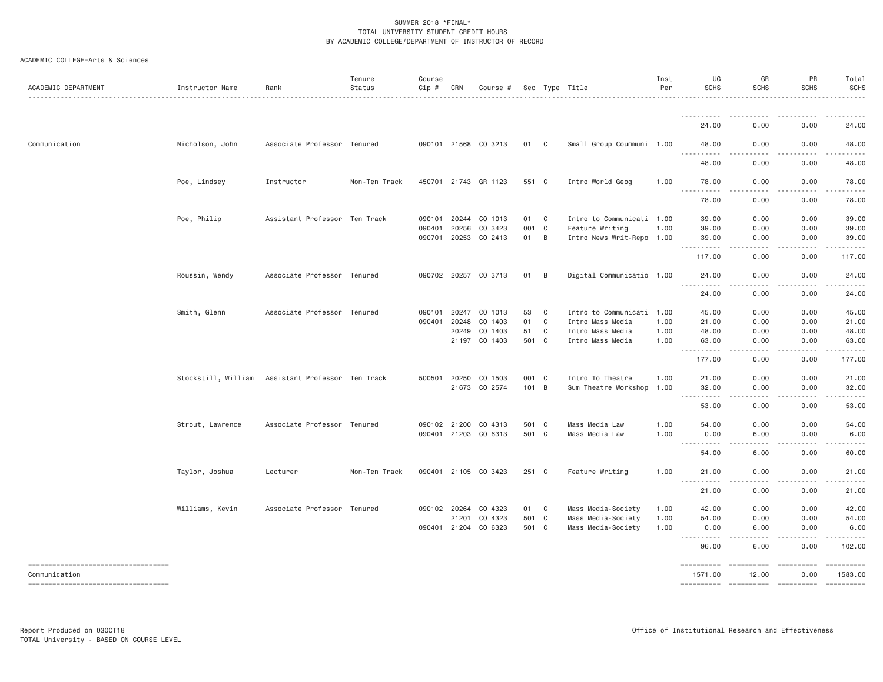SUMMER 2018 *FINAL*
TOTAL UNIVERSITY STUDENT CREDIT HOURS
BY ACADEMIC COLLEGE/DEPARTMENT OF INSTRUCTOR OF RECORD

ACADEMIC COLLEGE=Arts & Sciences

| ACADEMIC DEPARTMENT | Instructor Name | Rank | Tenure Status | Course Cip # | CRN | Course # | Sec | Type | Title | Inst Per | UG SCHS | GR SCHS | PR SCHS | Total SCHS |
|---|---|---|---|---|---|---|---|---|---|---|---|---|---|---|
| | | | | | | | | | | | 24.00 | 0.00 | 0.00 | 24.00 |
| Communication | Nicholson, John | Associate Professor | Tenured | 090101 | 21568 | CO 3213 | 01 | C | Small Group Coummuni | 1.00 | 48.00 | 0.00 | 0.00 | 48.00 |
| | | | | | | | | | | | 48.00 | 0.00 | 0.00 | 48.00 |
| | Poe, Lindsey | Instructor | Non-Ten Track | 450701 | 21743 | GR 1123 | 551 | C | Intro World Geog | 1.00 | 78.00 | 0.00 | 0.00 | 78.00 |
| | | | | | | | | | | | 78.00 | 0.00 | 0.00 | 78.00 |
| | Poe, Philip | Assistant Professor | Ten Track | 090101 | 20244 | CO 1013 | 01 | C | Intro to Communicati | 1.00 | 39.00 | 0.00 | 0.00 | 39.00 |
| | | | | 090401 | 20256 | CO 3423 | 001 | C | Feature Writing | 1.00 | 39.00 | 0.00 | 0.00 | 39.00 |
| | | | | 090701 | 20253 | CO 2413 | 01 | B | Intro News Writ-Repo | 1.00 | 39.00 | 0.00 | 0.00 | 39.00 |
| | | | | | | | | | | | 117.00 | 0.00 | 0.00 | 117.00 |
| | Roussin, Wendy | Associate Professor | Tenured | 090702 | 20257 | CO 3713 | 01 | B | Digital Communicatio | 1.00 | 24.00 | 0.00 | 0.00 | 24.00 |
| | | | | | | | | | | | 24.00 | 0.00 | 0.00 | 24.00 |
| | Smith, Glenn | Associate Professor | Tenured | 090101 | 20247 | CO 1013 | 53 | C | Intro to Communicati | 1.00 | 45.00 | 0.00 | 0.00 | 45.00 |
| | | | | 090401 | 20248 | CO 1403 | 01 | C | Intro Mass Media | 1.00 | 21.00 | 0.00 | 0.00 | 21.00 |
| | | | | | 20249 | CO 1403 | 51 | C | Intro Mass Media | 1.00 | 48.00 | 0.00 | 0.00 | 48.00 |
| | | | | | 21197 | CO 1403 | 501 | C | Intro Mass Media | 1.00 | 63.00 | 0.00 | 0.00 | 63.00 |
| | | | | | | | | | | | 177.00 | 0.00 | 0.00 | 177.00 |
| | Stockstill, William | Assistant Professor | Ten Track | 500501 | 20250 | CO 1503 | 001 | C | Intro To Theatre | 1.00 | 21.00 | 0.00 | 0.00 | 21.00 |
| | | | | | 21673 | CO 2574 | 101 | B | Sum Theatre Workshop | 1.00 | 32.00 | 0.00 | 0.00 | 32.00 |
| | | | | | | | | | | | 53.00 | 0.00 | 0.00 | 53.00 |
| | Strout, Lawrence | Associate Professor | Tenured | 090102 | 21200 | CO 4313 | 501 | C | Mass Media Law | 1.00 | 54.00 | 0.00 | 0.00 | 54.00 |
| | | | | 090401 | 21203 | CO 6313 | 501 | C | Mass Media Law | 1.00 | 0.00 | 6.00 | 0.00 | 6.00 |
| | | | | | | | | | | | 54.00 | 6.00 | 0.00 | 60.00 |
| | Taylor, Joshua | Lecturer | Non-Ten Track | 090401 | 21105 | CO 3423 | 251 | C | Feature Writing | 1.00 | 21.00 | 0.00 | 0.00 | 21.00 |
| | | | | | | | | | | | 21.00 | 0.00 | 0.00 | 21.00 |
| | Williams, Kevin | Associate Professor | Tenured | 090102 | 20264 | CO 4323 | 01 | C | Mass Media-Society | 1.00 | 42.00 | 0.00 | 0.00 | 42.00 |
| | | | | | 21201 | CO 4323 | 501 | C | Mass Media-Society | 1.00 | 54.00 | 0.00 | 0.00 | 54.00 |
| | | | | 090401 | 21204 | CO 6323 | 501 | C | Mass Media-Society | 1.00 | 0.00 | 6.00 | 0.00 | 6.00 |
| | | | | | | | | | | | 96.00 | 6.00 | 0.00 | 102.00 |
| Communication | | | | | | | | | | | 1571.00 | 12.00 | 0.00 | 1583.00 |

Report Produced on 03OCT18
TOTAL University - BASED ON COURSE LEVEL

Office of Institutional Research and Effectiveness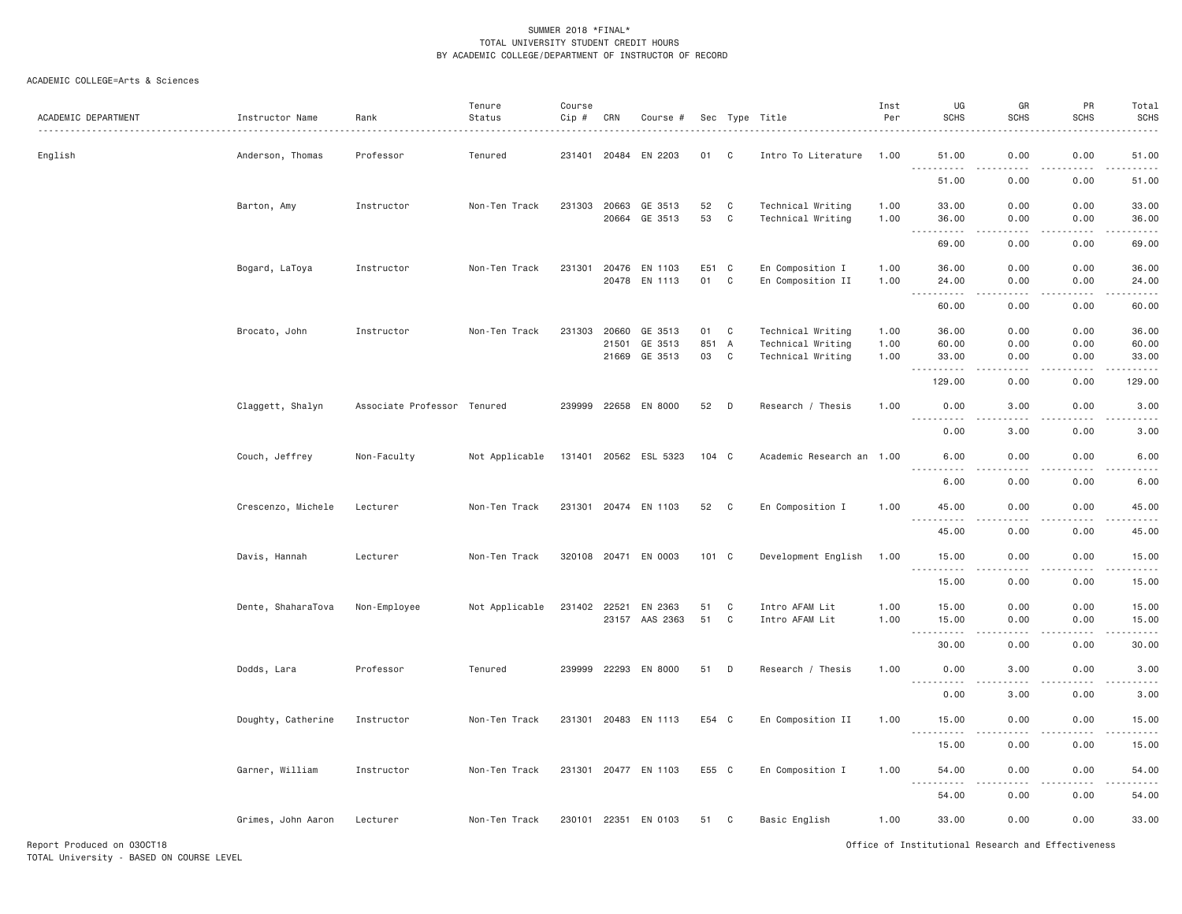SUMMER 2018 *FINAL*
TOTAL UNIVERSITY STUDENT CREDIT HOURS
BY ACADEMIC COLLEGE/DEPARTMENT OF INSTRUCTOR OF RECORD

ACADEMIC COLLEGE=Arts & Sciences

| ACADEMIC DEPARTMENT | Instructor Name | Rank | Tenure Status | Course Cip # | CRN | Course # | Sec | Type | Title | Inst Per | UG SCHS | GR SCHS | PR SCHS | Total SCHS |
|---|---|---|---|---|---|---|---|---|---|---|---|---|---|---|
| English | Anderson, Thomas | Professor | Tenured | 231401 | 20484 | EN 2203 | 01 | C | Intro To Literature | 1.00 | 51.00 | 0.00 | 0.00 | 51.00 |
| | | | | | | | | | | | 51.00 | 0.00 | 0.00 | 51.00 |
| | Barton, Amy | Instructor | Non-Ten Track | 231303 | 20663 | GE 3513 | 52 | C | Technical Writing | 1.00 | 33.00 | 0.00 | 0.00 | 33.00 |
| | | | | | 20664 | GE 3513 | 53 | C | Technical Writing | 1.00 | 36.00 | 0.00 | 0.00 | 36.00 |
| | | | | | | | | | | | 69.00 | 0.00 | 0.00 | 69.00 |
| | Bogard, LaToya | Instructor | Non-Ten Track | 231301 | 20476 | EN 1103 | E51 | C | En Composition I | 1.00 | 36.00 | 0.00 | 0.00 | 36.00 |
| | | | | | 20478 | EN 1113 | 01 | C | En Composition II | 1.00 | 24.00 | 0.00 | 0.00 | 24.00 |
| | | | | | | | | | | | 60.00 | 0.00 | 0.00 | 60.00 |
| | Brocato, John | Instructor | Non-Ten Track | 231303 | 20660 | GE 3513 | 01 | C | Technical Writing | 1.00 | 36.00 | 0.00 | 0.00 | 36.00 |
| | | | | | 21501 | GE 3513 | 851 | A | Technical Writing | 1.00 | 60.00 | 0.00 | 0.00 | 60.00 |
| | | | | | 21669 | GE 3513 | 03 | C | Technical Writing | 1.00 | 33.00 | 0.00 | 0.00 | 33.00 |
| | | | | | | | | | | | 129.00 | 0.00 | 0.00 | 129.00 |
| | Claggett, Shalyn | Associate Professor | Tenured | 239999 | 22658 | EN 8000 | 52 | D | Research / Thesis | 1.00 | 0.00 | 3.00 | 0.00 | 3.00 |
| | | | | | | | | | | | 0.00 | 3.00 | 0.00 | 3.00 |
| | Couch, Jeffrey | Non-Faculty | Not Applicable | 131401 | 20562 | ESL 5323 | 104 | C | Academic Research an | 1.00 | 6.00 | 0.00 | 0.00 | 6.00 |
| | | | | | | | | | | | 6.00 | 0.00 | 0.00 | 6.00 |
| | Crescenzo, Michele | Lecturer | Non-Ten Track | 231301 | 20474 | EN 1103 | 52 | C | En Composition I | 1.00 | 45.00 | 0.00 | 0.00 | 45.00 |
| | | | | | | | | | | | 45.00 | 0.00 | 0.00 | 45.00 |
| | Davis, Hannah | Lecturer | Non-Ten Track | 320108 | 20471 | EN 0003 | 101 | C | Development English | 1.00 | 15.00 | 0.00 | 0.00 | 15.00 |
| | | | | | | | | | | | 15.00 | 0.00 | 0.00 | 15.00 |
| | Dente, ShaharaTova | Non-Employee | Not Applicable | 231402 | 22521 | EN 2363 | 51 | C | Intro AFAM Lit | 1.00 | 15.00 | 0.00 | 0.00 | 15.00 |
| | | | | | 23157 | AAS 2363 | 51 | C | Intro AFAM Lit | 1.00 | 15.00 | 0.00 | 0.00 | 15.00 |
| | | | | | | | | | | | 30.00 | 0.00 | 0.00 | 30.00 |
| | Dodds, Lara | Professor | Tenured | 239999 | 22293 | EN 8000 | 51 | D | Research / Thesis | 1.00 | 0.00 | 3.00 | 0.00 | 3.00 |
| | | | | | | | | | | | 0.00 | 3.00 | 0.00 | 3.00 |
| | Doughty, Catherine | Instructor | Non-Ten Track | 231301 | 20483 | EN 1113 | E54 | C | En Composition II | 1.00 | 15.00 | 0.00 | 0.00 | 15.00 |
| | | | | | | | | | | | 15.00 | 0.00 | 0.00 | 15.00 |
| | Garner, William | Instructor | Non-Ten Track | 231301 | 20477 | EN 1103 | E55 | C | En Composition I | 1.00 | 54.00 | 0.00 | 0.00 | 54.00 |
| | | | | | | | | | | | 54.00 | 0.00 | 0.00 | 54.00 |
| | Grimes, John Aaron | Lecturer | Non-Ten Track | 230101 | 22351 | EN 0103 | 51 | C | Basic English | 1.00 | 33.00 | 0.00 | 0.00 | 33.00 |

Report Produced on 03OCT18
TOTAL University - BASED ON COURSE LEVEL

Office of Institutional Research and Effectiveness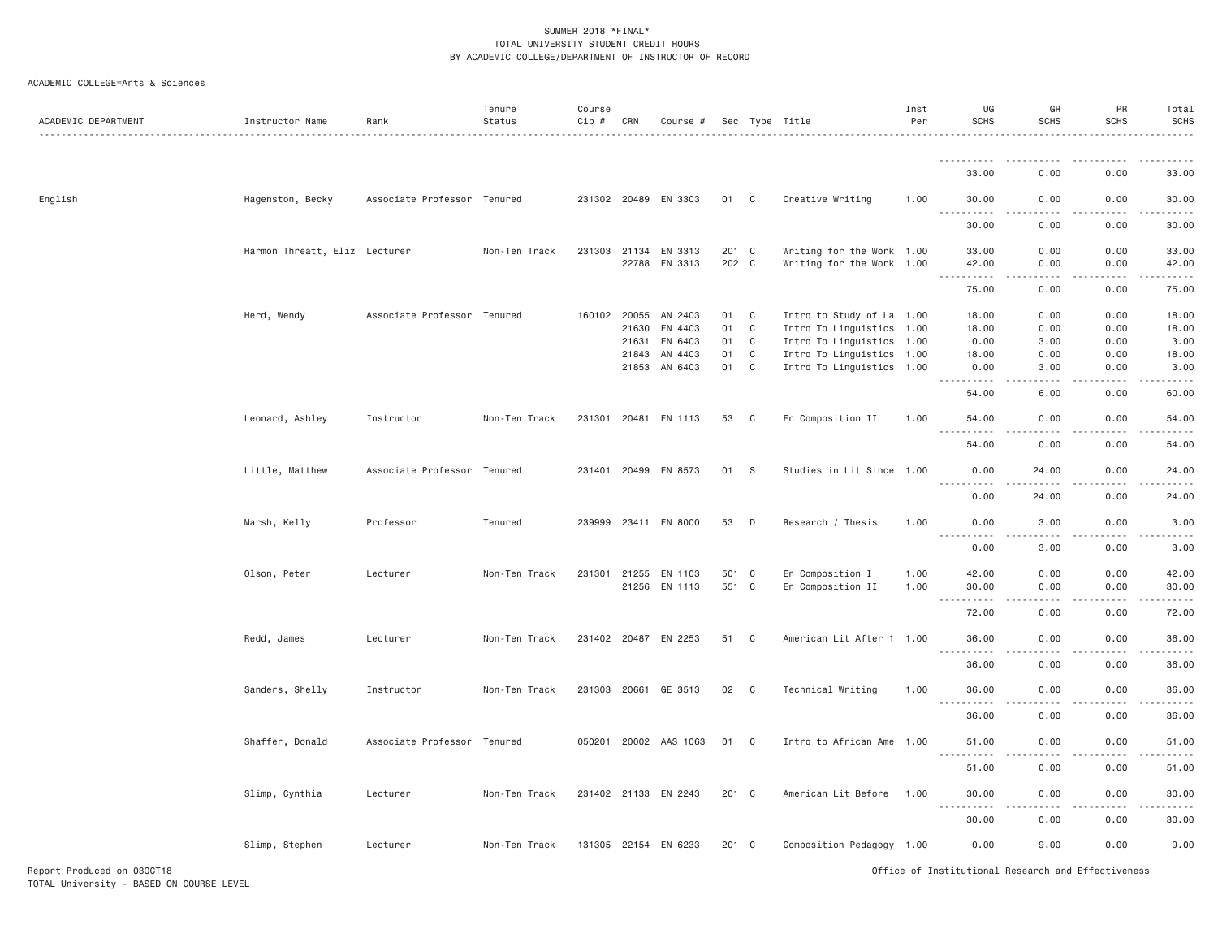SUMMER 2018 *FINAL*
TOTAL UNIVERSITY STUDENT CREDIT HOURS
BY ACADEMIC COLLEGE/DEPARTMENT OF INSTRUCTOR OF RECORD

ACADEMIC COLLEGE=Arts & Sciences

| ACADEMIC DEPARTMENT | Instructor Name | Rank | Tenure Status | Course Cip # | CRN | Course # | Sec | Type | Title | Inst Per | UG SCHS | GR SCHS | PR SCHS | Total SCHS |
|---|---|---|---|---|---|---|---|---|---|---|---|---|---|---|
| | | | | | | | | | | | 33.00 | 0.00 | 0.00 | 33.00 |
| English | Hagenston, Becky | Associate Professor | Tenured | 231302 | 20489 | EN 3303 | 01 | C | Creative Writing | 1.00 | 30.00 | 0.00 | 0.00 | 30.00 |
| | | | | | | | | | | | 30.00 | 0.00 | 0.00 | 30.00 |
| | Harmon Threatt, Eliz | Lecturer | Non-Ten Track | 231303 | 21134 | EN 3313 | 201 | C | Writing for the Work | 1.00 | 33.00 | 0.00 | 0.00 | 33.00 |
| | | | | | 22788 | EN 3313 | 202 | C | Writing for the Work | 1.00 | 42.00 | 0.00 | 0.00 | 42.00 |
| | | | | | | | | | | | 75.00 | 0.00 | 0.00 | 75.00 |
| | Herd, Wendy | Associate Professor | Tenured | 160102 | 20055 | AN 2403 | 01 | C | Intro to Study of La | 1.00 | 18.00 | 0.00 | 0.00 | 18.00 |
| | | | | | 21630 | EN 4403 | 01 | C | Intro To Linguistics | 1.00 | 18.00 | 0.00 | 0.00 | 18.00 |
| | | | | | 21631 | EN 6403 | 01 | C | Intro To Linguistics | 1.00 | 0.00 | 3.00 | 0.00 | 3.00 |
| | | | | | 21843 | AN 4403 | 01 | C | Intro To Linguistics | 1.00 | 18.00 | 0.00 | 0.00 | 18.00 |
| | | | | | 21853 | AN 6403 | 01 | C | Intro To Linguistics | 1.00 | 0.00 | 3.00 | 0.00 | 3.00 |
| | | | | | | | | | | | 54.00 | 6.00 | 0.00 | 60.00 |
| | Leonard, Ashley | Instructor | Non-Ten Track | 231301 | 20481 | EN 1113 | 53 | C | En Composition II | 1.00 | 54.00 | 0.00 | 0.00 | 54.00 |
| | | | | | | | | | | | 54.00 | 0.00 | 0.00 | 54.00 |
| | Little, Matthew | Associate Professor | Tenured | 231401 | 20499 | EN 8573 | 01 | S | Studies in Lit Since | 1.00 | 0.00 | 24.00 | 0.00 | 24.00 |
| | | | | | | | | | | | 0.00 | 24.00 | 0.00 | 24.00 |
| | Marsh, Kelly | Professor | Tenured | 239999 | 23411 | EN 8000 | 53 | D | Research / Thesis | 1.00 | 0.00 | 3.00 | 0.00 | 3.00 |
| | | | | | | | | | | | 0.00 | 3.00 | 0.00 | 3.00 |
| | Olson, Peter | Lecturer | Non-Ten Track | 231301 | 21255 | EN 1103 | 501 | C | En Composition I | 1.00 | 42.00 | 0.00 | 0.00 | 42.00 |
| | | | | | 21256 | EN 1113 | 551 | C | En Composition II | 1.00 | 30.00 | 0.00 | 0.00 | 30.00 |
| | | | | | | | | | | | 72.00 | 0.00 | 0.00 | 72.00 |
| | Redd, James | Lecturer | Non-Ten Track | 231402 | 20487 | EN 2253 | 51 | C | American Lit After 1 | 1.00 | 36.00 | 0.00 | 0.00 | 36.00 |
| | | | | | | | | | | | 36.00 | 0.00 | 0.00 | 36.00 |
| | Sanders, Shelly | Instructor | Non-Ten Track | 231303 | 20661 | GE 3513 | 02 | C | Technical Writing | 1.00 | 36.00 | 0.00 | 0.00 | 36.00 |
| | | | | | | | | | | | 36.00 | 0.00 | 0.00 | 36.00 |
| | Shaffer, Donald | Associate Professor | Tenured | 050201 | 20002 | AAS 1063 | 01 | C | Intro to African Ame | 1.00 | 51.00 | 0.00 | 0.00 | 51.00 |
| | | | | | | | | | | | 51.00 | 0.00 | 0.00 | 51.00 |
| | Slimp, Cynthia | Lecturer | Non-Ten Track | 231402 | 21133 | EN 2243 | 201 | C | American Lit Before | 1.00 | 30.00 | 0.00 | 0.00 | 30.00 |
| | | | | | | | | | | | 30.00 | 0.00 | 0.00 | 30.00 |
| | Slimp, Stephen | Lecturer | Non-Ten Track | 131305 | 22154 | EN 6233 | 201 | C | Composition Pedagogy | 1.00 | 0.00 | 9.00 | 0.00 | 9.00 |

Report Produced on 03OCT18
TOTAL University - BASED ON COURSE LEVEL

Office of Institutional Research and Effectiveness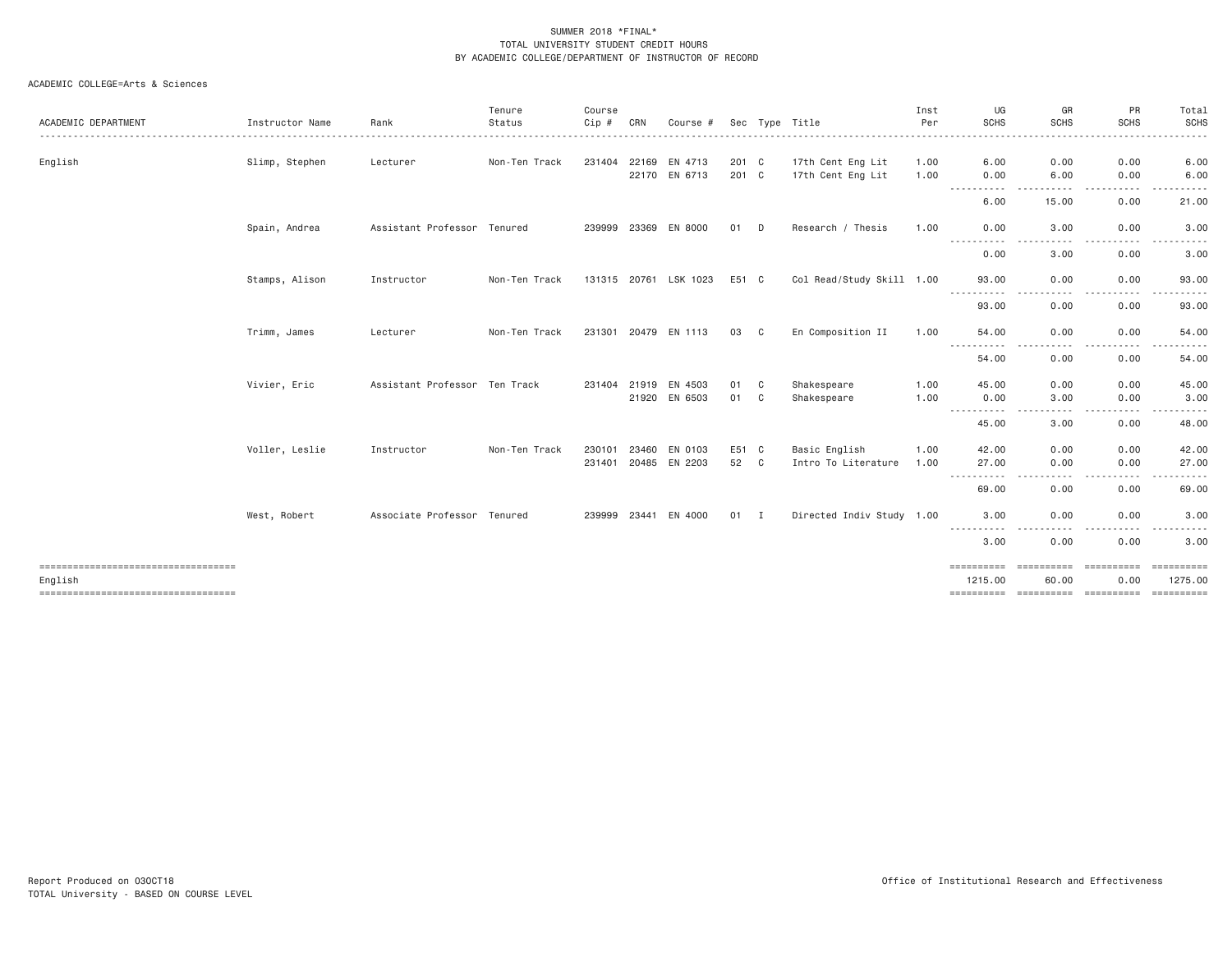SUMMER 2018 *FINAL*
TOTAL UNIVERSITY STUDENT CREDIT HOURS
BY ACADEMIC COLLEGE/DEPARTMENT OF INSTRUCTOR OF RECORD

ACADEMIC COLLEGE=Arts & Sciences

| ACADEMIC DEPARTMENT | Instructor Name | Rank | Tenure Status | Course Cip # | CRN | Course # | Sec | Type | Title | Inst Per | UG SCHS | GR SCHS | PR SCHS | Total SCHS |
|---|---|---|---|---|---|---|---|---|---|---|---|---|---|---|
| English | Slimp, Stephen | Lecturer | Non-Ten Track | 231404 | 22169 | EN 4713 | 201 | C | 17th Cent Eng Lit | 1.00 | 6.00 | 0.00 | 0.00 | 6.00 |
| | | | | | 22170 | EN 6713 | 201 | C | 17th Cent Eng Lit | 1.00 | 0.00 | 6.00 | 0.00 | 6.00 |
| | | | | | | | | | | | 6.00 | 15.00 | 0.00 | 21.00 |
| | Spain, Andrea | Assistant Professor | Tenured | 239999 | 23369 | EN 8000 | 01 | D | Research / Thesis | 1.00 | 0.00 | 3.00 | 0.00 | 3.00 |
| | | | | | | | | | | | 0.00 | 3.00 | 0.00 | 3.00 |
| | Stamps, Alison | Instructor | Non-Ten Track | 131315 | 20761 | LSK 1023 | E51 | C | Col Read/Study Skill | 1.00 | 93.00 | 0.00 | 0.00 | 93.00 |
| | | | | | | | | | | | 93.00 | 0.00 | 0.00 | 93.00 |
| | Trimm, James | Lecturer | Non-Ten Track | 231301 | 20479 | EN 1113 | 03 | C | En Composition II | 1.00 | 54.00 | 0.00 | 0.00 | 54.00 |
| | | | | | | | | | | | 54.00 | 0.00 | 0.00 | 54.00 |
| | Vivier, Eric | Assistant Professor | Ten Track | 231404 | 21919 | EN 4503 | 01 | C | Shakespeare | 1.00 | 45.00 | 0.00 | 0.00 | 45.00 |
| | | | | | 21920 | EN 6503 | 01 | C | Shakespeare | 1.00 | 0.00 | 3.00 | 0.00 | 3.00 |
| | | | | | | | | | | | 45.00 | 3.00 | 0.00 | 48.00 |
| | Voller, Leslie | Instructor | Non-Ten Track | 230101 | 23460 | EN 0103 | E51 | C | Basic English | 1.00 | 42.00 | 0.00 | 0.00 | 42.00 |
| | | | | 231401 | 20485 | EN 2203 | 52 | C | Intro To Literature | 1.00 | 27.00 | 0.00 | 0.00 | 27.00 |
| | | | | | | | | | | | 69.00 | 0.00 | 0.00 | 69.00 |
| | West, Robert | Associate Professor | Tenured | 239999 | 23441 | EN 4000 | 01 | I | Directed Indiv Study | 1.00 | 3.00 | 0.00 | 0.00 | 3.00 |
| | | | | | | | | | | | 3.00 | 0.00 | 0.00 | 3.00 |
| English | | | | | | | | | | | 1215.00 | 60.00 | 0.00 | 1275.00 |

Report Produced on 03OCT18
TOTAL University - BASED ON COURSE LEVEL

Office of Institutional Research and Effectiveness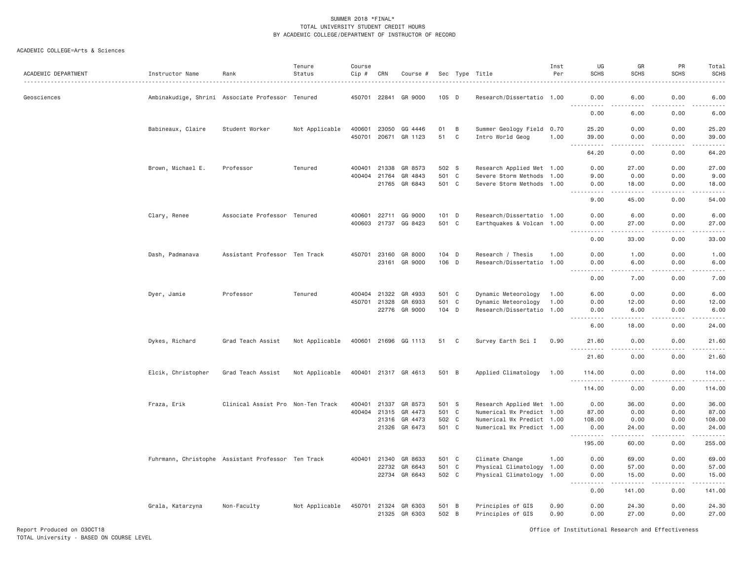SUMMER 2018 *FINAL*
TOTAL UNIVERSITY STUDENT CREDIT HOURS
BY ACADEMIC COLLEGE/DEPARTMENT OF INSTRUCTOR OF RECORD

ACADEMIC COLLEGE=Arts & Sciences

| ACADEMIC DEPARTMENT | Instructor Name | Rank | Tenure Status | Course Cip # | CRN | Course # | Sec | Type | Title | Inst Per | UG SCHS | GR SCHS | PR SCHS | Total SCHS |
|---|---|---|---|---|---|---|---|---|---|---|---|---|---|---|
| Geosciences | Ambinakudige, Shrini | Associate Professor | Tenured | 450701 | 22841 | GR 9000 | 105 | D | Research/Dissertatio | 1.00 | 0.00 | 6.00 | 0.00 | 6.00 |
| | | | | | | | | | | | 0.00 | 6.00 | 0.00 | 6.00 |
| | Babineaux, Claire | Student Worker | Not Applicable | 400601 | 23050 | GG 4446 | 01 | B | Summer Geology Field | 0.70 | 25.20 | 0.00 | 0.00 | 25.20 |
| | | | | 450701 | 20671 | GR 1123 | 51 | C | Intro World Geog | 1.00 | 39.00 | 0.00 | 0.00 | 39.00 |
| | | | | | | | | | | | 64.20 | 0.00 | 0.00 | 64.20 |
| | Brown, Michael E. | Professor | Tenured | 400401 | 21338 | GR 8573 | 502 | S | Research Applied Met | 1.00 | 0.00 | 27.00 | 0.00 | 27.00 |
| | | | | 400404 | 21764 | GR 4843 | 501 | C | Severe Storm Methods | 1.00 | 9.00 | 0.00 | 0.00 | 9.00 |
| | | | | | 21765 | GR 6843 | 501 | C | Severe Storm Methods | 1.00 | 0.00 | 18.00 | 0.00 | 18.00 |
| | | | | | | | | | | | 9.00 | 45.00 | 0.00 | 54.00 |
| | Clary, Renee | Associate Professor | Tenured | 400601 | 22711 | GG 9000 | 101 | D | Research/Dissertatio | 1.00 | 0.00 | 6.00 | 0.00 | 6.00 |
| | | | | 400603 | 21737 | GG 8423 | 501 | C | Earthquakes & Volcan | 1.00 | 0.00 | 27.00 | 0.00 | 27.00 |
| | | | | | | | | | | | 0.00 | 33.00 | 0.00 | 33.00 |
| | Dash, Padmanava | Assistant Professor | Ten Track | 450701 | 23160 | GR 8000 | 104 | D | Research / Thesis | 1.00 | 0.00 | 1.00 | 0.00 | 1.00 |
| | | | | | 23161 | GR 9000 | 106 | D | Research/Dissertatio | 1.00 | 0.00 | 6.00 | 0.00 | 6.00 |
| | | | | | | | | | | | 0.00 | 7.00 | 0.00 | 7.00 |
| | Dyer, Jamie | Professor | Tenured | 400404 | 21322 | GR 4933 | 501 | C | Dynamic Meteorology | 1.00 | 6.00 | 0.00 | 0.00 | 6.00 |
| | | | | 450701 | 21328 | GR 6933 | 501 | C | Dynamic Meteorology | 1.00 | 0.00 | 12.00 | 0.00 | 12.00 |
| | | | | | 22776 | GR 9000 | 104 | D | Research/Dissertatio | 1.00 | 0.00 | 6.00 | 0.00 | 6.00 |
| | | | | | | | | | | | 6.00 | 18.00 | 0.00 | 24.00 |
| | Dykes, Richard | Grad Teach Assist | Not Applicable | 400601 | 21696 | GG 1113 | 51 | C | Survey Earth Sci I | 0.90 | 21.60 | 0.00 | 0.00 | 21.60 |
| | | | | | | | | | | | 21.60 | 0.00 | 0.00 | 21.60 |
| | Elcik, Christopher | Grad Teach Assist | Not Applicable | 400401 | 21317 | GR 4613 | 501 | B | Applied Climatology | 1.00 | 114.00 | 0.00 | 0.00 | 114.00 |
| | | | | | | | | | | | 114.00 | 0.00 | 0.00 | 114.00 |
| | Fraza, Erik | Clinical Assist Pro | Non-Ten Track | 400401 | 21337 | GR 8573 | 501 | S | Research Applied Met | 1.00 | 0.00 | 36.00 | 0.00 | 36.00 |
| | | | | 400404 | 21315 | GR 4473 | 501 | C | Numerical Wx Predict | 1.00 | 87.00 | 0.00 | 0.00 | 87.00 |
| | | | | | 21316 | GR 4473 | 502 | C | Numerical Wx Predict | 1.00 | 108.00 | 0.00 | 0.00 | 108.00 |
| | | | | | 21326 | GR 6473 | 501 | C | Numerical Wx Predict | 1.00 | 0.00 | 24.00 | 0.00 | 24.00 |
| | | | | | | | | | | | 195.00 | 60.00 | 0.00 | 255.00 |
| | Fuhrmann, Christophe | Assistant Professor | Ten Track | 400401 | 21340 | GR 8633 | 501 | C | Climate Change | 1.00 | 0.00 | 69.00 | 0.00 | 69.00 |
| | | | | | 22732 | GR 6643 | 501 | C | Physical Climatology | 1.00 | 0.00 | 57.00 | 0.00 | 57.00 |
| | | | | | 22734 | GR 6643 | 502 | C | Physical Climatology | 1.00 | 0.00 | 15.00 | 0.00 | 15.00 |
| | | | | | | | | | | | 0.00 | 141.00 | 0.00 | 141.00 |
| | Grala, Katarzyna | Non-Faculty | Not Applicable | 450701 | 21324 | GR 6303 | 501 | B | Principles of GIS | 0.90 | 0.00 | 24.30 | 0.00 | 24.30 |
| | | | | | 21325 | GR 6303 | 502 | B | Principles of GIS | 0.90 | 0.00 | 27.00 | 0.00 | 27.00 |

Report Produced on 03OCT18
TOTAL University - BASED ON COURSE LEVEL

Office of Institutional Research and Effectiveness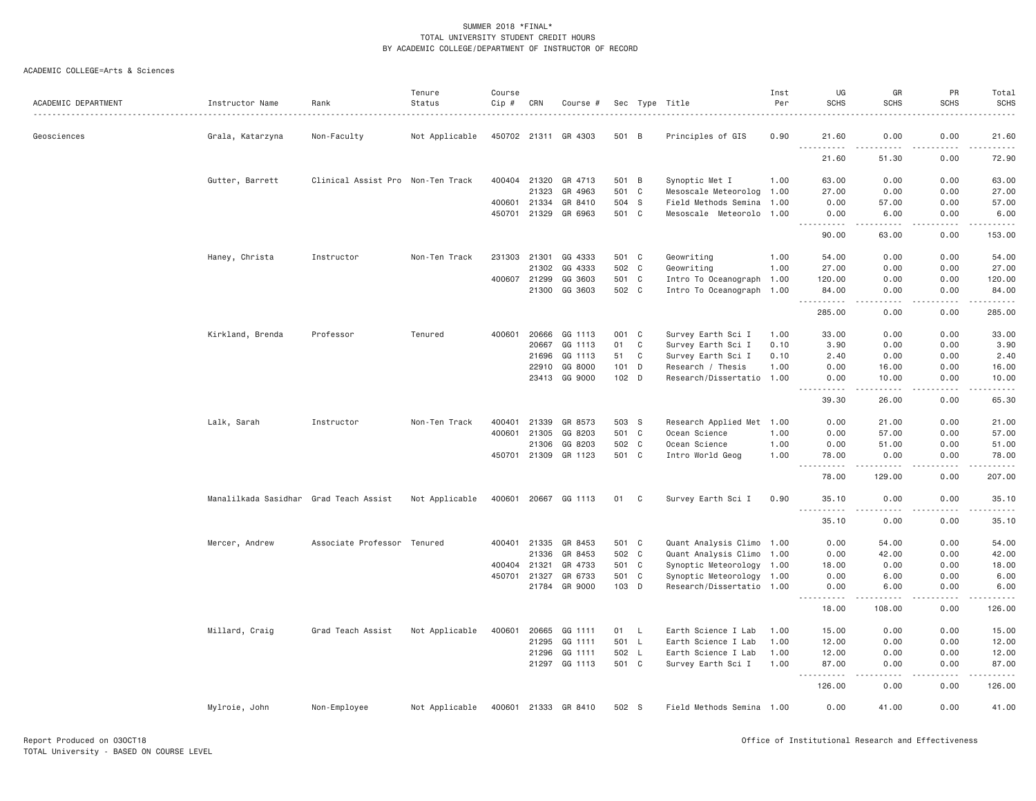SUMMER 2018 *FINAL*
TOTAL UNIVERSITY STUDENT CREDIT HOURS
BY ACADEMIC COLLEGE/DEPARTMENT OF INSTRUCTOR OF RECORD

ACADEMIC COLLEGE=Arts & Sciences

| ACADEMIC DEPARTMENT | Instructor Name | Rank | Tenure Status | Course Cip # | CRN | Course # | Sec | Type | Title | Inst Per | UG SCHS | GR SCHS | PR SCHS | Total SCHS |
|---|---|---|---|---|---|---|---|---|---|---|---|---|---|---|
| Geosciences | Grala, Katarzyna | Non-Faculty | Not Applicable | 450702 | 21311 | GR 4303 | 501 | B | Principles of GIS | 0.90 | 21.60 | 0.00 | 0.00 | 21.60 |
| | | | | | | | | | | | 21.60 | 51.30 | 0.00 | 72.90 |
| | Gutter, Barrett | Clinical Assist Pro | Non-Ten Track | 400404 | 21320 | GR 4713 | 501 | B | Synoptic Met I | 1.00 | 63.00 | 0.00 | 0.00 | 63.00 |
| | | | | | 21323 | GR 4963 | 501 | C | Mesoscale Meteorolog | 1.00 | 27.00 | 0.00 | 0.00 | 27.00 |
| | | | | 400601 | 21334 | GR 8410 | 504 | S | Field Methods Semina | 1.00 | 0.00 | 57.00 | 0.00 | 57.00 |
| | | | | 450701 | 21329 | GR 6963 | 501 | C | Mesoscale Meteorolo | 1.00 | 0.00 | 6.00 | 0.00 | 6.00 |
| | | | | | | | | | | | 90.00 | 63.00 | 0.00 | 153.00 |
| | Haney, Christa | Instructor | Non-Ten Track | 231303 | 21301 | GG 4333 | 501 | C | Geowriting | 1.00 | 54.00 | 0.00 | 0.00 | 54.00 |
| | | | | | 21302 | GG 4333 | 502 | C | Geowriting | 1.00 | 27.00 | 0.00 | 0.00 | 27.00 |
| | | | | 400607 | 21299 | GG 3603 | 501 | C | Intro To Oceanograph | 1.00 | 120.00 | 0.00 | 0.00 | 120.00 |
| | | | | | 21300 | GG 3603 | 502 | C | Intro To Oceanograph | 1.00 | 84.00 | 0.00 | 0.00 | 84.00 |
| | | | | | | | | | | | 285.00 | 0.00 | 0.00 | 285.00 |
| | Kirkland, Brenda | Professor | Tenured | 400601 | 20666 | GG 1113 | 001 | C | Survey Earth Sci I | 1.00 | 33.00 | 0.00 | 0.00 | 33.00 |
| | | | | | 20667 | GG 1113 | 01 | C | Survey Earth Sci I | 0.10 | 3.90 | 0.00 | 0.00 | 3.90 |
| | | | | | 21696 | GG 1113 | 51 | C | Survey Earth Sci I | 0.10 | 2.40 | 0.00 | 0.00 | 2.40 |
| | | | | | 22910 | GG 8000 | 101 | D | Research / Thesis | 1.00 | 0.00 | 16.00 | 0.00 | 16.00 |
| | | | | | 23413 | GG 9000 | 102 | D | Research/Dissertatio | 1.00 | 0.00 | 10.00 | 0.00 | 10.00 |
| | | | | | | | | | | | 39.30 | 26.00 | 0.00 | 65.30 |
| | Lalk, Sarah | Instructor | Non-Ten Track | 400401 | 21339 | GR 8573 | 503 | S | Research Applied Met | 1.00 | 0.00 | 21.00 | 0.00 | 21.00 |
| | | | | 400601 | 21305 | GG 8203 | 501 | C | Ocean Science | 1.00 | 0.00 | 57.00 | 0.00 | 57.00 |
| | | | | | 21306 | GG 8203 | 502 | C | Ocean Science | 1.00 | 0.00 | 51.00 | 0.00 | 51.00 |
| | | | | 450701 | 21309 | GR 1123 | 501 | C | Intro World Geog | 1.00 | 78.00 | 0.00 | 0.00 | 78.00 |
| | | | | | | | | | | | 78.00 | 129.00 | 0.00 | 207.00 |
| | Manalilkada Sasidhar | Grad Teach Assist | Not Applicable | 400601 | 20667 | GG 1113 | 01 | C | Survey Earth Sci I | 0.90 | 35.10 | 0.00 | 0.00 | 35.10 |
| | | | | | | | | | | | 35.10 | 0.00 | 0.00 | 35.10 |
| | Mercer, Andrew | Associate Professor | Tenured | 400401 | 21335 | GR 8453 | 501 | C | Quant Analysis Climo | 1.00 | 0.00 | 54.00 | 0.00 | 54.00 |
| | | | | | 21336 | GR 8453 | 502 | C | Quant Analysis Climo | 1.00 | 0.00 | 42.00 | 0.00 | 42.00 |
| | | | | 400404 | 21321 | GR 4733 | 501 | C | Synoptic Meteorology | 1.00 | 18.00 | 0.00 | 0.00 | 18.00 |
| | | | | 450701 | 21327 | GR 6733 | 501 | C | Synoptic Meteorology | 1.00 | 0.00 | 6.00 | 0.00 | 6.00 |
| | | | | | 21784 | GR 9000 | 103 | D | Research/Dissertatio | 1.00 | 0.00 | 6.00 | 0.00 | 6.00 |
| | | | | | | | | | | | 18.00 | 108.00 | 0.00 | 126.00 |
| | Millard, Craig | Grad Teach Assist | Not Applicable | 400601 | 20665 | GG 1111 | 01 | L | Earth Science I Lab | 1.00 | 15.00 | 0.00 | 0.00 | 15.00 |
| | | | | | 21295 | GG 1111 | 501 | L | Earth Science I Lab | 1.00 | 12.00 | 0.00 | 0.00 | 12.00 |
| | | | | | 21296 | GG 1111 | 502 | L | Earth Science I Lab | 1.00 | 12.00 | 0.00 | 0.00 | 12.00 |
| | | | | | 21297 | GG 1113 | 501 | C | Survey Earth Sci I | 1.00 | 87.00 | 0.00 | 0.00 | 87.00 |
| | | | | | | | | | | | 126.00 | 0.00 | 0.00 | 126.00 |
| | Mylroie, John | Non-Employee | Not Applicable | 400601 | 21333 | GR 8410 | 502 | S | Field Methods Semina | 1.00 | 0.00 | 41.00 | 0.00 | 41.00 |

Report Produced on 03OCT18
TOTAL University - BASED ON COURSE LEVEL

Office of Institutional Research and Effectiveness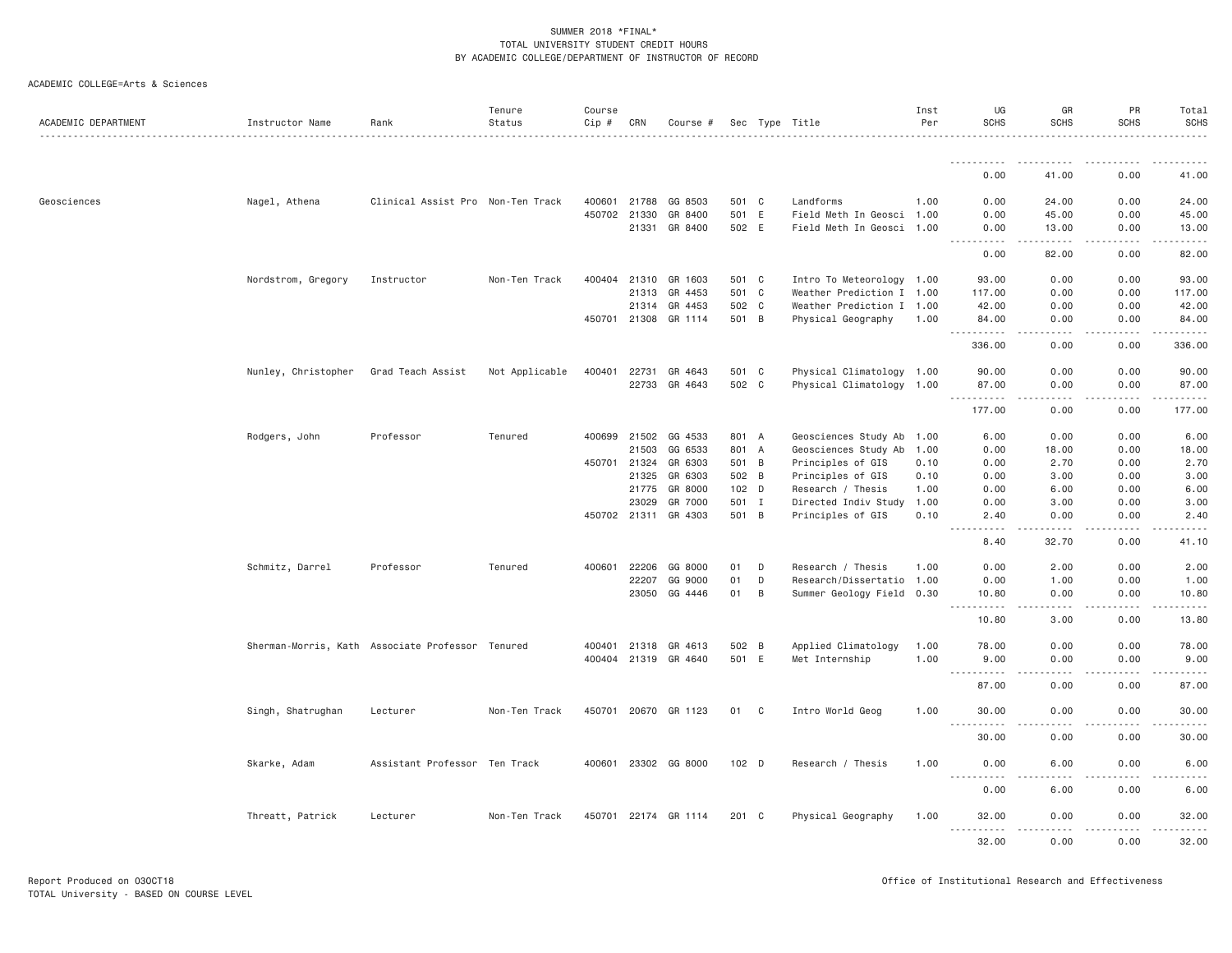SUMMER 2018 *FINAL*
TOTAL UNIVERSITY STUDENT CREDIT HOURS
BY ACADEMIC COLLEGE/DEPARTMENT OF INSTRUCTOR OF RECORD

ACADEMIC COLLEGE=Arts & Sciences

| ACADEMIC DEPARTMENT | Instructor Name | Rank | Tenure Status | Course Cip # | CRN | Course # | Sec | Type | Title | Inst Per | UG SCHS | GR SCHS | PR SCHS | Total SCHS |
|---|---|---|---|---|---|---|---|---|---|---|---|---|---|---|
| | | | | | | | | | | | 0.00 | 41.00 | 0.00 | 41.00 |
| Geosciences | Nagel, Athena | Clinical Assist Pro | Non-Ten Track | 400601 | 21788 | GG 8503 | 501 | C | Landforms | 1.00 | 0.00 | 24.00 | 0.00 | 24.00 |
| | | | | 450702 | 21330 | GR 8400 | 501 | E | Field Meth In Geosci | 1.00 | 0.00 | 45.00 | 0.00 | 45.00 |
| | | | | | 21331 | GR 8400 | 502 | E | Field Meth In Geosci | 1.00 | 0.00 | 13.00 | 0.00 | 13.00 |
| | | | | | | | | | | | 0.00 | 82.00 | 0.00 | 82.00 |
| | Nordstrom, Gregory | Instructor | Non-Ten Track | 400404 | 21310 | GR 1603 | 501 | C | Intro To Meteorology | 1.00 | 93.00 | 0.00 | 0.00 | 93.00 |
| | | | | | 21313 | GR 4453 | 501 | C | Weather Prediction I | 1.00 | 117.00 | 0.00 | 0.00 | 117.00 |
| | | | | | 21314 | GR 4453 | 502 | C | Weather Prediction I | 1.00 | 42.00 | 0.00 | 0.00 | 42.00 |
| | | | | 450701 | 21308 | GR 1114 | 501 | B | Physical Geography | 1.00 | 84.00 | 0.00 | 0.00 | 84.00 |
| | | | | | | | | | | | 336.00 | 0.00 | 0.00 | 336.00 |
| | Nunley, Christopher | Grad Teach Assist | Not Applicable | 400401 | 22731 | GR 4643 | 501 | C | Physical Climatology | 1.00 | 90.00 | 0.00 | 0.00 | 90.00 |
| | | | | | 22733 | GR 4643 | 502 | C | Physical Climatology | 1.00 | 87.00 | 0.00 | 0.00 | 87.00 |
| | | | | | | | | | | | 177.00 | 0.00 | 0.00 | 177.00 |
| | Rodgers, John | Professor | Tenured | 400699 | 21502 | GG 4533 | 801 | A | Geosciences Study Ab | 1.00 | 6.00 | 0.00 | 0.00 | 6.00 |
| | | | | | 21503 | GG 6533 | 801 | A | Geosciences Study Ab | 1.00 | 0.00 | 18.00 | 0.00 | 18.00 |
| | | | | 450701 | 21324 | GR 6303 | 501 | B | Principles of GIS | 0.10 | 0.00 | 2.70 | 0.00 | 2.70 |
| | | | | | 21325 | GR 6303 | 502 | B | Principles of GIS | 0.10 | 0.00 | 3.00 | 0.00 | 3.00 |
| | | | | | 21775 | GR 8000 | 102 | D | Research / Thesis | 1.00 | 0.00 | 6.00 | 0.00 | 6.00 |
| | | | | | 23029 | GR 7000 | 501 | I | Directed Indiv Study | 1.00 | 0.00 | 3.00 | 0.00 | 3.00 |
| | | | | 450702 | 21311 | GR 4303 | 501 | B | Principles of GIS | 0.10 | 2.40 | 0.00 | 0.00 | 2.40 |
| | | | | | | | | | | | 8.40 | 32.70 | 0.00 | 41.10 |
| | Schmitz, Darrel | Professor | Tenured | 400601 | 22206 | GG 8000 | 01 | D | Research / Thesis | 1.00 | 0.00 | 2.00 | 0.00 | 2.00 |
| | | | | | 22207 | GG 9000 | 01 | D | Research/Dissertatio | 1.00 | 0.00 | 1.00 | 0.00 | 1.00 |
| | | | | | 23050 | GG 4446 | 01 | B | Summer Geology Field | 0.30 | 10.80 | 0.00 | 0.00 | 10.80 |
| | | | | | | | | | | | 10.80 | 3.00 | 0.00 | 13.80 |
| | Sherman-Morris, Kath | Associate Professor | Tenured | 400401 | 21318 | GR 4613 | 502 | B | Applied Climatology | 1.00 | 78.00 | 0.00 | 0.00 | 78.00 |
| | | | | 400404 | 21319 | GR 4640 | 501 | E | Met Internship | 1.00 | 9.00 | 0.00 | 0.00 | 9.00 |
| | | | | | | | | | | | 87.00 | 0.00 | 0.00 | 87.00 |
| | Singh, Shatrughan | Lecturer | Non-Ten Track | 450701 | 20670 | GR 1123 | 01 | C | Intro World Geog | 1.00 | 30.00 | 0.00 | 0.00 | 30.00 |
| | | | | | | | | | | | 30.00 | 0.00 | 0.00 | 30.00 |
| | Skarke, Adam | Assistant Professor | Ten Track | 400601 | 23302 | GG 8000 | 102 | D | Research / Thesis | 1.00 | 0.00 | 6.00 | 0.00 | 6.00 |
| | | | | | | | | | | | 0.00 | 6.00 | 0.00 | 6.00 |
| | Threatt, Patrick | Lecturer | Non-Ten Track | 450701 | 22174 | GR 1114 | 201 | C | Physical Geography | 1.00 | 32.00 | 0.00 | 0.00 | 32.00 |
| | | | | | | | | | | | 32.00 | 0.00 | 0.00 | 32.00 |

Report Produced on 03OCT18
TOTAL University - BASED ON COURSE LEVEL

Office of Institutional Research and Effectiveness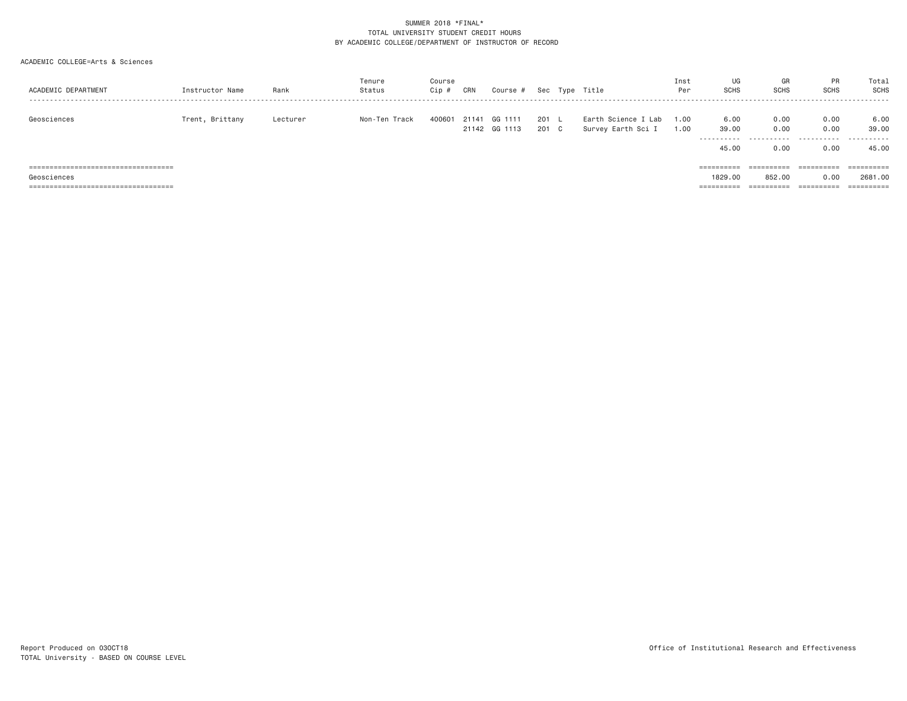SUMMER 2018 *FINAL*
TOTAL UNIVERSITY STUDENT CREDIT HOURS
BY ACADEMIC COLLEGE/DEPARTMENT OF INSTRUCTOR OF RECORD

ACADEMIC COLLEGE=Arts & Sciences

| ACADEMIC DEPARTMENT | Instructor Name | Rank | Tenure Status | Course Cip # | CRN | Course # | Sec | Type | Title | Inst Per | UG SCHS | GR SCHS | PR SCHS | Total SCHS |
|---|---|---|---|---|---|---|---|---|---|---|---|---|---|---|
| Geosciences | Trent, Brittany | Lecturer | Non-Ten Track | 400601 | 21141 | GG 1111 | 201 | L | Earth Science I Lab | 1.00 | 6.00 | 0.00 | 0.00 | 6.00 |
| | | | | | 21142 | GG 1113 | 201 | C | Survey Earth Sci I | 1.00 | 39.00 | 0.00 | 0.00 | 39.00 |
| | | | | | | | | | | | 45.00 | 0.00 | 0.00 | 45.00 |
| Geosciences | | | | | | | | | | | 1829.00 | 852.00 | 0.00 | 2681.00 |

Report Produced on 03OCT18
TOTAL University - BASED ON COURSE LEVEL

Office of Institutional Research and Effectiveness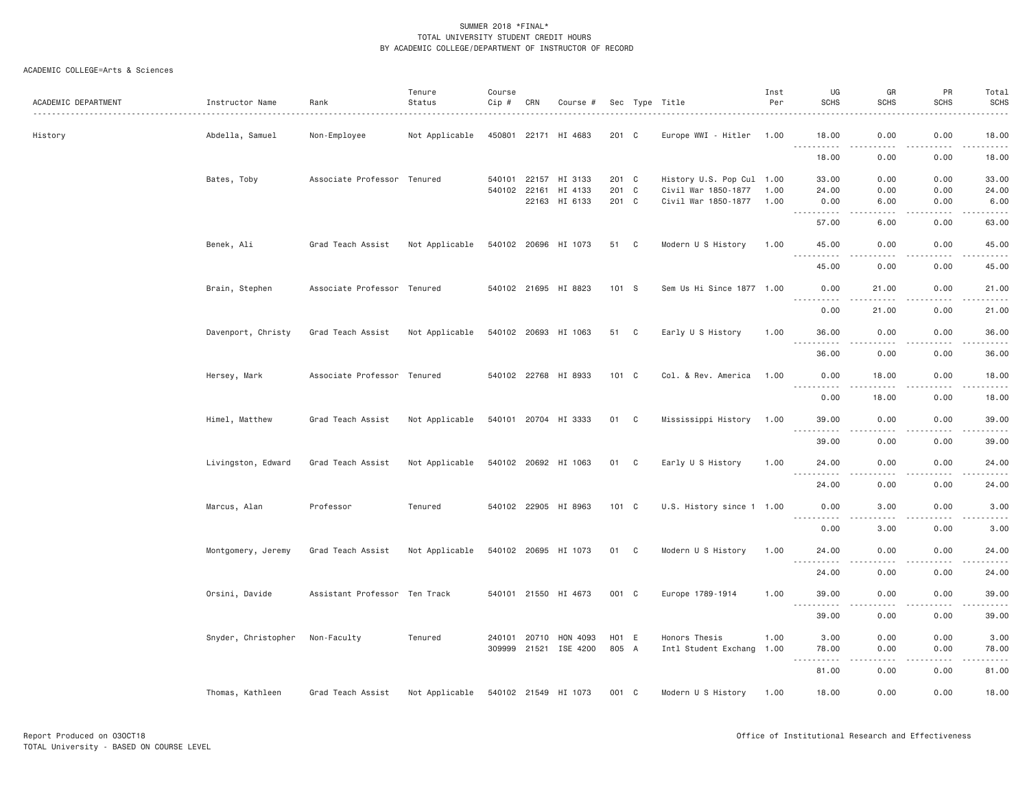SUMMER 2018 *FINAL*
TOTAL UNIVERSITY STUDENT CREDIT HOURS
BY ACADEMIC COLLEGE/DEPARTMENT OF INSTRUCTOR OF RECORD

ACADEMIC COLLEGE=Arts & Sciences

| ACADEMIC DEPARTMENT | Instructor Name | Rank | Tenure Status | Course Cip # | CRN | Course # | Sec | Type | Title | Inst Per | UG SCHS | GR SCHS | PR SCHS | Total SCHS |
|---|---|---|---|---|---|---|---|---|---|---|---|---|---|---|
| History | Abdella, Samuel | Non-Employee | Not Applicable | 450801 | 22171 | HI 4683 | 201 | C | Europe WWI - Hitler | 1.00 | 18.00 | 0.00 | 0.00 | 18.00 |
| | | | | | | | | | | | 18.00 | 0.00 | 0.00 | 18.00 |
| | Bates, Toby | Associate Professor | Tenured | 540101 | 22157 | HI 3133 | 201 | C | History U.S. Pop Cul | 1.00 | 33.00 | 0.00 | 0.00 | 33.00 |
| | | | | 540102 | 22161 | HI 4133 | 201 | C | Civil War 1850-1877 | 1.00 | 24.00 | 0.00 | 0.00 | 24.00 |
| | | | | | 22163 | HI 6133 | 201 | C | Civil War 1850-1877 | 1.00 | 0.00 | 6.00 | 0.00 | 6.00 |
| | | | | | | | | | | | 57.00 | 6.00 | 0.00 | 63.00 |
| | Benek, Ali | Grad Teach Assist | Not Applicable | 540102 | 20696 | HI 1073 | 51 | C | Modern U S History | 1.00 | 45.00 | 0.00 | 0.00 | 45.00 |
| | | | | | | | | | | | 45.00 | 0.00 | 0.00 | 45.00 |
| | Brain, Stephen | Associate Professor | Tenured | 540102 | 21695 | HI 8823 | 101 | S | Sem Us Hi Since 1877 | 1.00 | 0.00 | 21.00 | 0.00 | 21.00 |
| | | | | | | | | | | | 0.00 | 21.00 | 0.00 | 21.00 |
| | Davenport, Christy | Grad Teach Assist | Not Applicable | 540102 | 20693 | HI 1063 | 51 | C | Early U S History | 1.00 | 36.00 | 0.00 | 0.00 | 36.00 |
| | | | | | | | | | | | 36.00 | 0.00 | 0.00 | 36.00 |
| | Hersey, Mark | Associate Professor | Tenured | 540102 | 22768 | HI 8933 | 101 | C | Col. & Rev. America | 1.00 | 0.00 | 18.00 | 0.00 | 18.00 |
| | | | | | | | | | | | 0.00 | 18.00 | 0.00 | 18.00 |
| | Himel, Matthew | Grad Teach Assist | Not Applicable | 540101 | 20704 | HI 3333 | 01 | C | Mississippi History | 1.00 | 39.00 | 0.00 | 0.00 | 39.00 |
| | | | | | | | | | | | 39.00 | 0.00 | 0.00 | 39.00 |
| | Livingston, Edward | Grad Teach Assist | Not Applicable | 540102 | 20692 | HI 1063 | 01 | C | Early U S History | 1.00 | 24.00 | 0.00 | 0.00 | 24.00 |
| | | | | | | | | | | | 24.00 | 0.00 | 0.00 | 24.00 |
| | Marcus, Alan | Professor | Tenured | 540102 | 22905 | HI 8963 | 101 | C | U.S. History since 1 | 1.00 | 0.00 | 3.00 | 0.00 | 3.00 |
| | | | | | | | | | | | 0.00 | 3.00 | 0.00 | 3.00 |
| | Montgomery, Jeremy | Grad Teach Assist | Not Applicable | 540102 | 20695 | HI 1073 | 01 | C | Modern U S History | 1.00 | 24.00 | 0.00 | 0.00 | 24.00 |
| | | | | | | | | | | | 24.00 | 0.00 | 0.00 | 24.00 |
| | Orsini, Davide | Assistant Professor | Ten Track | 540101 | 21550 | HI 4673 | 001 | C | Europe 1789-1914 | 1.00 | 39.00 | 0.00 | 0.00 | 39.00 |
| | | | | | | | | | | | 39.00 | 0.00 | 0.00 | 39.00 |
| | Snyder, Christopher | Non-Faculty | Tenured | 240101 | 20710 | HON 4093 | H01 | E | Honors Thesis | 1.00 | 3.00 | 0.00 | 0.00 | 3.00 |
| | | | | 309999 | 21521 | ISE 4200 | 805 | A | Intl Student Exchang | 1.00 | 78.00 | 0.00 | 0.00 | 78.00 |
| | | | | | | | | | | | 81.00 | 0.00 | 0.00 | 81.00 |
| | Thomas, Kathleen | Grad Teach Assist | Not Applicable | 540102 | 21549 | HI 1073 | 001 | C | Modern U S History | 1.00 | 18.00 | 0.00 | 0.00 | 18.00 |

Report Produced on 03OCT18
TOTAL University - BASED ON COURSE LEVEL

Office of Institutional Research and Effectiveness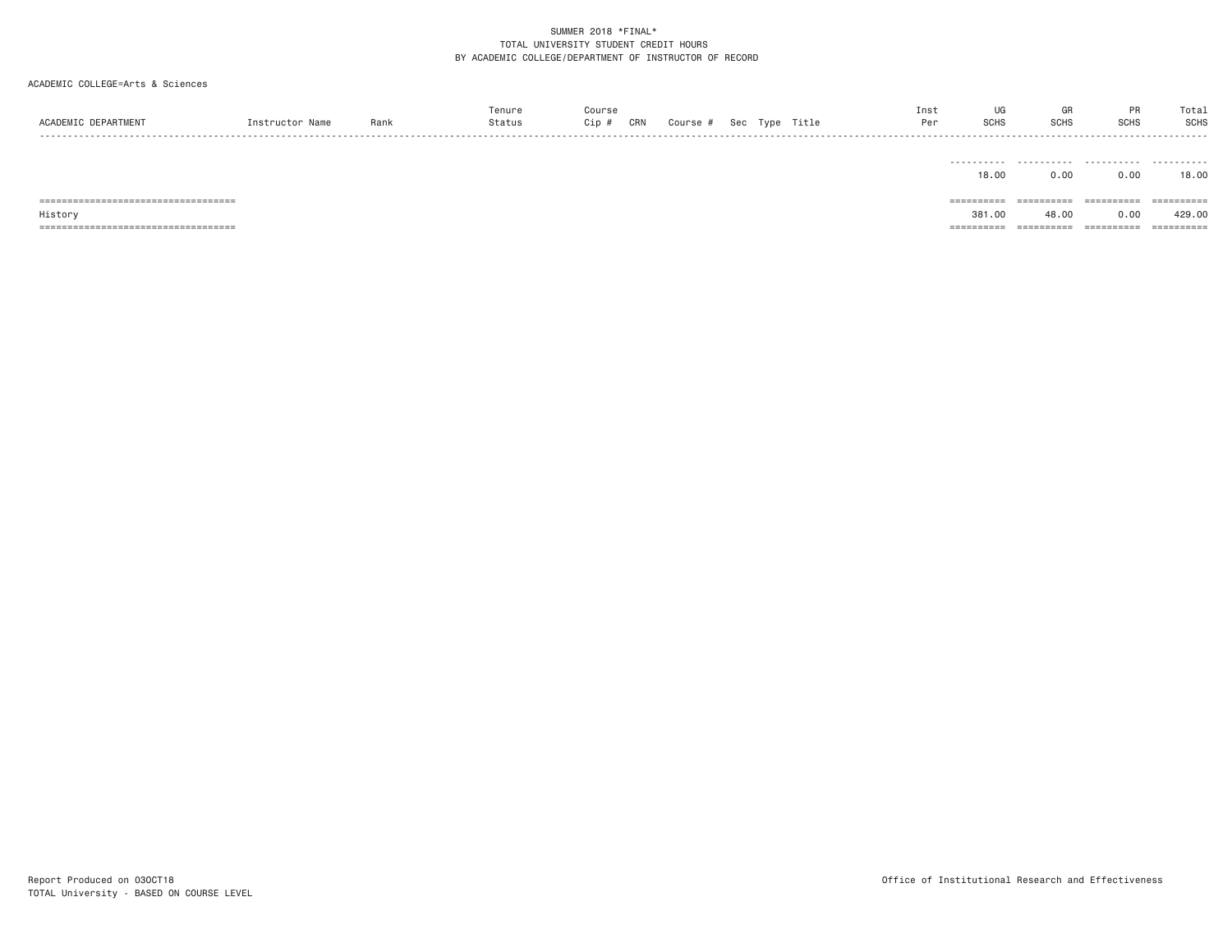SUMMER 2018 *FINAL*
TOTAL UNIVERSITY STUDENT CREDIT HOURS
BY ACADEMIC COLLEGE/DEPARTMENT OF INSTRUCTOR OF RECORD

ACADEMIC COLLEGE=Arts & Sciences

| ACADEMIC DEPARTMENT | Instructor Name | Rank | Tenure Status | Course Cip # | CRN | Course # | Sec | Type | Title | Inst Per | UG SCHS | GR SCHS | PR SCHS | Total SCHS |
|---|---|---|---|---|---|---|---|---|---|---|---|---|---|---|
| | | | | | | | | | | | 18.00 | 0.00 | 0.00 | 18.00 |
| History | | | | | | | | | | | 381.00 | 48.00 | 0.00 | 429.00 |

Report Produced on 03OCT18
TOTAL University - BASED ON COURSE LEVEL

Office of Institutional Research and Effectiveness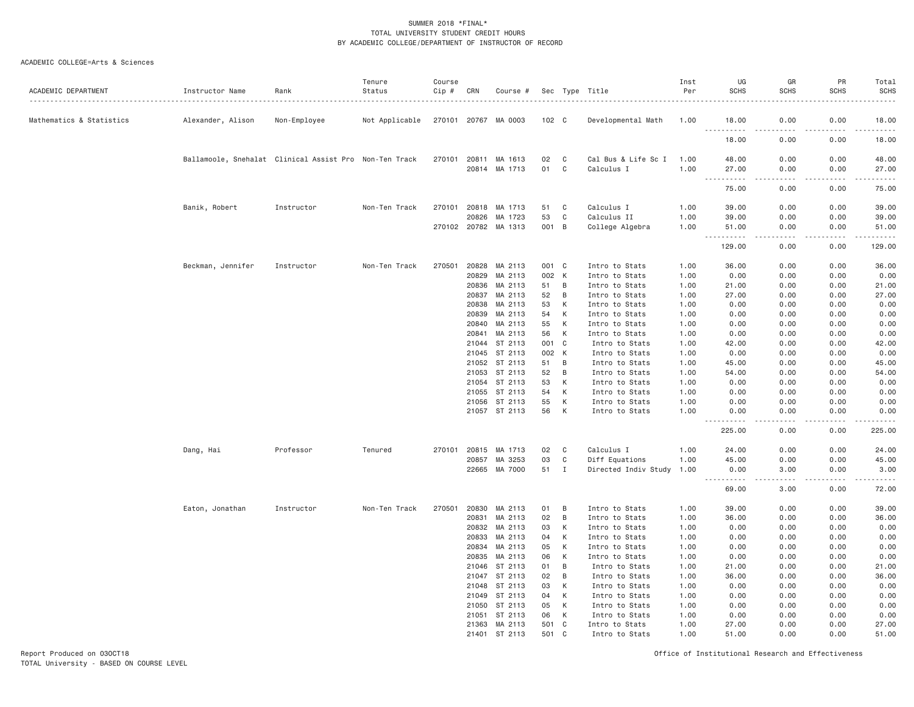SUMMER 2018 *FINAL*
TOTAL UNIVERSITY STUDENT CREDIT HOURS
BY ACADEMIC COLLEGE/DEPARTMENT OF INSTRUCTOR OF RECORD

ACADEMIC COLLEGE=Arts & Sciences

| ACADEMIC DEPARTMENT | Instructor Name | Rank | Tenure Status | Course Cip # | CRN | Course # | Sec | Type | Title | Inst Per | UG SCHS | GR SCHS | PR SCHS | Total SCHS |
|---|---|---|---|---|---|---|---|---|---|---|---|---|---|---|
| Mathematics & Statistics | Alexander, Alison | Non-Employee | Not Applicable | 270101 | 20767 | MA 0003 | 102 | C | Developmental Math | 1.00 | 18.00 | 0.00 | 0.00 | 18.00 |
| | | | | | | | | | | | 18.00 | 0.00 | 0.00 | 18.00 |
| | Ballamoole, Snehalat | Clinical Assist Pro | Non-Ten Track | 270101 | 20811 | MA 1613 | 02 | C | Cal Bus & Life Sc I | 1.00 | 48.00 | 0.00 | 0.00 | 48.00 |
| | | | | | 20814 | MA 1713 | 01 | C | Calculus I | 1.00 | 27.00 | 0.00 | 0.00 | 27.00 |
| | | | | | | | | | | | 75.00 | 0.00 | 0.00 | 75.00 |
| | Banik, Robert | Instructor | Non-Ten Track | 270101 | 20818 | MA 1713 | 51 | C | Calculus I | 1.00 | 39.00 | 0.00 | 0.00 | 39.00 |
| | | | | | 20826 | MA 1723 | 53 | C | Calculus II | 1.00 | 39.00 | 0.00 | 0.00 | 39.00 |
| | | | | 270102 | 20782 | MA 1313 | 001 | B | College Algebra | 1.00 | 51.00 | 0.00 | 0.00 | 51.00 |
| | | | | | | | | | | | 129.00 | 0.00 | 0.00 | 129.00 |
| | Beckman, Jennifer | Instructor | Non-Ten Track | 270501 | 20828 | MA 2113 | 001 | C | Intro to Stats | 1.00 | 36.00 | 0.00 | 0.00 | 36.00 |
| | | | | | 20829 | MA 2113 | 002 | K | Intro to Stats | 1.00 | 0.00 | 0.00 | 0.00 | 0.00 |
| | | | | | 20836 | MA 2113 | 51 | B | Intro to Stats | 1.00 | 21.00 | 0.00 | 0.00 | 21.00 |
| | | | | | 20837 | MA 2113 | 52 | B | Intro to Stats | 1.00 | 27.00 | 0.00 | 0.00 | 27.00 |
| | | | | | 20838 | MA 2113 | 53 | K | Intro to Stats | 1.00 | 0.00 | 0.00 | 0.00 | 0.00 |
| | | | | | 20839 | MA 2113 | 54 | K | Intro to Stats | 1.00 | 0.00 | 0.00 | 0.00 | 0.00 |
| | | | | | 20840 | MA 2113 | 55 | K | Intro to Stats | 1.00 | 0.00 | 0.00 | 0.00 | 0.00 |
| | | | | | 20841 | MA 2113 | 56 | K | Intro to Stats | 1.00 | 0.00 | 0.00 | 0.00 | 0.00 |
| | | | | | 21044 | ST 2113 | 001 | C | Intro to Stats | 1.00 | 42.00 | 0.00 | 0.00 | 42.00 |
| | | | | | 21045 | ST 2113 | 002 | K | Intro to Stats | 1.00 | 0.00 | 0.00 | 0.00 | 0.00 |
| | | | | | 21052 | ST 2113 | 51 | B | Intro to Stats | 1.00 | 45.00 | 0.00 | 0.00 | 45.00 |
| | | | | | 21053 | ST 2113 | 52 | B | Intro to Stats | 1.00 | 54.00 | 0.00 | 0.00 | 54.00 |
| | | | | | 21054 | ST 2113 | 53 | K | Intro to Stats | 1.00 | 0.00 | 0.00 | 0.00 | 0.00 |
| | | | | | 21055 | ST 2113 | 54 | K | Intro to Stats | 1.00 | 0.00 | 0.00 | 0.00 | 0.00 |
| | | | | | 21056 | ST 2113 | 55 | K | Intro to Stats | 1.00 | 0.00 | 0.00 | 0.00 | 0.00 |
| | | | | | 21057 | ST 2113 | 56 | K | Intro to Stats | 1.00 | 0.00 | 0.00 | 0.00 | 0.00 |
| | | | | | | | | | | | 225.00 | 0.00 | 0.00 | 225.00 |
| | Dang, Hai | Professor | Tenured | 270101 | 20815 | MA 1713 | 02 | C | Calculus I | 1.00 | 24.00 | 0.00 | 0.00 | 24.00 |
| | | | | | 20857 | MA 3253 | 03 | C | Diff Equations | 1.00 | 45.00 | 0.00 | 0.00 | 45.00 |
| | | | | | 22665 | MA 7000 | 51 | I | Directed Indiv Study | 1.00 | 0.00 | 3.00 | 0.00 | 3.00 |
| | | | | | | | | | | | 69.00 | 3.00 | 0.00 | 72.00 |
| | Eaton, Jonathan | Instructor | Non-Ten Track | 270501 | 20830 | MA 2113 | 01 | B | Intro to Stats | 1.00 | 39.00 | 0.00 | 0.00 | 39.00 |
| | | | | | 20831 | MA 2113 | 02 | B | Intro to Stats | 1.00 | 36.00 | 0.00 | 0.00 | 36.00 |
| | | | | | 20832 | MA 2113 | 03 | K | Intro to Stats | 1.00 | 0.00 | 0.00 | 0.00 | 0.00 |
| | | | | | 20833 | MA 2113 | 04 | K | Intro to Stats | 1.00 | 0.00 | 0.00 | 0.00 | 0.00 |
| | | | | | 20834 | MA 2113 | 05 | K | Intro to Stats | 1.00 | 0.00 | 0.00 | 0.00 | 0.00 |
| | | | | | 20835 | MA 2113 | 06 | K | Intro to Stats | 1.00 | 0.00 | 0.00 | 0.00 | 0.00 |
| | | | | | 21046 | ST 2113 | 01 | B | Intro to Stats | 1.00 | 21.00 | 0.00 | 0.00 | 21.00 |
| | | | | | 21047 | ST 2113 | 02 | B | Intro to Stats | 1.00 | 36.00 | 0.00 | 0.00 | 36.00 |
| | | | | | 21048 | ST 2113 | 03 | K | Intro to Stats | 1.00 | 0.00 | 0.00 | 0.00 | 0.00 |
| | | | | | 21049 | ST 2113 | 04 | K | Intro to Stats | 1.00 | 0.00 | 0.00 | 0.00 | 0.00 |
| | | | | | 21050 | ST 2113 | 05 | K | Intro to Stats | 1.00 | 0.00 | 0.00 | 0.00 | 0.00 |
| | | | | | 21051 | ST 2113 | 06 | K | Intro to Stats | 1.00 | 0.00 | 0.00 | 0.00 | 0.00 |
| | | | | | 21363 | MA 2113 | 501 | C | Intro to Stats | 1.00 | 27.00 | 0.00 | 0.00 | 27.00 |
| | | | | | 21401 | ST 2113 | 501 | C | Intro to Stats | 1.00 | 51.00 | 0.00 | 0.00 | 51.00 |

Report Produced on 03OCT18
TOTAL University - BASED ON COURSE LEVEL

Office of Institutional Research and Effectiveness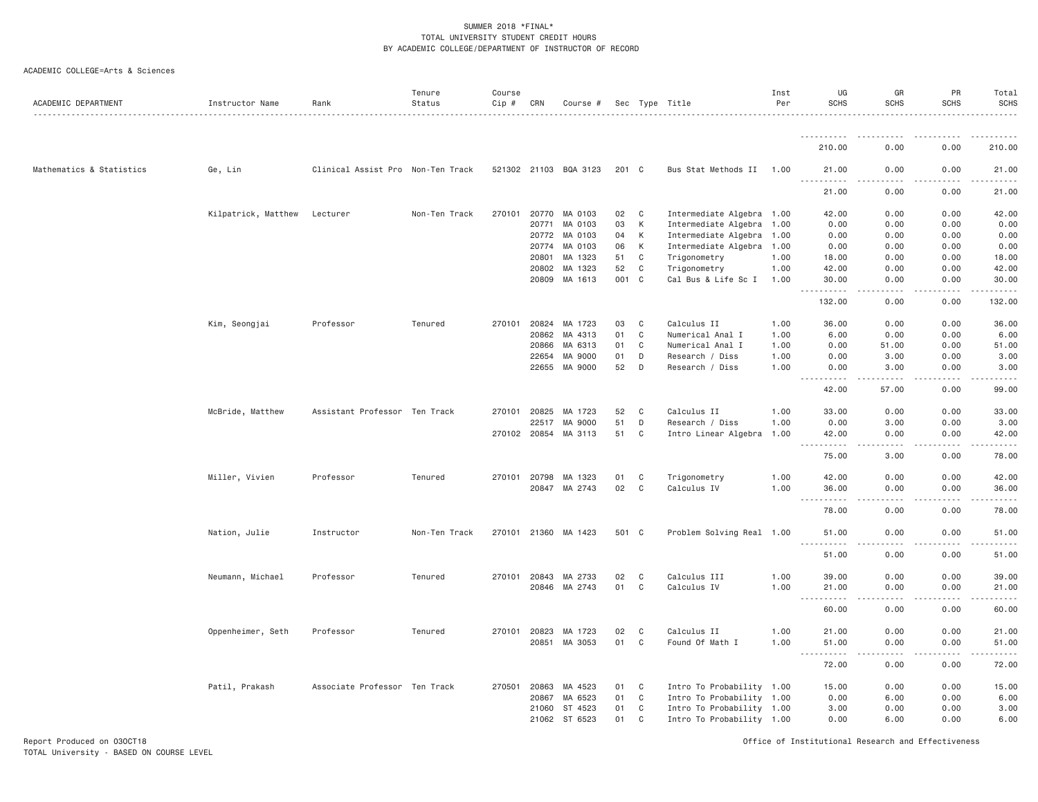SUMMER 2018 *FINAL*
TOTAL UNIVERSITY STUDENT CREDIT HOURS
BY ACADEMIC COLLEGE/DEPARTMENT OF INSTRUCTOR OF RECORD

ACADEMIC COLLEGE=Arts & Sciences

| ACADEMIC DEPARTMENT | Instructor Name | Rank | Tenure Status | Course Cip # | CRN | Course # | Sec | Type | Title | Inst Per | UG SCHS | GR SCHS | PR SCHS | Total SCHS |
|---|---|---|---|---|---|---|---|---|---|---|---|---|---|---|
| | | | | | | | | | | | 210.00 | 0.00 | 0.00 | 210.00 |
| Mathematics & Statistics | Ge, Lin | Clinical Assist Pro | Non-Ten Track | 521302 | 21103 | BQA 3123 | 201 | C | Bus Stat Methods II | 1.00 | 21.00 | 0.00 | 0.00 | 21.00 |
| | | | | | | | | | | | 21.00 | 0.00 | 0.00 | 21.00 |
| | Kilpatrick, Matthew | Lecturer | Non-Ten Track | 270101 | 20770 | MA 0103 | 02 | C | Intermediate Algebra | 1.00 | 42.00 | 0.00 | 0.00 | 42.00 |
| | | | | | 20771 | MA 0103 | 03 | K | Intermediate Algebra | 1.00 | 0.00 | 0.00 | 0.00 | 0.00 |
| | | | | | 20772 | MA 0103 | 04 | K | Intermediate Algebra | 1.00 | 0.00 | 0.00 | 0.00 | 0.00 |
| | | | | | 20774 | MA 0103 | 06 | K | Intermediate Algebra | 1.00 | 0.00 | 0.00 | 0.00 | 0.00 |
| | | | | | 20801 | MA 1323 | 51 | C | Trigonometry | 1.00 | 18.00 | 0.00 | 0.00 | 18.00 |
| | | | | | 20802 | MA 1323 | 52 | C | Trigonometry | 1.00 | 42.00 | 0.00 | 0.00 | 42.00 |
| | | | | | 20809 | MA 1613 | 001 | C | Cal Bus & Life Sc I | 1.00 | 30.00 | 0.00 | 0.00 | 30.00 |
| | | | | | | | | | | | 132.00 | 0.00 | 0.00 | 132.00 |
| | Kim, Seongjai | Professor | Tenured | 270101 | 20824 | MA 1723 | 03 | C | Calculus II | 1.00 | 36.00 | 0.00 | 0.00 | 36.00 |
| | | | | | 20862 | MA 4313 | 01 | C | Numerical Anal I | 1.00 | 6.00 | 0.00 | 0.00 | 6.00 |
| | | | | | 20866 | MA 6313 | 01 | C | Numerical Anal I | 1.00 | 0.00 | 51.00 | 0.00 | 51.00 |
| | | | | | 22654 | MA 9000 | 01 | D | Research / Diss | 1.00 | 0.00 | 3.00 | 0.00 | 3.00 |
| | | | | | 22655 | MA 9000 | 52 | D | Research / Diss | 1.00 | 0.00 | 3.00 | 0.00 | 3.00 |
| | | | | | | | | | | | 42.00 | 57.00 | 0.00 | 99.00 |
| | McBride, Matthew | Assistant Professor | Ten Track | 270101 | 20825 | MA 1723 | 52 | C | Calculus II | 1.00 | 33.00 | 0.00 | 0.00 | 33.00 |
| | | | | | 22517 | MA 9000 | 51 | D | Research / Diss | 1.00 | 0.00 | 3.00 | 0.00 | 3.00 |
| | | | | 270102 | 20854 | MA 3113 | 51 | C | Intro Linear Algebra | 1.00 | 42.00 | 0.00 | 0.00 | 42.00 |
| | | | | | | | | | | | 75.00 | 3.00 | 0.00 | 78.00 |
| | Miller, Vivien | Professor | Tenured | 270101 | 20798 | MA 1323 | 01 | C | Trigonometry | 1.00 | 42.00 | 0.00 | 0.00 | 42.00 |
| | | | | | 20847 | MA 2743 | 02 | C | Calculus IV | 1.00 | 36.00 | 0.00 | 0.00 | 36.00 |
| | | | | | | | | | | | 78.00 | 0.00 | 0.00 | 78.00 |
| | Nation, Julie | Instructor | Non-Ten Track | 270101 | 21360 | MA 1423 | 501 | C | Problem Solving Real | 1.00 | 51.00 | 0.00 | 0.00 | 51.00 |
| | | | | | | | | | | | 51.00 | 0.00 | 0.00 | 51.00 |
| | Neumann, Michael | Professor | Tenured | 270101 | 20843 | MA 2733 | 02 | C | Calculus III | 1.00 | 39.00 | 0.00 | 0.00 | 39.00 |
| | | | | | 20846 | MA 2743 | 01 | C | Calculus IV | 1.00 | 21.00 | 0.00 | 0.00 | 21.00 |
| | | | | | | | | | | | 60.00 | 0.00 | 0.00 | 60.00 |
| | Oppenheimer, Seth | Professor | Tenured | 270101 | 20823 | MA 1723 | 02 | C | Calculus II | 1.00 | 21.00 | 0.00 | 0.00 | 21.00 |
| | | | | | 20851 | MA 3053 | 01 | C | Found Of Math I | 1.00 | 51.00 | 0.00 | 0.00 | 51.00 |
| | | | | | | | | | | | 72.00 | 0.00 | 0.00 | 72.00 |
| | Patil, Prakash | Associate Professor | Ten Track | 270501 | 20863 | MA 4523 | 01 | C | Intro To Probability | 1.00 | 15.00 | 0.00 | 0.00 | 15.00 |
| | | | | | 20867 | MA 6523 | 01 | C | Intro To Probability | 1.00 | 0.00 | 6.00 | 0.00 | 6.00 |
| | | | | | 21060 | ST 4523 | 01 | C | Intro To Probability | 1.00 | 3.00 | 0.00 | 0.00 | 3.00 |
| | | | | | 21062 | ST 6523 | 01 | C | Intro To Probability | 1.00 | 0.00 | 6.00 | 0.00 | 6.00 |

Report Produced on 03OCT18
TOTAL University - BASED ON COURSE LEVEL

Office of Institutional Research and Effectiveness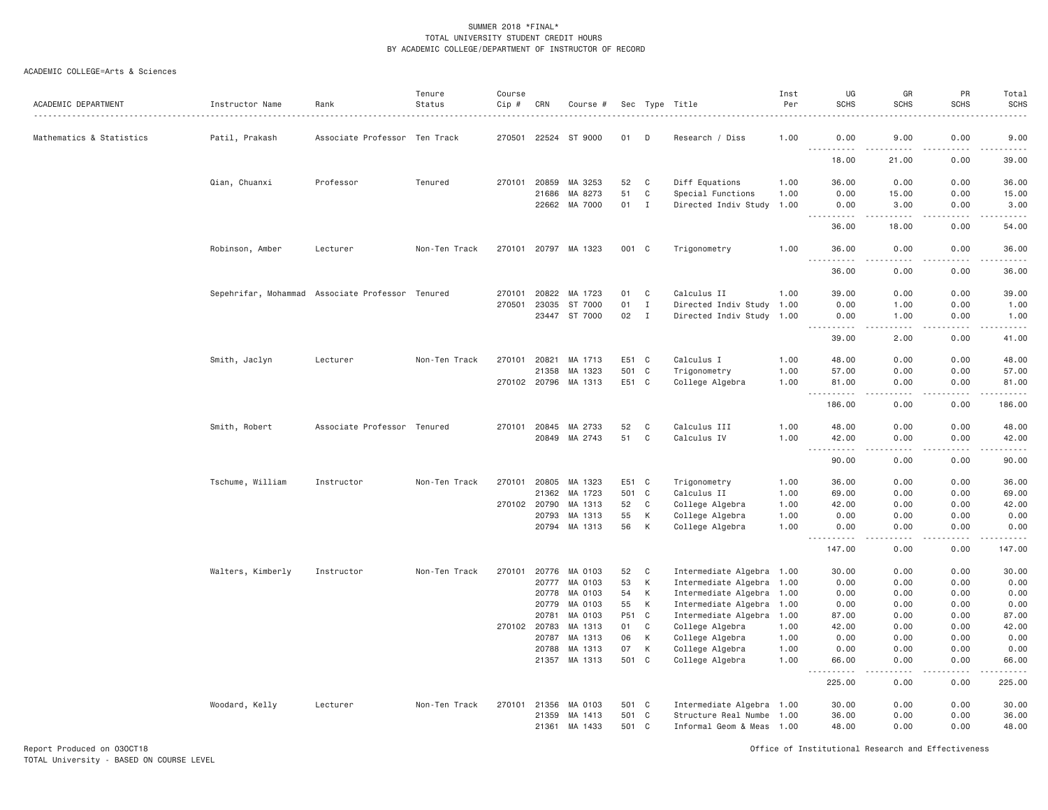SUMMER 2018 *FINAL*
TOTAL UNIVERSITY STUDENT CREDIT HOURS
BY ACADEMIC COLLEGE/DEPARTMENT OF INSTRUCTOR OF RECORD

ACADEMIC COLLEGE=Arts & Sciences

| ACADEMIC DEPARTMENT | Instructor Name | Rank | Tenure Status | Course Cip # | CRN | Course # | Sec | Type | Title | Inst Per | UG SCHS | GR SCHS | PR SCHS | Total SCHS |
|---|---|---|---|---|---|---|---|---|---|---|---|---|---|---|
| Mathematics & Statistics | Patil, Prakash | Associate Professor | Ten Track | 270501 | 22524 | ST 9000 | 01 | D | Research / Diss | 1.00 | 0.00 | 9.00 | 0.00 | 9.00 |
| | | | | | | | | | | | 18.00 | 21.00 | 0.00 | 39.00 |
| | Qian, Chuanxi | Professor | Tenured | 270101 | 20859 | MA 3253 | 52 | C | Diff Equations | 1.00 | 36.00 | 0.00 | 0.00 | 36.00 |
| | | | | | 21686 | MA 8273 | 51 | C | Special Functions | 1.00 | 0.00 | 15.00 | 0.00 | 15.00 |
| | | | | | 22662 | MA 7000 | 01 | I | Directed Indiv Study | 1.00 | 0.00 | 3.00 | 0.00 | 3.00 |
| | | | | | | | | | | | 36.00 | 18.00 | 0.00 | 54.00 |
| | Robinson, Amber | Lecturer | Non-Ten Track | 270101 | 20797 | MA 1323 | 001 | C | Trigonometry | 1.00 | 36.00 | 0.00 | 0.00 | 36.00 |
| | | | | | | | | | | | 36.00 | 0.00 | 0.00 | 36.00 |
| | Sepehrifar, Mohammad | Associate Professor | Tenured | 270101 | 20822 | MA 1723 | 01 | C | Calculus II | 1.00 | 39.00 | 0.00 | 0.00 | 39.00 |
| | | | | 270501 | 23035 | ST 7000 | 01 | I | Directed Indiv Study | 1.00 | 0.00 | 1.00 | 0.00 | 1.00 |
| | | | | | 23447 | ST 7000 | 02 | I | Directed Indiv Study | 1.00 | 0.00 | 1.00 | 0.00 | 1.00 |
| | | | | | | | | | | | 39.00 | 2.00 | 0.00 | 41.00 |
| | Smith, Jaclyn | Lecturer | Non-Ten Track | 270101 | 20821 | MA 1713 | E51 | C | Calculus I | 1.00 | 48.00 | 0.00 | 0.00 | 48.00 |
| | | | | | 21358 | MA 1323 | 501 | C | Trigonometry | 1.00 | 57.00 | 0.00 | 0.00 | 57.00 |
| | | | | 270102 | 20796 | MA 1313 | E51 | C | College Algebra | 1.00 | 81.00 | 0.00 | 0.00 | 81.00 |
| | | | | | | | | | | | 186.00 | 0.00 | 0.00 | 186.00 |
| | Smith, Robert | Associate Professor | Tenured | 270101 | 20845 | MA 2733 | 52 | C | Calculus III | 1.00 | 48.00 | 0.00 | 0.00 | 48.00 |
| | | | | | 20849 | MA 2743 | 51 | C | Calculus IV | 1.00 | 42.00 | 0.00 | 0.00 | 42.00 |
| | | | | | | | | | | | 90.00 | 0.00 | 0.00 | 90.00 |
| | Tschume, William | Instructor | Non-Ten Track | 270101 | 20805 | MA 1323 | E51 | C | Trigonometry | 1.00 | 36.00 | 0.00 | 0.00 | 36.00 |
| | | | | | 21362 | MA 1723 | 501 | C | Calculus II | 1.00 | 69.00 | 0.00 | 0.00 | 69.00 |
| | | | | 270102 | 20790 | MA 1313 | 52 | C | College Algebra | 1.00 | 42.00 | 0.00 | 0.00 | 42.00 |
| | | | | | 20793 | MA 1313 | 55 | K | College Algebra | 1.00 | 0.00 | 0.00 | 0.00 | 0.00 |
| | | | | | 20794 | MA 1313 | 56 | K | College Algebra | 1.00 | 0.00 | 0.00 | 0.00 | 0.00 |
| | | | | | | | | | | | 147.00 | 0.00 | 0.00 | 147.00 |
| | Walters, Kimberly | Instructor | Non-Ten Track | 270101 | 20776 | MA 0103 | 52 | C | Intermediate Algebra | 1.00 | 30.00 | 0.00 | 0.00 | 30.00 |
| | | | | | 20777 | MA 0103 | 53 | K | Intermediate Algebra | 1.00 | 0.00 | 0.00 | 0.00 | 0.00 |
| | | | | | 20778 | MA 0103 | 54 | K | Intermediate Algebra | 1.00 | 0.00 | 0.00 | 0.00 | 0.00 |
| | | | | | 20779 | MA 0103 | 55 | K | Intermediate Algebra | 1.00 | 0.00 | 0.00 | 0.00 | 0.00 |
| | | | | | 20781 | MA 0103 | P51 | C | Intermediate Algebra | 1.00 | 87.00 | 0.00 | 0.00 | 87.00 |
| | | | | 270102 | 20783 | MA 1313 | 01 | C | College Algebra | 1.00 | 42.00 | 0.00 | 0.00 | 42.00 |
| | | | | | 20787 | MA 1313 | 06 | K | College Algebra | 1.00 | 0.00 | 0.00 | 0.00 | 0.00 |
| | | | | | 20788 | MA 1313 | 07 | K | College Algebra | 1.00 | 0.00 | 0.00 | 0.00 | 0.00 |
| | | | | | 21357 | MA 1313 | 501 | C | College Algebra | 1.00 | 66.00 | 0.00 | 0.00 | 66.00 |
| | | | | | | | | | | | 225.00 | 0.00 | 0.00 | 225.00 |
| | Woodard, Kelly | Lecturer | Non-Ten Track | 270101 | 21356 | MA 0103 | 501 | C | Intermediate Algebra | 1.00 | 30.00 | 0.00 | 0.00 | 30.00 |
| | | | | | 21359 | MA 1413 | 501 | C | Structure Real Numbe | 1.00 | 36.00 | 0.00 | 0.00 | 36.00 |
| | | | | | 21361 | MA 1433 | 501 | C | Informal Geom & Meas | 1.00 | 48.00 | 0.00 | 0.00 | 48.00 |

Report Produced on 03OCT18
TOTAL University - BASED ON COURSE LEVEL

Office of Institutional Research and Effectiveness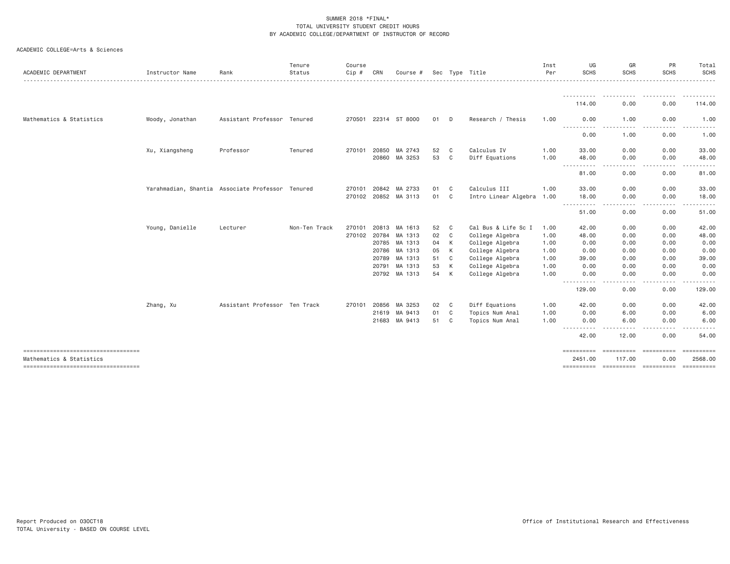SUMMER 2018 *FINAL*
TOTAL UNIVERSITY STUDENT CREDIT HOURS
BY ACADEMIC COLLEGE/DEPARTMENT OF INSTRUCTOR OF RECORD

ACADEMIC COLLEGE=Arts & Sciences

| ACADEMIC DEPARTMENT | Instructor Name | Rank | Tenure Status | Course Cip # | CRN | Course # | Sec | Type | Title | Inst Per | UG SCHS | GR SCHS | PR SCHS | Total SCHS |
|---|---|---|---|---|---|---|---|---|---|---|---|---|---|---|
| | | | | | | | | | | | 114.00 | 0.00 | 0.00 | 114.00 |
| Mathematics & Statistics | Woody, Jonathan | Assistant Professor | Tenured | 270501 | 22314 | ST 8000 | 01 | D | Research / Thesis | 1.00 | 0.00 | 1.00 | 0.00 | 1.00 |
| | | | | | | | | | | | 0.00 | 1.00 | 0.00 | 1.00 |
| | Xu, Xiangsheng | Professor | Tenured | 270101 | 20850 | MA 2743 | 52 | C | Calculus IV | 1.00 | 33.00 | 0.00 | 0.00 | 33.00 |
| | | | | | 20860 | MA 3253 | 53 | C | Diff Equations | 1.00 | 48.00 | 0.00 | 0.00 | 48.00 |
| | | | | | | | | | | | 81.00 | 0.00 | 0.00 | 81.00 |
| | Yarahmadian, Shantia | Associate Professor | Tenured | 270101 | 20842 | MA 2733 | 01 | C | Calculus III | 1.00 | 33.00 | 0.00 | 0.00 | 33.00 |
| | | | | 270102 | 20852 | MA 3113 | 01 | C | Intro Linear Algebra | 1.00 | 18.00 | 0.00 | 0.00 | 18.00 |
| | | | | | | | | | | | 51.00 | 0.00 | 0.00 | 51.00 |
| | Young, Danielle | Lecturer | Non-Ten Track | 270101 | 20813 | MA 1613 | 52 | C | Cal Bus & Life Sc I | 1.00 | 42.00 | 0.00 | 0.00 | 42.00 |
| | | | | 270102 | 20784 | MA 1313 | 02 | C | College Algebra | 1.00 | 48.00 | 0.00 | 0.00 | 48.00 |
| | | | | | 20785 | MA 1313 | 04 | K | College Algebra | 1.00 | 0.00 | 0.00 | 0.00 | 0.00 |
| | | | | | 20786 | MA 1313 | 05 | K | College Algebra | 1.00 | 0.00 | 0.00 | 0.00 | 0.00 |
| | | | | | 20789 | MA 1313 | 51 | C | College Algebra | 1.00 | 39.00 | 0.00 | 0.00 | 39.00 |
| | | | | | 20791 | MA 1313 | 53 | K | College Algebra | 1.00 | 0.00 | 0.00 | 0.00 | 0.00 |
| | | | | | 20792 | MA 1313 | 54 | K | College Algebra | 1.00 | 0.00 | 0.00 | 0.00 | 0.00 |
| | | | | | | | | | | | 129.00 | 0.00 | 0.00 | 129.00 |
| | Zhang, Xu | Assistant Professor | Ten Track | 270101 | 20856 | MA 3253 | 02 | C | Diff Equations | 1.00 | 42.00 | 0.00 | 0.00 | 42.00 |
| | | | | | 21619 | MA 9413 | 01 | C | Topics Num Anal | 1.00 | 0.00 | 6.00 | 0.00 | 6.00 |
| | | | | | 21683 | MA 9413 | 51 | C | Topics Num Anal | 1.00 | 0.00 | 6.00 | 0.00 | 6.00 |
| | | | | | | | | | | | 42.00 | 12.00 | 0.00 | 54.00 |
| Mathematics & Statistics | | | | | | | | | | | 2451.00 | 117.00 | 0.00 | 2568.00 |

Report Produced on 03OCT18
TOTAL University - BASED ON COURSE LEVEL

Office of Institutional Research and Effectiveness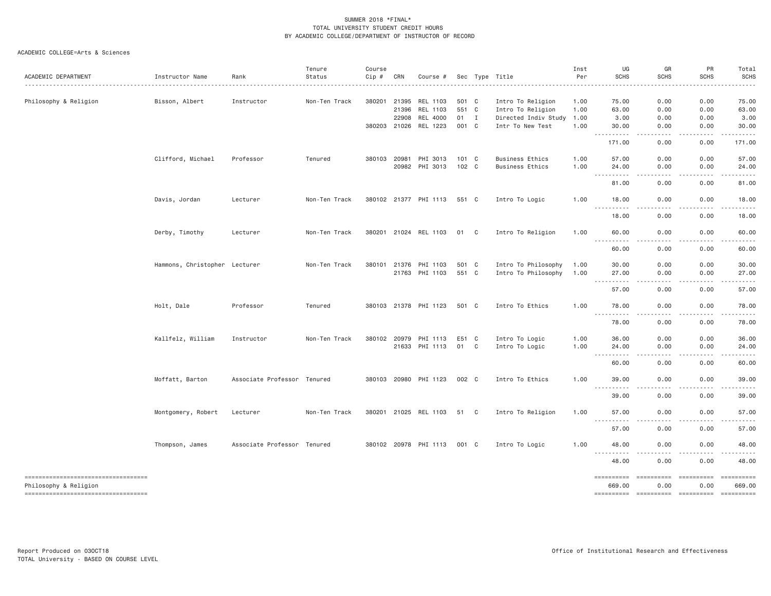SUMMER 2018 *FINAL*
TOTAL UNIVERSITY STUDENT CREDIT HOURS
BY ACADEMIC COLLEGE/DEPARTMENT OF INSTRUCTOR OF RECORD

ACADEMIC COLLEGE=Arts & Sciences

| ACADEMIC DEPARTMENT | Instructor Name | Rank | Tenure Status | Course Cip # | CRN | Course # | Sec | Type | Title | Inst Per | UG SCHS | GR SCHS | PR SCHS | Total SCHS |
|---|---|---|---|---|---|---|---|---|---|---|---|---|---|---|
| Philosophy & Religion | Bisson, Albert | Instructor | Non-Ten Track | 380201 | 21395 | REL 1103 | 501 | C | Intro To Religion | 1.00 | 75.00 | 0.00 | 0.00 | 75.00 |
| | | | | | 21396 | REL 1103 | 551 | C | Intro To Religion | 1.00 | 63.00 | 0.00 | 0.00 | 63.00 |
| | | | | | 22908 | REL 4000 | 01 | I | Directed Indiv Study | 1.00 | 3.00 | 0.00 | 0.00 | 3.00 |
| | | | | 380203 | 21026 | REL 1223 | 001 | C | Intr To New Test | 1.00 | 30.00 | 0.00 | 0.00 | 30.00 |
| | | | | | | | | | | | 171.00 | 0.00 | 0.00 | 171.00 |
| | Clifford, Michael | Professor | Tenured | 380103 | 20981 | PHI 3013 | 101 | C | Business Ethics | 1.00 | 57.00 | 0.00 | 0.00 | 57.00 |
| | | | | | 20982 | PHI 3013 | 102 | C | Business Ethics | 1.00 | 24.00 | 0.00 | 0.00 | 24.00 |
| | | | | | | | | | | | 81.00 | 0.00 | 0.00 | 81.00 |
| | Davis, Jordan | Lecturer | Non-Ten Track | 380102 | 21377 | PHI 1113 | 551 | C | Intro To Logic | 1.00 | 18.00 | 0.00 | 0.00 | 18.00 |
| | | | | | | | | | | | 18.00 | 0.00 | 0.00 | 18.00 |
| | Derby, Timothy | Lecturer | Non-Ten Track | 380201 | 21024 | REL 1103 | 01 | C | Intro To Religion | 1.00 | 60.00 | 0.00 | 0.00 | 60.00 |
| | | | | | | | | | | | 60.00 | 0.00 | 0.00 | 60.00 |
| | Hammons, Christopher | Lecturer | Non-Ten Track | 380101 | 21376 | PHI 1103 | 501 | C | Intro To Philosophy | 1.00 | 30.00 | 0.00 | 0.00 | 30.00 |
| | | | | | 21763 | PHI 1103 | 551 | C | Intro To Philosophy | 1.00 | 27.00 | 0.00 | 0.00 | 27.00 |
| | | | | | | | | | | | 57.00 | 0.00 | 0.00 | 57.00 |
| | Holt, Dale | Professor | Tenured | 380103 | 21378 | PHI 1123 | 501 | C | Intro To Ethics | 1.00 | 78.00 | 0.00 | 0.00 | 78.00 |
| | | | | | | | | | | | 78.00 | 0.00 | 0.00 | 78.00 |
| | Kallfelz, William | Instructor | Non-Ten Track | 380102 | 20979 | PHI 1113 | E51 | C | Intro To Logic | 1.00 | 36.00 | 0.00 | 0.00 | 36.00 |
| | | | | | 21633 | PHI 1113 | 01 | C | Intro To Logic | 1.00 | 24.00 | 0.00 | 0.00 | 24.00 |
| | | | | | | | | | | | 60.00 | 0.00 | 0.00 | 60.00 |
| | Moffatt, Barton | Associate Professor | Tenured | 380103 | 20980 | PHI 1123 | 002 | C | Intro To Ethics | 1.00 | 39.00 | 0.00 | 0.00 | 39.00 |
| | | | | | | | | | | | 39.00 | 0.00 | 0.00 | 39.00 |
| | Montgomery, Robert | Lecturer | Non-Ten Track | 380201 | 21025 | REL 1103 | 51 | C | Intro To Religion | 1.00 | 57.00 | 0.00 | 0.00 | 57.00 |
| | | | | | | | | | | | 57.00 | 0.00 | 0.00 | 57.00 |
| | Thompson, James | Associate Professor | Tenured | 380102 | 20978 | PHI 1113 | 001 | C | Intro To Logic | 1.00 | 48.00 | 0.00 | 0.00 | 48.00 |
| | | | | | | | | | | | 48.00 | 0.00 | 0.00 | 48.00 |
| Philosophy & Religion | | | | | | | | | | | 669.00 | 0.00 | 0.00 | 669.00 |

Report Produced on 03OCT18
TOTAL University - BASED ON COURSE LEVEL

Office of Institutional Research and Effectiveness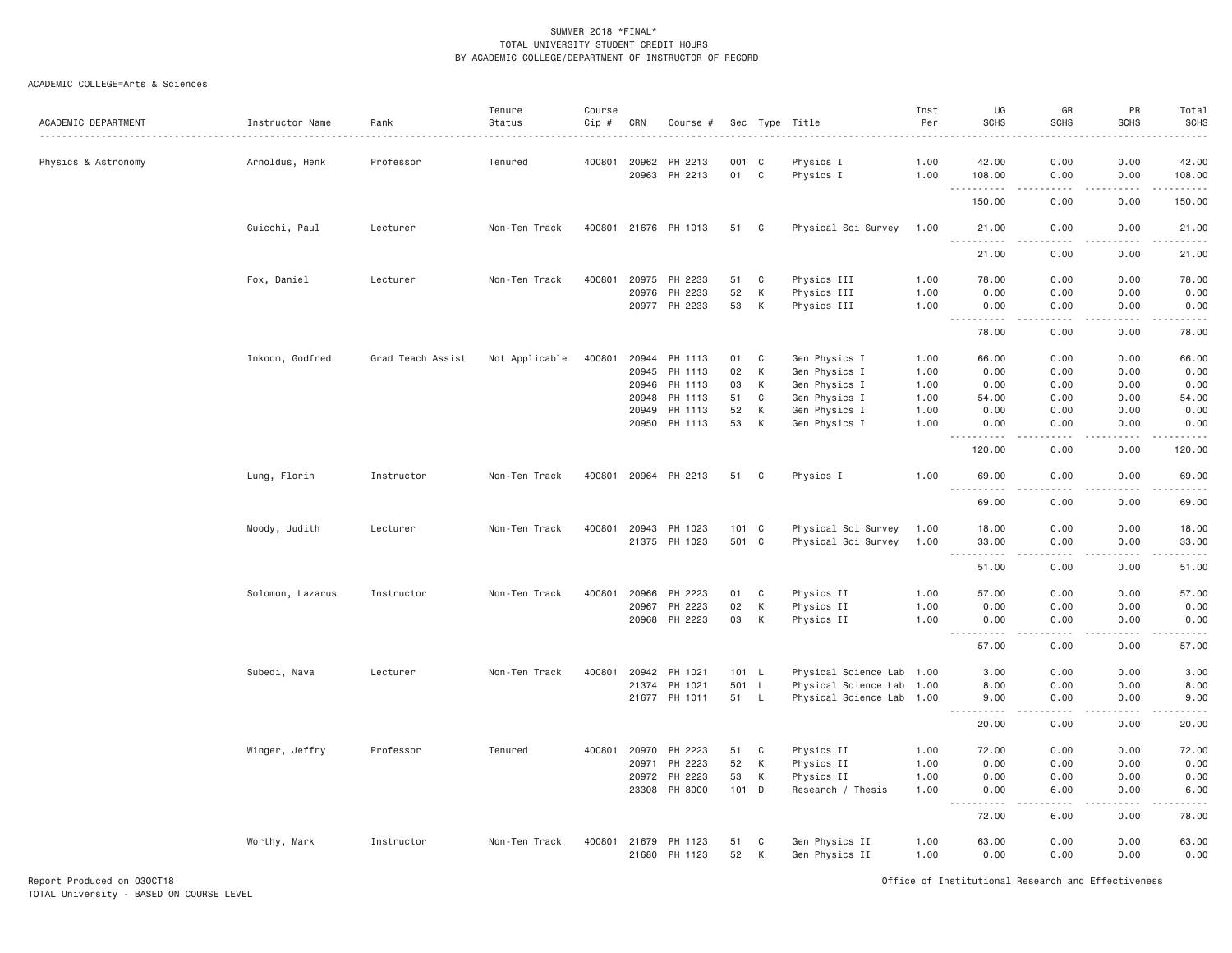SUMMER 2018 *FINAL*
TOTAL UNIVERSITY STUDENT CREDIT HOURS
BY ACADEMIC COLLEGE/DEPARTMENT OF INSTRUCTOR OF RECORD

ACADEMIC COLLEGE=Arts & Sciences

| ACADEMIC DEPARTMENT | Instructor Name | Rank | Tenure Status | Course Cip # | CRN | Course # | Sec | Type | Title | Inst Per | UG SCHS | GR SCHS | PR SCHS | Total SCHS |
|---|---|---|---|---|---|---|---|---|---|---|---|---|---|---|
| Physics & Astronomy | Arnoldus, Henk | Professor | Tenured | 400801 | 20962 | PH 2213 | 001 | C | Physics I | 1.00 | 42.00 | 0.00 | 0.00 | 42.00 |
| | | | | | 20963 | PH 2213 | 01 | C | Physics I | 1.00 | 108.00 | 0.00 | 0.00 | 108.00 |
| | | | | | | | | | | | 150.00 | 0.00 | 0.00 | 150.00 |
| | Cuicchi, Paul | Lecturer | Non-Ten Track | 400801 | 21676 | PH 1013 | 51 | C | Physical Sci Survey | 1.00 | 21.00 | 0.00 | 0.00 | 21.00 |
| | | | | | | | | | | | 21.00 | 0.00 | 0.00 | 21.00 |
| | Fox, Daniel | Lecturer | Non-Ten Track | 400801 | 20975 | PH 2233 | 51 | C | Physics III | 1.00 | 78.00 | 0.00 | 0.00 | 78.00 |
| | | | | | 20976 | PH 2233 | 52 | K | Physics III | 1.00 | 0.00 | 0.00 | 0.00 | 0.00 |
| | | | | | 20977 | PH 2233 | 53 | K | Physics III | 1.00 | 0.00 | 0.00 | 0.00 | 0.00 |
| | | | | | | | | | | | 78.00 | 0.00 | 0.00 | 78.00 |
| | Inkoom, Godfred | Grad Teach Assist | Not Applicable | 400801 | 20944 | PH 1113 | 01 | C | Gen Physics I | 1.00 | 66.00 | 0.00 | 0.00 | 66.00 |
| | | | | | 20945 | PH 1113 | 02 | K | Gen Physics I | 1.00 | 0.00 | 0.00 | 0.00 | 0.00 |
| | | | | | 20946 | PH 1113 | 03 | K | Gen Physics I | 1.00 | 0.00 | 0.00 | 0.00 | 0.00 |
| | | | | | 20948 | PH 1113 | 51 | C | Gen Physics I | 1.00 | 54.00 | 0.00 | 0.00 | 54.00 |
| | | | | | 20949 | PH 1113 | 52 | K | Gen Physics I | 1.00 | 0.00 | 0.00 | 0.00 | 0.00 |
| | | | | | 20950 | PH 1113 | 53 | K | Gen Physics I | 1.00 | 0.00 | 0.00 | 0.00 | 0.00 |
| | | | | | | | | | | | 120.00 | 0.00 | 0.00 | 120.00 |
| | Lung, Florin | Instructor | Non-Ten Track | 400801 | 20964 | PH 2213 | 51 | C | Physics I | 1.00 | 69.00 | 0.00 | 0.00 | 69.00 |
| | | | | | | | | | | | 69.00 | 0.00 | 0.00 | 69.00 |
| | Moody, Judith | Lecturer | Non-Ten Track | 400801 | 20943 | PH 1023 | 101 | C | Physical Sci Survey | 1.00 | 18.00 | 0.00 | 0.00 | 18.00 |
| | | | | | 21375 | PH 1023 | 501 | C | Physical Sci Survey | 1.00 | 33.00 | 0.00 | 0.00 | 33.00 |
| | | | | | | | | | | | 51.00 | 0.00 | 0.00 | 51.00 |
| | Solomon, Lazarus | Instructor | Non-Ten Track | 400801 | 20966 | PH 2223 | 01 | C | Physics II | 1.00 | 57.00 | 0.00 | 0.00 | 57.00 |
| | | | | | 20967 | PH 2223 | 02 | K | Physics II | 1.00 | 0.00 | 0.00 | 0.00 | 0.00 |
| | | | | | 20968 | PH 2223 | 03 | K | Physics II | 1.00 | 0.00 | 0.00 | 0.00 | 0.00 |
| | | | | | | | | | | | 57.00 | 0.00 | 0.00 | 57.00 |
| | Subedi, Nava | Lecturer | Non-Ten Track | 400801 | 20942 | PH 1021 | 101 | L | Physical Science Lab | 1.00 | 3.00 | 0.00 | 0.00 | 3.00 |
| | | | | | 21374 | PH 1021 | 501 | L | Physical Science Lab | 1.00 | 8.00 | 0.00 | 0.00 | 8.00 |
| | | | | | 21677 | PH 1011 | 51 | L | Physical Science Lab | 1.00 | 9.00 | 0.00 | 0.00 | 9.00 |
| | | | | | | | | | | | 20.00 | 0.00 | 0.00 | 20.00 |
| | Winger, Jeffry | Professor | Tenured | 400801 | 20970 | PH 2223 | 51 | C | Physics II | 1.00 | 72.00 | 0.00 | 0.00 | 72.00 |
| | | | | | 20971 | PH 2223 | 52 | K | Physics II | 1.00 | 0.00 | 0.00 | 0.00 | 0.00 |
| | | | | | 20972 | PH 2223 | 53 | K | Physics II | 1.00 | 0.00 | 0.00 | 0.00 | 0.00 |
| | | | | | 23308 | PH 8000 | 101 | D | Research / Thesis | 1.00 | 0.00 | 6.00 | 0.00 | 6.00 |
| | | | | | | | | | | | 72.00 | 6.00 | 0.00 | 78.00 |
| | Worthy, Mark | Instructor | Non-Ten Track | 400801 | 21679 | PH 1123 | 51 | C | Gen Physics II | 1.00 | 63.00 | 0.00 | 0.00 | 63.00 |
| | | | | | 21680 | PH 1123 | 52 | K | Gen Physics II | 1.00 | 0.00 | 0.00 | 0.00 | 0.00 |

Report Produced on 03OCT18
TOTAL University - BASED ON COURSE LEVEL

Office of Institutional Research and Effectiveness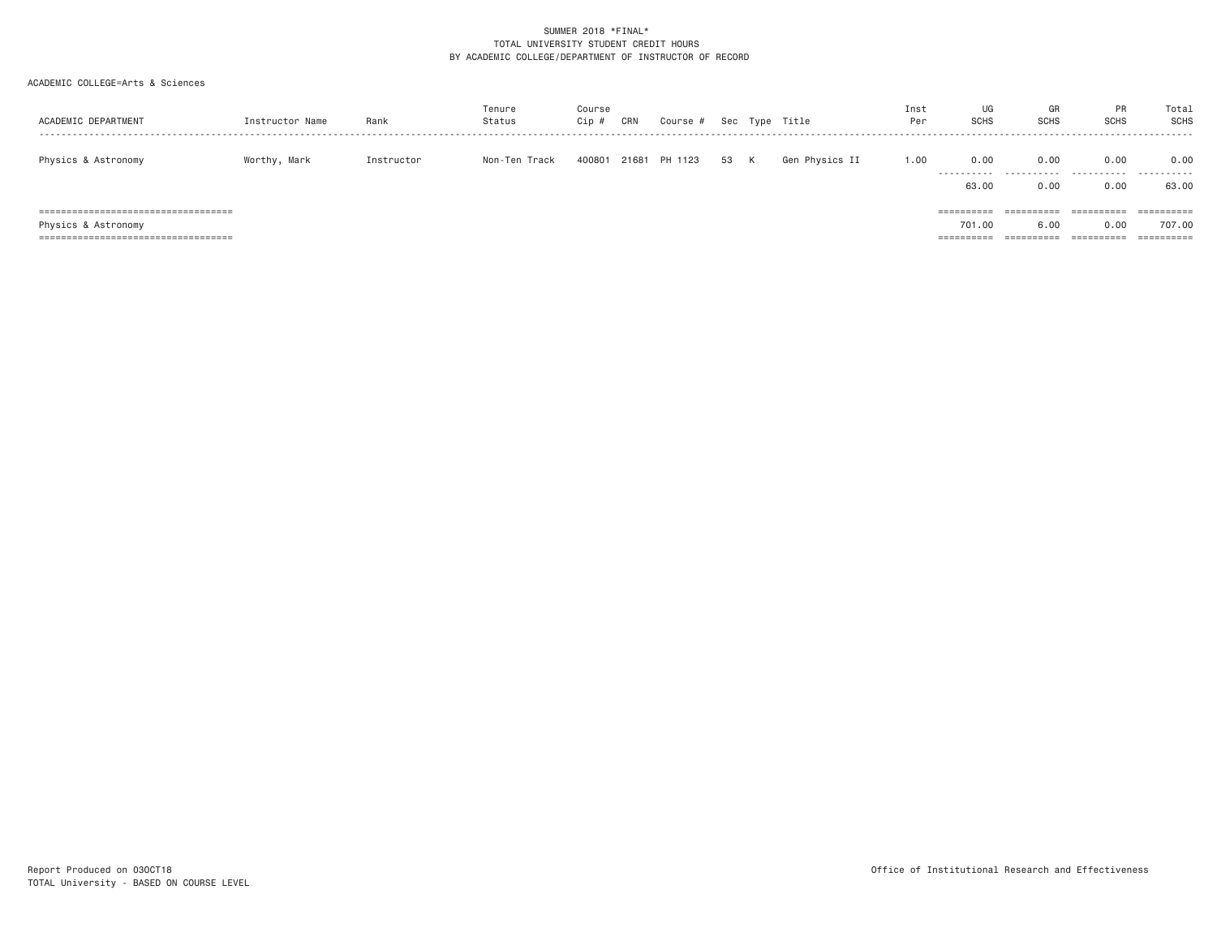SUMMER 2018 *FINAL*
TOTAL UNIVERSITY STUDENT CREDIT HOURS
BY ACADEMIC COLLEGE/DEPARTMENT OF INSTRUCTOR OF RECORD

ACADEMIC COLLEGE=Arts & Sciences

| ACADEMIC DEPARTMENT | Instructor Name | Rank | Tenure Status | Course Cip # | CRN | Course # | Sec | Type | Title | Inst Per | UG SCHS | GR SCHS | PR SCHS | Total SCHS |
|---|---|---|---|---|---|---|---|---|---|---|---|---|---|---|
| Physics & Astronomy | Worthy, Mark | Instructor | Non-Ten Track | 400801 | 21681 | PH 1123 | 53 | K | Gen Physics II | 1.00 | 0.00 | 0.00 | 0.00 | 0.00 |
| | | | | | | | | | | | 63.00 | 0.00 | 0.00 | 63.00 |
| Physics & Astronomy | | | | | | | | | | | 701.00 | 6.00 | 0.00 | 707.00 |

Report Produced on 03OCT18
TOTAL University - BASED ON COURSE LEVEL

Office of Institutional Research and Effectiveness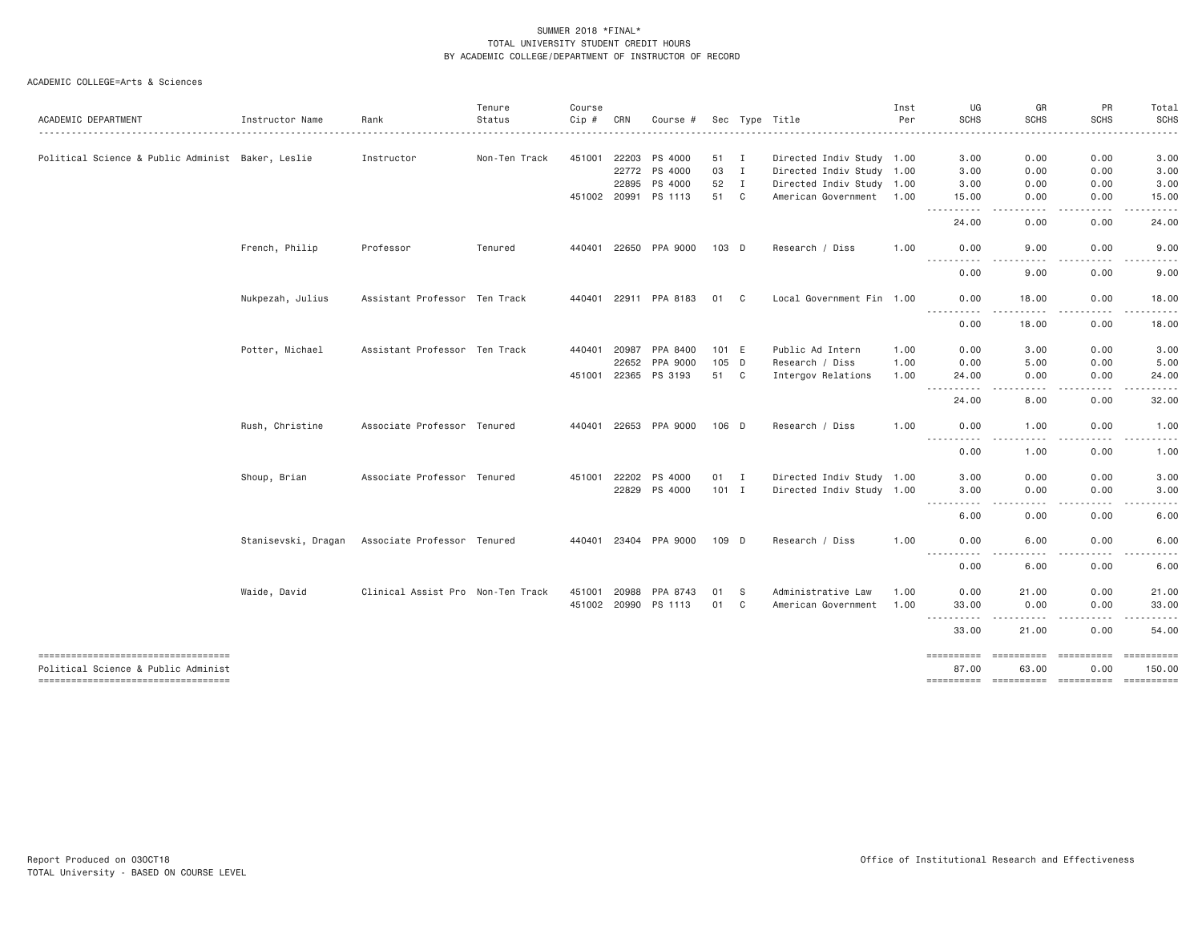SUMMER 2018 *FINAL*
TOTAL UNIVERSITY STUDENT CREDIT HOURS
BY ACADEMIC COLLEGE/DEPARTMENT OF INSTRUCTOR OF RECORD

ACADEMIC COLLEGE=Arts & Sciences

| ACADEMIC DEPARTMENT | Instructor Name | Rank | Tenure Status | Course Cip # | CRN | Course # | Sec | Type | Title | Inst Per | UG SCHS | GR SCHS | PR SCHS | Total SCHS |
|---|---|---|---|---|---|---|---|---|---|---|---|---|---|---|
| Political Science & Public Administ | Baker, Leslie | Instructor | Non-Ten Track | 451001 | 22203 | PS 4000 | 51 | I | Directed Indiv Study | 1.00 | 3.00 | 0.00 | 0.00 | 3.00 |
| | | | | | 22772 | PS 4000 | 03 | I | Directed Indiv Study | 1.00 | 3.00 | 0.00 | 0.00 | 3.00 |
| | | | | | 22895 | PS 4000 | 52 | I | Directed Indiv Study | 1.00 | 3.00 | 0.00 | 0.00 | 3.00 |
| | | | | 451002 | 20991 | PS 1113 | 51 | C | American Government | 1.00 | 15.00 | 0.00 | 0.00 | 15.00 |
| | | | | | | | | | | | 24.00 | 0.00 | 0.00 | 24.00 |
| | French, Philip | Professor | Tenured | 440401 | 22650 | PPA 9000 | 103 | D | Research / Diss | 1.00 | 0.00 | 9.00 | 0.00 | 9.00 |
| | | | | | | | | | | | 0.00 | 9.00 | 0.00 | 9.00 |
| | Nukpezah, Julius | Assistant Professor | Ten Track | 440401 | 22911 | PPA 8183 | 01 | C | Local Government Fin | 1.00 | 0.00 | 18.00 | 0.00 | 18.00 |
| | | | | | | | | | | | 0.00 | 18.00 | 0.00 | 18.00 |
| | Potter, Michael | Assistant Professor | Ten Track | 440401 | 20987 | PPA 8400 | 101 | E | Public Ad Intern | 1.00 | 0.00 | 3.00 | 0.00 | 3.00 |
| | | | | | 22652 | PPA 9000 | 105 | D | Research / Diss | 1.00 | 0.00 | 5.00 | 0.00 | 5.00 |
| | | | | 451001 | 22365 | PS 3193 | 51 | C | Intergov Relations | 1.00 | 24.00 | 0.00 | 0.00 | 24.00 |
| | | | | | | | | | | | 24.00 | 8.00 | 0.00 | 32.00 |
| | Rush, Christine | Associate Professor | Tenured | 440401 | 22653 | PPA 9000 | 106 | D | Research / Diss | 1.00 | 0.00 | 1.00 | 0.00 | 1.00 |
| | | | | | | | | | | | 0.00 | 1.00 | 0.00 | 1.00 |
| | Shoup, Brian | Associate Professor | Tenured | 451001 | 22202 | PS 4000 | 01 | I | Directed Indiv Study | 1.00 | 3.00 | 0.00 | 0.00 | 3.00 |
| | | | | | 22829 | PS 4000 | 101 | I | Directed Indiv Study | 1.00 | 3.00 | 0.00 | 0.00 | 3.00 |
| | | | | | | | | | | | 6.00 | 0.00 | 0.00 | 6.00 |
| | Stanisevski, Dragan | Associate Professor | Tenured | 440401 | 23404 | PPA 9000 | 109 | D | Research / Diss | 1.00 | 0.00 | 6.00 | 0.00 | 6.00 |
| | | | | | | | | | | | 0.00 | 6.00 | 0.00 | 6.00 |
| | Waide, David | Clinical Assist Pro | Non-Ten Track | 451001 | 20988 | PPA 8743 | 01 | S | Administrative Law | 1.00 | 0.00 | 21.00 | 0.00 | 21.00 |
| | | | | 451002 | 20990 | PS 1113 | 01 | C | American Government | 1.00 | 33.00 | 0.00 | 0.00 | 33.00 |
| | | | | | | | | | | | 33.00 | 21.00 | 0.00 | 54.00 |
| Political Science & Public Administ | | | | | | | | | | | 87.00 | 63.00 | 0.00 | 150.00 |

Report Produced on 03OCT18
TOTAL University - BASED ON COURSE LEVEL

Office of Institutional Research and Effectiveness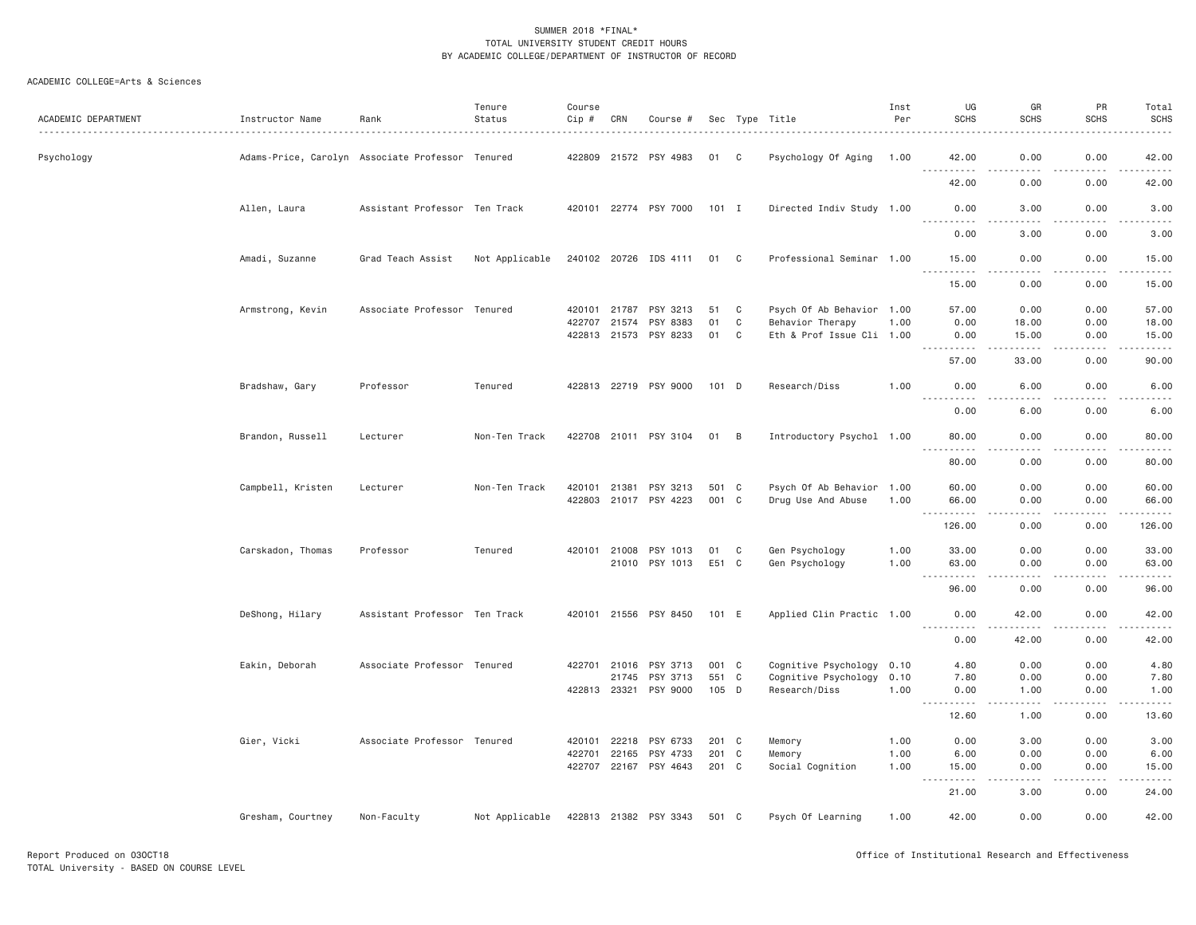SUMMER 2018 *FINAL*
TOTAL UNIVERSITY STUDENT CREDIT HOURS
BY ACADEMIC COLLEGE/DEPARTMENT OF INSTRUCTOR OF RECORD

ACADEMIC COLLEGE=Arts & Sciences

| ACADEMIC DEPARTMENT | Instructor Name | Rank | Tenure Status | Course Cip # | CRN | Course # | Sec | Type | Title | Inst Per | UG SCHS | GR SCHS | PR SCHS | Total SCHS |
|---|---|---|---|---|---|---|---|---|---|---|---|---|---|---|
| Psychology | Adams-Price, Carolyn | Associate Professor | Tenured | 422809 | 21572 | PSY 4983 | 01 | C | Psychology Of Aging | 1.00 | 42.00 | 0.00 | 0.00 | 42.00 |
| | | | | | | | | | | | 42.00 | 0.00 | 0.00 | 42.00 |
| | Allen, Laura | Assistant Professor | Ten Track | 420101 | 22774 | PSY 7000 | 101 | I | Directed Indiv Study | 1.00 | 0.00 | 3.00 | 0.00 | 3.00 |
| | | | | | | | | | | | 0.00 | 3.00 | 0.00 | 3.00 |
| | Amadi, Suzanne | Grad Teach Assist | Not Applicable | 240102 | 20726 | IDS 4111 | 01 | C | Professional Seminar | 1.00 | 15.00 | 0.00 | 0.00 | 15.00 |
| | | | | | | | | | | | 15.00 | 0.00 | 0.00 | 15.00 |
| | Armstrong, Kevin | Associate Professor | Tenured | 420101 | 21787 | PSY 3213 | 51 | C | Psych Of Ab Behavior | 1.00 | 57.00 | 0.00 | 0.00 | 57.00 |
| | | | | 422707 | 21574 | PSY 8383 | 01 | C | Behavior Therapy | 1.00 | 0.00 | 18.00 | 0.00 | 18.00 |
| | | | | 422813 | 21573 | PSY 8233 | 01 | C | Eth & Prof Issue Cli | 1.00 | 0.00 | 15.00 | 0.00 | 15.00 |
| | | | | | | | | | | | 57.00 | 33.00 | 0.00 | 90.00 |
| | Bradshaw, Gary | Professor | Tenured | 422813 | 22719 | PSY 9000 | 101 | D | Research/Diss | 1.00 | 0.00 | 6.00 | 0.00 | 6.00 |
| | | | | | | | | | | | 0.00 | 6.00 | 0.00 | 6.00 |
| | Brandon, Russell | Lecturer | Non-Ten Track | 422708 | 21011 | PSY 3104 | 01 | B | Introductory Psychol | 1.00 | 80.00 | 0.00 | 0.00 | 80.00 |
| | | | | | | | | | | | 80.00 | 0.00 | 0.00 | 80.00 |
| | Campbell, Kristen | Lecturer | Non-Ten Track | 420101 | 21381 | PSY 3213 | 501 | C | Psych Of Ab Behavior | 1.00 | 60.00 | 0.00 | 0.00 | 60.00 |
| | | | | 422803 | 21017 | PSY 4223 | 001 | C | Drug Use And Abuse | 1.00 | 66.00 | 0.00 | 0.00 | 66.00 |
| | | | | | | | | | | | 126.00 | 0.00 | 0.00 | 126.00 |
| | Carskadon, Thomas | Professor | Tenured | 420101 | 21008 | PSY 1013 | 01 | C | Gen Psychology | 1.00 | 33.00 | 0.00 | 0.00 | 33.00 |
| | | | | | 21010 | PSY 1013 | E51 | C | Gen Psychology | 1.00 | 63.00 | 0.00 | 0.00 | 63.00 |
| | | | | | | | | | | | 96.00 | 0.00 | 0.00 | 96.00 |
| | DeShong, Hilary | Assistant Professor | Ten Track | 420101 | 21556 | PSY 8450 | 101 | E | Applied Clin Practic | 1.00 | 0.00 | 42.00 | 0.00 | 42.00 |
| | | | | | | | | | | | 0.00 | 42.00 | 0.00 | 42.00 |
| | Eakin, Deborah | Associate Professor | Tenured | 422701 | 21016 | PSY 3713 | 001 | C | Cognitive Psychology | 0.10 | 4.80 | 0.00 | 0.00 | 4.80 |
| | | | | | 21745 | PSY 3713 | 551 | C | Cognitive Psychology | 0.10 | 7.80 | 0.00 | 0.00 | 7.80 |
| | | | | 422813 | 23321 | PSY 9000 | 105 | D | Research/Diss | 1.00 | 0.00 | 1.00 | 0.00 | 1.00 |
| | | | | | | | | | | | 12.60 | 1.00 | 0.00 | 13.60 |
| | Gier, Vicki | Associate Professor | Tenured | 420101 | 22218 | PSY 6733 | 201 | C | Memory | 1.00 | 0.00 | 3.00 | 0.00 | 3.00 |
| | | | | 422701 | 22165 | PSY 4733 | 201 | C | Memory | 1.00 | 6.00 | 0.00 | 0.00 | 6.00 |
| | | | | 422707 | 22167 | PSY 4643 | 201 | C | Social Cognition | 1.00 | 15.00 | 0.00 | 0.00 | 15.00 |
| | | | | | | | | | | | 21.00 | 3.00 | 0.00 | 24.00 |
| | Gresham, Courtney | Non-Faculty | Not Applicable | 422813 | 21382 | PSY 3343 | 501 | C | Psych Of Learning | 1.00 | 42.00 | 0.00 | 0.00 | 42.00 |

Report Produced on 03OCT18
TOTAL University - BASED ON COURSE LEVEL

Office of Institutional Research and Effectiveness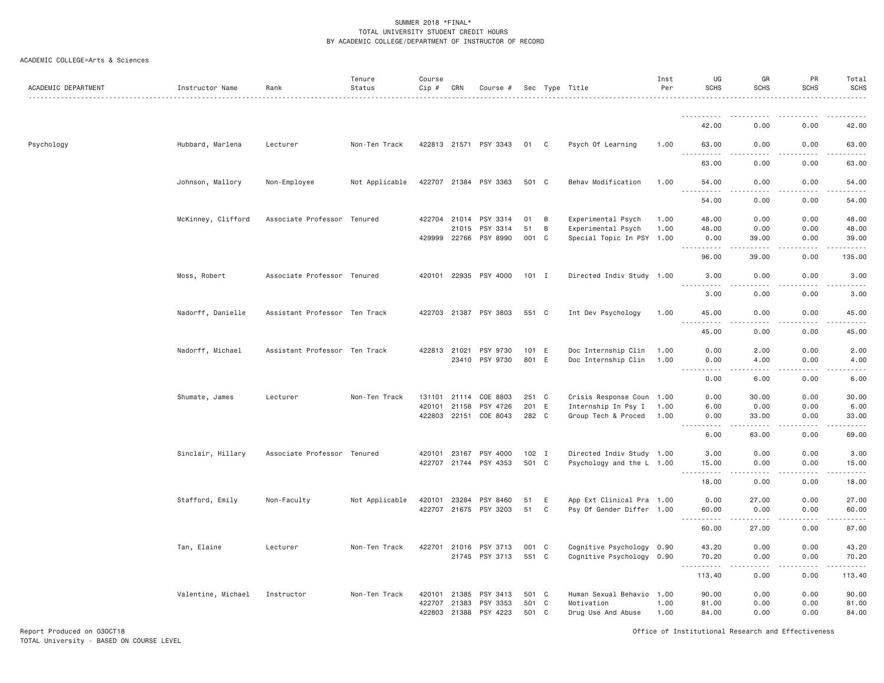SUMMER 2018 *FINAL*
TOTAL UNIVERSITY STUDENT CREDIT HOURS
BY ACADEMIC COLLEGE/DEPARTMENT OF INSTRUCTOR OF RECORD

ACADEMIC COLLEGE=Arts & Sciences

| ACADEMIC DEPARTMENT | Instructor Name | Rank | Tenure Status | Course Cip # | CRN | Course # | Sec | Type | Title | Inst Per | UG SCHS | GR SCHS | PR SCHS | Total SCHS |
|---|---|---|---|---|---|---|---|---|---|---|---|---|---|---|
| | | | | | | | | | | | 42.00 | 0.00 | 0.00 | 42.00 |
| Psychology | Hubbard, Marlena | Lecturer | Non-Ten Track | 422813 | 21571 | PSY 3343 | 01 | C | Psych Of Learning | 1.00 | 63.00 | 0.00 | 0.00 | 63.00 |
| | | | | | | | | | | | 63.00 | 0.00 | 0.00 | 63.00 |
| | Johnson, Mallory | Non-Employee | Not Applicable | 422707 | 21384 | PSY 3363 | 501 | C | Behav Modification | 1.00 | 54.00 | 0.00 | 0.00 | 54.00 |
| | | | | | | | | | | | 54.00 | 0.00 | 0.00 | 54.00 |
| | McKinney, Clifford | Associate Professor | Tenured | 422704 | 21014 | PSY 3314 | 01 | B | Experimental Psych | 1.00 | 48.00 | 0.00 | 0.00 | 48.00 |
| | | | | | 21015 | PSY 3314 | 51 | B | Experimental Psych | 1.00 | 48.00 | 0.00 | 0.00 | 48.00 |
| | | | | 429999 | 22766 | PSY 8990 | 001 | C | Special Topic In PSY | 1.00 | 0.00 | 39.00 | 0.00 | 39.00 |
| | | | | | | | | | | | 96.00 | 39.00 | 0.00 | 135.00 |
| | Moss, Robert | Associate Professor | Tenured | 420101 | 22935 | PSY 4000 | 101 | I | Directed Indiv Study | 1.00 | 3.00 | 0.00 | 0.00 | 3.00 |
| | | | | | | | | | | | 3.00 | 0.00 | 0.00 | 3.00 |
| | Nadorff, Danielle | Assistant Professor | Ten Track | 422703 | 21387 | PSY 3803 | 551 | C | Int Dev Psychology | 1.00 | 45.00 | 0.00 | 0.00 | 45.00 |
| | | | | | | | | | | | 45.00 | 0.00 | 0.00 | 45.00 |
| | Nadorff, Michael | Assistant Professor | Ten Track | 422813 | 21021 | PSY 9730 | 101 | E | Doc Internship Clin | 1.00 | 0.00 | 2.00 | 0.00 | 2.00 |
| | | | | | 23410 | PSY 9730 | 801 | E | Doc Internship Clin | 1.00 | 0.00 | 4.00 | 0.00 | 4.00 |
| | | | | | | | | | | | 0.00 | 6.00 | 0.00 | 6.00 |
| | Shumate, James | Lecturer | Non-Ten Track | 131101 | 21114 | COE 8803 | 251 | C | Crisis Response Coun | 1.00 | 0.00 | 30.00 | 0.00 | 30.00 |
| | | | | 420101 | 21158 | PSY 4726 | 201 | E | Internship In Psy I | 1.00 | 6.00 | 0.00 | 0.00 | 6.00 |
| | | | | 422803 | 22151 | COE 8043 | 282 | C | Group Tech & Proced | 1.00 | 0.00 | 33.00 | 0.00 | 33.00 |
| | | | | | | | | | | | 6.00 | 63.00 | 0.00 | 69.00 |
| | Sinclair, Hillary | Associate Professor | Tenured | 420101 | 23167 | PSY 4000 | 102 | I | Directed Indiv Study | 1.00 | 3.00 | 0.00 | 0.00 | 3.00 |
| | | | | 422707 | 21744 | PSY 4353 | 501 | C | Psychology and the L | 1.00 | 15.00 | 0.00 | 0.00 | 15.00 |
| | | | | | | | | | | | 18.00 | 0.00 | 0.00 | 18.00 |
| | Stafford, Emily | Non-Faculty | Not Applicable | 420101 | 23284 | PSY 8460 | 51 | E | App Ext Clinical Pra | 1.00 | 0.00 | 27.00 | 0.00 | 27.00 |
| | | | | 422707 | 21675 | PSY 3203 | 51 | C | Psy Of Gender Differ | 1.00 | 60.00 | 0.00 | 0.00 | 60.00 |
| | | | | | | | | | | | 60.00 | 27.00 | 0.00 | 87.00 |
| | Tan, Elaine | Lecturer | Non-Ten Track | 422701 | 21016 | PSY 3713 | 001 | C | Cognitive Psychology | 0.90 | 43.20 | 0.00 | 0.00 | 43.20 |
| | | | | | 21745 | PSY 3713 | 551 | C | Cognitive Psychology | 0.90 | 70.20 | 0.00 | 0.00 | 70.20 |
| | | | | | | | | | | | 113.40 | 0.00 | 0.00 | 113.40 |
| | Valentine, Michael | Instructor | Non-Ten Track | 420101 | 21385 | PSY 3413 | 501 | C | Human Sexual Behavio | 1.00 | 90.00 | 0.00 | 0.00 | 90.00 |
| | | | | 422707 | 21383 | PSY 3353 | 501 | C | Motivation | 1.00 | 81.00 | 0.00 | 0.00 | 81.00 |
| | | | | 422803 | 21388 | PSY 4223 | 501 | C | Drug Use And Abuse | 1.00 | 84.00 | 0.00 | 0.00 | 84.00 |

Report Produced on 03OCT18
TOTAL University - BASED ON COURSE LEVEL

Office of Institutional Research and Effectiveness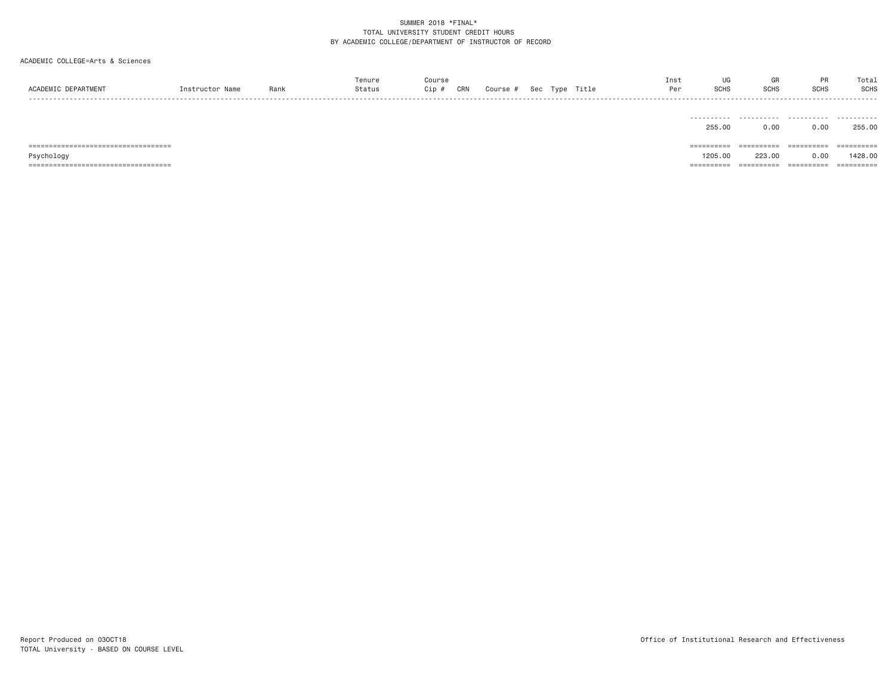SUMMER 2018 *FINAL*
TOTAL UNIVERSITY STUDENT CREDIT HOURS
BY ACADEMIC COLLEGE/DEPARTMENT OF INSTRUCTOR OF RECORD

ACADEMIC COLLEGE=Arts & Sciences

| ACADEMIC DEPARTMENT | Instructor Name | Rank | Tenure Status | Course Cip # | CRN | Course # | Sec | Type | Title | Inst Per | UG SCHS | GR SCHS | PR SCHS | Total SCHS |
|---|---|---|---|---|---|---|---|---|---|---|---|---|---|---|
| | | | | | | | | | | | 255.00 | 0.00 | 0.00 | 255.00 |
| Psychology | | | | | | | | | | | 1205.00 | 223.00 | 0.00 | 1428.00 |

Report Produced on 03OCT18
TOTAL University - BASED ON COURSE LEVEL

Office of Institutional Research and Effectiveness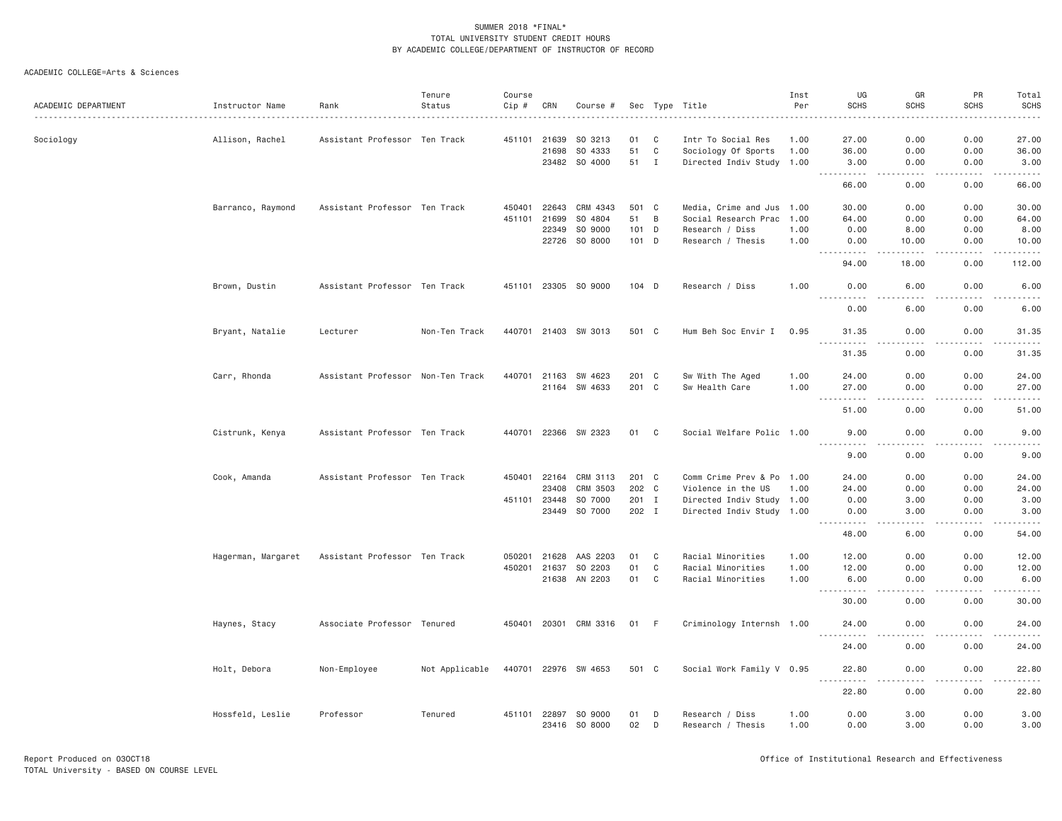# SUMMER 2018 *FINAL*
## TOTAL UNIVERSITY STUDENT CREDIT HOURS
## BY ACADEMIC COLLEGE/DEPARTMENT OF INSTRUCTOR OF RECORD

ACADEMIC COLLEGE=Arts & Sciences

| ACADEMIC DEPARTMENT | Instructor Name | Rank | Tenure Status | Course Cip # | CRN | Course # | Sec | Type | Title | Inst Per | UG SCHS | GR SCHS | PR SCHS | Total SCHS |
|---|---|---|---|---|---|---|---|---|---|---|---|---|---|---|
| Sociology | Allison, Rachel | Assistant Professor | Ten Track | 451101 | 21639 | SO 3213 | 01 | C | Intr To Social Res | 1.00 | 27.00 | 0.00 | 0.00 | 27.00 |
| | | | | | 21698 | SO 4333 | 51 | C | Sociology Of Sports | 1.00 | 36.00 | 0.00 | 0.00 | 36.00 |
| | | | | | 23482 | SO 4000 | 51 | I | Directed Indiv Study | 1.00 | 3.00 | 0.00 | 0.00 | 3.00 |
| | | | | | | | | | | | 66.00 | 0.00 | 0.00 | 66.00 |
| | Barranco, Raymond | Assistant Professor | Ten Track | 450401 | 22643 | CRM 4343 | 501 | C | Media, Crime and Jus | 1.00 | 30.00 | 0.00 | 0.00 | 30.00 |
| | | | | 451101 | 21699 | SO 4804 | 51 | B | Social Research Prac | 1.00 | 64.00 | 0.00 | 0.00 | 64.00 |
| | | | | | 22349 | SO 9000 | 101 | D | Research / Diss | 1.00 | 0.00 | 8.00 | 0.00 | 8.00 |
| | | | | | 22726 | SO 8000 | 101 | D | Research / Thesis | 1.00 | 0.00 | 10.00 | 0.00 | 10.00 |
| | | | | | | | | | | | 94.00 | 18.00 | 0.00 | 112.00 |
| | Brown, Dustin | Assistant Professor | Ten Track | 451101 | 23305 | SO 9000 | 104 | D | Research / Diss | 1.00 | 0.00 | 6.00 | 0.00 | 6.00 |
| | | | | | | | | | | | 0.00 | 6.00 | 0.00 | 6.00 |
| | Bryant, Natalie | Lecturer | Non-Ten Track | 440701 | 21403 | SW 3013 | 501 | C | Hum Beh Soc Envir I | 0.95 | 31.35 | 0.00 | 0.00 | 31.35 |
| | | | | | | | | | | | 31.35 | 0.00 | 0.00 | 31.35 |
| | Carr, Rhonda | Assistant Professor | Non-Ten Track | 440701 | 21163 | SW 4623 | 201 | C | Sw With The Aged | 1.00 | 24.00 | 0.00 | 0.00 | 24.00 |
| | | | | | 21164 | SW 4633 | 201 | C | Sw Health Care | 1.00 | 27.00 | 0.00 | 0.00 | 27.00 |
| | | | | | | | | | | | 51.00 | 0.00 | 0.00 | 51.00 |
| | Cistrunk, Kenya | Assistant Professor | Ten Track | 440701 | 22366 | SW 2323 | 01 | C | Social Welfare Polic | 1.00 | 9.00 | 0.00 | 0.00 | 9.00 |
| | | | | | | | | | | | 9.00 | 0.00 | 0.00 | 9.00 |
| | Cook, Amanda | Assistant Professor | Ten Track | 450401 | 22164 | CRM 3113 | 201 | C | Comm Crime Prev & Po | 1.00 | 24.00 | 0.00 | 0.00 | 24.00 |
| | | | | | 23408 | CRM 3503 | 202 | C | Violence in the US | 1.00 | 24.00 | 0.00 | 0.00 | 24.00 |
| | | | | 451101 | 23448 | SO 7000 | 201 | I | Directed Indiv Study | 1.00 | 0.00 | 3.00 | 0.00 | 3.00 |
| | | | | | 23449 | SO 7000 | 202 | I | Directed Indiv Study | 1.00 | 0.00 | 3.00 | 0.00 | 3.00 |
| | | | | | | | | | | | 48.00 | 6.00 | 0.00 | 54.00 |
| | Hagerman, Margaret | Assistant Professor | Ten Track | 050201 | 21628 | AAS 2203 | 01 | C | Racial Minorities | 1.00 | 12.00 | 0.00 | 0.00 | 12.00 |
| | | | | 450201 | 21637 | SO 2203 | 01 | C | Racial Minorities | 1.00 | 12.00 | 0.00 | 0.00 | 12.00 |
| | | | | | 21638 | AN 2203 | 01 | C | Racial Minorities | 1.00 | 6.00 | 0.00 | 0.00 | 6.00 |
| | | | | | | | | | | | 30.00 | 0.00 | 0.00 | 30.00 |
| | Haynes, Stacy | Associate Professor | Tenured | 450401 | 20301 | CRM 3316 | 01 | F | Criminology Internsh | 1.00 | 24.00 | 0.00 | 0.00 | 24.00 |
| | | | | | | | | | | | 24.00 | 0.00 | 0.00 | 24.00 |
| | Holt, Debora | Non-Employee | Not Applicable | 440701 | 22976 | SW 4653 | 501 | C | Social Work Family V | 0.95 | 22.80 | 0.00 | 0.00 | 22.80 |
| | | | | | | | | | | | 22.80 | 0.00 | 0.00 | 22.80 |
| | Hossfeld, Leslie | Professor | Tenured | 451101 | 22897 | SO 9000 | 01 | D | Research / Diss | 1.00 | 0.00 | 3.00 | 0.00 | 3.00 |
| | | | | | 23416 | SO 8000 | 02 | D | Research / Thesis | 1.00 | 0.00 | 3.00 | 0.00 | 3.00 |

Report Produced on 03OCT18
TOTAL University - BASED ON COURSE LEVEL

Office of Institutional Research and Effectiveness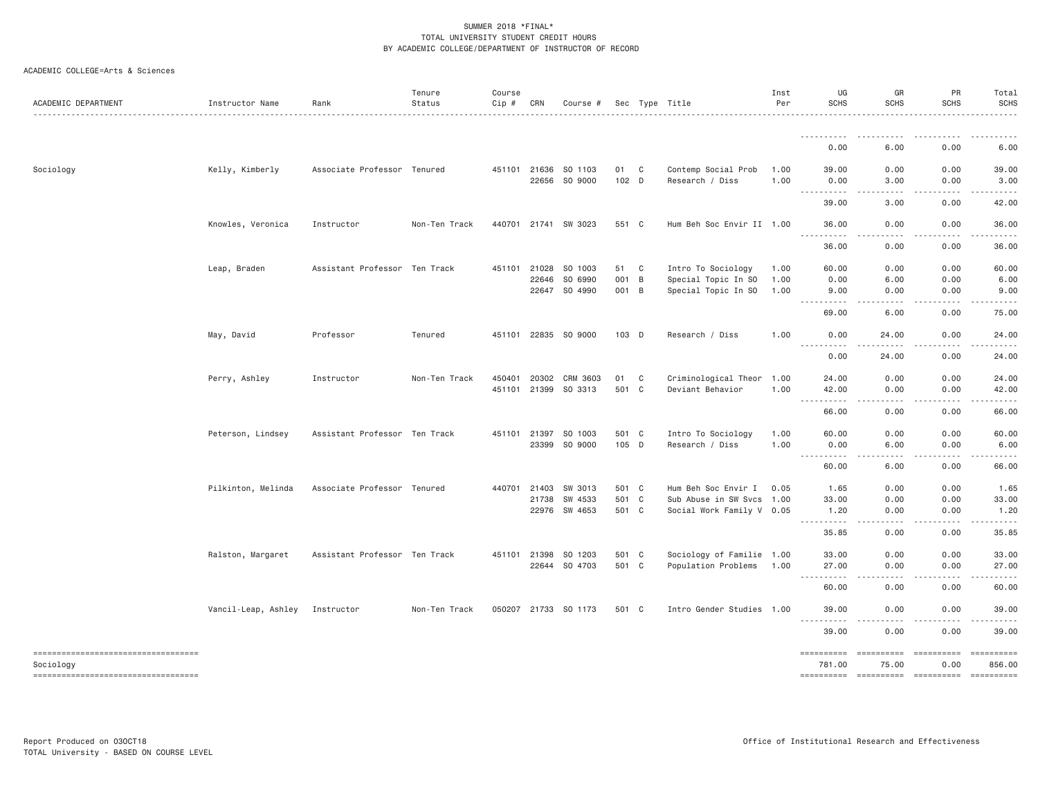SUMMER 2018 *FINAL*
TOTAL UNIVERSITY STUDENT CREDIT HOURS
BY ACADEMIC COLLEGE/DEPARTMENT OF INSTRUCTOR OF RECORD

ACADEMIC COLLEGE=Arts & Sciences

| ACADEMIC DEPARTMENT | Instructor Name | Rank | Tenure Status | Course Cip # | CRN | Course # | Sec | Type | Title | Inst Per | UG SCHS | GR SCHS | PR SCHS | Total SCHS |
|---|---|---|---|---|---|---|---|---|---|---|---|---|---|---|
| | | | | | | | | | | | 0.00 | 6.00 | 0.00 | 6.00 |
| Sociology | Kelly, Kimberly | Associate Professor | Tenured | 451101 | 21636 | SO 1103 | 01 | C | Contemp Social Prob | 1.00 | 39.00 | 0.00 | 0.00 | 39.00 |
| | | | | | 22656 | SO 9000 | 102 | D | Research / Diss | 1.00 | 0.00 | 3.00 | 0.00 | 3.00 |
| | | | | | | | | | | | 39.00 | 3.00 | 0.00 | 42.00 |
| | Knowles, Veronica | Instructor | Non-Ten Track | 440701 | 21741 | SW 3023 | 551 | C | Hum Beh Soc Envir II | 1.00 | 36.00 | 0.00 | 0.00 | 36.00 |
| | | | | | | | | | | | 36.00 | 0.00 | 0.00 | 36.00 |
| | Leap, Braden | Assistant Professor | Ten Track | 451101 | 21028 | SO 1003 | 51 | C | Intro To Sociology | 1.00 | 60.00 | 0.00 | 0.00 | 60.00 |
| | | | | | 22646 | SO 6990 | 001 | B | Special Topic In SO | 1.00 | 0.00 | 6.00 | 0.00 | 6.00 |
| | | | | | 22647 | SO 4990 | 001 | B | Special Topic In SO | 1.00 | 9.00 | 0.00 | 0.00 | 9.00 |
| | | | | | | | | | | | 69.00 | 6.00 | 0.00 | 75.00 |
| | May, David | Professor | Tenured | 451101 | 22835 | SO 9000 | 103 | D | Research / Diss | 1.00 | 0.00 | 24.00 | 0.00 | 24.00 |
| | | | | | | | | | | | 0.00 | 24.00 | 0.00 | 24.00 |
| | Perry, Ashley | Instructor | Non-Ten Track | 450401 | 20302 | CRM 3603 | 01 | C | Criminological Theor | 1.00 | 24.00 | 0.00 | 0.00 | 24.00 |
| | | | | 451101 | 21399 | SO 3313 | 501 | C | Deviant Behavior | 1.00 | 42.00 | 0.00 | 0.00 | 42.00 |
| | | | | | | | | | | | 66.00 | 0.00 | 0.00 | 66.00 |
| | Peterson, Lindsey | Assistant Professor | Ten Track | 451101 | 21397 | SO 1003 | 501 | C | Intro To Sociology | 1.00 | 60.00 | 0.00 | 0.00 | 60.00 |
| | | | | | 23399 | SO 9000 | 105 | D | Research / Diss | 1.00 | 0.00 | 6.00 | 0.00 | 6.00 |
| | | | | | | | | | | | 60.00 | 6.00 | 0.00 | 66.00 |
| | Pilkinton, Melinda | Associate Professor | Tenured | 440701 | 21403 | SW 3013 | 501 | C | Hum Beh Soc Envir I | 0.05 | 1.65 | 0.00 | 0.00 | 1.65 |
| | | | | | 21738 | SW 4533 | 501 | C | Sub Abuse in SW Svcs | 1.00 | 33.00 | 0.00 | 0.00 | 33.00 |
| | | | | | 22976 | SW 4653 | 501 | C | Social Work Family V | 0.05 | 1.20 | 0.00 | 0.00 | 1.20 |
| | | | | | | | | | | | 35.85 | 0.00 | 0.00 | 35.85 |
| | Ralston, Margaret | Assistant Professor | Ten Track | 451101 | 21398 | SO 1203 | 501 | C | Sociology of Familie | 1.00 | 33.00 | 0.00 | 0.00 | 33.00 |
| | | | | | 22644 | SO 4703 | 501 | C | Population Problems | 1.00 | 27.00 | 0.00 | 0.00 | 27.00 |
| | | | | | | | | | | | 60.00 | 0.00 | 0.00 | 60.00 |
| | Vancil-Leap, Ashley | Instructor | Non-Ten Track | 050207 | 21733 | SO 1173 | 501 | C | Intro Gender Studies | 1.00 | 39.00 | 0.00 | 0.00 | 39.00 |
| | | | | | | | | | | | 39.00 | 0.00 | 0.00 | 39.00 |
| Sociology | | | | | | | | | | | 781.00 | 75.00 | 0.00 | 856.00 |

Report Produced on 03OCT18
TOTAL University - BASED ON COURSE LEVEL

Office of Institutional Research and Effectiveness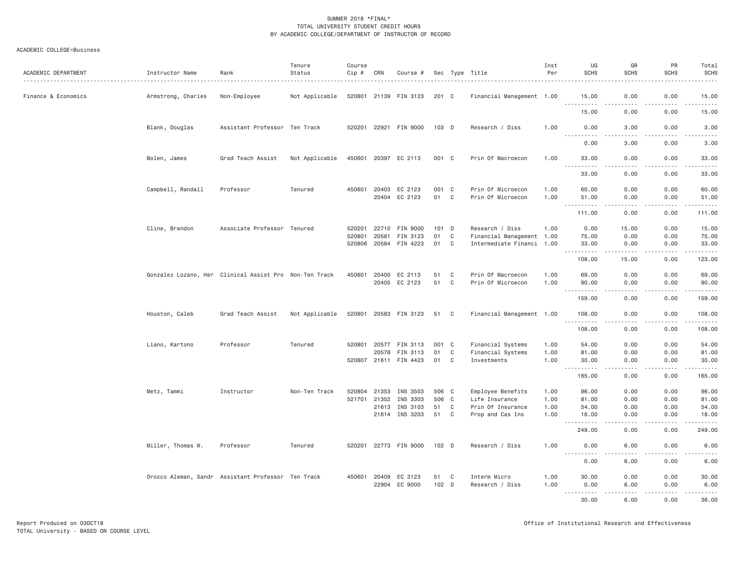SUMMER 2018 *FINAL*
TOTAL UNIVERSITY STUDENT CREDIT HOURS
BY ACADEMIC COLLEGE/DEPARTMENT OF INSTRUCTOR OF RECORD

ACADEMIC COLLEGE=Business

| ACADEMIC DEPARTMENT | Instructor Name | Rank | Tenure Status | Course Cip # | CRN | Course # | Sec | Type | Title | Inst Per | UG SCHS | GR SCHS | PR SCHS | Total SCHS |
|---|---|---|---|---|---|---|---|---|---|---|---|---|---|---|
| Finance & Economics | Armstrong, Charles | Non-Employee | Not Applicable | 520801 | 21139 | FIN 3123 | 201 | C | Financial Management | 1.00 | 15.00 | 0.00 | 0.00 | 15.00 |
| | | | | | | | | | | | 15.00 | 0.00 | 0.00 | 15.00 |
| | Blank, Douglas | Assistant Professor | Ten Track | 520201 | 22921 | FIN 9000 | 103 | D | Research / Diss | 1.00 | 0.00 | 3.00 | 0.00 | 3.00 |
| | | | | | | | | | | | 0.00 | 3.00 | 0.00 | 3.00 |
| | Bolen, James | Grad Teach Assist | Not Applicable | 450601 | 20397 | EC 2113 | 001 | C | Prin Of Macroecon | 1.00 | 33.00 | 0.00 | 0.00 | 33.00 |
| | | | | | | | | | | | 33.00 | 0.00 | 0.00 | 33.00 |
| | Campbell, Randall | Professor | Tenured | 450601 | 20403 | EC 2123 | 001 | C | Prin Of Microecon | 1.00 | 60.00 | 0.00 | 0.00 | 60.00 |
| | | | | | 20404 | EC 2123 | 01 | C | Prin Of Microecon | 1.00 | 51.00 | 0.00 | 0.00 | 51.00 |
| | | | | | | | | | | | 111.00 | 0.00 | 0.00 | 111.00 |
| | Cline, Brandon | Associate Professor | Tenured | 520201 | 22710 | FIN 9000 | 101 | D | Research / Diss | 1.00 | 0.00 | 15.00 | 0.00 | 15.00 |
| | | | | 520801 | 20581 | FIN 3123 | 01 | C | Financial Management | 1.00 | 75.00 | 0.00 | 0.00 | 75.00 |
| | | | | 520806 | 20584 | FIN 4223 | 01 | C | Intermediate Financi | 1.00 | 33.00 | 0.00 | 0.00 | 33.00 |
| | | | | | | | | | | | 108.00 | 15.00 | 0.00 | 123.00 |
| | Gonzalez Lozano, Her | Clinical Assist Pro | Non-Ten Track | 450601 | 20400 | EC 2113 | 51 | C | Prin Of Macroecon | 1.00 | 69.00 | 0.00 | 0.00 | 69.00 |
| | | | | | 20405 | EC 2123 | 51 | C | Prin Of Microecon | 1.00 | 90.00 | 0.00 | 0.00 | 90.00 |
| | | | | | | | | | | | 159.00 | 0.00 | 0.00 | 159.00 |
| | Houston, Caleb | Grad Teach Assist | Not Applicable | 520801 | 20583 | FIN 3123 | 51 | C | Financial Management | 1.00 | 108.00 | 0.00 | 0.00 | 108.00 |
| | | | | | | | | | | | 108.00 | 0.00 | 0.00 | 108.00 |
| | Liano, Kartono | Professor | Tenured | 520801 | 20577 | FIN 3113 | 001 | C | Financial Systems | 1.00 | 54.00 | 0.00 | 0.00 | 54.00 |
| | | | | | 20578 | FIN 3113 | 01 | C | Financial Systems | 1.00 | 81.00 | 0.00 | 0.00 | 81.00 |
| | | | | 520807 | 21611 | FIN 4423 | 01 | C | Investments | 1.00 | 30.00 | 0.00 | 0.00 | 30.00 |
| | | | | | | | | | | | 165.00 | 0.00 | 0.00 | 165.00 |
| | Metz, Tammi | Instructor | Non-Ten Track | 520804 | 21353 | INS 3503 | 506 | C | Employee Benefits | 1.00 | 96.00 | 0.00 | 0.00 | 96.00 |
| | | | | 521701 | 21352 | INS 3303 | 506 | C | Life Insurance | 1.00 | 81.00 | 0.00 | 0.00 | 81.00 |
| | | | | | 21613 | INS 3103 | 51 | C | Prin Of Insurance | 1.00 | 54.00 | 0.00 | 0.00 | 54.00 |
| | | | | | 21614 | INS 3203 | 51 | C | Prop and Cas Ins | 1.00 | 18.00 | 0.00 | 0.00 | 18.00 |
| | | | | | | | | | | | 249.00 | 0.00 | 0.00 | 249.00 |
| | Miller, Thomas W. | Professor | Tenured | 520201 | 22773 | FIN 9000 | 102 | D | Research / Diss | 1.00 | 0.00 | 6.00 | 0.00 | 6.00 |
| | | | | | | | | | | | 0.00 | 6.00 | 0.00 | 6.00 |
| | Orozco Aleman, Sandr | Assistant Professor | Ten Track | 450601 | 20409 | EC 3123 | 51 | C | Interm Micro | 1.00 | 30.00 | 0.00 | 0.00 | 30.00 |
| | | | | | 22904 | EC 9000 | 102 | D | Research / Diss | 1.00 | 0.00 | 6.00 | 0.00 | 6.00 |
| | | | | | | | | | | | 30.00 | 6.00 | 0.00 | 36.00 |

Report Produced on 03OCT18
TOTAL University - BASED ON COURSE LEVEL

Office of Institutional Research and Effectiveness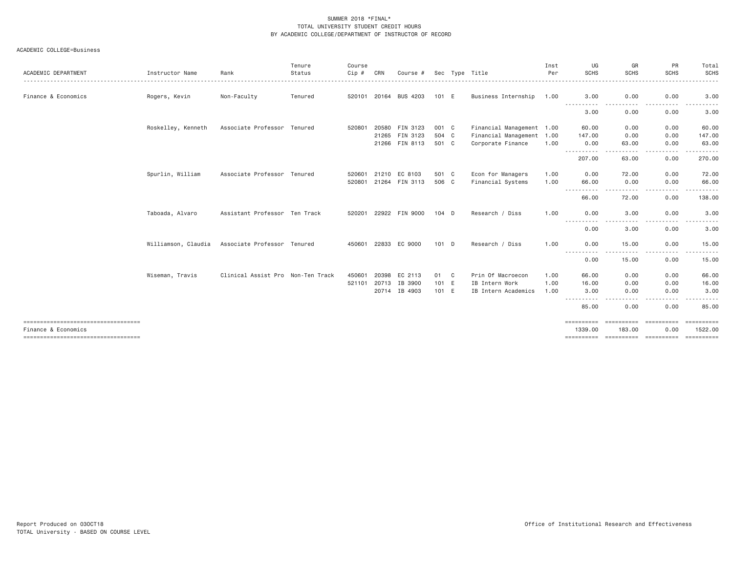SUMMER 2018 *FINAL*
TOTAL UNIVERSITY STUDENT CREDIT HOURS
BY ACADEMIC COLLEGE/DEPARTMENT OF INSTRUCTOR OF RECORD

ACADEMIC COLLEGE=Business

| ACADEMIC DEPARTMENT | Instructor Name | Rank | Tenure Status | Course Cip # | CRN | Course # | Sec | Type | Title | Inst Per | UG SCHS | GR SCHS | PR SCHS | Total SCHS |
|---|---|---|---|---|---|---|---|---|---|---|---|---|---|---|
| Finance & Economics | Rogers, Kevin | Non-Faculty | Tenured | 520101 | 20164 | BUS 4203 | 101 | E | Business Internship | 1.00 | 3.00 | 0.00 | 0.00 | 3.00 |
| | | | | | | | | | | | 3.00 | 0.00 | 0.00 | 3.00 |
| | Roskelley, Kenneth | Associate Professor | Tenured | 520801 | 20580 | FIN 3123 | 001 | C | Financial Management | 1.00 | 60.00 | 0.00 | 0.00 | 60.00 |
| | | | | | 21265 | FIN 3123 | 504 | C | Financial Management | 1.00 | 147.00 | 0.00 | 0.00 | 147.00 |
| | | | | | 21266 | FIN 8113 | 501 | C | Corporate Finance | 1.00 | 0.00 | 63.00 | 0.00 | 63.00 |
| | | | | | | | | | | | 207.00 | 63.00 | 0.00 | 270.00 |
| | Spurlin, William | Associate Professor | Tenured | 520601 | 21210 | EC 8103 | 501 | C | Econ for Managers | 1.00 | 0.00 | 72.00 | 0.00 | 72.00 |
| | | | | 520801 | 21264 | FIN 3113 | 506 | C | Financial Systems | 1.00 | 66.00 | 0.00 | 0.00 | 66.00 |
| | | | | | | | | | | | 66.00 | 72.00 | 0.00 | 138.00 |
| | Taboada, Alvaro | Assistant Professor | Ten Track | 520201 | 22922 | FIN 9000 | 104 | D | Research / Diss | 1.00 | 0.00 | 3.00 | 0.00 | 3.00 |
| | | | | | | | | | | | 0.00 | 3.00 | 0.00 | 3.00 |
| | Williamson, Claudia | Associate Professor | Tenured | 450601 | 22833 | EC 9000 | 101 | D | Research / Diss | 1.00 | 0.00 | 15.00 | 0.00 | 15.00 |
| | | | | | | | | | | | 0.00 | 15.00 | 0.00 | 15.00 |
| | Wiseman, Travis | Clinical Assist Pro | Non-Ten Track | 450601 | 20398 | EC 2113 | 01 | C | Prin Of Macroecon | 1.00 | 66.00 | 0.00 | 0.00 | 66.00 |
| | | | | 521101 | 20713 | IB 3900 | 101 | E | IB Intern Work | 1.00 | 16.00 | 0.00 | 0.00 | 16.00 |
| | | | | | 20714 | IB 4903 | 101 | E | IB Intern Academics | 1.00 | 3.00 | 0.00 | 0.00 | 3.00 |
| | | | | | | | | | | | 85.00 | 0.00 | 0.00 | 85.00 |
| Finance & Economics | | | | | | | | | | | 1339.00 | 183.00 | 0.00 | 1522.00 |

Report Produced on 03OCT18
TOTAL University - BASED ON COURSE LEVEL

Office of Institutional Research and Effectiveness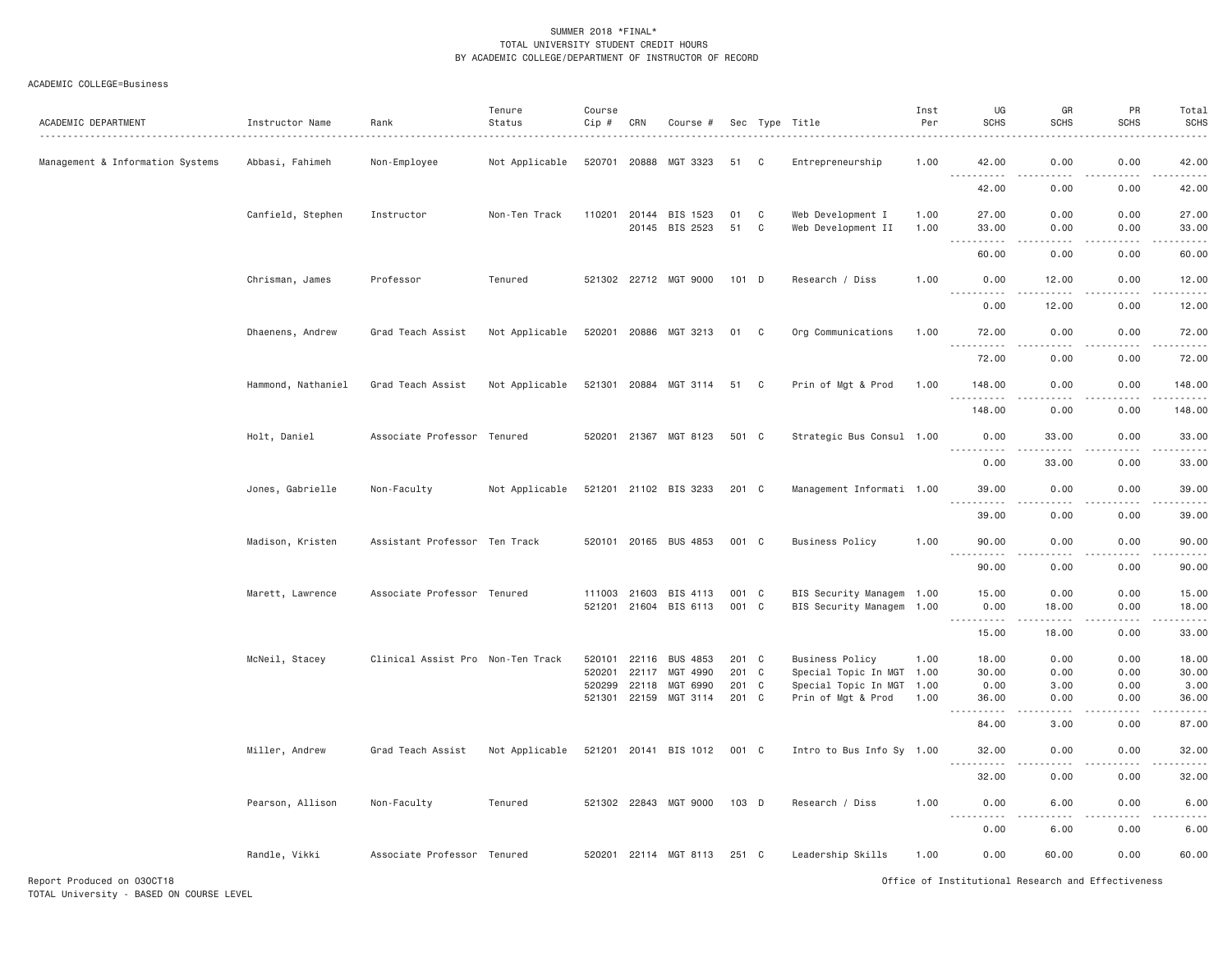SUMMER 2018 *FINAL*
TOTAL UNIVERSITY STUDENT CREDIT HOURS
BY ACADEMIC COLLEGE/DEPARTMENT OF INSTRUCTOR OF RECORD

ACADEMIC COLLEGE=Business

| ACADEMIC DEPARTMENT | Instructor Name | Rank | Tenure Status | Course Cip # | CRN | Course # | Sec | Type | Title | Inst Per | UG SCHS | GR SCHS | PR SCHS | Total SCHS |
|---|---|---|---|---|---|---|---|---|---|---|---|---|---|---|
| Management & Information Systems | Abbasi, Fahimeh | Non-Employee | Not Applicable | 520701 | 20888 | MGT 3323 | 51 | C | Entrepreneurship | 1.00 | 42.00 | 0.00 | 0.00 | 42.00 |
| | | | | | | | | | | | 42.00 | 0.00 | 0.00 | 42.00 |
| | Canfield, Stephen | Instructor | Non-Ten Track | 110201 | 20144 | BIS 1523 | 01 | C | Web Development I | 1.00 | 27.00 | 0.00 | 0.00 | 27.00 |
| | | | | | 20145 | BIS 2523 | 51 | C | Web Development II | 1.00 | 33.00 | 0.00 | 0.00 | 33.00 |
| | | | | | | | | | | | 60.00 | 0.00 | 0.00 | 60.00 |
| | Chrisman, James | Professor | Tenured | 521302 | 22712 | MGT 9000 | 101 | D | Research / Diss | 1.00 | 0.00 | 12.00 | 0.00 | 12.00 |
| | | | | | | | | | | | 0.00 | 12.00 | 0.00 | 12.00 |
| | Dhaenens, Andrew | Grad Teach Assist | Not Applicable | 520201 | 20886 | MGT 3213 | 01 | C | Org Communications | 1.00 | 72.00 | 0.00 | 0.00 | 72.00 |
| | | | | | | | | | | | 72.00 | 0.00 | 0.00 | 72.00 |
| | Hammond, Nathaniel | Grad Teach Assist | Not Applicable | 521301 | 20884 | MGT 3114 | 51 | C | Prin of Mgt & Prod | 1.00 | 148.00 | 0.00 | 0.00 | 148.00 |
| | | | | | | | | | | | 148.00 | 0.00 | 0.00 | 148.00 |
| | Holt, Daniel | Associate Professor | Tenured | 520201 | 21367 | MGT 8123 | 501 | C | Strategic Bus Consul | 1.00 | 0.00 | 33.00 | 0.00 | 33.00 |
| | | | | | | | | | | | 0.00 | 33.00 | 0.00 | 33.00 |
| | Jones, Gabrielle | Non-Faculty | Not Applicable | 521201 | 21102 | BIS 3233 | 201 | C | Management Informati | 1.00 | 39.00 | 0.00 | 0.00 | 39.00 |
| | | | | | | | | | | | 39.00 | 0.00 | 0.00 | 39.00 |
| | Madison, Kristen | Assistant Professor | Ten Track | 520101 | 20165 | BUS 4853 | 001 | C | Business Policy | 1.00 | 90.00 | 0.00 | 0.00 | 90.00 |
| | | | | | | | | | | | 90.00 | 0.00 | 0.00 | 90.00 |
| | Marett, Lawrence | Associate Professor | Tenured | 111003 | 21603 | BIS 4113 | 001 | C | BIS Security Managem | 1.00 | 15.00 | 0.00 | 0.00 | 15.00 |
| | | | | 521201 | 21604 | BIS 6113 | 001 | C | BIS Security Managem | 1.00 | 0.00 | 18.00 | 0.00 | 18.00 |
| | | | | | | | | | | | 15.00 | 18.00 | 0.00 | 33.00 |
| | McNeil, Stacey | Clinical Assist Pro | Non-Ten Track | 520101 | 22116 | BUS 4853 | 201 | C | Business Policy | 1.00 | 18.00 | 0.00 | 0.00 | 18.00 |
| | | | | 520201 | 22117 | MGT 4990 | 201 | C | Special Topic In MGT | 1.00 | 30.00 | 0.00 | 0.00 | 30.00 |
| | | | | 520299 | 22118 | MGT 6990 | 201 | C | Special Topic In MGT | 1.00 | 0.00 | 3.00 | 0.00 | 3.00 |
| | | | | 521301 | 22159 | MGT 3114 | 201 | C | Prin of Mgt & Prod | 1.00 | 36.00 | 0.00 | 0.00 | 36.00 |
| | | | | | | | | | | | 84.00 | 3.00 | 0.00 | 87.00 |
| | Miller, Andrew | Grad Teach Assist | Not Applicable | 521201 | 20141 | BIS 1012 | 001 | C | Intro to Bus Info Sy | 1.00 | 32.00 | 0.00 | 0.00 | 32.00 |
| | | | | | | | | | | | 32.00 | 0.00 | 0.00 | 32.00 |
| | Pearson, Allison | Non-Faculty | Tenured | 521302 | 22843 | MGT 9000 | 103 | D | Research / Diss | 1.00 | 0.00 | 6.00 | 0.00 | 6.00 |
| | | | | | | | | | | | 0.00 | 6.00 | 0.00 | 6.00 |
| | Randle, Vikki | Associate Professor | Tenured | 520201 | 22114 | MGT 8113 | 251 | C | Leadership Skills | 1.00 | 0.00 | 60.00 | 0.00 | 60.00 |

Report Produced on 03OCT18
TOTAL University - BASED ON COURSE LEVEL

Office of Institutional Research and Effectiveness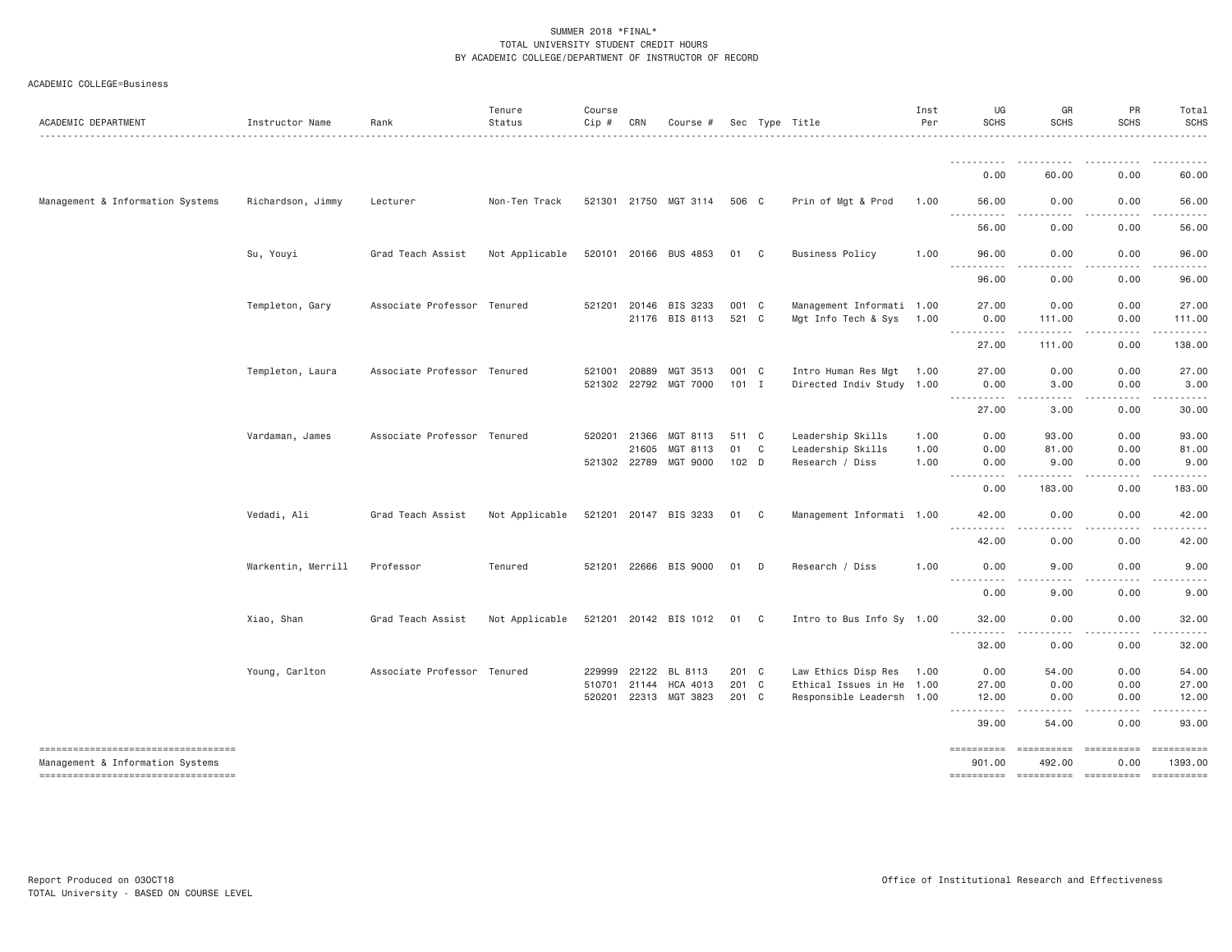SUMMER 2018 *FINAL*
TOTAL UNIVERSITY STUDENT CREDIT HOURS
BY ACADEMIC COLLEGE/DEPARTMENT OF INSTRUCTOR OF RECORD

ACADEMIC COLLEGE=Business

| ACADEMIC DEPARTMENT | Instructor Name | Rank | Tenure Status | Course Cip # | CRN | Course # | Sec | Type | Title | Inst Per | UG SCHS | GR SCHS | PR SCHS | Total SCHS |
|---|---|---|---|---|---|---|---|---|---|---|---|---|---|---|
| | | | | | | | | | | | 0.00 | 60.00 | 0.00 | 60.00 |
| Management & Information Systems | Richardson, Jimmy | Lecturer | Non-Ten Track | 521301 | 21750 | MGT 3114 | 506 | C | Prin of Mgt & Prod | 1.00 | 56.00 | 0.00 | 0.00 | 56.00 |
| | | | | | | | | | | | 56.00 | 0.00 | 0.00 | 56.00 |
| | Su, Youyi | Grad Teach Assist | Not Applicable | 520101 | 20166 | BUS 4853 | 01 | C | Business Policy | 1.00 | 96.00 | 0.00 | 0.00 | 96.00 |
| | | | | | | | | | | | 96.00 | 0.00 | 0.00 | 96.00 |
| | Templeton, Gary | Associate Professor | Tenured | 521201 | 20146 | BIS 3233 | 001 | C | Management Informati | 1.00 | 27.00 | 0.00 | 0.00 | 27.00 |
| | | | | | 21176 | BIS 8113 | 521 | C | Mgt Info Tech & Sys | 1.00 | 0.00 | 111.00 | 0.00 | 111.00 |
| | | | | | | | | | | | 27.00 | 111.00 | 0.00 | 138.00 |
| | Templeton, Laura | Associate Professor | Tenured | 521001 | 20889 | MGT 3513 | 001 | C | Intro Human Res Mgt | 1.00 | 27.00 | 0.00 | 0.00 | 27.00 |
| | | | | 521302 | 22792 | MGT 7000 | 101 | I | Directed Indiv Study | 1.00 | 0.00 | 3.00 | 0.00 | 3.00 |
| | | | | | | | | | | | 27.00 | 3.00 | 0.00 | 30.00 |
| | Vardaman, James | Associate Professor | Tenured | 520201 | 21366 | MGT 8113 | 511 | C | Leadership Skills | 1.00 | 0.00 | 93.00 | 0.00 | 93.00 |
| | | | | | 21605 | MGT 8113 | 01 | C | Leadership Skills | 1.00 | 0.00 | 81.00 | 0.00 | 81.00 |
| | | | | 521302 | 22789 | MGT 9000 | 102 | D | Research / Diss | 1.00 | 0.00 | 9.00 | 0.00 | 9.00 |
| | | | | | | | | | | | 0.00 | 183.00 | 0.00 | 183.00 |
| | Vedadi, Ali | Grad Teach Assist | Not Applicable | 521201 | 20147 | BIS 3233 | 01 | C | Management Informati | 1.00 | 42.00 | 0.00 | 0.00 | 42.00 |
| | | | | | | | | | | | 42.00 | 0.00 | 0.00 | 42.00 |
| | Warkentin, Merrill | Professor | Tenured | 521201 | 22666 | BIS 9000 | 01 | D | Research / Diss | 1.00 | 0.00 | 9.00 | 0.00 | 9.00 |
| | | | | | | | | | | | 0.00 | 9.00 | 0.00 | 9.00 |
| | Xiao, Shan | Grad Teach Assist | Not Applicable | 521201 | 20142 | BIS 1012 | 01 | C | Intro to Bus Info Sy | 1.00 | 32.00 | 0.00 | 0.00 | 32.00 |
| | | | | | | | | | | | 32.00 | 0.00 | 0.00 | 32.00 |
| | Young, Carlton | Associate Professor | Tenured | 229999 | 22122 | BL 8113 | 201 | C | Law Ethics Disp Res | 1.00 | 0.00 | 54.00 | 0.00 | 54.00 |
| | | | | 510701 | 21144 | HCA 4013 | 201 | C | Ethical Issues in He | 1.00 | 27.00 | 0.00 | 0.00 | 27.00 |
| | | | | 520201 | 22313 | MGT 3823 | 201 | C | Responsible Leadersh | 1.00 | 12.00 | 0.00 | 0.00 | 12.00 |
| | | | | | | | | | | | 39.00 | 54.00 | 0.00 | 93.00 |
| Management & Information Systems | | | | | | | | | | | 901.00 | 492.00 | 0.00 | 1393.00 |

Report Produced on 03OCT18
TOTAL University - BASED ON COURSE LEVEL

Office of Institutional Research and Effectiveness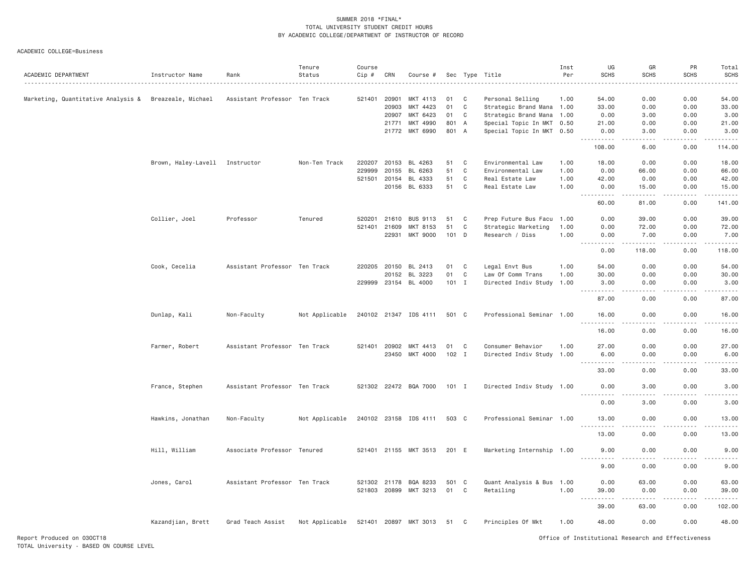SUMMER 2018 *FINAL*
TOTAL UNIVERSITY STUDENT CREDIT HOURS
BY ACADEMIC COLLEGE/DEPARTMENT OF INSTRUCTOR OF RECORD

ACADEMIC COLLEGE=Business

| ACADEMIC DEPARTMENT | Instructor Name | Rank | Tenure Status | Course Cip # | CRN | Course # | Sec | Type | Title | Inst Per | UG SCHS | GR SCHS | PR SCHS | Total SCHS |
|---|---|---|---|---|---|---|---|---|---|---|---|---|---|---|
| Marketing, Quantitative Analysis & | Breazeale, Michael | Assistant Professor | Ten Track | 521401 | 20901 | MKT 4113 | 01 | C | Personal Selling | 1.00 | 54.00 | 0.00 | 0.00 | 54.00 |
| | | | | | 20903 | MKT 4423 | 01 | C | Strategic Brand Mana | 1.00 | 33.00 | 0.00 | 0.00 | 33.00 |
| | | | | | 20907 | MKT 6423 | 01 | C | Strategic Brand Mana | 1.00 | 0.00 | 3.00 | 0.00 | 3.00 |
| | | | | | 21771 | MKT 4990 | 801 | A | Special Topic In MKT | 0.50 | 21.00 | 0.00 | 0.00 | 21.00 |
| | | | | | 21772 | MKT 6990 | 801 | A | Special Topic In MKT | 0.50 | 0.00 | 3.00 | 0.00 | 3.00 |
| | | | | | | | | | | | 108.00 | 6.00 | 0.00 | 114.00 |
| | Brown, Haley-Lavell | Instructor | Non-Ten Track | 220207 | 20153 | BL 4263 | 51 | C | Environmental Law | 1.00 | 18.00 | 0.00 | 0.00 | 18.00 |
| | | | | 229999 | 20155 | BL 6263 | 51 | C | Environmental Law | 1.00 | 0.00 | 66.00 | 0.00 | 66.00 |
| | | | | 521501 | 20154 | BL 4333 | 51 | C | Real Estate Law | 1.00 | 42.00 | 0.00 | 0.00 | 42.00 |
| | | | | | 20156 | BL 6333 | 51 | C | Real Estate Law | 1.00 | 0.00 | 15.00 | 0.00 | 15.00 |
| | | | | | | | | | | | 60.00 | 81.00 | 0.00 | 141.00 |
| | Collier, Joel | Professor | Tenured | 520201 | 21610 | BUS 9113 | 51 | C | Prep Future Bus Facu | 1.00 | 0.00 | 39.00 | 0.00 | 39.00 |
| | | | | 521401 | 21609 | MKT 8153 | 51 | C | Strategic Marketing | 1.00 | 0.00 | 72.00 | 0.00 | 72.00 |
| | | | | | 22931 | MKT 9000 | 101 | D | Research / Diss | 1.00 | 0.00 | 7.00 | 0.00 | 7.00 |
| | | | | | | | | | | | 0.00 | 118.00 | 0.00 | 118.00 |
| | Cook, Cecelia | Assistant Professor | Ten Track | 220205 | 20150 | BL 2413 | 01 | C | Legal Envt Bus | 1.00 | 54.00 | 0.00 | 0.00 | 54.00 |
| | | | | | 20152 | BL 3223 | 01 | C | Law Of Comm Trans | 1.00 | 30.00 | 0.00 | 0.00 | 30.00 |
| | | | | 229999 | 23154 | BL 4000 | 101 | I | Directed Indiv Study | 1.00 | 3.00 | 0.00 | 0.00 | 3.00 |
| | | | | | | | | | | | 87.00 | 0.00 | 0.00 | 87.00 |
| | Dunlap, Kali | Non-Faculty | Not Applicable | 240102 | 21347 | IDS 4111 | 501 | C | Professional Seminar | 1.00 | 16.00 | 0.00 | 0.00 | 16.00 |
| | | | | | | | | | | | 16.00 | 0.00 | 0.00 | 16.00 |
| | Farmer, Robert | Assistant Professor | Ten Track | 521401 | 20902 | MKT 4413 | 01 | C | Consumer Behavior | 1.00 | 27.00 | 0.00 | 0.00 | 27.00 |
| | | | | | 23450 | MKT 4000 | 102 | I | Directed Indiv Study | 1.00 | 6.00 | 0.00 | 0.00 | 6.00 |
| | | | | | | | | | | | 33.00 | 0.00 | 0.00 | 33.00 |
| | France, Stephen | Assistant Professor | Ten Track | 521302 | 22472 | BQA 7000 | 101 | I | Directed Indiv Study | 1.00 | 0.00 | 3.00 | 0.00 | 3.00 |
| | | | | | | | | | | | 0.00 | 3.00 | 0.00 | 3.00 |
| | Hawkins, Jonathan | Non-Faculty | Not Applicable | 240102 | 23158 | IDS 4111 | 503 | C | Professional Seminar | 1.00 | 13.00 | 0.00 | 0.00 | 13.00 |
| | | | | | | | | | | | 13.00 | 0.00 | 0.00 | 13.00 |
| | Hill, William | Associate Professor | Tenured | 521401 | 21155 | MKT 3513 | 201 | E | Marketing Internship | 1.00 | 9.00 | 0.00 | 0.00 | 9.00 |
| | | | | | | | | | | | 9.00 | 0.00 | 0.00 | 9.00 |
| | Jones, Carol | Assistant Professor | Ten Track | 521302 | 21178 | BQA 8233 | 501 | C | Quant Analysis & Bus | 1.00 | 0.00 | 63.00 | 0.00 | 63.00 |
| | | | | 521803 | 20899 | MKT 3213 | 01 | C | Retailing | 1.00 | 39.00 | 0.00 | 0.00 | 39.00 |
| | | | | | | | | | | | 39.00 | 63.00 | 0.00 | 102.00 |
| | Kazandjian, Brett | Grad Teach Assist | Not Applicable | 521401 | 20897 | MKT 3013 | 51 | C | Principles Of Mkt | 1.00 | 48.00 | 0.00 | 0.00 | 48.00 |

Report Produced on 03OCT18
TOTAL University - BASED ON COURSE LEVEL

Office of Institutional Research and Effectiveness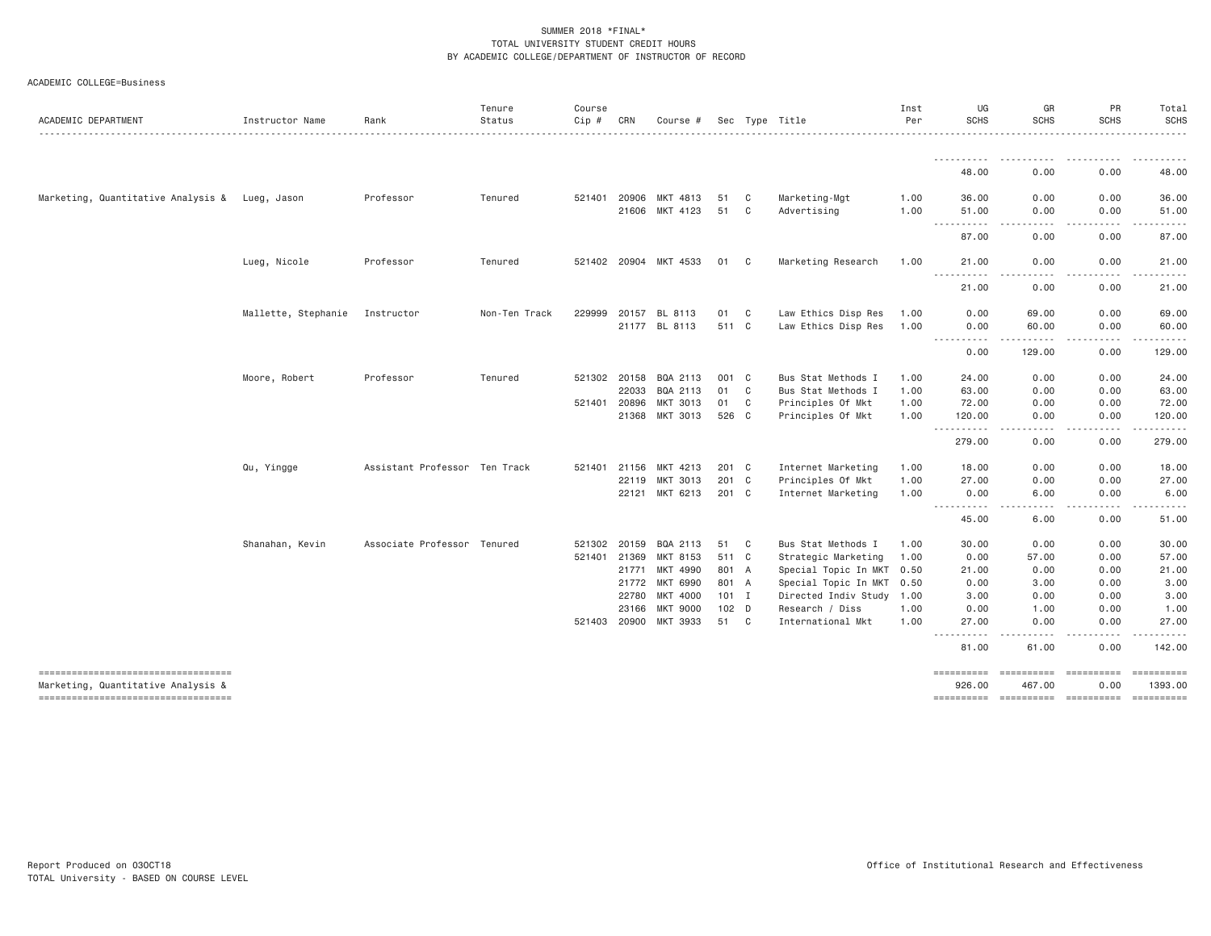SUMMER 2018 *FINAL*
TOTAL UNIVERSITY STUDENT CREDIT HOURS
BY ACADEMIC COLLEGE/DEPARTMENT OF INSTRUCTOR OF RECORD

ACADEMIC COLLEGE=Business

| ACADEMIC DEPARTMENT | Instructor Name | Rank | Tenure Status | Course Cip # | CRN | Course # | Sec | Type | Title | Inst Per | UG SCHS | GR SCHS | PR SCHS | Total SCHS |
|---|---|---|---|---|---|---|---|---|---|---|---|---|---|---|
| | | | | | | | | | | | 48.00 | 0.00 | 0.00 | 48.00 |
| Marketing, Quantitative Analysis & | Lueg, Jason | Professor | Tenured | 521401 | 20906 | MKT 4813 | 51 | C | Marketing-Mgt | 1.00 | 36.00 | 0.00 | 0.00 | 36.00 |
| | | | | | 21606 | MKT 4123 | 51 | C | Advertising | 1.00 | 51.00 | 0.00 | 0.00 | 51.00 |
| | | | | | | | | | | | 87.00 | 0.00 | 0.00 | 87.00 |
| | Lueg, Nicole | Professor | Tenured | 521402 | 20904 | MKT 4533 | 01 | C | Marketing Research | 1.00 | 21.00 | 0.00 | 0.00 | 21.00 |
| | | | | | | | | | | | 21.00 | 0.00 | 0.00 | 21.00 |
| | Mallette, Stephanie | Instructor | Non-Ten Track | 229999 | 20157 | BL 8113 | 01 | C | Law Ethics Disp Res | 1.00 | 0.00 | 69.00 | 0.00 | 69.00 |
| | | | | | 21177 | BL 8113 | 511 | C | Law Ethics Disp Res | 1.00 | 0.00 | 60.00 | 0.00 | 60.00 |
| | | | | | | | | | | | 0.00 | 129.00 | 0.00 | 129.00 |
| | Moore, Robert | Professor | Tenured | 521302 | 20158 | BQA 2113 | 001 | C | Bus Stat Methods I | 1.00 | 24.00 | 0.00 | 0.00 | 24.00 |
| | | | | | 22033 | BQA 2113 | 01 | C | Bus Stat Methods I | 1.00 | 63.00 | 0.00 | 0.00 | 63.00 |
| | | | | 521401 | 20896 | MKT 3013 | 01 | C | Principles Of Mkt | 1.00 | 72.00 | 0.00 | 0.00 | 72.00 |
| | | | | | 21368 | MKT 3013 | 526 | C | Principles Of Mkt | 1.00 | 120.00 | 0.00 | 0.00 | 120.00 |
| | | | | | | | | | | | 279.00 | 0.00 | 0.00 | 279.00 |
| | Qu, Yingge | Assistant Professor | Ten Track | 521401 | 21156 | MKT 4213 | 201 | C | Internet Marketing | 1.00 | 18.00 | 0.00 | 0.00 | 18.00 |
| | | | | | 22119 | MKT 3013 | 201 | C | Principles Of Mkt | 1.00 | 27.00 | 0.00 | 0.00 | 27.00 |
| | | | | | 22121 | MKT 6213 | 201 | C | Internet Marketing | 1.00 | 0.00 | 6.00 | 0.00 | 6.00 |
| | | | | | | | | | | | 45.00 | 6.00 | 0.00 | 51.00 |
| | Shanahan, Kevin | Associate Professor | Tenured | 521302 | 20159 | BQA 2113 | 51 | C | Bus Stat Methods I | 1.00 | 30.00 | 0.00 | 0.00 | 30.00 |
| | | | | 521401 | 21369 | MKT 8153 | 511 | C | Strategic Marketing | 1.00 | 0.00 | 57.00 | 0.00 | 57.00 |
| | | | | | 21771 | MKT 4990 | 801 | A | Special Topic In MKT | 0.50 | 21.00 | 0.00 | 0.00 | 21.00 |
| | | | | | 21772 | MKT 6990 | 801 | A | Special Topic In MKT | 0.50 | 0.00 | 3.00 | 0.00 | 3.00 |
| | | | | | 22780 | MKT 4000 | 101 | I | Directed Indiv Study | 1.00 | 3.00 | 0.00 | 0.00 | 3.00 |
| | | | | | 23166 | MKT 9000 | 102 | D | Research / Diss | 1.00 | 0.00 | 1.00 | 0.00 | 1.00 |
| | | | | 521403 | 20900 | MKT 3933 | 51 | C | International Mkt | 1.00 | 27.00 | 0.00 | 0.00 | 27.00 |
| | | | | | | | | | | | 81.00 | 61.00 | 0.00 | 142.00 |
| Marketing, Quantitative Analysis & | | | | | | | | | | | 926.00 | 467.00 | 0.00 | 1393.00 |

Report Produced on 03OCT18
TOTAL University - BASED ON COURSE LEVEL

Office of Institutional Research and Effectiveness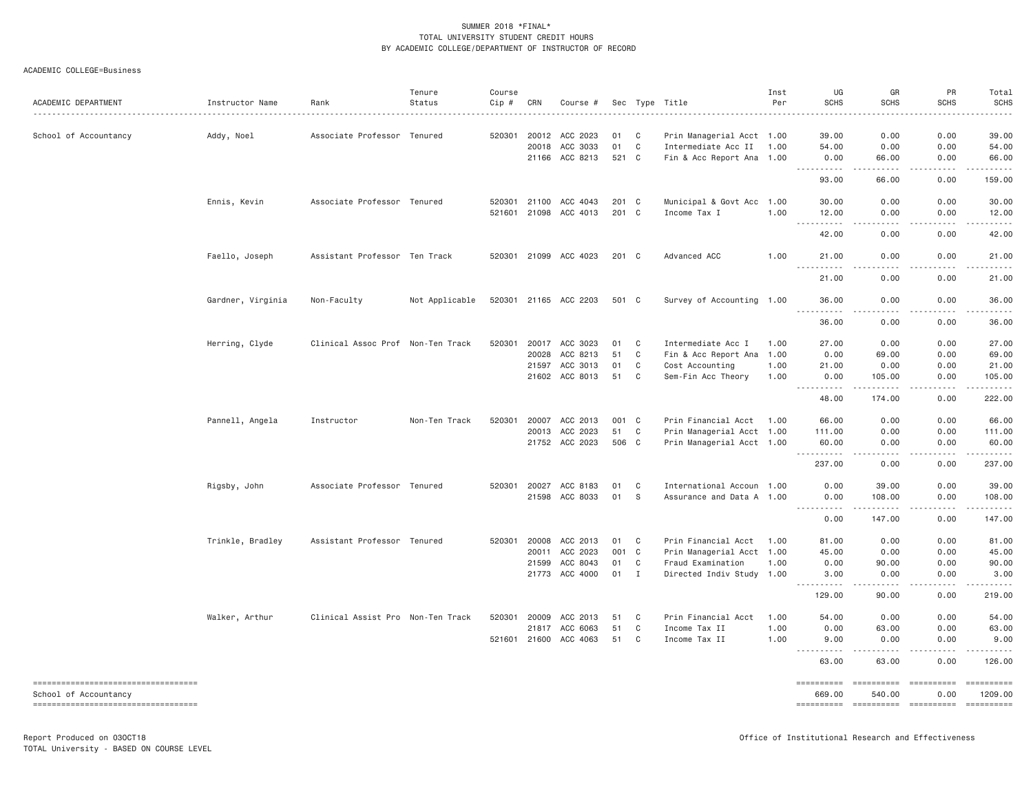SUMMER 2018 *FINAL*
TOTAL UNIVERSITY STUDENT CREDIT HOURS
BY ACADEMIC COLLEGE/DEPARTMENT OF INSTRUCTOR OF RECORD

ACADEMIC COLLEGE=Business

| ACADEMIC DEPARTMENT | Instructor Name | Rank | Tenure Status | Course Cip # | CRN | Course # | Sec | Type | Title | Inst Per | UG SCHS | GR SCHS | PR SCHS | Total SCHS |
|---|---|---|---|---|---|---|---|---|---|---|---|---|---|---|
| School of Accountancy | Addy, Noel | Associate Professor | Tenured | 520301 | 20012 | ACC 2023 | 01 | C | Prin Managerial Acct | 1.00 | 39.00 | 0.00 | 0.00 | 39.00 |
| | | | | | 20018 | ACC 3033 | 01 | C | Intermediate Acc II | 1.00 | 54.00 | 0.00 | 0.00 | 54.00 |
| | | | | | 21166 | ACC 8213 | 521 | C | Fin & Acc Report Ana | 1.00 | 0.00 | 66.00 | 0.00 | 66.00 |
| | | | | | | | | | | | 93.00 | 66.00 | 0.00 | 159.00 |
| | Ennis, Kevin | Associate Professor | Tenured | 520301 | 21100 | ACC 4043 | 201 | C | Municipal & Govt Acc | 1.00 | 30.00 | 0.00 | 0.00 | 30.00 |
| | | | | 521601 | 21098 | ACC 4013 | 201 | C | Income Tax I | 1.00 | 12.00 | 0.00 | 0.00 | 12.00 |
| | | | | | | | | | | | 42.00 | 0.00 | 0.00 | 42.00 |
| | Faello, Joseph | Assistant Professor | Ten Track | 520301 | 21099 | ACC 4023 | 201 | C | Advanced ACC | 1.00 | 21.00 | 0.00 | 0.00 | 21.00 |
| | | | | | | | | | | | 21.00 | 0.00 | 0.00 | 21.00 |
| | Gardner, Virginia | Non-Faculty | Not Applicable | 520301 | 21165 | ACC 2203 | 501 | C | Survey of Accounting | 1.00 | 36.00 | 0.00 | 0.00 | 36.00 |
| | | | | | | | | | | | 36.00 | 0.00 | 0.00 | 36.00 |
| | Herring, Clyde | Clinical Assoc Prof | Non-Ten Track | 520301 | 20017 | ACC 3023 | 01 | C | Intermediate Acc I | 1.00 | 27.00 | 0.00 | 0.00 | 27.00 |
| | | | | | 20028 | ACC 8213 | 51 | C | Fin & Acc Report Ana | 1.00 | 0.00 | 69.00 | 0.00 | 69.00 |
| | | | | | 21597 | ACC 3013 | 01 | C | Cost Accounting | 1.00 | 21.00 | 0.00 | 0.00 | 21.00 |
| | | | | | 21602 | ACC 8013 | 51 | C | Sem-Fin Acc Theory | 1.00 | 0.00 | 105.00 | 0.00 | 105.00 |
| | | | | | | | | | | | 48.00 | 174.00 | 0.00 | 222.00 |
| | Pannell, Angela | Instructor | Non-Ten Track | 520301 | 20007 | ACC 2013 | 001 | C | Prin Financial Acct | 1.00 | 66.00 | 0.00 | 0.00 | 66.00 |
| | | | | | 20013 | ACC 2023 | 51 | C | Prin Managerial Acct | 1.00 | 111.00 | 0.00 | 0.00 | 111.00 |
| | | | | | 21752 | ACC 2023 | 506 | C | Prin Managerial Acct | 1.00 | 60.00 | 0.00 | 0.00 | 60.00 |
| | | | | | | | | | | | 237.00 | 0.00 | 0.00 | 237.00 |
| | Rigsby, John | Associate Professor | Tenured | 520301 | 20027 | ACC 8183 | 01 | C | International Accoun | 1.00 | 0.00 | 39.00 | 0.00 | 39.00 |
| | | | | | 21598 | ACC 8033 | 01 | S | Assurance and Data A | 1.00 | 0.00 | 108.00 | 0.00 | 108.00 |
| | | | | | | | | | | | 0.00 | 147.00 | 0.00 | 147.00 |
| | Trinkle, Bradley | Assistant Professor | Tenured | 520301 | 20008 | ACC 2013 | 01 | C | Prin Financial Acct | 1.00 | 81.00 | 0.00 | 0.00 | 81.00 |
| | | | | | 20011 | ACC 2023 | 001 | C | Prin Managerial Acct | 1.00 | 45.00 | 0.00 | 0.00 | 45.00 |
| | | | | | 21599 | ACC 8043 | 01 | C | Fraud Examination | 1.00 | 0.00 | 90.00 | 0.00 | 90.00 |
| | | | | | 21773 | ACC 4000 | 01 | I | Directed Indiv Study | 1.00 | 3.00 | 0.00 | 0.00 | 3.00 |
| | | | | | | | | | | | 129.00 | 90.00 | 0.00 | 219.00 |
| | Walker, Arthur | Clinical Assist Pro | Non-Ten Track | 520301 | 20009 | ACC 2013 | 51 | C | Prin Financial Acct | 1.00 | 54.00 | 0.00 | 0.00 | 54.00 |
| | | | | | 21817 | ACC 6063 | 51 | C | Income Tax II | 1.00 | 0.00 | 63.00 | 0.00 | 63.00 |
| | | | | 521601 | 21600 | ACC 4063 | 51 | C | Income Tax II | 1.00 | 9.00 | 0.00 | 0.00 | 9.00 |
| | | | | | | | | | | | 63.00 | 63.00 | 0.00 | 126.00 |
| School of Accountancy | | | | | | | | | | | 669.00 | 540.00 | 0.00 | 1209.00 |

Report Produced on 03OCT18
TOTAL University - BASED ON COURSE LEVEL

Office of Institutional Research and Effectiveness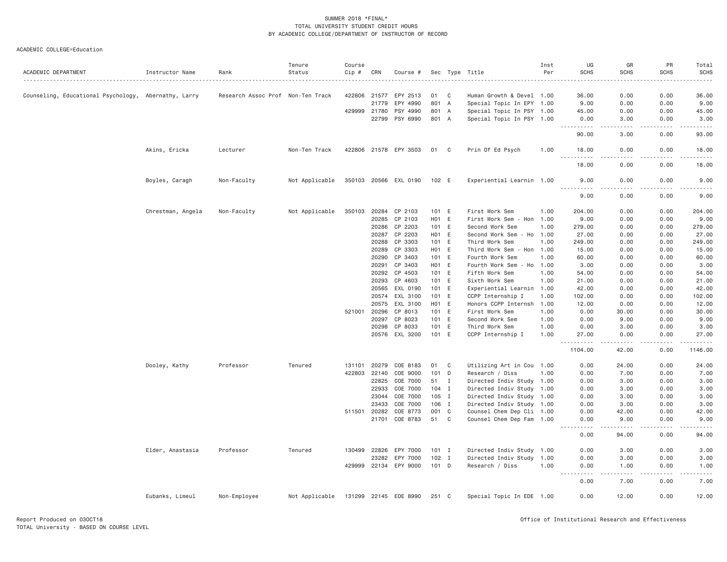SUMMER 2018 *FINAL*
TOTAL UNIVERSITY STUDENT CREDIT HOURS
BY ACADEMIC COLLEGE/DEPARTMENT OF INSTRUCTOR OF RECORD

ACADEMIC COLLEGE=Education

| ACADEMIC DEPARTMENT | Instructor Name | Rank | Tenure Status | Course Cip # | CRN | Course # | Sec | Type | Title | Inst Per | UG SCHS | GR SCHS | PR SCHS | Total SCHS |
|---|---|---|---|---|---|---|---|---|---|---|---|---|---|---|
| Counseling, Educational Psychology, | Abernathy, Larry | Research Assoc Prof | Non-Ten Track | 422806 | 21577 | EPY 2513 | 01 | C | Human Growth & Devel | 1.00 | 36.00 | 0.00 | 0.00 | 36.00 |
| | | | | | 21779 | EPY 4990 | 801 | A | Special Topic In EPY | 1.00 | 9.00 | 0.00 | 0.00 | 9.00 |
| | | | | 429999 | 21780 | PSY 4990 | 801 | A | Special Topic In PSY | 1.00 | 45.00 | 0.00 | 0.00 | 45.00 |
| | | | | | 22799 | PSY 6990 | 801 | A | Special Topic In PSY | 1.00 | 0.00 | 3.00 | 0.00 | 3.00 |
| | | | | | | | | | | | 90.00 | 3.00 | 0.00 | 93.00 |
| | Akins, Ericka | Lecturer | Non-Ten Track | 422806 | 21578 | EPY 3503 | 01 | C | Prin Of Ed Psych | 1.00 | 18.00 | 0.00 | 0.00 | 18.00 |
| | | | | | | | | | | | 18.00 | 0.00 | 0.00 | 18.00 |
| | Boyles, Caragh | Non-Faculty | Not Applicable | 350103 | 20566 | EXL 0190 | 102 | E | Experiential Learnin | 1.00 | 9.00 | 0.00 | 0.00 | 9.00 |
| | | | | | | | | | | | 9.00 | 0.00 | 0.00 | 9.00 |
| | Chrestman, Angela | Non-Faculty | Not Applicable | 350103 | 20284 | CP 2103 | 101 | E | First Work Sem | 1.00 | 204.00 | 0.00 | 0.00 | 204.00 |
| | | | | | 20285 | CP 2103 | H01 | E | First Work Sem - Hon | 1.00 | 9.00 | 0.00 | 0.00 | 9.00 |
| | | | | | 20286 | CP 2203 | 101 | E | Second Work Sem | 1.00 | 279.00 | 0.00 | 0.00 | 279.00 |
| | | | | | 20287 | CP 2203 | H01 | E | Second Work Sem - Ho | 1.00 | 27.00 | 0.00 | 0.00 | 27.00 |
| | | | | | 20288 | CP 3303 | 101 | E | Third Work Sem | 1.00 | 249.00 | 0.00 | 0.00 | 249.00 |
| | | | | | 20289 | CP 3303 | H01 | E | Third Work Sem - Hon | 1.00 | 15.00 | 0.00 | 0.00 | 15.00 |
| | | | | | 20290 | CP 3403 | 101 | E | Fourth Work Sem | 1.00 | 60.00 | 0.00 | 0.00 | 60.00 |
| | | | | | 20291 | CP 3403 | H01 | E | Fourth Work Sem - Ho | 1.00 | 3.00 | 0.00 | 0.00 | 3.00 |
| | | | | | 20292 | CP 4503 | 101 | E | Fifth Work Sem | 1.00 | 54.00 | 0.00 | 0.00 | 54.00 |
| | | | | | 20293 | CP 4603 | 101 | E | Sixth Work Sem | 1.00 | 21.00 | 0.00 | 0.00 | 21.00 |
| | | | | | 20565 | EXL 0190 | 101 | E | Experiential Learnin | 1.00 | 42.00 | 0.00 | 0.00 | 42.00 |
| | | | | | 20574 | EXL 3100 | 101 | E | CCPP Internship I | 1.00 | 102.00 | 0.00 | 0.00 | 102.00 |
| | | | | | 20575 | EXL 3100 | H01 | E | Honors CCPP Internsh | 1.00 | 12.00 | 0.00 | 0.00 | 12.00 |
| | | | | 521001 | 20296 | CP 8013 | 101 | E | First Work Sem | 1.00 | 0.00 | 30.00 | 0.00 | 30.00 |
| | | | | | 20297 | CP 8023 | 101 | E | Second Work Sem | 1.00 | 0.00 | 9.00 | 0.00 | 9.00 |
| | | | | | 20298 | CP 8033 | 101 | E | Third Work Sem | 1.00 | 0.00 | 3.00 | 0.00 | 3.00 |
| | | | | | 20576 | EXL 3200 | 101 | E | CCPP Internship I | 1.00 | 27.00 | 0.00 | 0.00 | 27.00 |
| | | | | | | | | | | | 1104.00 | 42.00 | 0.00 | 1146.00 |
| | Dooley, Kathy | Professor | Tenured | 131101 | 20279 | COE 8183 | 01 | C | Utilizing Art in Cou | 1.00 | 0.00 | 24.00 | 0.00 | 24.00 |
| | | | | 422803 | 22140 | COE 9000 | 101 | D | Research / Diss | 1.00 | 0.00 | 7.00 | 0.00 | 7.00 |
| | | | | | 22825 | COE 7000 | 51 | I | Directed Indiv Study | 1.00 | 0.00 | 3.00 | 0.00 | 3.00 |
| | | | | | 22933 | COE 7000 | 104 | I | Directed Indiv Study | 1.00 | 0.00 | 3.00 | 0.00 | 3.00 |
| | | | | | 23044 | COE 7000 | 105 | I | Directed Indiv Study | 1.00 | 0.00 | 3.00 | 0.00 | 3.00 |
| | | | | | 23433 | COE 7000 | 106 | I | Directed Indiv Study | 1.00 | 0.00 | 3.00 | 0.00 | 3.00 |
| | | | | 511501 | 20282 | COE 8773 | 001 | C | Counsel Chem Dep Cli | 1.00 | 0.00 | 42.00 | 0.00 | 42.00 |
| | | | | | 21701 | COE 8783 | 51 | C | Counsel Chem Dep Fam | 1.00 | 0.00 | 9.00 | 0.00 | 9.00 |
| | | | | | | | | | | | 0.00 | 94.00 | 0.00 | 94.00 |
| | Elder, Anastasia | Professor | Tenured | 130499 | 22826 | EPY 7000 | 101 | I | Directed Indiv Study | 1.00 | 0.00 | 3.00 | 0.00 | 3.00 |
| | | | | | 23282 | EPY 7000 | 102 | I | Directed Indiv Study | 1.00 | 0.00 | 3.00 | 0.00 | 3.00 |
| | | | | 429999 | 22134 | EPY 9000 | 101 | D | Research / Diss | 1.00 | 0.00 | 1.00 | 0.00 | 1.00 |
| | | | | | | | | | | | 0.00 | 7.00 | 0.00 | 7.00 |
| | Eubanks, Limeul | Non-Employee | Not Applicable | 131299 | 22145 | EDE 8990 | 251 | C | Special Topic In EDE | 1.00 | 0.00 | 12.00 | 0.00 | 12.00 |

Report Produced on 03OCT18
TOTAL University - BASED ON COURSE LEVEL

Office of Institutional Research and Effectiveness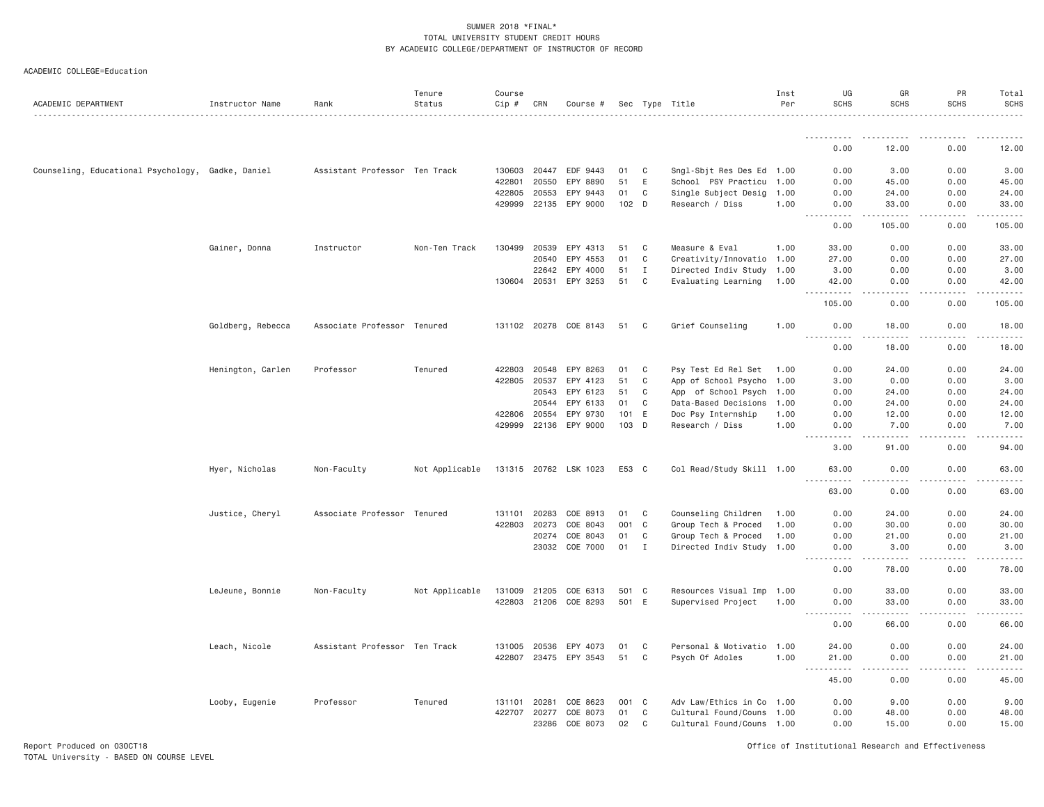SUMMER 2018 *FINAL*
TOTAL UNIVERSITY STUDENT CREDIT HOURS
BY ACADEMIC COLLEGE/DEPARTMENT OF INSTRUCTOR OF RECORD

ACADEMIC COLLEGE=Education

| ACADEMIC DEPARTMENT | Instructor Name | Rank | Tenure Status | Course Cip # | CRN | Course # | Sec | Type | Title | Inst Per | UG SCHS | GR SCHS | PR SCHS | Total SCHS |
|---|---|---|---|---|---|---|---|---|---|---|---|---|---|---|
| | | | | | | | | | | | 0.00 | 12.00 | 0.00 | 12.00 |
| Counseling, Educational Psychology, | Gadke, Daniel | Assistant Professor | Ten Track | 130603 | 20447 | EDF 9443 | 01 | C | Sngl-Sbjt Res Des Ed | 1.00 | 0.00 | 3.00 | 0.00 | 3.00 |
| | | | | 422801 | 20550 | EPY 8890 | 51 | E | School PSY Practicu | 1.00 | 0.00 | 45.00 | 0.00 | 45.00 |
| | | | | 422805 | 20553 | EPY 9443 | 01 | C | Single Subject Desig | 1.00 | 0.00 | 24.00 | 0.00 | 24.00 |
| | | | | 429999 | 22135 | EPY 9000 | 102 | D | Research / Diss | 1.00 | 0.00 | 33.00 | 0.00 | 33.00 |
| | | | | | | | | | | | 0.00 | 105.00 | 0.00 | 105.00 |
| | Gainer, Donna | Instructor | Non-Ten Track | 130499 | 20539 | EPY 4313 | 51 | C | Measure & Eval | 1.00 | 33.00 | 0.00 | 0.00 | 33.00 |
| | | | | | 20540 | EPY 4553 | 01 | C | Creativity/Innovatio | 1.00 | 27.00 | 0.00 | 0.00 | 27.00 |
| | | | | | 22642 | EPY 4000 | 51 | I | Directed Indiv Study | 1.00 | 3.00 | 0.00 | 0.00 | 3.00 |
| | | | | 130604 | 20531 | EPY 3253 | 51 | C | Evaluating Learning | 1.00 | 42.00 | 0.00 | 0.00 | 42.00 |
| | | | | | | | | | | | 105.00 | 0.00 | 0.00 | 105.00 |
| | Goldberg, Rebecca | Associate Professor | Tenured | 131102 | 20278 | COE 8143 | 51 | C | Grief Counseling | 1.00 | 0.00 | 18.00 | 0.00 | 18.00 |
| | | | | | | | | | | | 0.00 | 18.00 | 0.00 | 18.00 |
| | Henington, Carlen | Professor | Tenured | 422803 | 20548 | EPY 8263 | 01 | C | Psy Test Ed Rel Set | 1.00 | 0.00 | 24.00 | 0.00 | 24.00 |
| | | | | 422805 | 20537 | EPY 4123 | 51 | C | App of School Psycho | 1.00 | 3.00 | 0.00 | 0.00 | 3.00 |
| | | | | | 20543 | EPY 6123 | 51 | C | App of School Psych | 1.00 | 0.00 | 24.00 | 0.00 | 24.00 |
| | | | | | 20544 | EPY 6133 | 01 | C | Data-Based Decisions | 1.00 | 0.00 | 24.00 | 0.00 | 24.00 |
| | | | | 422806 | 20554 | EPY 9730 | 101 | E | Doc Psy Internship | 1.00 | 0.00 | 12.00 | 0.00 | 12.00 |
| | | | | 429999 | 22136 | EPY 9000 | 103 | D | Research / Diss | 1.00 | 0.00 | 7.00 | 0.00 | 7.00 |
| | | | | | | | | | | | 3.00 | 91.00 | 0.00 | 94.00 |
| | Hyer, Nicholas | Non-Faculty | Not Applicable | 131315 | 20762 | LSK 1023 | E53 | C | Col Read/Study Skill | 1.00 | 63.00 | 0.00 | 0.00 | 63.00 |
| | | | | | | | | | | | 63.00 | 0.00 | 0.00 | 63.00 |
| | Justice, Cheryl | Associate Professor | Tenured | 131101 | 20283 | COE 8913 | 01 | C | Counseling Children | 1.00 | 0.00 | 24.00 | 0.00 | 24.00 |
| | | | | 422803 | 20273 | COE 8043 | 001 | C | Group Tech & Proced | 1.00 | 0.00 | 30.00 | 0.00 | 30.00 |
| | | | | | 20274 | COE 8043 | 01 | C | Group Tech & Proced | 1.00 | 0.00 | 21.00 | 0.00 | 21.00 |
| | | | | | 23032 | COE 7000 | 01 | I | Directed Indiv Study | 1.00 | 0.00 | 3.00 | 0.00 | 3.00 |
| | | | | | | | | | | | 0.00 | 78.00 | 0.00 | 78.00 |
| | LeJeune, Bonnie | Non-Faculty | Not Applicable | 131009 | 21205 | COE 6313 | 501 | C | Resources Visual Imp | 1.00 | 0.00 | 33.00 | 0.00 | 33.00 |
| | | | | 422803 | 21206 | COE 8293 | 501 | E | Supervised Project | 1.00 | 0.00 | 33.00 | 0.00 | 33.00 |
| | | | | | | | | | | | 0.00 | 66.00 | 0.00 | 66.00 |
| | Leach, Nicole | Assistant Professor | Ten Track | 131005 | 20536 | EPY 4073 | 01 | C | Personal & Motivatio | 1.00 | 24.00 | 0.00 | 0.00 | 24.00 |
| | | | | 422807 | 23475 | EPY 3543 | 51 | C | Psych Of Adoles | 1.00 | 21.00 | 0.00 | 0.00 | 21.00 |
| | | | | | | | | | | | 45.00 | 0.00 | 0.00 | 45.00 |
| | Looby, Eugenie | Professor | Tenured | 131101 | 20281 | COE 8623 | 001 | C | Adv Law/Ethics in Co | 1.00 | 0.00 | 9.00 | 0.00 | 9.00 |
| | | | | 422707 | 20277 | COE 8073 | 01 | C | Cultural Found/Couns | 1.00 | 0.00 | 48.00 | 0.00 | 48.00 |
| | | | | | 23286 | COE 8073 | 02 | C | Cultural Found/Couns | 1.00 | 0.00 | 15.00 | 0.00 | 15.00 |

Report Produced on 03OCT18
TOTAL University - BASED ON COURSE LEVEL

Office of Institutional Research and Effectiveness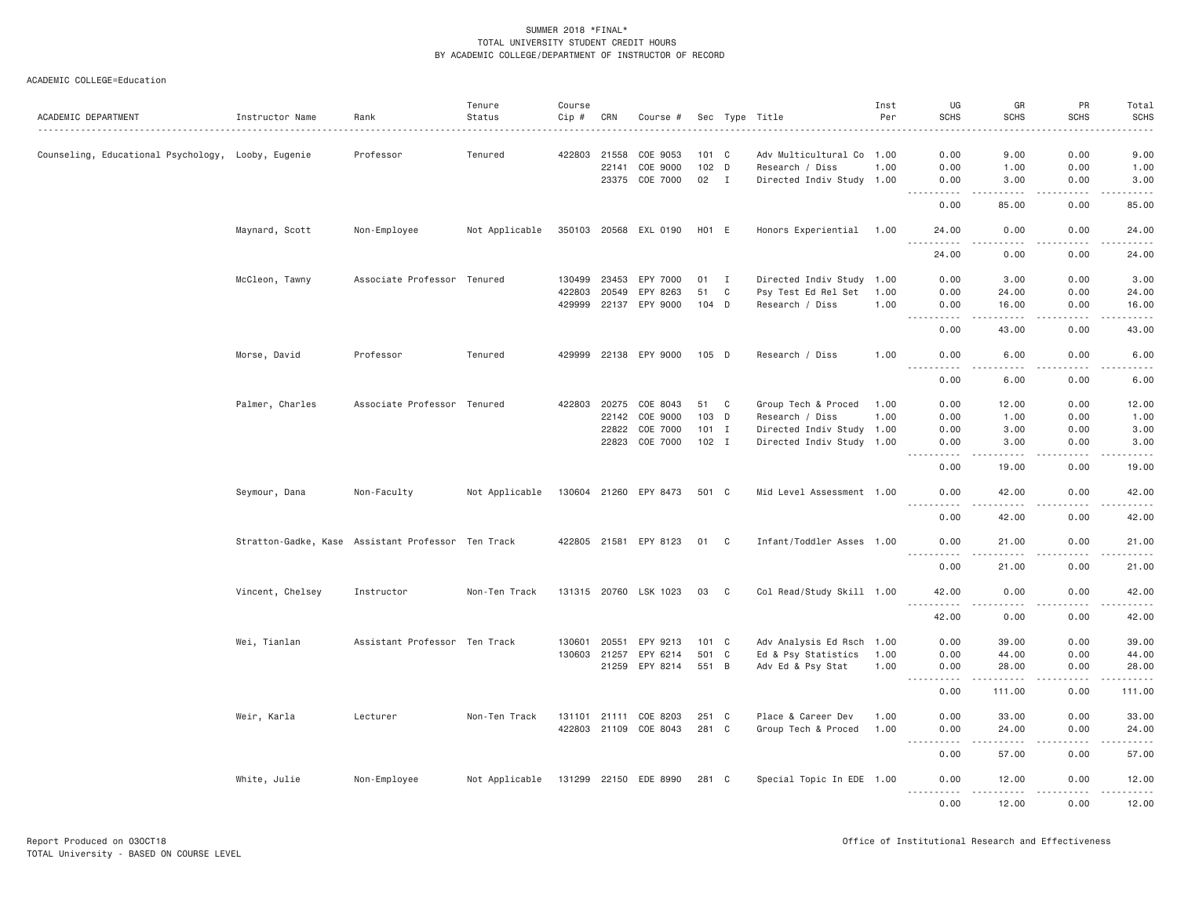SUMMER 2018 *FINAL*
TOTAL UNIVERSITY STUDENT CREDIT HOURS
BY ACADEMIC COLLEGE/DEPARTMENT OF INSTRUCTOR OF RECORD

ACADEMIC COLLEGE=Education

| ACADEMIC DEPARTMENT | Instructor Name | Rank | Tenure Status | Course Cip # | CRN | Course # | Sec | Type | Title | Inst Per | UG SCHS | GR SCHS | PR SCHS | Total SCHS |
|---|---|---|---|---|---|---|---|---|---|---|---|---|---|---|
| Counseling, Educational Psychology, | Looby, Eugenie | Professor | Tenured | 422803 | 21558 | COE 9053 | 101 | C | Adv Multicultural Co | 1.00 | 0.00 | 9.00 | 0.00 | 9.00 |
| | | | | | 22141 | COE 9000 | 102 | D | Research / Diss | 1.00 | 0.00 | 1.00 | 0.00 | 1.00 |
| | | | | | 23375 | COE 7000 | 02 | I | Directed Indiv Study | 1.00 | 0.00 | 3.00 | 0.00 | 3.00 |
| | | | | | | | | | | | 0.00 | 85.00 | 0.00 | 85.00 |
| | Maynard, Scott | Non-Employee | Not Applicable | 350103 | 20568 | EXL 0190 | H01 | E | Honors Experiential | 1.00 | 24.00 | 0.00 | 0.00 | 24.00 |
| | | | | | | | | | | | 24.00 | 0.00 | 0.00 | 24.00 |
| | McCleon, Tawny | Associate Professor | Tenured | 130499 | 23453 | EPY 7000 | 01 | I | Directed Indiv Study | 1.00 | 0.00 | 3.00 | 0.00 | 3.00 |
| | | | | 422803 | 20549 | EPY 8263 | 51 | C | Psy Test Ed Rel Set | 1.00 | 0.00 | 24.00 | 0.00 | 24.00 |
| | | | | 429999 | 22137 | EPY 9000 | 104 | D | Research / Diss | 1.00 | 0.00 | 16.00 | 0.00 | 16.00 |
| | | | | | | | | | | | 0.00 | 43.00 | 0.00 | 43.00 |
| | Morse, David | Professor | Tenured | 429999 | 22138 | EPY 9000 | 105 | D | Research / Diss | 1.00 | 0.00 | 6.00 | 0.00 | 6.00 |
| | | | | | | | | | | | 0.00 | 6.00 | 0.00 | 6.00 |
| | Palmer, Charles | Associate Professor | Tenured | 422803 | 20275 | COE 8043 | 51 | C | Group Tech & Proced | 1.00 | 0.00 | 12.00 | 0.00 | 12.00 |
| | | | | | 22142 | COE 9000 | 103 | D | Research / Diss | 1.00 | 0.00 | 1.00 | 0.00 | 1.00 |
| | | | | | 22822 | COE 7000 | 101 | I | Directed Indiv Study | 1.00 | 0.00 | 3.00 | 0.00 | 3.00 |
| | | | | | 22823 | COE 7000 | 102 | I | Directed Indiv Study | 1.00 | 0.00 | 3.00 | 0.00 | 3.00 |
| | | | | | | | | | | | 0.00 | 19.00 | 0.00 | 19.00 |
| | Seymour, Dana | Non-Faculty | Not Applicable | 130604 | 21260 | EPY 8473 | 501 | C | Mid Level Assessment | 1.00 | 0.00 | 42.00 | 0.00 | 42.00 |
| | | | | | | | | | | | 0.00 | 42.00 | 0.00 | 42.00 |
| | Stratton-Gadke, Kase | Assistant Professor | Ten Track | 422805 | 21581 | EPY 8123 | 01 | C | Infant/Toddler Asses | 1.00 | 0.00 | 21.00 | 0.00 | 21.00 |
| | | | | | | | | | | | 0.00 | 21.00 | 0.00 | 21.00 |
| | Vincent, Chelsey | Instructor | Non-Ten Track | 131315 | 20760 | LSK 1023 | 03 | C | Col Read/Study Skill | 1.00 | 42.00 | 0.00 | 0.00 | 42.00 |
| | | | | | | | | | | | 42.00 | 0.00 | 0.00 | 42.00 |
| | Wei, Tianlan | Assistant Professor | Ten Track | 130601 | 20551 | EPY 9213 | 101 | C | Adv Analysis Ed Rsch | 1.00 | 0.00 | 39.00 | 0.00 | 39.00 |
| | | | | 130603 | 21257 | EPY 6214 | 501 | C | Ed & Psy Statistics | 1.00 | 0.00 | 44.00 | 0.00 | 44.00 |
| | | | | | 21259 | EPY 8214 | 551 | B | Adv Ed & Psy Stat | 1.00 | 0.00 | 28.00 | 0.00 | 28.00 |
| | | | | | | | | | | | 0.00 | 111.00 | 0.00 | 111.00 |
| | Weir, Karla | Lecturer | Non-Ten Track | 131101 | 21111 | COE 8203 | 251 | C | Place & Career Dev | 1.00 | 0.00 | 33.00 | 0.00 | 33.00 |
| | | | | 422803 | 21109 | COE 8043 | 281 | C | Group Tech & Proced | 1.00 | 0.00 | 24.00 | 0.00 | 24.00 |
| | | | | | | | | | | | 0.00 | 57.00 | 0.00 | 57.00 |
| | White, Julie | Non-Employee | Not Applicable | 131299 | 22150 | EDE 8990 | 281 | C | Special Topic In EDE | 1.00 | 0.00 | 12.00 | 0.00 | 12.00 |
| | | | | | | | | | | | 0.00 | 12.00 | 0.00 | 12.00 |

Report Produced on 03OCT18
TOTAL University - BASED ON COURSE LEVEL

Office of Institutional Research and Effectiveness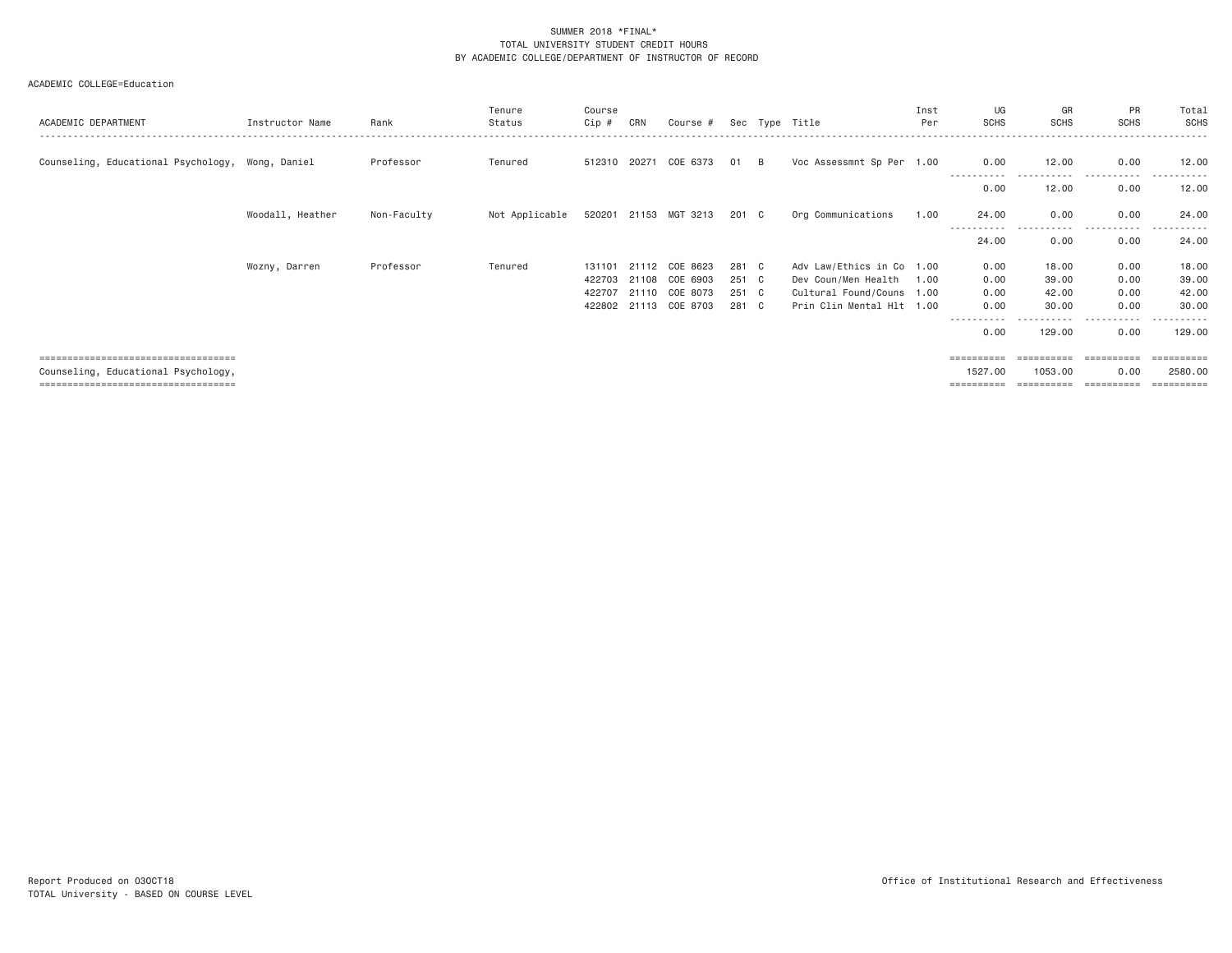SUMMER 2018 *FINAL*
TOTAL UNIVERSITY STUDENT CREDIT HOURS
BY ACADEMIC COLLEGE/DEPARTMENT OF INSTRUCTOR OF RECORD

ACADEMIC COLLEGE=Education

| ACADEMIC DEPARTMENT | Instructor Name | Rank | Tenure Status | Course Cip # | CRN | Course # | Sec | Type | Title | Inst Per | UG SCHS | GR SCHS | PR SCHS | Total SCHS |
|---|---|---|---|---|---|---|---|---|---|---|---|---|---|---|
| Counseling, Educational Psychology, | Wong, Daniel | Professor | Tenured | 512310 | 20271 | COE 6373 | 01 | B | Voc Assessmnt Sp Per | 1.00 | 0.00 | 12.00 | 0.00 | 12.00 |
| | | | | | | | | | | | 0.00 | 12.00 | 0.00 | 12.00 |
| | Woodall, Heather | Non-Faculty | Not Applicable | 520201 | 21153 | MGT 3213 | 201 | C | Org Communications | 1.00 | 24.00 | 0.00 | 0.00 | 24.00 |
| | | | | | | | | | | | 24.00 | 0.00 | 0.00 | 24.00 |
| | Wozny, Darren | Professor | Tenured | 131101 | 21112 | COE 8623 | 281 | C | Adv Law/Ethics in Co | 1.00 | 0.00 | 18.00 | 0.00 | 18.00 |
| | | | | 422703 | 21108 | COE 6903 | 251 | C | Dev Coun/Men Health | 1.00 | 0.00 | 39.00 | 0.00 | 39.00 |
| | | | | 422707 | 21110 | COE 8073 | 251 | C | Cultural Found/Couns | 1.00 | 0.00 | 42.00 | 0.00 | 42.00 |
| | | | | 422802 | 21113 | COE 8703 | 281 | C | Prin Clin Mental Hlt | 1.00 | 0.00 | 30.00 | 0.00 | 30.00 |
| | | | | | | | | | | | 0.00 | 129.00 | 0.00 | 129.00 |
| Counseling, Educational Psychology, | | | | | | | | | | | 1527.00 | 1053.00 | 0.00 | 2580.00 |

Report Produced on 03OCT18
TOTAL University - BASED ON COURSE LEVEL

Office of Institutional Research and Effectiveness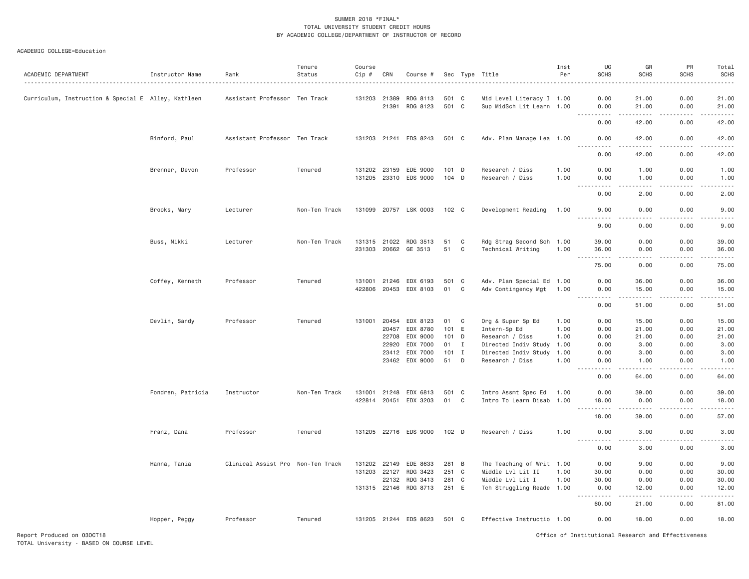SUMMER 2018 *FINAL*
TOTAL UNIVERSITY STUDENT CREDIT HOURS
BY ACADEMIC COLLEGE/DEPARTMENT OF INSTRUCTOR OF RECORD

ACADEMIC COLLEGE=Education

| ACADEMIC DEPARTMENT | Instructor Name | Rank | Tenure Status | Course Cip # | CRN | Course # | Sec | Type | Title | Inst Per | UG SCHS | GR SCHS | PR SCHS | Total SCHS |
|---|---|---|---|---|---|---|---|---|---|---|---|---|---|---|
| Curriculum, Instruction & Special E | Alley, Kathleen | Assistant Professor | Ten Track | 131203 | 21389 | RDG 8113 | 501 | C | Mid Level Literacy I | 1.00 | 0.00 | 21.00 | 0.00 | 21.00 |
| | | | | | 21391 | RDG 8123 | 501 | C | Sup MidSch Lit Learn | 1.00 | 0.00 | 21.00 | 0.00 | 21.00 |
| | | | | | | | | | | | 0.00 | 42.00 | 0.00 | 42.00 |
| | Binford, Paul | Assistant Professor | Ten Track | 131203 | 21241 | EDS 8243 | 501 | C | Adv. Plan Manage Lea | 1.00 | 0.00 | 42.00 | 0.00 | 42.00 |
| | | | | | | | | | | | 0.00 | 42.00 | 0.00 | 42.00 |
| | Brenner, Devon | Professor | Tenured | 131202 | 23159 | EDE 9000 | 101 | D | Research / Diss | 1.00 | 0.00 | 1.00 | 0.00 | 1.00 |
| | | | | 131205 | 23310 | EDS 9000 | 104 | D | Research / Diss | 1.00 | 0.00 | 1.00 | 0.00 | 1.00 |
| | | | | | | | | | | | 0.00 | 2.00 | 0.00 | 2.00 |
| | Brooks, Mary | Lecturer | Non-Ten Track | 131099 | 20757 | LSK 0003 | 102 | C | Development Reading | 1.00 | 9.00 | 0.00 | 0.00 | 9.00 |
| | | | | | | | | | | | 9.00 | 0.00 | 0.00 | 9.00 |
| | Buss, Nikki | Lecturer | Non-Ten Track | 131315 | 21022 | RDG 3513 | 51 | C | Rdg Strag Second Sch | 1.00 | 39.00 | 0.00 | 0.00 | 39.00 |
| | | | | 231303 | 20662 | GE 3513 | 51 | C | Technical Writing | 1.00 | 36.00 | 0.00 | 0.00 | 36.00 |
| | | | | | | | | | | | 75.00 | 0.00 | 0.00 | 75.00 |
| | Coffey, Kenneth | Professor | Tenured | 131001 | 21246 | EDX 6193 | 501 | C | Adv. Plan Special Ed | 1.00 | 0.00 | 36.00 | 0.00 | 36.00 |
| | | | | 422806 | 20453 | EDX 8103 | 01 | C | Adv Contingency Mgt | 1.00 | 0.00 | 15.00 | 0.00 | 15.00 |
| | | | | | | | | | | | 0.00 | 51.00 | 0.00 | 51.00 |
| | Devlin, Sandy | Professor | Tenured | 131001 | 20454 | EDX 8123 | 01 | C | Org & Super Sp Ed | 1.00 | 0.00 | 15.00 | 0.00 | 15.00 |
| | | | | | 20457 | EDX 8780 | 101 | E | Intern-Sp Ed | 1.00 | 0.00 | 21.00 | 0.00 | 21.00 |
| | | | | | 22708 | EDX 9000 | 101 | D | Research / Diss | 1.00 | 0.00 | 21.00 | 0.00 | 21.00 |
| | | | | | 22920 | EDX 7000 | 01 | I | Directed Indiv Study | 1.00 | 0.00 | 3.00 | 0.00 | 3.00 |
| | | | | | 23412 | EDX 7000 | 101 | I | Directed Indiv Study | 1.00 | 0.00 | 3.00 | 0.00 | 3.00 |
| | | | | | 23462 | EDX 9000 | 51 | D | Research / Diss | 1.00 | 0.00 | 1.00 | 0.00 | 1.00 |
| | | | | | | | | | | | 0.00 | 64.00 | 0.00 | 64.00 |
| | Fondren, Patricia | Instructor | Non-Ten Track | 131001 | 21248 | EDX 6813 | 501 | C | Intro Assmt Spec Ed | 1.00 | 0.00 | 39.00 | 0.00 | 39.00 |
| | | | | 422814 | 20451 | EDX 3203 | 01 | C | Intro To Learn Disab | 1.00 | 18.00 | 0.00 | 0.00 | 18.00 |
| | | | | | | | | | | | 18.00 | 39.00 | 0.00 | 57.00 |
| | Franz, Dana | Professor | Tenured | 131205 | 22716 | EDS 9000 | 102 | D | Research / Diss | 1.00 | 0.00 | 3.00 | 0.00 | 3.00 |
| | | | | | | | | | | | 0.00 | 3.00 | 0.00 | 3.00 |
| | Hanna, Tania | Clinical Assist Pro | Non-Ten Track | 131202 | 22149 | EDE 8633 | 281 | B | The Teaching of Writ | 1.00 | 0.00 | 9.00 | 0.00 | 9.00 |
| | | | | 131203 | 22127 | RDG 3423 | 251 | C | Middle Lvl Lit II | 1.00 | 30.00 | 0.00 | 0.00 | 30.00 |
| | | | | | 22132 | RDG 3413 | 281 | C | Middle Lvl Lit I | 1.00 | 30.00 | 0.00 | 0.00 | 30.00 |
| | | | | 131315 | 22146 | RDG 8713 | 251 | E | Tch Struggling Reade | 1.00 | 0.00 | 12.00 | 0.00 | 12.00 |
| | | | | | | | | | | | 60.00 | 21.00 | 0.00 | 81.00 |
| | Hopper, Peggy | Professor | Tenured | 131205 | 21244 | EDS 8623 | 501 | C | Effective Instructio | 1.00 | 0.00 | 18.00 | 0.00 | 18.00 |

Report Produced on 03OCT18
TOTAL University - BASED ON COURSE LEVEL

Office of Institutional Research and Effectiveness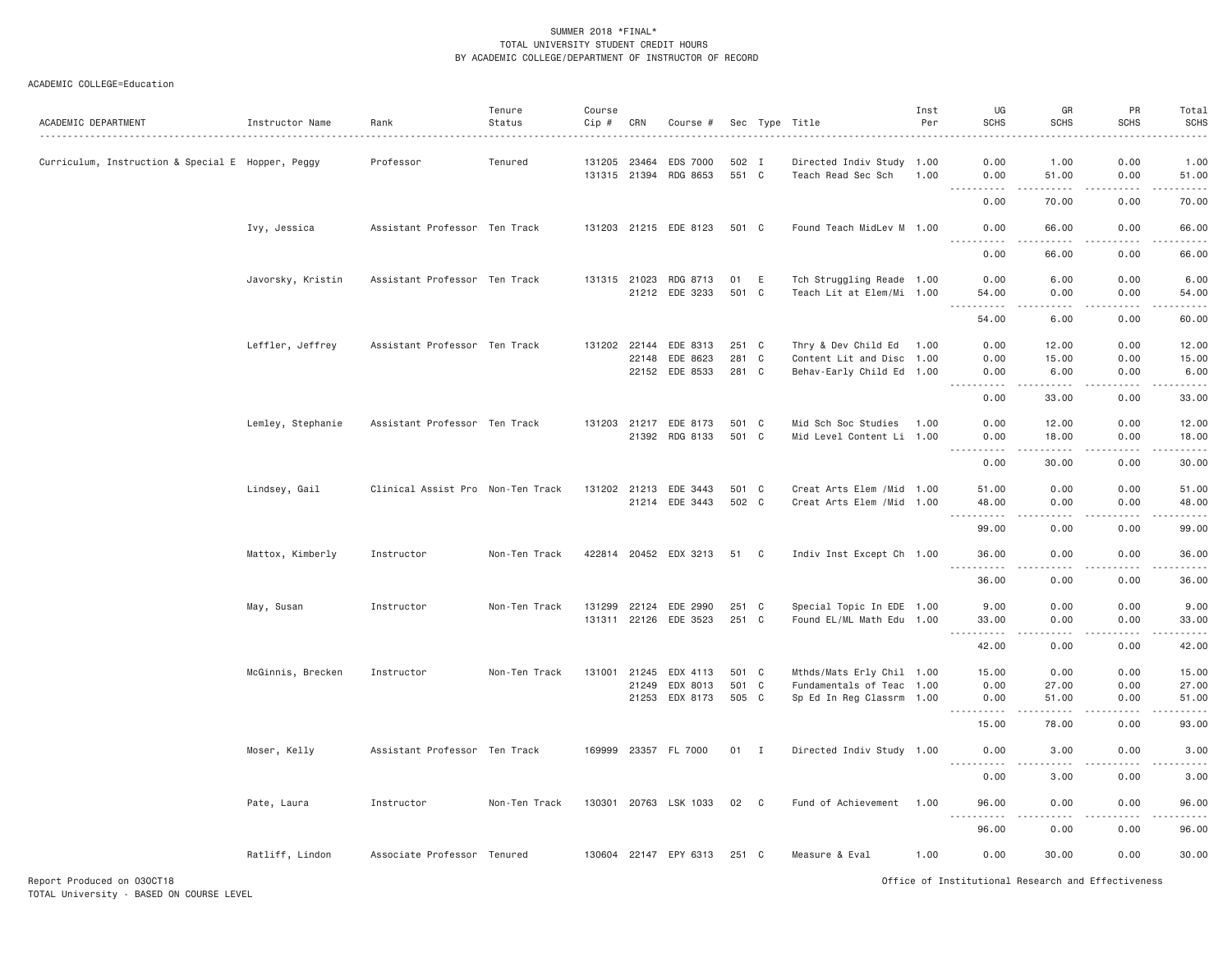SUMMER 2018 *FINAL*
TOTAL UNIVERSITY STUDENT CREDIT HOURS
BY ACADEMIC COLLEGE/DEPARTMENT OF INSTRUCTOR OF RECORD

ACADEMIC COLLEGE=Education

| ACADEMIC DEPARTMENT | Instructor Name | Rank | Tenure Status | Course Cip # | CRN | Course # | Sec | Type | Title | Inst Per | UG SCHS | GR SCHS | PR SCHS | Total SCHS |
|---|---|---|---|---|---|---|---|---|---|---|---|---|---|---|
| Curriculum, Instruction & Special E | Hopper, Peggy | Professor | Tenured | 131205 | 23464 | EDS 7000 | 502 | I | Directed Indiv Study | 1.00 | 0.00 | 1.00 | 0.00 | 1.00 |
| | | | | 131315 | 21394 | RDG 8653 | 551 | C | Teach Read Sec Sch | 1.00 | 0.00 | 51.00 | 0.00 | 51.00 |
| | | | | | | | | | | | 0.00 | 70.00 | 0.00 | 70.00 |
| | Ivy, Jessica | Assistant Professor | Ten Track | 131203 | 21215 | EDE 8123 | 501 | C | Found Teach MidLev M | 1.00 | 0.00 | 66.00 | 0.00 | 66.00 |
| | | | | | | | | | | | 0.00 | 66.00 | 0.00 | 66.00 |
| | Javorsky, Kristin | Assistant Professor | Ten Track | 131315 | 21023 | RDG 8713 | 01 | E | Tch Struggling Reade | 1.00 | 0.00 | 6.00 | 0.00 | 6.00 |
| | | | | | 21212 | EDE 3233 | 501 | C | Teach Lit at Elem/Mi | 1.00 | 54.00 | 0.00 | 0.00 | 54.00 |
| | | | | | | | | | | | 54.00 | 6.00 | 0.00 | 60.00 |
| | Leffler, Jeffrey | Assistant Professor | Ten Track | 131202 | 22144 | EDE 8313 | 251 | C | Thry & Dev Child Ed | 1.00 | 0.00 | 12.00 | 0.00 | 12.00 |
| | | | | | 22148 | EDE 8623 | 281 | C | Content Lit and Disc | 1.00 | 0.00 | 15.00 | 0.00 | 15.00 |
| | | | | | 22152 | EDE 8533 | 281 | C | Behav-Early Child Ed | 1.00 | 0.00 | 6.00 | 0.00 | 6.00 |
| | | | | | | | | | | | 0.00 | 33.00 | 0.00 | 33.00 |
| | Lemley, Stephanie | Assistant Professor | Ten Track | 131203 | 21217 | EDE 8173 | 501 | C | Mid Sch Soc Studies | 1.00 | 0.00 | 12.00 | 0.00 | 12.00 |
| | | | | | 21392 | RDG 8133 | 501 | C | Mid Level Content Li | 1.00 | 0.00 | 18.00 | 0.00 | 18.00 |
| | | | | | | | | | | | 0.00 | 30.00 | 0.00 | 30.00 |
| | Lindsey, Gail | Clinical Assist Pro | Non-Ten Track | 131202 | 21213 | EDE 3443 | 501 | C | Creat Arts Elem /Mid | 1.00 | 51.00 | 0.00 | 0.00 | 51.00 |
| | | | | | 21214 | EDE 3443 | 502 | C | Creat Arts Elem /Mid | 1.00 | 48.00 | 0.00 | 0.00 | 48.00 |
| | | | | | | | | | | | 99.00 | 0.00 | 0.00 | 99.00 |
| | Mattox, Kimberly | Instructor | Non-Ten Track | 422814 | 20452 | EDX 3213 | 51 | C | Indiv Inst Except Ch | 1.00 | 36.00 | 0.00 | 0.00 | 36.00 |
| | | | | | | | | | | | 36.00 | 0.00 | 0.00 | 36.00 |
| | May, Susan | Instructor | Non-Ten Track | 131299 | 22124 | EDE 2990 | 251 | C | Special Topic In EDE | 1.00 | 9.00 | 0.00 | 0.00 | 9.00 |
| | | | | 131311 | 22126 | EDE 3523 | 251 | C | Found EL/ML Math Edu | 1.00 | 33.00 | 0.00 | 0.00 | 33.00 |
| | | | | | | | | | | | 42.00 | 0.00 | 0.00 | 42.00 |
| | McGinnis, Brecken | Instructor | Non-Ten Track | 131001 | 21245 | EDX 4113 | 501 | C | Mthds/Mats Erly Chil | 1.00 | 15.00 | 0.00 | 0.00 | 15.00 |
| | | | | | 21249 | EDX 8013 | 501 | C | Fundamentals of Teac | 1.00 | 0.00 | 27.00 | 0.00 | 27.00 |
| | | | | | 21253 | EDX 8173 | 505 | C | Sp Ed In Reg Classrm | 1.00 | 0.00 | 51.00 | 0.00 | 51.00 |
| | | | | | | | | | | | 15.00 | 78.00 | 0.00 | 93.00 |
| | Moser, Kelly | Assistant Professor | Ten Track | 169999 | 23357 | FL 7000 | 01 | I | Directed Indiv Study | 1.00 | 0.00 | 3.00 | 0.00 | 3.00 |
| | | | | | | | | | | | 0.00 | 3.00 | 0.00 | 3.00 |
| | Pate, Laura | Instructor | Non-Ten Track | 130301 | 20763 | LSK 1033 | 02 | C | Fund of Achievement | 1.00 | 96.00 | 0.00 | 0.00 | 96.00 |
| | | | | | | | | | | | 96.00 | 0.00 | 0.00 | 96.00 |
| | Ratliff, Lindon | Associate Professor | Tenured | 130604 | 22147 | EPY 6313 | 251 | C | Measure & Eval | 1.00 | 0.00 | 30.00 | 0.00 | 30.00 |

Report Produced on 03OCT18
TOTAL University - BASED ON COURSE LEVEL

Office of Institutional Research and Effectiveness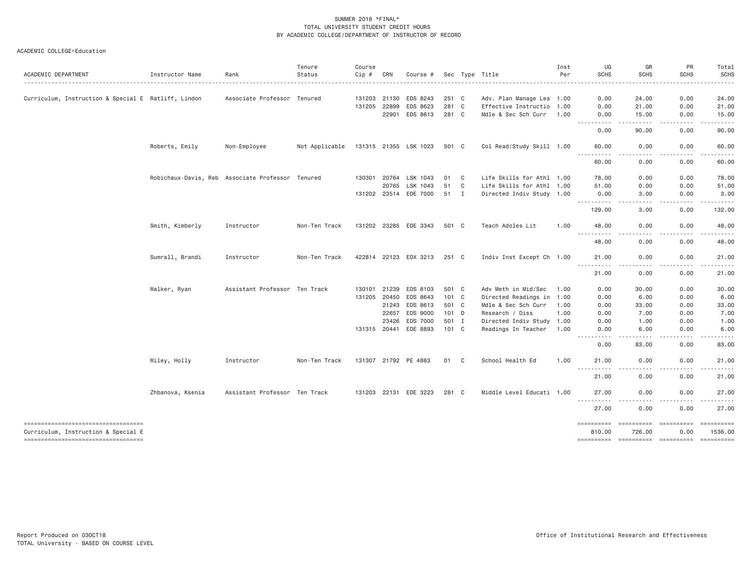SUMMER 2018 *FINAL*
TOTAL UNIVERSITY STUDENT CREDIT HOURS
BY ACADEMIC COLLEGE/DEPARTMENT OF INSTRUCTOR OF RECORD

ACADEMIC COLLEGE=Education

| ACADEMIC DEPARTMENT | Instructor Name | Rank | Tenure Status | Course Cip # | CRN | Course # | Sec | Type | Title | Inst Per | UG SCHS | GR SCHS | PR SCHS | Total SCHS |
|---|---|---|---|---|---|---|---|---|---|---|---|---|---|---|
| Curriculum, Instruction & Special E | Ratliff, Lindon | Associate Professor | Tenured | 131203 | 21130 | EDS 8243 | 251 | C | Adv. Plan Manage Lea | 1.00 | 0.00 | 24.00 | 0.00 | 24.00 |
| | | | | 131205 | 22899 | EDS 8623 | 281 | C | Effective Instructio | 1.00 | 0.00 | 21.00 | 0.00 | 21.00 |
| | | | | | 22901 | EDS 8613 | 281 | C | Mdle & Sec Sch Curr | 1.00 | 0.00 | 15.00 | 0.00 | 15.00 |
| | | | | | | | | | | | 0.00 | 90.00 | 0.00 | 90.00 |
| | Roberts, Emily | Non-Employee | Not Applicable | 131315 | 21355 | LSK 1023 | 501 | C | Col Read/Study Skill | 1.00 | 60.00 | 0.00 | 0.00 | 60.00 |
| | | | | | | | | | | | 60.00 | 0.00 | 0.00 | 60.00 |
| | Robichaux-Davis, Reb | Associate Professor | Tenured | 130301 | 20764 | LSK 1043 | 01 | C | Life Skills for Athl | 1.00 | 78.00 | 0.00 | 0.00 | 78.00 |
| | | | | | 20765 | LSK 1043 | 51 | C | Life Skills for Athl | 1.00 | 51.00 | 0.00 | 0.00 | 51.00 |
| | | | | 131202 | 23514 | EDE 7000 | 51 | I | Directed Indiv Study | 1.00 | 0.00 | 3.00 | 0.00 | 3.00 |
| | | | | | | | | | | | 129.00 | 3.00 | 0.00 | 132.00 |
| | Smith, Kimberly | Instructor | Non-Ten Track | 131202 | 23285 | EDE 3343 | 501 | C | Teach Adoles Lit | 1.00 | 48.00 | 0.00 | 0.00 | 48.00 |
| | | | | | | | | | | | 48.00 | 0.00 | 0.00 | 48.00 |
| | Sumrall, Brandi | Instructor | Non-Ten Track | 422814 | 22123 | EDX 3213 | 251 | C | Indiv Inst Except Ch | 1.00 | 21.00 | 0.00 | 0.00 | 21.00 |
| | | | | | | | | | | | 21.00 | 0.00 | 0.00 | 21.00 |
| | Walker, Ryan | Assistant Professor | Ten Track | 130101 | 21239 | EDS 8103 | 501 | C | Adv Meth in Mid/Sec | 1.00 | 0.00 | 30.00 | 0.00 | 30.00 |
| | | | | 131205 | 20450 | EDS 8643 | 101 | C | Directed Readings in | 1.00 | 0.00 | 6.00 | 0.00 | 6.00 |
| | | | | | 21243 | EDS 8613 | 501 | C | Mdle & Sec Sch Curr | 1.00 | 0.00 | 33.00 | 0.00 | 33.00 |
| | | | | | 22657 | EDS 9000 | 101 | D | Research / Diss | 1.00 | 0.00 | 7.00 | 0.00 | 7.00 |
| | | | | | 23426 | EDS 7000 | 501 | I | Directed Indiv Study | 1.00 | 0.00 | 1.00 | 0.00 | 1.00 |
| | | | | 131315 | 20441 | EDE 8893 | 101 | C | Readings In Teacher | 1.00 | 0.00 | 6.00 | 0.00 | 6.00 |
| | | | | | | | | | | | 0.00 | 83.00 | 0.00 | 83.00 |
| | Wiley, Holly | Instructor | Non-Ten Track | 131307 | 21792 | PE 4883 | 01 | C | School Health Ed | 1.00 | 21.00 | 0.00 | 0.00 | 21.00 |
| | | | | | | | | | | | 21.00 | 0.00 | 0.00 | 21.00 |
| | Zhbanova, Ksenia | Assistant Professor | Ten Track | 131203 | 22131 | EDE 3223 | 281 | C | Middle Level Educati | 1.00 | 27.00 | 0.00 | 0.00 | 27.00 |
| | | | | | | | | | | | 27.00 | 0.00 | 0.00 | 27.00 |
| Curriculum, Instruction & Special E | | | | | | | | | | | 810.00 | 726.00 | 0.00 | 1536.00 |

Report Produced on 03OCT18
TOTAL University - BASED ON COURSE LEVEL

Office of Institutional Research and Effectiveness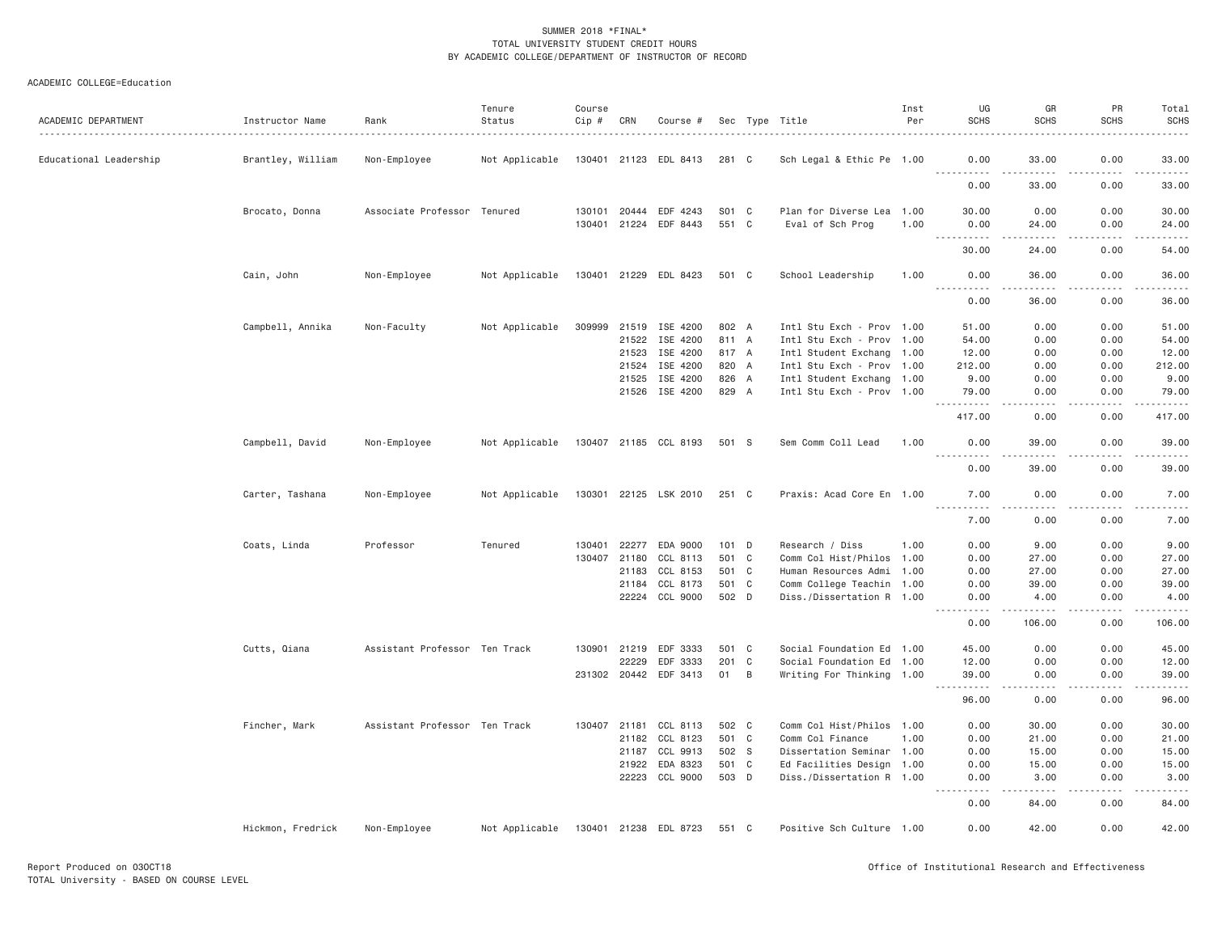SUMMER 2018 *FINAL*
TOTAL UNIVERSITY STUDENT CREDIT HOURS
BY ACADEMIC COLLEGE/DEPARTMENT OF INSTRUCTOR OF RECORD

ACADEMIC COLLEGE=Education

| ACADEMIC DEPARTMENT | Instructor Name | Rank | Tenure Status | Course Cip # | CRN | Course # | Sec | Type | Title | Inst Per | UG SCHS | GR SCHS | PR SCHS | Total SCHS |
|---|---|---|---|---|---|---|---|---|---|---|---|---|---|---|
| Educational Leadership | Brantley, William | Non-Employee | Not Applicable | 130401 | 21123 | EDL 8413 | 281 | C | Sch Legal & Ethic Pe | 1.00 | 0.00 | 33.00 | 0.00 | 33.00 |
| | | | | | | | | | | | 0.00 | 33.00 | 0.00 | 33.00 |
| | Brocato, Donna | Associate Professor | Tenured | 130101 | 20444 | EDF 4243 | S01 | C | Plan for Diverse Lea | 1.00 | 30.00 | 0.00 | 0.00 | 30.00 |
| | | | | 130401 | 21224 | EDF 8443 | 551 | C | Eval of Sch Prog | 1.00 | 0.00 | 24.00 | 0.00 | 24.00 |
| | | | | | | | | | | | 30.00 | 24.00 | 0.00 | 54.00 |
| | Cain, John | Non-Employee | Not Applicable | 130401 | 21229 | EDL 8423 | 501 | C | School Leadership | 1.00 | 0.00 | 36.00 | 0.00 | 36.00 |
| | | | | | | | | | | | 0.00 | 36.00 | 0.00 | 36.00 |
| | Campbell, Annika | Non-Faculty | Not Applicable | 309999 | 21519 | ISE 4200 | 802 | A | Intl Stu Exch - Prov | 1.00 | 51.00 | 0.00 | 0.00 | 51.00 |
| | | | | | 21522 | ISE 4200 | 811 | A | Intl Stu Exch - Prov | 1.00 | 54.00 | 0.00 | 0.00 | 54.00 |
| | | | | | 21523 | ISE 4200 | 817 | A | Intl Student Exchang | 1.00 | 12.00 | 0.00 | 0.00 | 12.00 |
| | | | | | 21524 | ISE 4200 | 820 | A | Intl Stu Exch - Prov | 1.00 | 212.00 | 0.00 | 0.00 | 212.00 |
| | | | | | 21525 | ISE 4200 | 826 | A | Intl Student Exchang | 1.00 | 9.00 | 0.00 | 0.00 | 9.00 |
| | | | | | 21526 | ISE 4200 | 829 | A | Intl Stu Exch - Prov | 1.00 | 79.00 | 0.00 | 0.00 | 79.00 |
| | | | | | | | | | | | 417.00 | 0.00 | 0.00 | 417.00 |
| | Campbell, David | Non-Employee | Not Applicable | 130407 | 21185 | CCL 8193 | 501 | S | Sem Comm Coll Lead | 1.00 | 0.00 | 39.00 | 0.00 | 39.00 |
| | | | | | | | | | | | 0.00 | 39.00 | 0.00 | 39.00 |
| | Carter, Tashana | Non-Employee | Not Applicable | 130301 | 22125 | LSK 2010 | 251 | C | Praxis: Acad Core En | 1.00 | 7.00 | 0.00 | 0.00 | 7.00 |
| | | | | | | | | | | | 7.00 | 0.00 | 0.00 | 7.00 |
| | Coats, Linda | Professor | Tenured | 130401 | 22277 | EDA 9000 | 101 | D | Research / Diss | 1.00 | 0.00 | 9.00 | 0.00 | 9.00 |
| | | | | 130407 | 21180 | CCL 8113 | 501 | C | Comm Col Hist/Philos | 1.00 | 0.00 | 27.00 | 0.00 | 27.00 |
| | | | | | 21183 | CCL 8153 | 501 | C | Human Resources Admi | 1.00 | 0.00 | 27.00 | 0.00 | 27.00 |
| | | | | | 21184 | CCL 8173 | 501 | C | Comm College Teachin | 1.00 | 0.00 | 39.00 | 0.00 | 39.00 |
| | | | | | 22224 | CCL 9000 | 502 | D | Diss./Dissertation R | 1.00 | 0.00 | 4.00 | 0.00 | 4.00 |
| | | | | | | | | | | | 0.00 | 106.00 | 0.00 | 106.00 |
| | Cutts, Qiana | Assistant Professor | Ten Track | 130901 | 21219 | EDF 3333 | 501 | C | Social Foundation Ed | 1.00 | 45.00 | 0.00 | 0.00 | 45.00 |
| | | | | | 22229 | EDF 3333 | 201 | C | Social Foundation Ed | 1.00 | 12.00 | 0.00 | 0.00 | 12.00 |
| | | | | 231302 | 20442 | EDF 3413 | 01 | B | Writing For Thinking | 1.00 | 39.00 | 0.00 | 0.00 | 39.00 |
| | | | | | | | | | | | 96.00 | 0.00 | 0.00 | 96.00 |
| | Fincher, Mark | Assistant Professor | Ten Track | 130407 | 21181 | CCL 8113 | 502 | C | Comm Col Hist/Philos | 1.00 | 0.00 | 30.00 | 0.00 | 30.00 |
| | | | | | 21182 | CCL 8123 | 501 | C | Comm Col Finance | 1.00 | 0.00 | 21.00 | 0.00 | 21.00 |
| | | | | | 21187 | CCL 9913 | 502 | S | Dissertation Seminar | 1.00 | 0.00 | 15.00 | 0.00 | 15.00 |
| | | | | | 21922 | EDA 8323 | 501 | C | Ed Facilities Design | 1.00 | 0.00 | 15.00 | 0.00 | 15.00 |
| | | | | | 22223 | CCL 9000 | 503 | D | Diss./Dissertation R | 1.00 | 0.00 | 3.00 | 0.00 | 3.00 |
| | | | | | | | | | | | 0.00 | 84.00 | 0.00 | 84.00 |
| | Hickmon, Fredrick | Non-Employee | Not Applicable | 130401 | 21238 | EDL 8723 | 551 | C | Positive Sch Culture | 1.00 | 0.00 | 42.00 | 0.00 | 42.00 |

Report Produced on 03OCT18
TOTAL University - BASED ON COURSE LEVEL

Office of Institutional Research and Effectiveness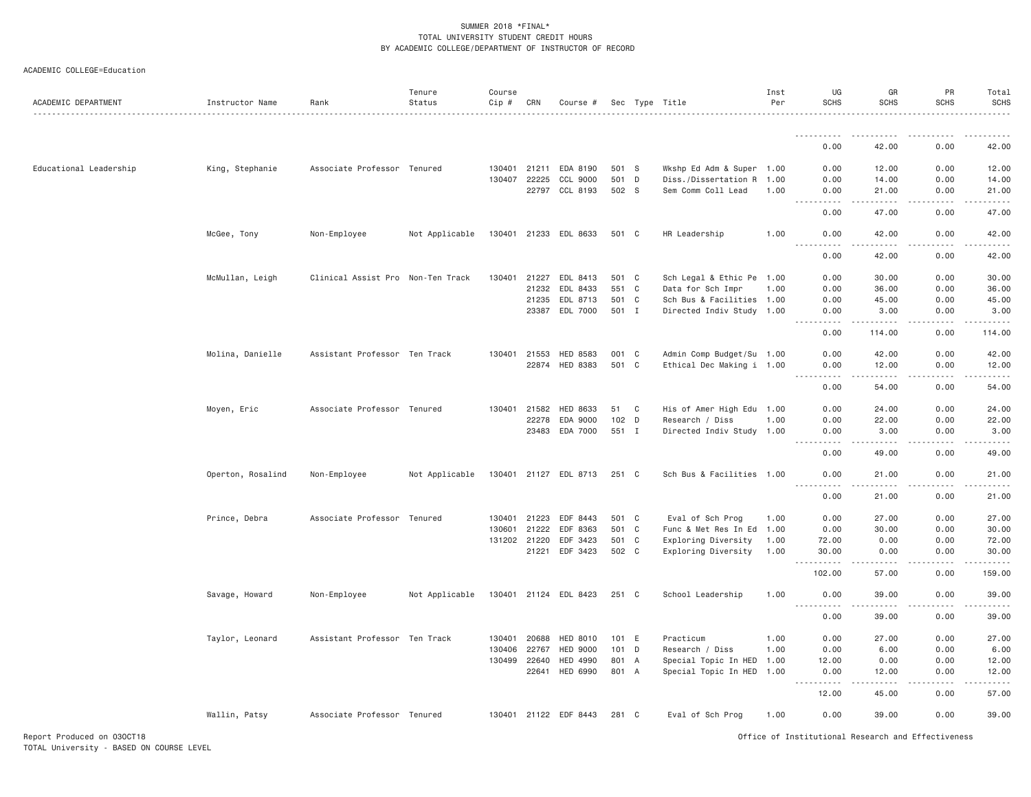SUMMER 2018 *FINAL*
TOTAL UNIVERSITY STUDENT CREDIT HOURS
BY ACADEMIC COLLEGE/DEPARTMENT OF INSTRUCTOR OF RECORD

ACADEMIC COLLEGE=Education

| ACADEMIC DEPARTMENT | Instructor Name | Rank | Tenure Status | Course Cip # | CRN | Course # | Sec | Type | Title | Inst Per | UG SCHS | GR SCHS | PR SCHS | Total SCHS |
|---|---|---|---|---|---|---|---|---|---|---|---|---|---|---|
| | | | | | | | | | | | 0.00 | 42.00 | 0.00 | 42.00 |
| Educational Leadership | King, Stephanie | Associate Professor | Tenured | 130401 | 21211 | EDA 8190 | 501 | S | Wkshp Ed Adm & Super | 1.00 | 0.00 | 12.00 | 0.00 | 12.00 |
| | | | | 130407 | 22225 | CCL 9000 | 501 | D | Diss./Dissertation R | 1.00 | 0.00 | 14.00 | 0.00 | 14.00 |
| | | | | | 22797 | CCL 8193 | 502 | S | Sem Comm Coll Lead | 1.00 | 0.00 | 21.00 | 0.00 | 21.00 |
| | | | | | | | | | | | 0.00 | 47.00 | 0.00 | 47.00 |
| | McGee, Tony | Non-Employee | Not Applicable | 130401 | 21233 | EDL 8633 | 501 | C | HR Leadership | 1.00 | 0.00 | 42.00 | 0.00 | 42.00 |
| | | | | | | | | | | | 0.00 | 42.00 | 0.00 | 42.00 |
| | McMullan, Leigh | Clinical Assist Pro | Non-Ten Track | 130401 | 21227 | EDL 8413 | 501 | C | Sch Legal & Ethic Pe | 1.00 | 0.00 | 30.00 | 0.00 | 30.00 |
| | | | | | 21232 | EDL 8433 | 551 | C | Data for Sch Impr | 1.00 | 0.00 | 36.00 | 0.00 | 36.00 |
| | | | | | 21235 | EDL 8713 | 501 | C | Sch Bus & Facilities | 1.00 | 0.00 | 45.00 | 0.00 | 45.00 |
| | | | | | 23387 | EDL 7000 | 501 | I | Directed Indiv Study | 1.00 | 0.00 | 3.00 | 0.00 | 3.00 |
| | | | | | | | | | | | 0.00 | 114.00 | 0.00 | 114.00 |
| | Molina, Danielle | Assistant Professor | Ten Track | 130401 | 21553 | HED 8583 | 001 | C | Admin Comp Budget/Su | 1.00 | 0.00 | 42.00 | 0.00 | 42.00 |
| | | | | | 22874 | HED 8383 | 501 | C | Ethical Dec Making i | 1.00 | 0.00 | 12.00 | 0.00 | 12.00 |
| | | | | | | | | | | | 0.00 | 54.00 | 0.00 | 54.00 |
| | Moyen, Eric | Associate Professor | Tenured | 130401 | 21582 | HED 8633 | 51 | C | His of Amer High Edu | 1.00 | 0.00 | 24.00 | 0.00 | 24.00 |
| | | | | | 22278 | EDA 9000 | 102 | D | Research / Diss | 1.00 | 0.00 | 22.00 | 0.00 | 22.00 |
| | | | | | 23483 | EDA 7000 | 551 | I | Directed Indiv Study | 1.00 | 0.00 | 3.00 | 0.00 | 3.00 |
| | | | | | | | | | | | 0.00 | 49.00 | 0.00 | 49.00 |
| | Operton, Rosalind | Non-Employee | Not Applicable | 130401 | 21127 | EDL 8713 | 251 | C | Sch Bus & Facilities | 1.00 | 0.00 | 21.00 | 0.00 | 21.00 |
| | | | | | | | | | | | 0.00 | 21.00 | 0.00 | 21.00 |
| | Prince, Debra | Associate Professor | Tenured | 130401 | 21223 | EDF 8443 | 501 | C | Eval of Sch Prog | 1.00 | 0.00 | 27.00 | 0.00 | 27.00 |
| | | | | 130601 | 21222 | EDF 8363 | 501 | C | Func & Met Res In Ed | 1.00 | 0.00 | 30.00 | 0.00 | 30.00 |
| | | | | 131202 | 21220 | EDF 3423 | 501 | C | Exploring Diversity | 1.00 | 72.00 | 0.00 | 0.00 | 72.00 |
| | | | | | 21221 | EDF 3423 | 502 | C | Exploring Diversity | 1.00 | 30.00 | 0.00 | 0.00 | 30.00 |
| | | | | | | | | | | | 102.00 | 57.00 | 0.00 | 159.00 |
| | Savage, Howard | Non-Employee | Not Applicable | 130401 | 21124 | EDL 8423 | 251 | C | School Leadership | 1.00 | 0.00 | 39.00 | 0.00 | 39.00 |
| | | | | | | | | | | | 0.00 | 39.00 | 0.00 | 39.00 |
| | Taylor, Leonard | Assistant Professor | Ten Track | 130401 | 20688 | HED 8010 | 101 | E | Practicum | 1.00 | 0.00 | 27.00 | 0.00 | 27.00 |
| | | | | 130406 | 22767 | HED 9000 | 101 | D | Research / Diss | 1.00 | 0.00 | 6.00 | 0.00 | 6.00 |
| | | | | 130499 | 22640 | HED 4990 | 801 | A | Special Topic In HED | 1.00 | 12.00 | 0.00 | 0.00 | 12.00 |
| | | | | | 22641 | HED 6990 | 801 | A | Special Topic In HED | 1.00 | 0.00 | 12.00 | 0.00 | 12.00 |
| | | | | | | | | | | | 12.00 | 45.00 | 0.00 | 57.00 |
| | Wallin, Patsy | Associate Professor | Tenured | 130401 | 21122 | EDF 8443 | 281 | C | Eval of Sch Prog | 1.00 | 0.00 | 39.00 | 0.00 | 39.00 |

Report Produced on 03OCT18
TOTAL University - BASED ON COURSE LEVEL

Office of Institutional Research and Effectiveness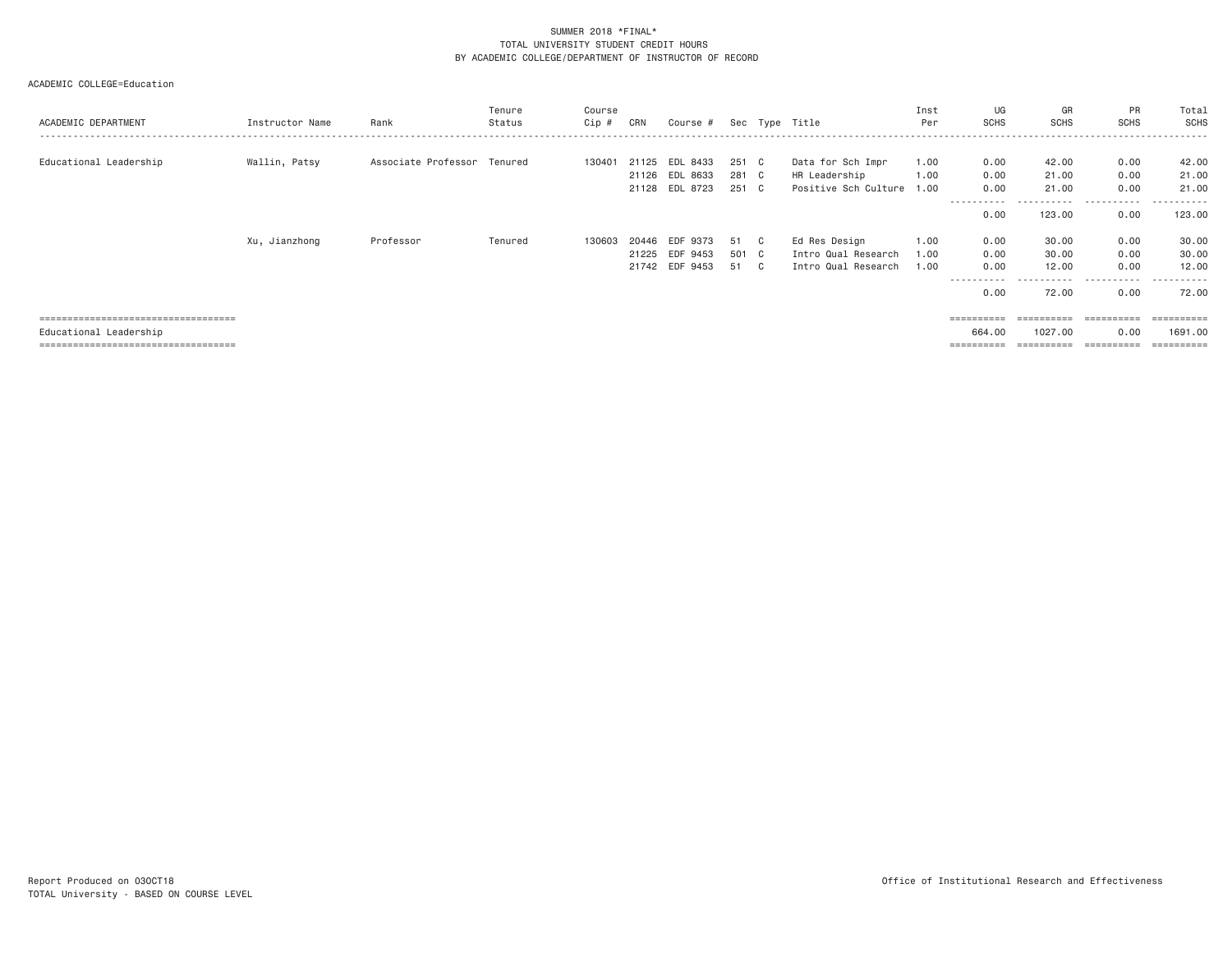SUMMER 2018 *FINAL*
TOTAL UNIVERSITY STUDENT CREDIT HOURS
BY ACADEMIC COLLEGE/DEPARTMENT OF INSTRUCTOR OF RECORD

ACADEMIC COLLEGE=Education

| ACADEMIC DEPARTMENT | Instructor Name | Rank | Tenure Status | Course Cip # | CRN | Course # | Sec | Type | Title | Inst Per | UG SCHS | GR SCHS | PR SCHS | Total SCHS |
|---|---|---|---|---|---|---|---|---|---|---|---|---|---|---|
| Educational Leadership | Wallin, Patsy | Associate Professor | Tenured | 130401 | 21125 | EDL 8433 | 251 | C | Data for Sch Impr | 1.00 | 0.00 | 42.00 | 0.00 | 42.00 |
| | | | | | 21126 | EDL 8633 | 281 | C | HR Leadership | 1.00 | 0.00 | 21.00 | 0.00 | 21.00 |
| | | | | | 21128 | EDL 8723 | 251 | C | Positive Sch Culture | 1.00 | 0.00 | 21.00 | 0.00 | 21.00 |
| | | | | | | | | | | | 0.00 | 123.00 | 0.00 | 123.00 |
| | Xu, Jianzhong | Professor | Tenured | 130603 | 20446 | EDF 9373 | 51 | C | Ed Res Design | 1.00 | 0.00 | 30.00 | 0.00 | 30.00 |
| | | | | | 21225 | EDF 9453 | 501 | C | Intro Qual Research | 1.00 | 0.00 | 30.00 | 0.00 | 30.00 |
| | | | | | 21742 | EDF 9453 | 51 | C | Intro Qual Research | 1.00 | 0.00 | 12.00 | 0.00 | 12.00 |
| | | | | | | | | | | | 0.00 | 72.00 | 0.00 | 72.00 |
| Educational Leadership | | | | | | | | | | | 664.00 | 1027.00 | 0.00 | 1691.00 |

Report Produced on 03OCT18
TOTAL University - BASED ON COURSE LEVEL

Office of Institutional Research and Effectiveness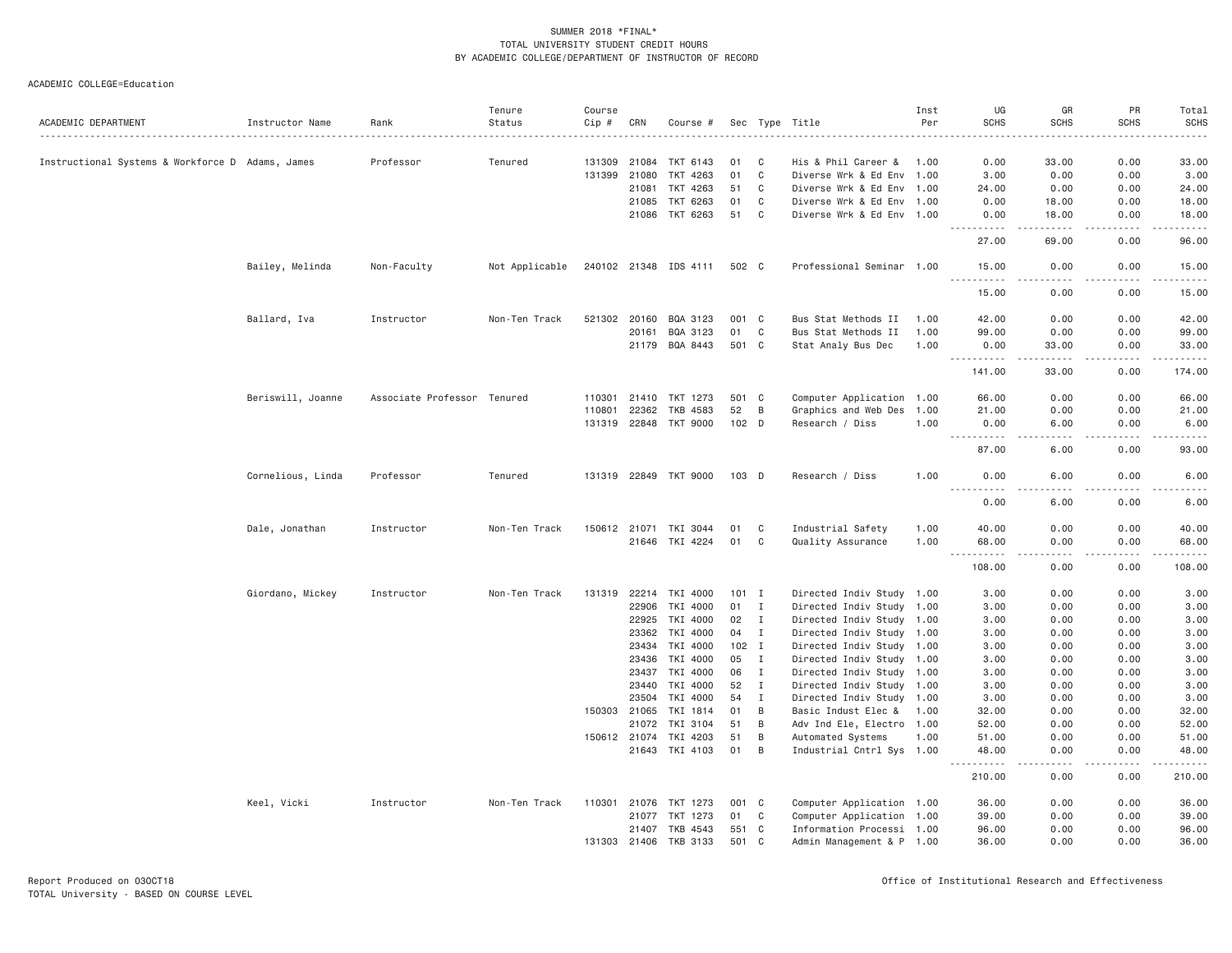SUMMER 2018 *FINAL*
TOTAL UNIVERSITY STUDENT CREDIT HOURS
BY ACADEMIC COLLEGE/DEPARTMENT OF INSTRUCTOR OF RECORD

ACADEMIC COLLEGE=Education

| ACADEMIC DEPARTMENT | Instructor Name | Rank | Tenure Status | Course Cip # | CRN | Course # | Sec | Type | Title | Inst Per | UG SCHS | GR SCHS | PR SCHS | Total SCHS |
|---|---|---|---|---|---|---|---|---|---|---|---|---|---|---|
| Instructional Systems & Workforce D | Adams, James | Professor | Tenured | 131309 | 21084 | TKT 6143 | 01 | C | His & Phil Career & | 1.00 | 0.00 | 33.00 | 0.00 | 33.00 |
| | | | | 131399 | 21080 | TKT 4263 | 01 | C | Diverse Wrk & Ed Env | 1.00 | 3.00 | 0.00 | 0.00 | 3.00 |
| | | | | | 21081 | TKT 4263 | 51 | C | Diverse Wrk & Ed Env | 1.00 | 24.00 | 0.00 | 0.00 | 24.00 |
| | | | | | 21085 | TKT 6263 | 01 | C | Diverse Wrk & Ed Env | 1.00 | 0.00 | 18.00 | 0.00 | 18.00 |
| | | | | | 21086 | TKT 6263 | 51 | C | Diverse Wrk & Ed Env | 1.00 | 0.00 | 18.00 | 0.00 | 18.00 |
| | | | | | | | | | | | 27.00 | 69.00 | 0.00 | 96.00 |
| | Bailey, Melinda | Non-Faculty | Not Applicable | 240102 | 21348 | IDS 4111 | 502 | C | Professional Seminar | 1.00 | 15.00 | 0.00 | 0.00 | 15.00 |
| | | | | | | | | | | | 15.00 | 0.00 | 0.00 | 15.00 |
| | Ballard, Iva | Instructor | Non-Ten Track | 521302 | 20160 | BQA 3123 | 001 | C | Bus Stat Methods II | 1.00 | 42.00 | 0.00 | 0.00 | 42.00 |
| | | | | | 20161 | BQA 3123 | 01 | C | Bus Stat Methods II | 1.00 | 99.00 | 0.00 | 0.00 | 99.00 |
| | | | | | 21179 | BQA 8443 | 501 | C | Stat Analy Bus Dec | 1.00 | 0.00 | 33.00 | 0.00 | 33.00 |
| | | | | | | | | | | | 141.00 | 33.00 | 0.00 | 174.00 |
| | Beriswill, Joanne | Associate Professor | Tenured | 110301 | 21410 | TKT 1273 | 501 | C | Computer Application | 1.00 | 66.00 | 0.00 | 0.00 | 66.00 |
| | | | | 110801 | 22362 | TKB 4583 | 52 | B | Graphics and Web Des | 1.00 | 21.00 | 0.00 | 0.00 | 21.00 |
| | | | | 131319 | 22848 | TKT 9000 | 102 | D | Research / Diss | 1.00 | 0.00 | 6.00 | 0.00 | 6.00 |
| | | | | | | | | | | | 87.00 | 6.00 | 0.00 | 93.00 |
| | Cornelious, Linda | Professor | Tenured | 131319 | 22849 | TKT 9000 | 103 | D | Research / Diss | 1.00 | 0.00 | 6.00 | 0.00 | 6.00 |
| | | | | | | | | | | | 0.00 | 6.00 | 0.00 | 6.00 |
| | Dale, Jonathan | Instructor | Non-Ten Track | 150612 | 21071 | TKI 3044 | 01 | C | Industrial Safety | 1.00 | 40.00 | 0.00 | 0.00 | 40.00 |
| | | | | | 21646 | TKI 4224 | 01 | C | Quality Assurance | 1.00 | 68.00 | 0.00 | 0.00 | 68.00 |
| | | | | | | | | | | | 108.00 | 0.00 | 0.00 | 108.00 |
| | Giordano, Mickey | Instructor | Non-Ten Track | 131319 | 22214 | TKI 4000 | 101 | I | Directed Indiv Study | 1.00 | 3.00 | 0.00 | 0.00 | 3.00 |
| | | | | | 22906 | TKI 4000 | 01 | I | Directed Indiv Study | 1.00 | 3.00 | 0.00 | 0.00 | 3.00 |
| | | | | | 22925 | TKI 4000 | 02 | I | Directed Indiv Study | 1.00 | 3.00 | 0.00 | 0.00 | 3.00 |
| | | | | | 23362 | TKI 4000 | 04 | I | Directed Indiv Study | 1.00 | 3.00 | 0.00 | 0.00 | 3.00 |
| | | | | | 23434 | TKI 4000 | 102 | I | Directed Indiv Study | 1.00 | 3.00 | 0.00 | 0.00 | 3.00 |
| | | | | | 23436 | TKI 4000 | 05 | I | Directed Indiv Study | 1.00 | 3.00 | 0.00 | 0.00 | 3.00 |
| | | | | | 23437 | TKI 4000 | 06 | I | Directed Indiv Study | 1.00 | 3.00 | 0.00 | 0.00 | 3.00 |
| | | | | | 23440 | TKI 4000 | 52 | I | Directed Indiv Study | 1.00 | 3.00 | 0.00 | 0.00 | 3.00 |
| | | | | | 23504 | TKI 4000 | 54 | I | Directed Indiv Study | 1.00 | 3.00 | 0.00 | 0.00 | 3.00 |
| | | | | 150303 | 21065 | TKI 1814 | 01 | B | Basic Indust Elec & | 1.00 | 32.00 | 0.00 | 0.00 | 32.00 |
| | | | | | 21072 | TKI 3104 | 51 | B | Adv Ind Ele, Electro | 1.00 | 52.00 | 0.00 | 0.00 | 52.00 |
| | | | | 150612 | 21074 | TKI 4203 | 51 | B | Automated Systems | 1.00 | 51.00 | 0.00 | 0.00 | 51.00 |
| | | | | | 21643 | TKI 4103 | 01 | B | Industrial Cntrl Sys | 1.00 | 48.00 | 0.00 | 0.00 | 48.00 |
| | | | | | | | | | | | 210.00 | 0.00 | 0.00 | 210.00 |
| | Keel, Vicki | Instructor | Non-Ten Track | 110301 | 21076 | TKT 1273 | 001 | C | Computer Application | 1.00 | 36.00 | 0.00 | 0.00 | 36.00 |
| | | | | | 21077 | TKT 1273 | 01 | C | Computer Application | 1.00 | 39.00 | 0.00 | 0.00 | 39.00 |
| | | | | | 21407 | TKB 4543 | 551 | C | Information Processi | 1.00 | 96.00 | 0.00 | 0.00 | 96.00 |
| | | | | 131303 | 21406 | TKB 3133 | 501 | C | Admin Management & P | 1.00 | 36.00 | 0.00 | 0.00 | 36.00 |

Report Produced on 03OCT18
TOTAL University - BASED ON COURSE LEVEL

Office of Institutional Research and Effectiveness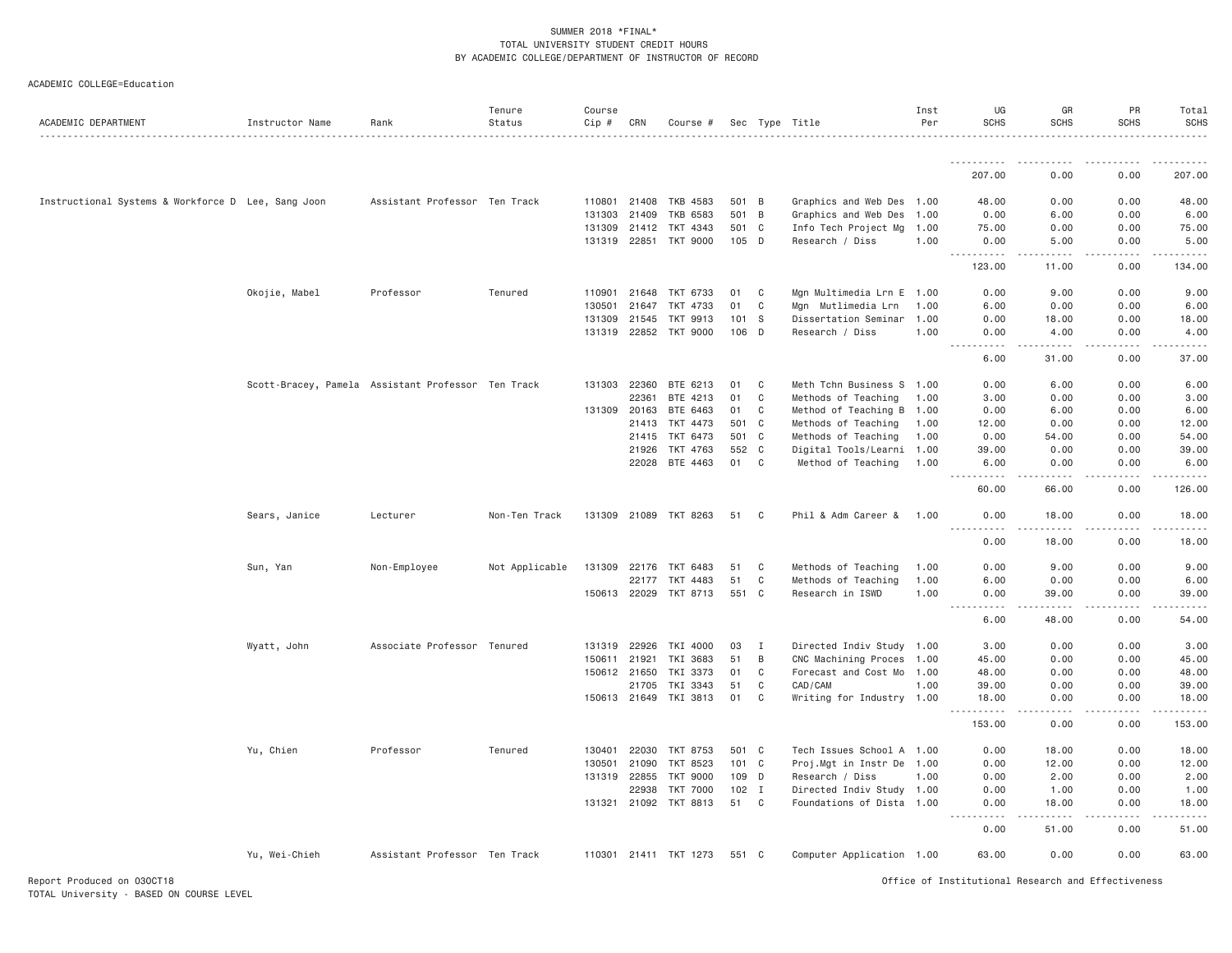SUMMER 2018 *FINAL*
TOTAL UNIVERSITY STUDENT CREDIT HOURS
BY ACADEMIC COLLEGE/DEPARTMENT OF INSTRUCTOR OF RECORD

ACADEMIC COLLEGE=Education

| ACADEMIC DEPARTMENT | Instructor Name | Rank | Tenure Status | Course Cip # | CRN | Course # | Sec | Type | Title | Inst Per | UG SCHS | GR SCHS | PR SCHS | Total SCHS |
|---|---|---|---|---|---|---|---|---|---|---|---|---|---|---|
| | | | | | | | | | | | 207.00 | 0.00 | 0.00 | 207.00 |
| Instructional Systems & Workforce D | Lee, Sang Joon | Assistant Professor | Ten Track | 110801 | 21408 | TKB 4583 | 501 | B | Graphics and Web Des | 1.00 | 48.00 | 0.00 | 0.00 | 48.00 |
| | | | | 131303 | 21409 | TKB 6583 | 501 | B | Graphics and Web Des | 1.00 | 0.00 | 6.00 | 0.00 | 6.00 |
| | | | | 131309 | 21412 | TKT 4343 | 501 | C | Info Tech Project Mg | 1.00 | 75.00 | 0.00 | 0.00 | 75.00 |
| | | | | 131319 | 22851 | TKT 9000 | 105 | D | Research / Diss | 1.00 | 0.00 | 5.00 | 0.00 | 5.00 |
| | | | | | | | | | | | 123.00 | 11.00 | 0.00 | 134.00 |
| | Okojie, Mabel | Professor | Tenured | 110901 | 21648 | TKT 6733 | 01 | C | Mgn Multimedia Lrn E | 1.00 | 0.00 | 9.00 | 0.00 | 9.00 |
| | | | | 130501 | 21647 | TKT 4733 | 01 | C | Mgn Mutlimedia Lrn | 1.00 | 6.00 | 0.00 | 0.00 | 6.00 |
| | | | | 131309 | 21545 | TKT 9913 | 101 | S | Dissertation Seminar | 1.00 | 0.00 | 18.00 | 0.00 | 18.00 |
| | | | | 131319 | 22852 | TKT 9000 | 106 | D | Research / Diss | 1.00 | 0.00 | 4.00 | 0.00 | 4.00 |
| | | | | | | | | | | | 6.00 | 31.00 | 0.00 | 37.00 |
| | Scott-Bracey, Pamela | Assistant Professor | Ten Track | 131303 | 22360 | BTE 6213 | 01 | C | Meth Tchn Business S | 1.00 | 0.00 | 6.00 | 0.00 | 6.00 |
| | | | | | 22361 | BTE 4213 | 01 | C | Methods of Teaching | 1.00 | 3.00 | 0.00 | 0.00 | 3.00 |
| | | | | 131309 | 20163 | BTE 6463 | 01 | C | Method of Teaching B | 1.00 | 0.00 | 6.00 | 0.00 | 6.00 |
| | | | | | 21413 | TKT 4473 | 501 | C | Methods of Teaching | 1.00 | 12.00 | 0.00 | 0.00 | 12.00 |
| | | | | | 21415 | TKT 6473 | 501 | C | Methods of Teaching | 1.00 | 0.00 | 54.00 | 0.00 | 54.00 |
| | | | | | 21926 | TKT 4763 | 552 | C | Digital Tools/Learni | 1.00 | 39.00 | 0.00 | 0.00 | 39.00 |
| | | | | | 22028 | BTE 4463 | 01 | C | Method of Teaching | 1.00 | 6.00 | 0.00 | 0.00 | 6.00 |
| | | | | | | | | | | | 60.00 | 66.00 | 0.00 | 126.00 |
| | Sears, Janice | Lecturer | Non-Ten Track | 131309 | 21089 | TKT 8263 | 51 | C | Phil & Adm Career & | 1.00 | 0.00 | 18.00 | 0.00 | 18.00 |
| | | | | | | | | | | | 0.00 | 18.00 | 0.00 | 18.00 |
| | Sun, Yan | Non-Employee | Not Applicable | 131309 | 22176 | TKT 6483 | 51 | C | Methods of Teaching | 1.00 | 0.00 | 9.00 | 0.00 | 9.00 |
| | | | | | 22177 | TKT 4483 | 51 | C | Methods of Teaching | 1.00 | 6.00 | 0.00 | 0.00 | 6.00 |
| | | | | 150613 | 22029 | TKT 8713 | 551 | C | Research in ISWD | 1.00 | 0.00 | 39.00 | 0.00 | 39.00 |
| | | | | | | | | | | | 6.00 | 48.00 | 0.00 | 54.00 |
| | Wyatt, John | Associate Professor | Tenured | 131319 | 22926 | TKI 4000 | 03 | I | Directed Indiv Study | 1.00 | 3.00 | 0.00 | 0.00 | 3.00 |
| | | | | 150611 | 21921 | TKI 3683 | 51 | B | CNC Machining Proces | 1.00 | 45.00 | 0.00 | 0.00 | 45.00 |
| | | | | 150612 | 21650 | TKI 3373 | 01 | C | Forecast and Cost Mo | 1.00 | 48.00 | 0.00 | 0.00 | 48.00 |
| | | | | | 21705 | TKI 3343 | 51 | C | CAD/CAM | 1.00 | 39.00 | 0.00 | 0.00 | 39.00 |
| | | | | 150613 | 21649 | TKI 3813 | 01 | C | Writing for Industry | 1.00 | 18.00 | 0.00 | 0.00 | 18.00 |
| | | | | | | | | | | | 153.00 | 0.00 | 0.00 | 153.00 |
| | Yu, Chien | Professor | Tenured | 130401 | 22030 | TKT 8753 | 501 | C | Tech Issues School A | 1.00 | 0.00 | 18.00 | 0.00 | 18.00 |
| | | | | 130501 | 21090 | TKT 8523 | 101 | C | Proj.Mgt in Instr De | 1.00 | 0.00 | 12.00 | 0.00 | 12.00 |
| | | | | 131319 | 22855 | TKT 9000 | 109 | D | Research / Diss | 1.00 | 0.00 | 2.00 | 0.00 | 2.00 |
| | | | | | 22938 | TKT 7000 | 102 | I | Directed Indiv Study | 1.00 | 0.00 | 1.00 | 0.00 | 1.00 |
| | | | | 131321 | 21092 | TKT 8813 | 51 | C | Foundations of Dista | 1.00 | 0.00 | 18.00 | 0.00 | 18.00 |
| | | | | | | | | | | | 0.00 | 51.00 | 0.00 | 51.00 |
| | Yu, Wei-Chieh | Assistant Professor | Ten Track | 110301 | 21411 | TKT 1273 | 551 | C | Computer Application | 1.00 | 63.00 | 0.00 | 0.00 | 63.00 |

Report Produced on 03OCT18
TOTAL University - BASED ON COURSE LEVEL

Office of Institutional Research and Effectiveness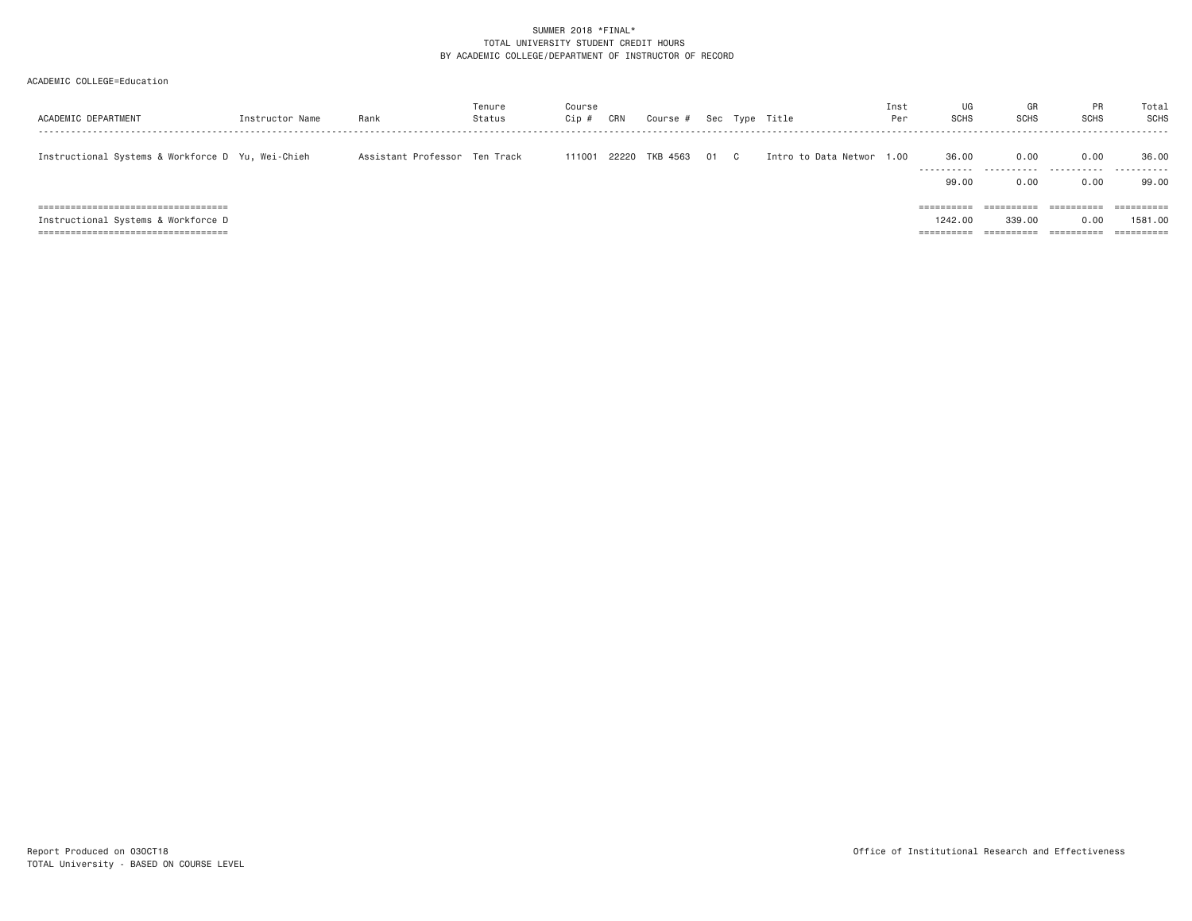SUMMER 2018 *FINAL*
TOTAL UNIVERSITY STUDENT CREDIT HOURS
BY ACADEMIC COLLEGE/DEPARTMENT OF INSTRUCTOR OF RECORD

ACADEMIC COLLEGE=Education

| ACADEMIC DEPARTMENT | Instructor Name | Rank | Tenure Status | Course Cip # | CRN | Course # | Sec | Type | Title | Inst Per | UG SCHS | GR SCHS | PR SCHS | Total SCHS |
|---|---|---|---|---|---|---|---|---|---|---|---|---|---|---|
| Instructional Systems & Workforce D | Yu, Wei-Chieh | Assistant Professor | Ten Track | 111001 | 22220 | TKB 4563 | 01 | C | Intro to Data Networ | 1.00 | 36.00 | 0.00 | 0.00 | 36.00 |
| | | | | | | | | | | | 99.00 | 0.00 | 0.00 | 99.00 |
| Instructional Systems & Workforce D | | | | | | | | | | | 1242.00 | 339.00 | 0.00 | 1581.00 |

Report Produced on 03OCT18
TOTAL University - BASED ON COURSE LEVEL

Office of Institutional Research and Effectiveness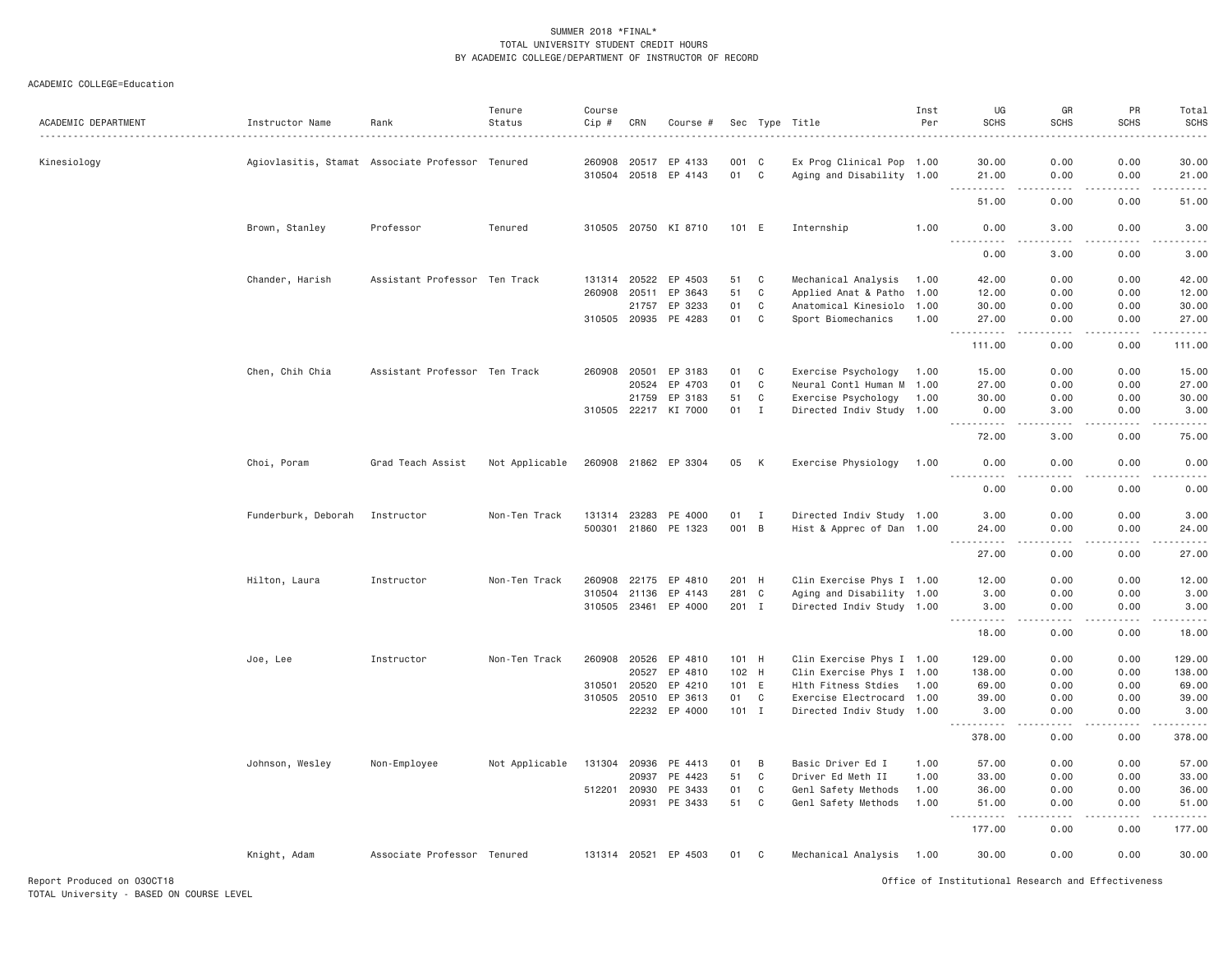SUMMER 2018 *FINAL*
TOTAL UNIVERSITY STUDENT CREDIT HOURS
BY ACADEMIC COLLEGE/DEPARTMENT OF INSTRUCTOR OF RECORD

ACADEMIC COLLEGE=Education

| ACADEMIC DEPARTMENT | Instructor Name | Rank | Tenure Status | Course Cip # | CRN | Course # | Sec | Type | Title | Inst Per | UG SCHS | GR SCHS | PR SCHS | Total SCHS |
|---|---|---|---|---|---|---|---|---|---|---|---|---|---|---|
| Kinesiology | Agiovlasitis, Stamat | Associate Professor | Tenured | 260908 | 20517 | EP 4133 | 001 | C | Ex Prog Clinical Pop | 1.00 | 30.00 | 0.00 | 0.00 | 30.00 |
| | | | | 310504 | 20518 | EP 4143 | 01 | C | Aging and Disability | 1.00 | 21.00 | 0.00 | 0.00 | 21.00 |
| | | | | | | | | | | | 51.00 | 0.00 | 0.00 | 51.00 |
| | Brown, Stanley | Professor | Tenured | 310505 | 20750 | KI 8710 | 101 | E | Internship | 1.00 | 0.00 | 3.00 | 0.00 | 3.00 |
| | | | | | | | | | | | 0.00 | 3.00 | 0.00 | 3.00 |
| | Chander, Harish | Assistant Professor | Ten Track | 131314 | 20522 | EP 4503 | 51 | C | Mechanical Analysis | 1.00 | 42.00 | 0.00 | 0.00 | 42.00 |
| | | | | 260908 | 20511 | EP 3643 | 51 | C | Applied Anat & Patho | 1.00 | 12.00 | 0.00 | 0.00 | 12.00 |
| | | | | | 21757 | EP 3233 | 01 | C | Anatomical Kinesiolo | 1.00 | 30.00 | 0.00 | 0.00 | 30.00 |
| | | | | 310505 | 20935 | PE 4283 | 01 | C | Sport Biomechanics | 1.00 | 27.00 | 0.00 | 0.00 | 27.00 |
| | | | | | | | | | | | 111.00 | 0.00 | 0.00 | 111.00 |
| | Chen, Chih Chia | Assistant Professor | Ten Track | 260908 | 20501 | EP 3183 | 01 | C | Exercise Psychology | 1.00 | 15.00 | 0.00 | 0.00 | 15.00 |
| | | | | | 20524 | EP 4703 | 01 | C | Neural Contl Human M | 1.00 | 27.00 | 0.00 | 0.00 | 27.00 |
| | | | | | 21759 | EP 3183 | 51 | C | Exercise Psychology | 1.00 | 30.00 | 0.00 | 0.00 | 30.00 |
| | | | | 310505 | 22217 | KI 7000 | 01 | I | Directed Indiv Study | 1.00 | 0.00 | 3.00 | 0.00 | 3.00 |
| | | | | | | | | | | | 72.00 | 3.00 | 0.00 | 75.00 |
| | Choi, Poram | Grad Teach Assist | Not Applicable | 260908 | 21862 | EP 3304 | 05 | K | Exercise Physiology | 1.00 | 0.00 | 0.00 | 0.00 | 0.00 |
| | | | | | | | | | | | 0.00 | 0.00 | 0.00 | 0.00 |
| | Funderburk, Deborah | Instructor | Non-Ten Track | 131314 | 23283 | PE 4000 | 01 | I | Directed Indiv Study | 1.00 | 3.00 | 0.00 | 0.00 | 3.00 |
| | | | | 500301 | 21860 | PE 1323 | 001 | B | Hist & Apprec of Dan | 1.00 | 24.00 | 0.00 | 0.00 | 24.00 |
| | | | | | | | | | | | 27.00 | 0.00 | 0.00 | 27.00 |
| | Hilton, Laura | Instructor | Non-Ten Track | 260908 | 22175 | EP 4810 | 201 | H | Clin Exercise Phys I | 1.00 | 12.00 | 0.00 | 0.00 | 12.00 |
| | | | | 310504 | 21136 | EP 4143 | 281 | C | Aging and Disability | 1.00 | 3.00 | 0.00 | 0.00 | 3.00 |
| | | | | 310505 | 23461 | EP 4000 | 201 | I | Directed Indiv Study | 1.00 | 3.00 | 0.00 | 0.00 | 3.00 |
| | | | | | | | | | | | 18.00 | 0.00 | 0.00 | 18.00 |
| | Joe, Lee | Instructor | Non-Ten Track | 260908 | 20526 | EP 4810 | 101 | H | Clin Exercise Phys I | 1.00 | 129.00 | 0.00 | 0.00 | 129.00 |
| | | | | | 20527 | EP 4810 | 102 | H | Clin Exercise Phys I | 1.00 | 138.00 | 0.00 | 0.00 | 138.00 |
| | | | | 310501 | 20520 | EP 4210 | 101 | E | Hlth Fitness Stdies | 1.00 | 69.00 | 0.00 | 0.00 | 69.00 |
| | | | | 310505 | 20510 | EP 3613 | 01 | C | Exercise Electrocard | 1.00 | 39.00 | 0.00 | 0.00 | 39.00 |
| | | | | | 22232 | EP 4000 | 101 | I | Directed Indiv Study | 1.00 | 3.00 | 0.00 | 0.00 | 3.00 |
| | | | | | | | | | | | 378.00 | 0.00 | 0.00 | 378.00 |
| | Johnson, Wesley | Non-Employee | Not Applicable | 131304 | 20936 | PE 4413 | 01 | B | Basic Driver Ed I | 1.00 | 57.00 | 0.00 | 0.00 | 57.00 |
| | | | | | 20937 | PE 4423 | 51 | C | Driver Ed Meth II | 1.00 | 33.00 | 0.00 | 0.00 | 33.00 |
| | | | | 512201 | 20930 | PE 3433 | 01 | C | Genl Safety Methods | 1.00 | 36.00 | 0.00 | 0.00 | 36.00 |
| | | | | | 20931 | PE 3433 | 51 | C | Genl Safety Methods | 1.00 | 51.00 | 0.00 | 0.00 | 51.00 |
| | | | | | | | | | | | 177.00 | 0.00 | 0.00 | 177.00 |
| | Knight, Adam | Associate Professor | Tenured | 131314 | 20521 | EP 4503 | 01 | C | Mechanical Analysis | 1.00 | 30.00 | 0.00 | 0.00 | 30.00 |

Report Produced on 03OCT18
TOTAL University - BASED ON COURSE LEVEL

Office of Institutional Research and Effectiveness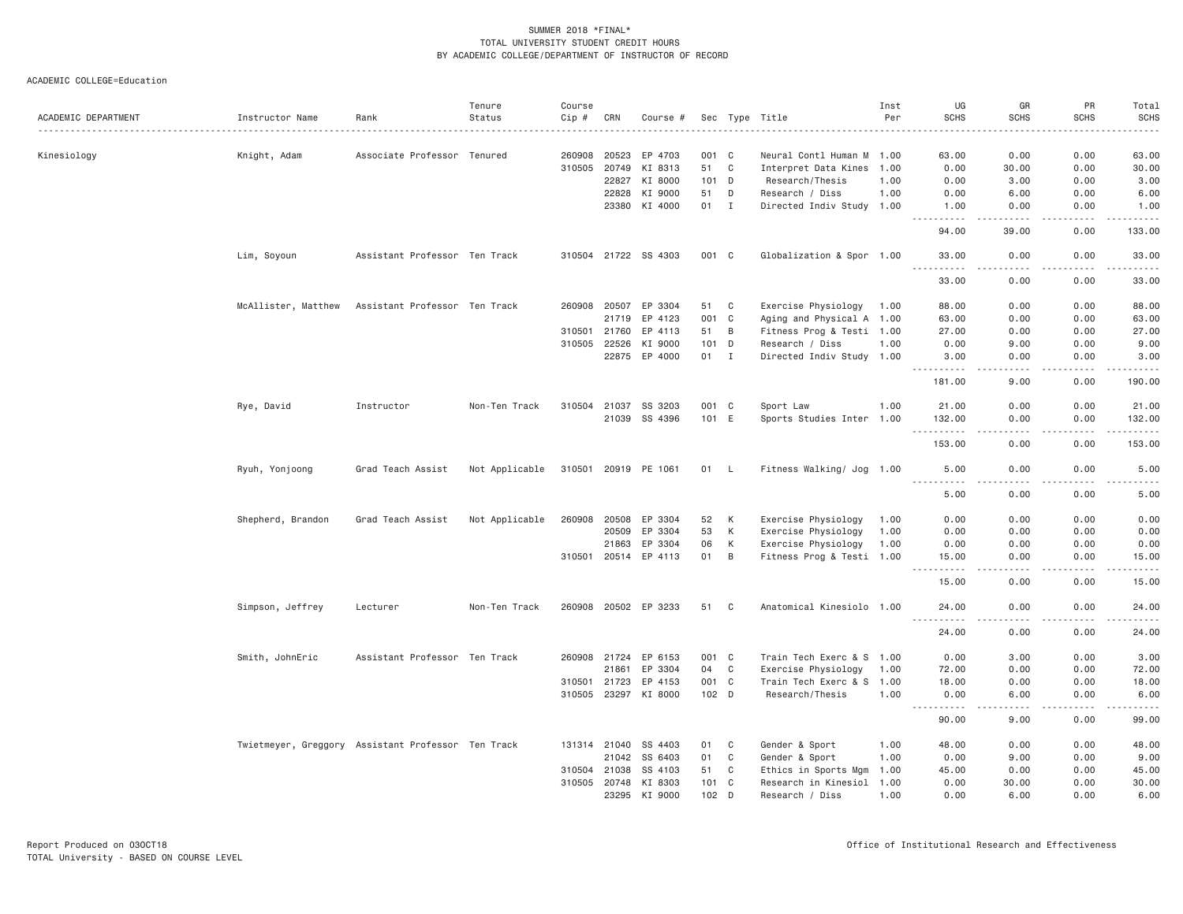SUMMER 2018 *FINAL*
TOTAL UNIVERSITY STUDENT CREDIT HOURS
BY ACADEMIC COLLEGE/DEPARTMENT OF INSTRUCTOR OF RECORD

ACADEMIC COLLEGE=Education

| ACADEMIC DEPARTMENT | Instructor Name | Rank | Tenure Status | Course Cip # | CRN | Course # | Sec | Type | Title | Inst Per | UG SCHS | GR SCHS | PR SCHS | Total SCHS |
|---|---|---|---|---|---|---|---|---|---|---|---|---|---|---|
| Kinesiology | Knight, Adam | Associate Professor | Tenured | 260908 | 20523 | EP 4703 | 001 | C | Neural Contl Human M | 1.00 | 63.00 | 0.00 | 0.00 | 63.00 |
| | | | | 310505 | 20749 | KI 8313 | 51 | C | Interpret Data Kines | 1.00 | 0.00 | 30.00 | 0.00 | 30.00 |
| | | | | | 22827 | KI 8000 | 101 | D | Research/Thesis | 1.00 | 0.00 | 3.00 | 0.00 | 3.00 |
| | | | | | 22828 | KI 9000 | 51 | D | Research / Diss | 1.00 | 0.00 | 6.00 | 0.00 | 6.00 |
| | | | | | 23380 | KI 4000 | 01 | I | Directed Indiv Study | 1.00 | 1.00 | 0.00 | 0.00 | 1.00 |
| | | | | | | | | | | | 94.00 | 39.00 | 0.00 | 133.00 |
| | Lim, Soyoun | Assistant Professor | Ten Track | 310504 | 21722 | SS 4303 | 001 | C | Globalization & Spor | 1.00 | 33.00 | 0.00 | 0.00 | 33.00 |
| | | | | | | | | | | | 33.00 | 0.00 | 0.00 | 33.00 |
| | McAllister, Matthew | Assistant Professor | Ten Track | 260908 | 20507 | EP 3304 | 51 | C | Exercise Physiology | 1.00 | 88.00 | 0.00 | 0.00 | 88.00 |
| | | | | | 21719 | EP 4123 | 001 | C | Aging and Physical A | 1.00 | 63.00 | 0.00 | 0.00 | 63.00 |
| | | | | 310501 | 21760 | EP 4113 | 51 | B | Fitness Prog & Testi | 1.00 | 27.00 | 0.00 | 0.00 | 27.00 |
| | | | | 310505 | 22526 | KI 9000 | 101 | D | Research / Diss | 1.00 | 0.00 | 9.00 | 0.00 | 9.00 |
| | | | | | 22875 | EP 4000 | 01 | I | Directed Indiv Study | 1.00 | 3.00 | 0.00 | 0.00 | 3.00 |
| | | | | | | | | | | | 181.00 | 9.00 | 0.00 | 190.00 |
| | Rye, David | Instructor | Non-Ten Track | 310504 | 21037 | SS 3203 | 001 | C | Sport Law | 1.00 | 21.00 | 0.00 | 0.00 | 21.00 |
| | | | | | 21039 | SS 4396 | 101 | E | Sports Studies Inter | 1.00 | 132.00 | 0.00 | 0.00 | 132.00 |
| | | | | | | | | | | | 153.00 | 0.00 | 0.00 | 153.00 |
| | Ryuh, Yonjoong | Grad Teach Assist | Not Applicable | 310501 | 20919 | PE 1061 | 01 | L | Fitness Walking/ Jog | 1.00 | 5.00 | 0.00 | 0.00 | 5.00 |
| | | | | | | | | | | | 5.00 | 0.00 | 0.00 | 5.00 |
| | Shepherd, Brandon | Grad Teach Assist | Not Applicable | 260908 | 20508 | EP 3304 | 52 | K | Exercise Physiology | 1.00 | 0.00 | 0.00 | 0.00 | 0.00 |
| | | | | | 20509 | EP 3304 | 53 | K | Exercise Physiology | 1.00 | 0.00 | 0.00 | 0.00 | 0.00 |
| | | | | | 21863 | EP 3304 | 06 | K | Exercise Physiology | 1.00 | 0.00 | 0.00 | 0.00 | 0.00 |
| | | | | 310501 | 20514 | EP 4113 | 01 | B | Fitness Prog & Testi | 1.00 | 15.00 | 0.00 | 0.00 | 15.00 |
| | | | | | | | | | | | 15.00 | 0.00 | 0.00 | 15.00 |
| | Simpson, Jeffrey | Lecturer | Non-Ten Track | 260908 | 20502 | EP 3233 | 51 | C | Anatomical Kinesiolo | 1.00 | 24.00 | 0.00 | 0.00 | 24.00 |
| | | | | | | | | | | | 24.00 | 0.00 | 0.00 | 24.00 |
| | Smith, JohnEric | Assistant Professor | Ten Track | 260908 | 21724 | EP 6153 | 001 | C | Train Tech Exerc & S | 1.00 | 0.00 | 3.00 | 0.00 | 3.00 |
| | | | | | 21861 | EP 3304 | 04 | C | Exercise Physiology | 1.00 | 72.00 | 0.00 | 0.00 | 72.00 |
| | | | | 310501 | 21723 | EP 4153 | 001 | C | Train Tech Exerc & S | 1.00 | 18.00 | 0.00 | 0.00 | 18.00 |
| | | | | 310505 | 23297 | KI 8000 | 102 | D | Research/Thesis | 1.00 | 0.00 | 6.00 | 0.00 | 6.00 |
| | | | | | | | | | | | 90.00 | 9.00 | 0.00 | 99.00 |
| | Twietmeyer, Greggory | Assistant Professor | Ten Track | 131314 | 21040 | SS 4403 | 01 | C | Gender & Sport | 1.00 | 48.00 | 0.00 | 0.00 | 48.00 |
| | | | | | 21042 | SS 6403 | 01 | C | Gender & Sport | 1.00 | 0.00 | 9.00 | 0.00 | 9.00 |
| | | | | 310504 | 21038 | SS 4103 | 51 | C | Ethics in Sports Mgm | 1.00 | 45.00 | 0.00 | 0.00 | 45.00 |
| | | | | 310505 | 20748 | KI 8303 | 101 | C | Research in Kinesiol | 1.00 | 0.00 | 30.00 | 0.00 | 30.00 |
| | | | | | 23295 | KI 9000 | 102 | D | Research / Diss | 1.00 | 0.00 | 6.00 | 0.00 | 6.00 |

Report Produced on 03OCT18
TOTAL University - BASED ON COURSE LEVEL

Office of Institutional Research and Effectiveness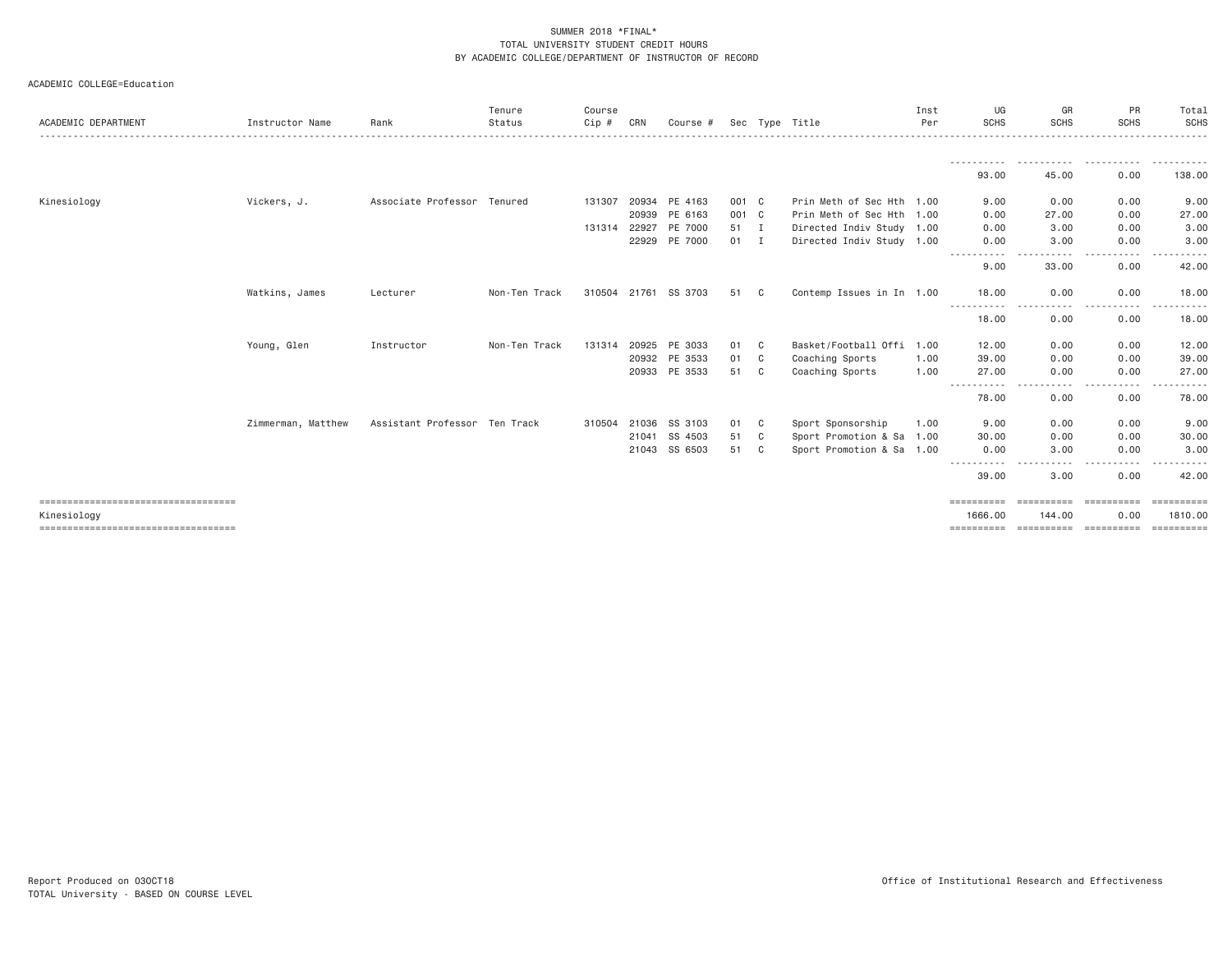SUMMER 2018 *FINAL*
TOTAL UNIVERSITY STUDENT CREDIT HOURS
BY ACADEMIC COLLEGE/DEPARTMENT OF INSTRUCTOR OF RECORD

ACADEMIC COLLEGE=Education

| ACADEMIC DEPARTMENT | Instructor Name | Rank | Tenure Status | Course Cip # | CRN | Course # | Sec | Type | Title | Inst Per | UG SCHS | GR SCHS | PR SCHS | Total SCHS |
|---|---|---|---|---|---|---|---|---|---|---|---|---|---|---|
| | | | | | | | | | | | 93.00 | 45.00 | 0.00 | 138.00 |
| Kinesiology | Vickers, J. | Associate Professor | Tenured | 131307 | 20934 | PE 4163 | 001 | C | Prin Meth of Sec Hth | 1.00 | 9.00 | 0.00 | 0.00 | 9.00 |
| | | | | | 20939 | PE 6163 | 001 | C | Prin Meth of Sec Hth | 1.00 | 0.00 | 27.00 | 0.00 | 27.00 |
| | | | | 131314 | 22927 | PE 7000 | 51 | I | Directed Indiv Study | 1.00 | 0.00 | 3.00 | 0.00 | 3.00 |
| | | | | | 22929 | PE 7000 | 01 | I | Directed Indiv Study | 1.00 | 0.00 | 3.00 | 0.00 | 3.00 |
| | | | | | | | | | | | 9.00 | 33.00 | 0.00 | 42.00 |
| | Watkins, James | Lecturer | Non-Ten Track | 310504 | 21761 | SS 3703 | 51 | C | Contemp Issues in In | 1.00 | 18.00 | 0.00 | 0.00 | 18.00 |
| | | | | | | | | | | | 18.00 | 0.00 | 0.00 | 18.00 |
| | Young, Glen | Instructor | Non-Ten Track | 131314 | 20925 | PE 3033 | 01 | C | Basket/Football Offi | 1.00 | 12.00 | 0.00 | 0.00 | 12.00 |
| | | | | | 20932 | PE 3533 | 01 | C | Coaching Sports | 1.00 | 39.00 | 0.00 | 0.00 | 39.00 |
| | | | | | 20933 | PE 3533 | 51 | C | Coaching Sports | 1.00 | 27.00 | 0.00 | 0.00 | 27.00 |
| | | | | | | | | | | | 78.00 | 0.00 | 0.00 | 78.00 |
| | Zimmerman, Matthew | Assistant Professor | Ten Track | 310504 | 21036 | SS 3103 | 01 | C | Sport Sponsorship | 1.00 | 9.00 | 0.00 | 0.00 | 9.00 |
| | | | | | 21041 | SS 4503 | 51 | C | Sport Promotion & Sa | 1.00 | 30.00 | 0.00 | 0.00 | 30.00 |
| | | | | | 21043 | SS 6503 | 51 | C | Sport Promotion & Sa | 1.00 | 0.00 | 3.00 | 0.00 | 3.00 |
| | | | | | | | | | | | 39.00 | 3.00 | 0.00 | 42.00 |
| Kinesiology | | | | | | | | | | | 1666.00 | 144.00 | 0.00 | 1810.00 |

Report Produced on 03OCT18
TOTAL University - BASED ON COURSE LEVEL

Office of Institutional Research and Effectiveness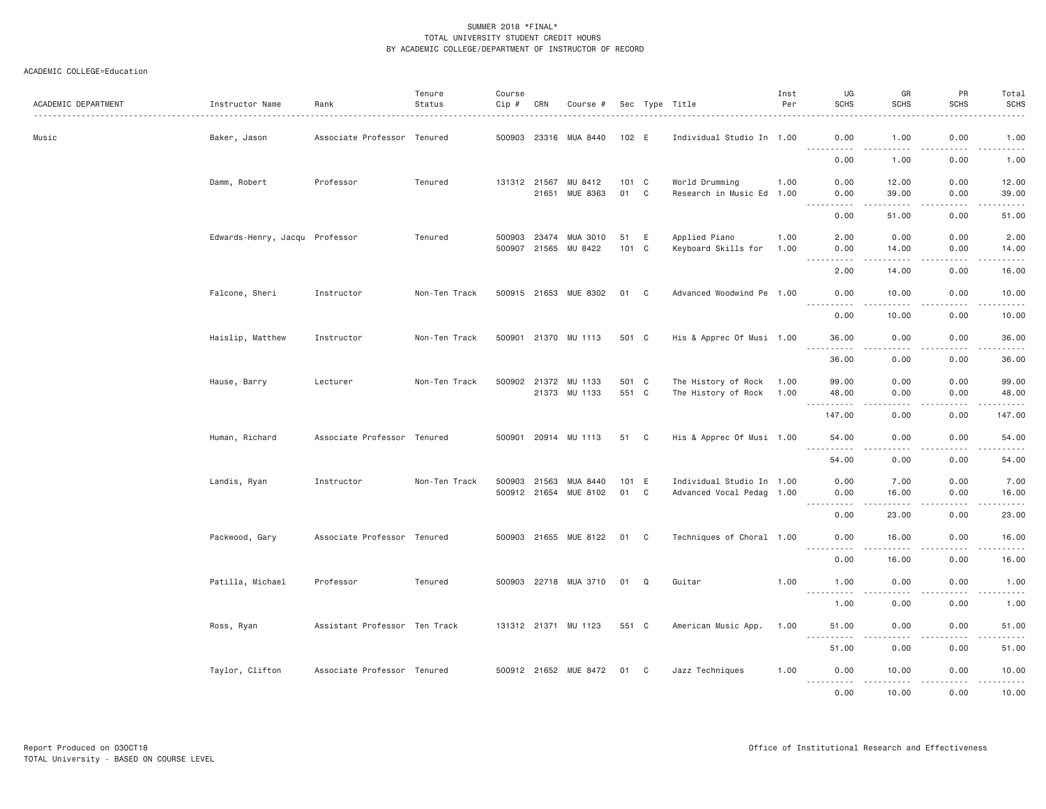SUMMER 2018 *FINAL*
TOTAL UNIVERSITY STUDENT CREDIT HOURS
BY ACADEMIC COLLEGE/DEPARTMENT OF INSTRUCTOR OF RECORD

ACADEMIC COLLEGE=Education

| ACADEMIC DEPARTMENT | Instructor Name | Rank | Tenure Status | Course Cip # | CRN | Course # | Sec | Type | Title | Inst Per | UG SCHS | GR SCHS | PR SCHS | Total SCHS |
|---|---|---|---|---|---|---|---|---|---|---|---|---|---|---|
| Music | Baker, Jason | Associate Professor | Tenured | 500903 | 23316 | MUA 8440 | 102 | E | Individual Studio In | 1.00 | 0.00 | 1.00 | 0.00 | 1.00 |
| | | | | | | | | | | | 0.00 | 1.00 | 0.00 | 1.00 |
| | Damm, Robert | Professor | Tenured | 131312 | 21567 | MU 8412 | 101 | C | World Drumming | 1.00 | 0.00 | 12.00 | 0.00 | 12.00 |
| | | | | | 21651 | MUE 8363 | 01 | C | Research in Music Ed | 1.00 | 0.00 | 39.00 | 0.00 | 39.00 |
| | | | | | | | | | | | 0.00 | 51.00 | 0.00 | 51.00 |
| | Edwards-Henry, Jacqu | Professor | Tenured | 500903 | 23474 | MUA 3010 | 51 | E | Applied Piano | 1.00 | 2.00 | 0.00 | 0.00 | 2.00 |
| | | | | 500907 | 21565 | MU 8422 | 101 | C | Keyboard Skills for | 1.00 | 0.00 | 14.00 | 0.00 | 14.00 |
| | | | | | | | | | | | 2.00 | 14.00 | 0.00 | 16.00 |
| | Falcone, Sheri | Instructor | Non-Ten Track | 500915 | 21653 | MUE 8302 | 01 | C | Advanced Woodwind Pe | 1.00 | 0.00 | 10.00 | 0.00 | 10.00 |
| | | | | | | | | | | | 0.00 | 10.00 | 0.00 | 10.00 |
| | Haislip, Matthew | Instructor | Non-Ten Track | 500901 | 21370 | MU 1113 | 501 | C | His & Apprec Of Musi | 1.00 | 36.00 | 0.00 | 0.00 | 36.00 |
| | | | | | | | | | | | 36.00 | 0.00 | 0.00 | 36.00 |
| | Hause, Barry | Lecturer | Non-Ten Track | 500902 | 21372 | MU 1133 | 501 | C | The History of Rock | 1.00 | 99.00 | 0.00 | 0.00 | 99.00 |
| | | | | | 21373 | MU 1133 | 551 | C | The History of Rock | 1.00 | 48.00 | 0.00 | 0.00 | 48.00 |
| | | | | | | | | | | | 147.00 | 0.00 | 0.00 | 147.00 |
| | Human, Richard | Associate Professor | Tenured | 500901 | 20914 | MU 1113 | 51 | C | His & Apprec Of Musi | 1.00 | 54.00 | 0.00 | 0.00 | 54.00 |
| | | | | | | | | | | | 54.00 | 0.00 | 0.00 | 54.00 |
| | Landis, Ryan | Instructor | Non-Ten Track | 500903 | 21563 | MUA 8440 | 101 | E | Individual Studio In | 1.00 | 0.00 | 7.00 | 0.00 | 7.00 |
| | | | | 500912 | 21654 | MUE 8102 | 01 | C | Advanced Vocal Pedag | 1.00 | 0.00 | 16.00 | 0.00 | 16.00 |
| | | | | | | | | | | | 0.00 | 23.00 | 0.00 | 23.00 |
| | Packwood, Gary | Associate Professor | Tenured | 500903 | 21655 | MUE 8122 | 01 | C | Techniques of Choral | 1.00 | 0.00 | 16.00 | 0.00 | 16.00 |
| | | | | | | | | | | | 0.00 | 16.00 | 0.00 | 16.00 |
| | Patilla, Michael | Professor | Tenured | 500903 | 22718 | MUA 3710 | 01 | Q | Guitar | 1.00 | 1.00 | 0.00 | 0.00 | 1.00 |
| | | | | | | | | | | | 1.00 | 0.00 | 0.00 | 1.00 |
| | Ross, Ryan | Assistant Professor | Ten Track | 131312 | 21371 | MU 1123 | 551 | C | American Music App. | 1.00 | 51.00 | 0.00 | 0.00 | 51.00 |
| | | | | | | | | | | | 51.00 | 0.00 | 0.00 | 51.00 |
| | Taylor, Clifton | Associate Professor | Tenured | 500912 | 21652 | MUE 8472 | 01 | C | Jazz Techniques | 1.00 | 0.00 | 10.00 | 0.00 | 10.00 |
| | | | | | | | | | | | 0.00 | 10.00 | 0.00 | 10.00 |

Report Produced on 03OCT18
TOTAL University - BASED ON COURSE LEVEL

Office of Institutional Research and Effectiveness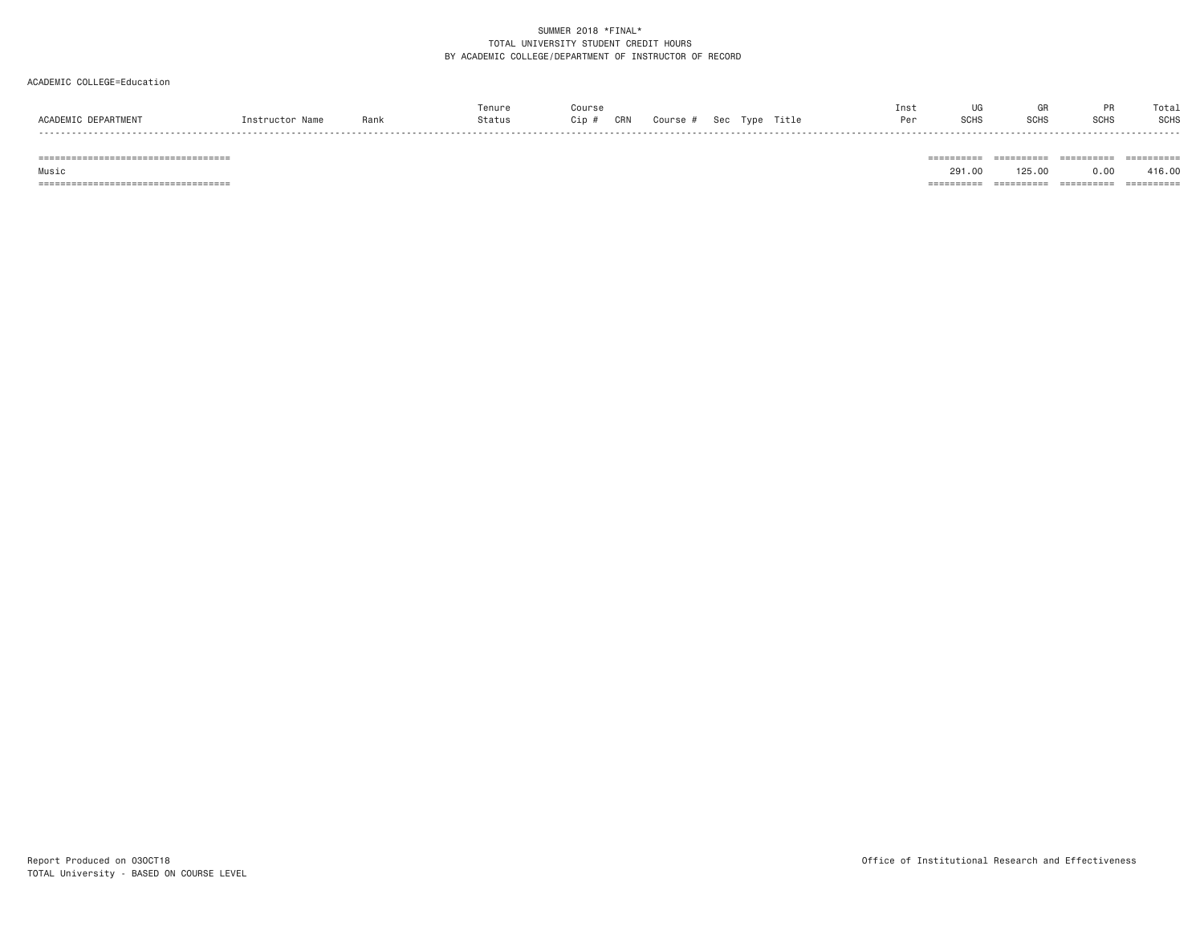SUMMER 2018 *FINAL*
TOTAL UNIVERSITY STUDENT CREDIT HOURS
BY ACADEMIC COLLEGE/DEPARTMENT OF INSTRUCTOR OF RECORD

ACADEMIC COLLEGE=Education

| ACADEMIC DEPARTMENT | Instructor Name | Rank | Tenure Status | Course Cip # | CRN | Course # | Sec | Type | Title | Inst Per | UG SCHS | GR SCHS | PR SCHS | Total SCHS |
|---|---|---|---|---|---|---|---|---|---|---|---|---|---|---|
| Music | | | | | | | | | | | 291.00 | 125.00 | 0.00 | 416.00 |

Report Produced on 03OCT18
TOTAL University - BASED ON COURSE LEVEL

Office of Institutional Research and Effectiveness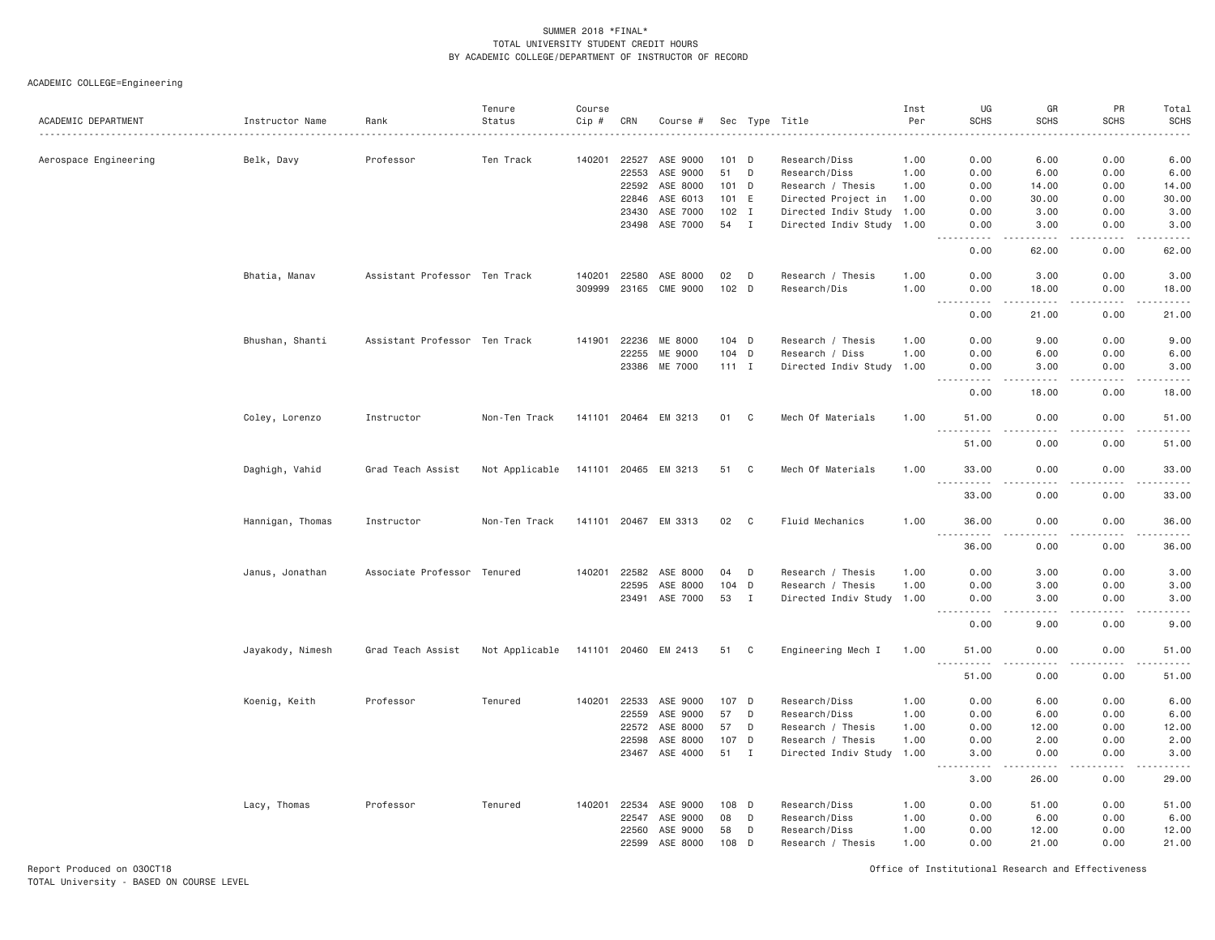SUMMER 2018 *FINAL*
TOTAL UNIVERSITY STUDENT CREDIT HOURS
BY ACADEMIC COLLEGE/DEPARTMENT OF INSTRUCTOR OF RECORD

ACADEMIC COLLEGE=Engineering

| ACADEMIC DEPARTMENT | Instructor Name | Rank | Tenure Status | Course Cip # | CRN | Course # | Sec | Type | Title | Inst Per | UG SCHS | GR SCHS | PR SCHS | Total SCHS |
|---|---|---|---|---|---|---|---|---|---|---|---|---|---|---|
| Aerospace Engineering | Belk, Davy | Professor | Ten Track | 140201 | 22527 | ASE 9000 | 101 | D | Research/Diss | 1.00 | 0.00 | 6.00 | 0.00 | 6.00 |
| | | | | | 22553 | ASE 9000 | 51 | D | Research/Diss | 1.00 | 0.00 | 6.00 | 0.00 | 6.00 |
| | | | | | 22592 | ASE 8000 | 101 | D | Research / Thesis | 1.00 | 0.00 | 14.00 | 0.00 | 14.00 |
| | | | | | 22846 | ASE 6013 | 101 | E | Directed Project in | 1.00 | 0.00 | 30.00 | 0.00 | 30.00 |
| | | | | | 23430 | ASE 7000 | 102 | I | Directed Indiv Study | 1.00 | 0.00 | 3.00 | 0.00 | 3.00 |
| | | | | | 23498 | ASE 7000 | 54 | I | Directed Indiv Study | 1.00 | 0.00 | 3.00 | 0.00 | 3.00 |
| | | | | | | | | | | | 0.00 | 62.00 | 0.00 | 62.00 |
| | Bhatia, Manav | Assistant Professor | Ten Track | 140201 | 22580 | ASE 8000 | 02 | D | Research / Thesis | 1.00 | 0.00 | 3.00 | 0.00 | 3.00 |
| | | | | 309999 | 23165 | CME 9000 | 102 | D | Research/Dis | 1.00 | 0.00 | 18.00 | 0.00 | 18.00 |
| | | | | | | | | | | | 0.00 | 21.00 | 0.00 | 21.00 |
| | Bhushan, Shanti | Assistant Professor | Ten Track | 141901 | 22236 | ME 8000 | 104 | D | Research / Thesis | 1.00 | 0.00 | 9.00 | 0.00 | 9.00 |
| | | | | | 22255 | ME 9000 | 104 | D | Research / Diss | 1.00 | 0.00 | 6.00 | 0.00 | 6.00 |
| | | | | | 23386 | ME 7000 | 111 | I | Directed Indiv Study | 1.00 | 0.00 | 3.00 | 0.00 | 3.00 |
| | | | | | | | | | | | 0.00 | 18.00 | 0.00 | 18.00 |
| | Coley, Lorenzo | Instructor | Non-Ten Track | 141101 | 20464 | EM 3213 | 01 | C | Mech Of Materials | 1.00 | 51.00 | 0.00 | 0.00 | 51.00 |
| | | | | | | | | | | | 51.00 | 0.00 | 0.00 | 51.00 |
| | Daghigh, Vahid | Grad Teach Assist | Not Applicable | 141101 | 20465 | EM 3213 | 51 | C | Mech Of Materials | 1.00 | 33.00 | 0.00 | 0.00 | 33.00 |
| | | | | | | | | | | | 33.00 | 0.00 | 0.00 | 33.00 |
| | Hannigan, Thomas | Instructor | Non-Ten Track | 141101 | 20467 | EM 3313 | 02 | C | Fluid Mechanics | 1.00 | 36.00 | 0.00 | 0.00 | 36.00 |
| | | | | | | | | | | | 36.00 | 0.00 | 0.00 | 36.00 |
| | Janus, Jonathan | Associate Professor | Tenured | 140201 | 22582 | ASE 8000 | 04 | D | Research / Thesis | 1.00 | 0.00 | 3.00 | 0.00 | 3.00 |
| | | | | | 22595 | ASE 8000 | 104 | D | Research / Thesis | 1.00 | 0.00 | 3.00 | 0.00 | 3.00 |
| | | | | | 23491 | ASE 7000 | 53 | I | Directed Indiv Study | 1.00 | 0.00 | 3.00 | 0.00 | 3.00 |
| | | | | | | | | | | | 0.00 | 9.00 | 0.00 | 9.00 |
| | Jayakody, Nimesh | Grad Teach Assist | Not Applicable | 141101 | 20460 | EM 2413 | 51 | C | Engineering Mech I | 1.00 | 51.00 | 0.00 | 0.00 | 51.00 |
| | | | | | | | | | | | 51.00 | 0.00 | 0.00 | 51.00 |
| | Koenig, Keith | Professor | Tenured | 140201 | 22533 | ASE 9000 | 107 | D | Research/Diss | 1.00 | 0.00 | 6.00 | 0.00 | 6.00 |
| | | | | | 22559 | ASE 9000 | 57 | D | Research/Diss | 1.00 | 0.00 | 6.00 | 0.00 | 6.00 |
| | | | | | 22572 | ASE 8000 | 57 | D | Research / Thesis | 1.00 | 0.00 | 12.00 | 0.00 | 12.00 |
| | | | | | 22598 | ASE 8000 | 107 | D | Research / Thesis | 1.00 | 0.00 | 2.00 | 0.00 | 2.00 |
| | | | | | 23467 | ASE 4000 | 51 | I | Directed Indiv Study | 1.00 | 3.00 | 0.00 | 0.00 | 3.00 |
| | | | | | | | | | | | 3.00 | 26.00 | 0.00 | 29.00 |
| | Lacy, Thomas | Professor | Tenured | 140201 | 22534 | ASE 9000 | 108 | D | Research/Diss | 1.00 | 0.00 | 51.00 | 0.00 | 51.00 |
| | | | | | 22547 | ASE 9000 | 08 | D | Research/Diss | 1.00 | 0.00 | 6.00 | 0.00 | 6.00 |
| | | | | | 22560 | ASE 9000 | 58 | D | Research/Diss | 1.00 | 0.00 | 12.00 | 0.00 | 12.00 |
| | | | | | 22599 | ASE 8000 | 108 | D | Research / Thesis | 1.00 | 0.00 | 21.00 | 0.00 | 21.00 |

Report Produced on 03OCT18
TOTAL University - BASED ON COURSE LEVEL

Office of Institutional Research and Effectiveness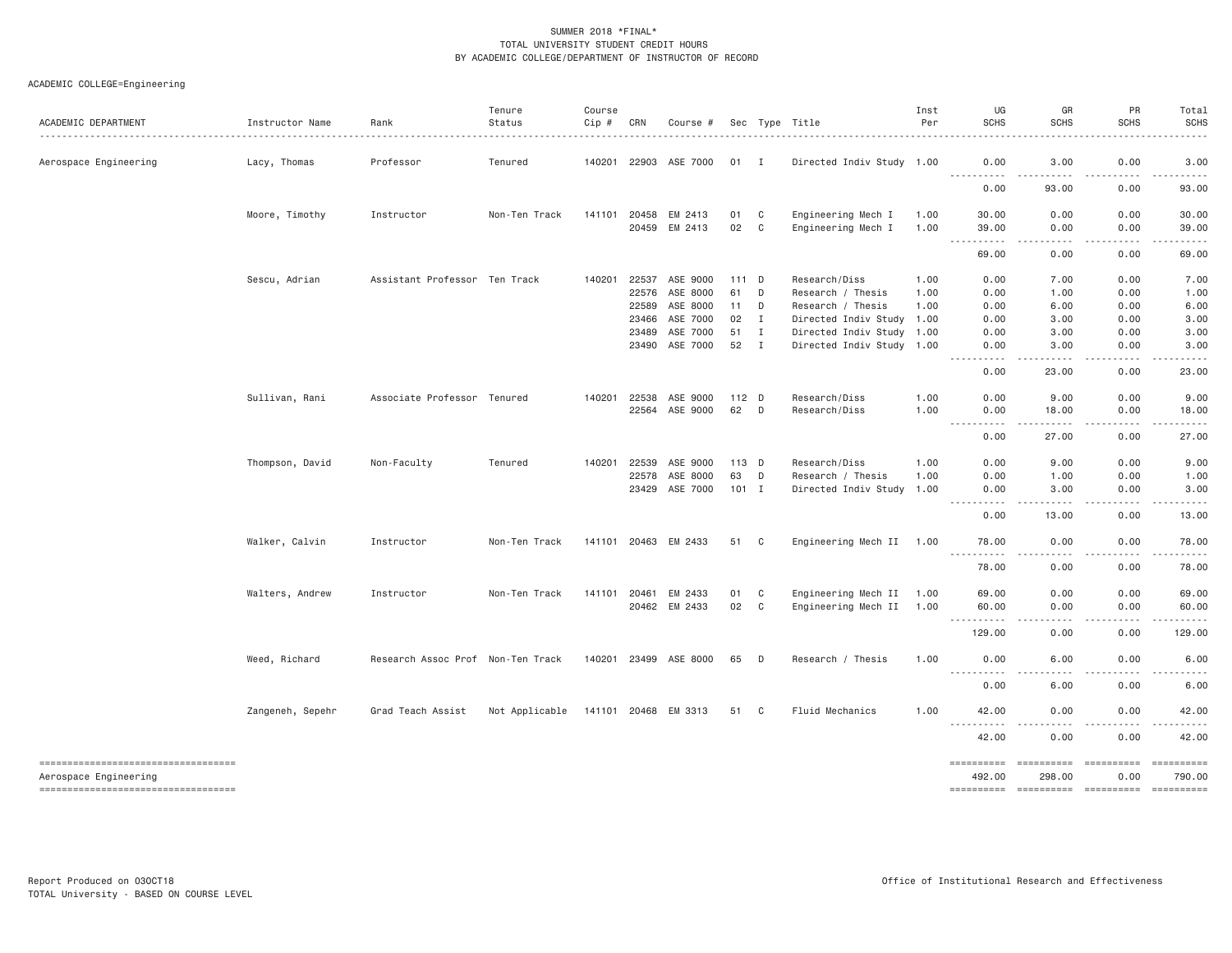SUMMER 2018 *FINAL*
TOTAL UNIVERSITY STUDENT CREDIT HOURS
BY ACADEMIC COLLEGE/DEPARTMENT OF INSTRUCTOR OF RECORD

ACADEMIC COLLEGE=Engineering

| ACADEMIC DEPARTMENT | Instructor Name | Rank | Tenure Status | Course Cip # | CRN | Course # | Sec | Type | Title | Inst Per | UG SCHS | GR SCHS | PR SCHS | Total SCHS |
|---|---|---|---|---|---|---|---|---|---|---|---|---|---|---|
| Aerospace Engineering | Lacy, Thomas | Professor | Tenured | 140201 | 22903 | ASE 7000 | 01 | I | Directed Indiv Study | 1.00 | 0.00 | 3.00 | 0.00 | 3.00 |
| | | | | | | | | | | | 0.00 | 93.00 | 0.00 | 93.00 |
| | Moore, Timothy | Instructor | Non-Ten Track | 141101 | 20458 | EM 2413 | 01 | C | Engineering Mech I | 1.00 | 30.00 | 0.00 | 0.00 | 30.00 |
| | | | | | 20459 | EM 2413 | 02 | C | Engineering Mech I | 1.00 | 39.00 | 0.00 | 0.00 | 39.00 |
| | | | | | | | | | | | 69.00 | 0.00 | 0.00 | 69.00 |
| | Sescu, Adrian | Assistant Professor | Ten Track | 140201 | 22537 | ASE 9000 | 111 | D | Research/Diss | 1.00 | 0.00 | 7.00 | 0.00 | 7.00 |
| | | | | | 22576 | ASE 8000 | 61 | D | Research / Thesis | 1.00 | 0.00 | 1.00 | 0.00 | 1.00 |
| | | | | | 22589 | ASE 8000 | 11 | D | Research / Thesis | 1.00 | 0.00 | 6.00 | 0.00 | 6.00 |
| | | | | | 23466 | ASE 7000 | 02 | I | Directed Indiv Study | 1.00 | 0.00 | 3.00 | 0.00 | 3.00 |
| | | | | | 23489 | ASE 7000 | 51 | I | Directed Indiv Study | 1.00 | 0.00 | 3.00 | 0.00 | 3.00 |
| | | | | | 23490 | ASE 7000 | 52 | I | Directed Indiv Study | 1.00 | 0.00 | 3.00 | 0.00 | 3.00 |
| | | | | | | | | | | | 0.00 | 23.00 | 0.00 | 23.00 |
| | Sullivan, Rani | Associate Professor | Tenured | 140201 | 22538 | ASE 9000 | 112 | D | Research/Diss | 1.00 | 0.00 | 9.00 | 0.00 | 9.00 |
| | | | | | 22564 | ASE 9000 | 62 | D | Research/Diss | 1.00 | 0.00 | 18.00 | 0.00 | 18.00 |
| | | | | | | | | | | | 0.00 | 27.00 | 0.00 | 27.00 |
| | Thompson, David | Non-Faculty | Tenured | 140201 | 22539 | ASE 9000 | 113 | D | Research/Diss | 1.00 | 0.00 | 9.00 | 0.00 | 9.00 |
| | | | | | 22578 | ASE 8000 | 63 | D | Research / Thesis | 1.00 | 0.00 | 1.00 | 0.00 | 1.00 |
| | | | | | 23429 | ASE 7000 | 101 | I | Directed Indiv Study | 1.00 | 0.00 | 3.00 | 0.00 | 3.00 |
| | | | | | | | | | | | 0.00 | 13.00 | 0.00 | 13.00 |
| | Walker, Calvin | Instructor | Non-Ten Track | 141101 | 20463 | EM 2433 | 51 | C | Engineering Mech II | 1.00 | 78.00 | 0.00 | 0.00 | 78.00 |
| | | | | | | | | | | | 78.00 | 0.00 | 0.00 | 78.00 |
| | Walters, Andrew | Instructor | Non-Ten Track | 141101 | 20461 | EM 2433 | 01 | C | Engineering Mech II | 1.00 | 69.00 | 0.00 | 0.00 | 69.00 |
| | | | | | 20462 | EM 2433 | 02 | C | Engineering Mech II | 1.00 | 60.00 | 0.00 | 0.00 | 60.00 |
| | | | | | | | | | | | 129.00 | 0.00 | 0.00 | 129.00 |
| | Weed, Richard | Research Assoc Prof | Non-Ten Track | 140201 | 23499 | ASE 8000 | 65 | D | Research / Thesis | 1.00 | 0.00 | 6.00 | 0.00 | 6.00 |
| | | | | | | | | | | | 0.00 | 6.00 | 0.00 | 6.00 |
| | Zangeneh, Sepehr | Grad Teach Assist | Not Applicable | 141101 | 20468 | EM 3313 | 51 | C | Fluid Mechanics | 1.00 | 42.00 | 0.00 | 0.00 | 42.00 |
| | | | | | | | | | | | 42.00 | 0.00 | 0.00 | 42.00 |
| Aerospace Engineering | | | | | | | | | | | 492.00 | 298.00 | 0.00 | 790.00 |

Report Produced on 03OCT18
TOTAL University - BASED ON COURSE LEVEL

Office of Institutional Research and Effectiveness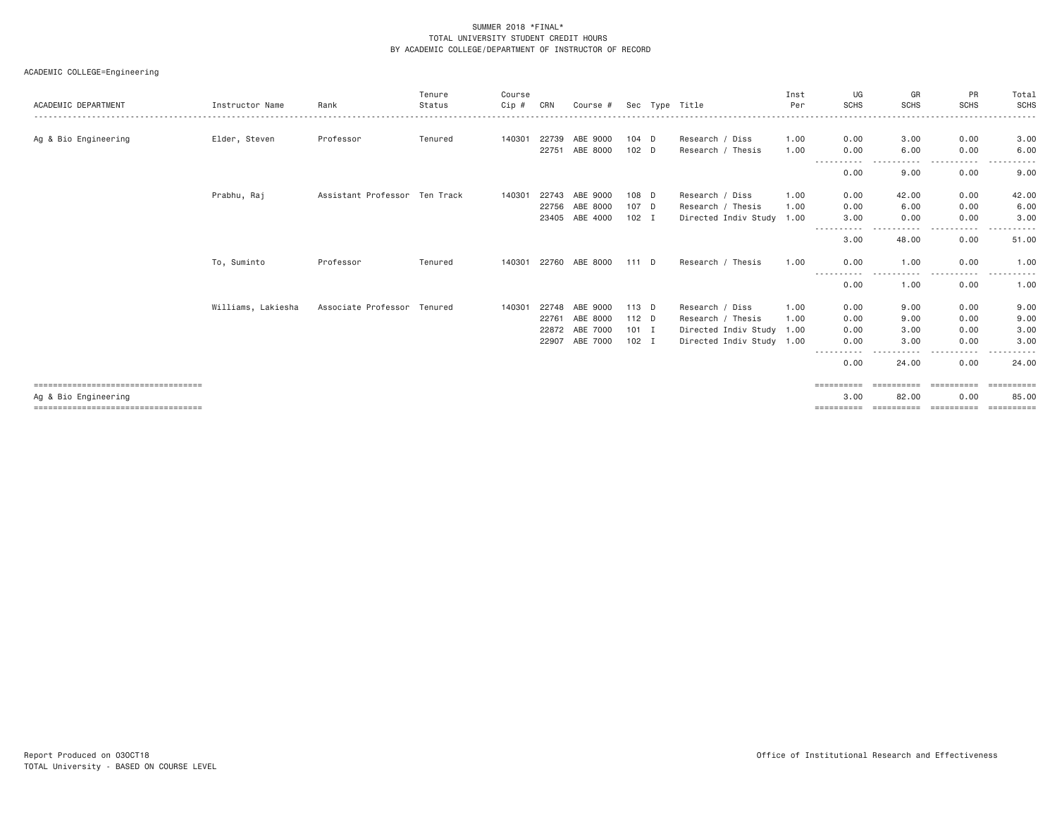SUMMER 2018 *FINAL*
TOTAL UNIVERSITY STUDENT CREDIT HOURS
BY ACADEMIC COLLEGE/DEPARTMENT OF INSTRUCTOR OF RECORD

ACADEMIC COLLEGE=Engineering

| ACADEMIC DEPARTMENT | Instructor Name | Rank | Tenure Status | Course Cip # | CRN | Course # | Sec | Type | Title | Inst Per | UG SCHS | GR SCHS | PR SCHS | Total SCHS |
|---|---|---|---|---|---|---|---|---|---|---|---|---|---|---|
| Ag & Bio Engineering | Elder, Steven | Professor | Tenured | 140301 | 22739 | ABE 9000 | 104 | D | Research / Diss | 1.00 | 0.00 | 3.00 | 0.00 | 3.00 |
| | | | | | 22751 | ABE 8000 | 102 | D | Research / Thesis | 1.00 | 0.00 | 6.00 | 0.00 | 6.00 |
| | | | | | | | | | | | 0.00 | 9.00 | 0.00 | 9.00 |
| | Prabhu, Raj | Assistant Professor | Ten Track | 140301 | 22743 | ABE 9000 | 108 | D | Research / Diss | 1.00 | 0.00 | 42.00 | 0.00 | 42.00 |
| | | | | | 22756 | ABE 8000 | 107 | D | Research / Thesis | 1.00 | 0.00 | 6.00 | 0.00 | 6.00 |
| | | | | | 23405 | ABE 4000 | 102 | I | Directed Indiv Study | 1.00 | 3.00 | 0.00 | 0.00 | 3.00 |
| | | | | | | | | | | | 3.00 | 48.00 | 0.00 | 51.00 |
| | To, Suminto | Professor | Tenured | 140301 | 22760 | ABE 8000 | 111 | D | Research / Thesis | 1.00 | 0.00 | 1.00 | 0.00 | 1.00 |
| | | | | | | | | | | | 0.00 | 1.00 | 0.00 | 1.00 |
| | Williams, Lakiesha | Associate Professor | Tenured | 140301 | 22748 | ABE 9000 | 113 | D | Research / Diss | 1.00 | 0.00 | 9.00 | 0.00 | 9.00 |
| | | | | | 22761 | ABE 8000 | 112 | D | Research / Thesis | 1.00 | 0.00 | 9.00 | 0.00 | 9.00 |
| | | | | | 22872 | ABE 7000 | 101 | I | Directed Indiv Study | 1.00 | 0.00 | 3.00 | 0.00 | 3.00 |
| | | | | | 22907 | ABE 7000 | 102 | I | Directed Indiv Study | 1.00 | 0.00 | 3.00 | 0.00 | 3.00 |
| | | | | | | | | | | | 0.00 | 24.00 | 0.00 | 24.00 |
| Ag & Bio Engineering | | | | | | | | | | | 3.00 | 82.00 | 0.00 | 85.00 |

Report Produced on 03OCT18
TOTAL University - BASED ON COURSE LEVEL

Office of Institutional Research and Effectiveness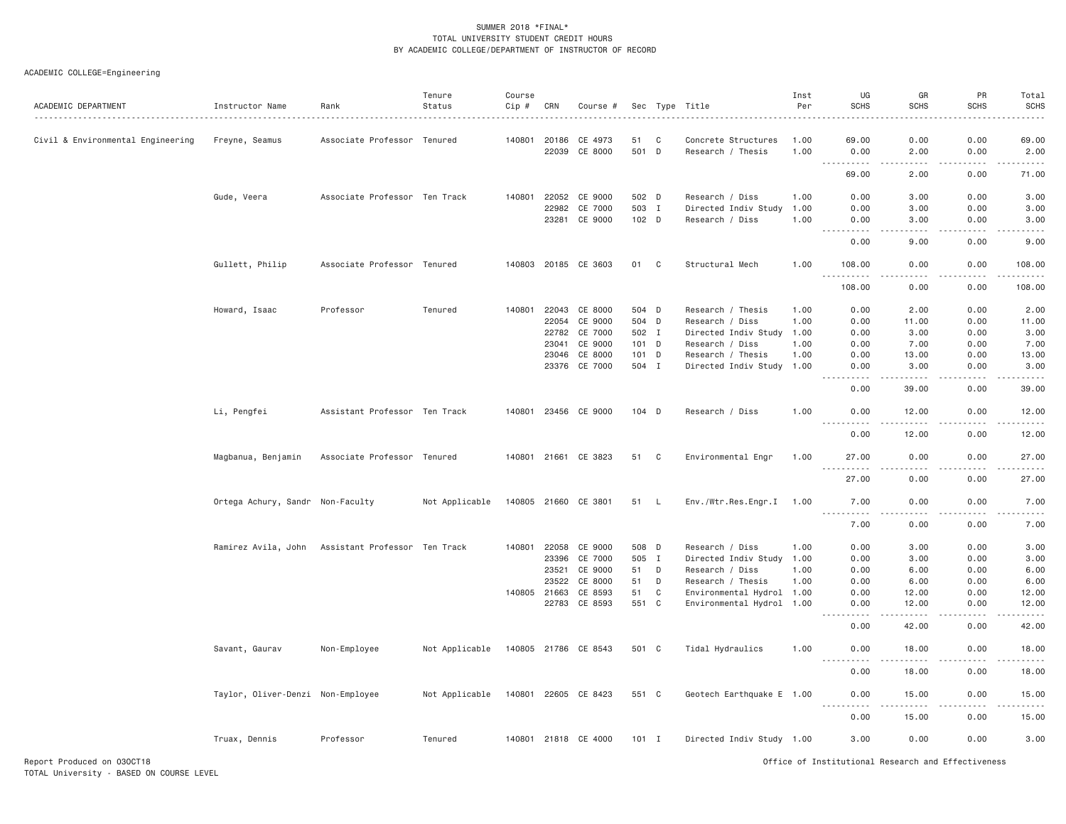SUMMER 2018 *FINAL*
TOTAL UNIVERSITY STUDENT CREDIT HOURS
BY ACADEMIC COLLEGE/DEPARTMENT OF INSTRUCTOR OF RECORD

ACADEMIC COLLEGE=Engineering

| ACADEMIC DEPARTMENT | Instructor Name | Rank | Tenure Status | Course Cip # | CRN | Course # | Sec | Type | Title | Inst Per | UG SCHS | GR SCHS | PR SCHS | Total SCHS |
|---|---|---|---|---|---|---|---|---|---|---|---|---|---|---|
| Civil & Environmental Engineering | Freyne, Seamus | Associate Professor | Tenured | 140801 | 20186 | CE 4973 | 51 | C | Concrete Structures | 1.00 | 69.00 | 0.00 | 0.00 | 69.00 |
| | | | | | 22039 | CE 8000 | 501 | D | Research / Thesis | 1.00 | 0.00 | 2.00 | 0.00 | 2.00 |
| | | | | | | | | | | | 69.00 | 2.00 | 0.00 | 71.00 |
| | Gude, Veera | Associate Professor | Ten Track | 140801 | 22052 | CE 9000 | 502 | D | Research / Diss | 1.00 | 0.00 | 3.00 | 0.00 | 3.00 |
| | | | | | 22982 | CE 7000 | 503 | I | Directed Indiv Study | 1.00 | 0.00 | 3.00 | 0.00 | 3.00 |
| | | | | | 23281 | CE 9000 | 102 | D | Research / Diss | 1.00 | 0.00 | 3.00 | 0.00 | 3.00 |
| | | | | | | | | | | | 0.00 | 9.00 | 0.00 | 9.00 |
| | Gullett, Philip | Associate Professor | Tenured | 140803 | 20185 | CE 3603 | 01 | C | Structural Mech | 1.00 | 108.00 | 0.00 | 0.00 | 108.00 |
| | | | | | | | | | | | 108.00 | 0.00 | 0.00 | 108.00 |
| | Howard, Isaac | Professor | Tenured | 140801 | 22043 | CE 8000 | 504 | D | Research / Thesis | 1.00 | 0.00 | 2.00 | 0.00 | 2.00 |
| | | | | | 22054 | CE 9000 | 504 | D | Research / Diss | 1.00 | 0.00 | 11.00 | 0.00 | 11.00 |
| | | | | | 22782 | CE 7000 | 502 | I | Directed Indiv Study | 1.00 | 0.00 | 3.00 | 0.00 | 3.00 |
| | | | | | 23041 | CE 9000 | 101 | D | Research / Diss | 1.00 | 0.00 | 7.00 | 0.00 | 7.00 |
| | | | | | 23046 | CE 8000 | 101 | D | Research / Thesis | 1.00 | 0.00 | 13.00 | 0.00 | 13.00 |
| | | | | | 23376 | CE 7000 | 504 | I | Directed Indiv Study | 1.00 | 0.00 | 3.00 | 0.00 | 3.00 |
| | | | | | | | | | | | 0.00 | 39.00 | 0.00 | 39.00 |
| | Li, Pengfei | Assistant Professor | Ten Track | 140801 | 23456 | CE 9000 | 104 | D | Research / Diss | 1.00 | 0.00 | 12.00 | 0.00 | 12.00 |
| | | | | | | | | | | | 0.00 | 12.00 | 0.00 | 12.00 |
| | Magbanua, Benjamin | Associate Professor | Tenured | 140801 | 21661 | CE 3823 | 51 | C | Environmental Engr | 1.00 | 27.00 | 0.00 | 0.00 | 27.00 |
| | | | | | | | | | | | 27.00 | 0.00 | 0.00 | 27.00 |
| | Ortega Achury, Sandr | Non-Faculty | Not Applicable | 140805 | 21660 | CE 3801 | 51 | L | Env./Wtr.Res.Engr.I | 1.00 | 7.00 | 0.00 | 0.00 | 7.00 |
| | | | | | | | | | | | 7.00 | 0.00 | 0.00 | 7.00 |
| | Ramirez Avila, John | Assistant Professor | Ten Track | 140801 | 22058 | CE 9000 | 508 | D | Research / Diss | 1.00 | 0.00 | 3.00 | 0.00 | 3.00 |
| | | | | | 23396 | CE 7000 | 505 | I | Directed Indiv Study | 1.00 | 0.00 | 3.00 | 0.00 | 3.00 |
| | | | | | 23521 | CE 9000 | 51 | D | Research / Diss | 1.00 | 0.00 | 6.00 | 0.00 | 6.00 |
| | | | | | 23522 | CE 8000 | 51 | D | Research / Thesis | 1.00 | 0.00 | 6.00 | 0.00 | 6.00 |
| | | | | 140805 | 21663 | CE 8593 | 51 | C | Environmental Hydrol | 1.00 | 0.00 | 12.00 | 0.00 | 12.00 |
| | | | | | 22783 | CE 8593 | 551 | C | Environmental Hydrol | 1.00 | 0.00 | 12.00 | 0.00 | 12.00 |
| | | | | | | | | | | | 0.00 | 42.00 | 0.00 | 42.00 |
| | Savant, Gaurav | Non-Employee | Not Applicable | 140805 | 21786 | CE 8543 | 501 | C | Tidal Hydraulics | 1.00 | 0.00 | 18.00 | 0.00 | 18.00 |
| | | | | | | | | | | | 0.00 | 18.00 | 0.00 | 18.00 |
| | Taylor, Oliver-Denzi | Non-Employee | Not Applicable | 140801 | 22605 | CE 8423 | 551 | C | Geotech Earthquake E | 1.00 | 0.00 | 15.00 | 0.00 | 15.00 |
| | | | | | | | | | | | 0.00 | 15.00 | 0.00 | 15.00 |
| | Truax, Dennis | Professor | Tenured | 140801 | 21818 | CE 4000 | 101 | I | Directed Indiv Study | 1.00 | 3.00 | 0.00 | 0.00 | 3.00 |

Report Produced on 03OCT18
TOTAL University - BASED ON COURSE LEVEL

Office of Institutional Research and Effectiveness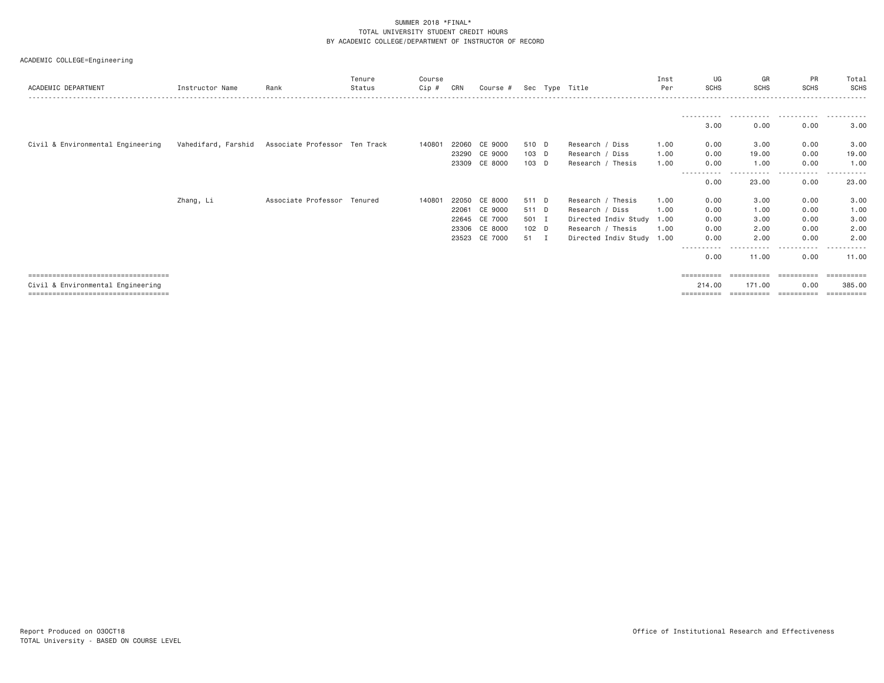SUMMER 2018 *FINAL*
TOTAL UNIVERSITY STUDENT CREDIT HOURS
BY ACADEMIC COLLEGE/DEPARTMENT OF INSTRUCTOR OF RECORD

ACADEMIC COLLEGE=Engineering

| ACADEMIC DEPARTMENT | Instructor Name | Rank | Tenure Status | Course Cip # | CRN | Course # | Sec | Type | Title | Inst Per | UG SCHS | GR SCHS | PR SCHS | Total SCHS |
|---|---|---|---|---|---|---|---|---|---|---|---|---|---|---|
| | | | | | | | | | | | 3.00 | 0.00 | 0.00 | 3.00 |
| Civil & Environmental Engineering | Vahedifard, Farshid | Associate Professor | Ten Track | 140801 | 22060 | CE 9000 | 510 | D | Research / Diss | 1.00 | 0.00 | 3.00 | 0.00 | 3.00 |
| | | | | | 23290 | CE 9000 | 103 | D | Research / Diss | 1.00 | 0.00 | 19.00 | 0.00 | 19.00 |
| | | | | | 23309 | CE 8000 | 103 | D | Research / Thesis | 1.00 | 0.00 | 1.00 | 0.00 | 1.00 |
| | | | | | | | | | | | 0.00 | 23.00 | 0.00 | 23.00 |
| | Zhang, Li | Associate Professor | Tenured | 140801 | 22050 | CE 8000 | 511 | D | Research / Thesis | 1.00 | 0.00 | 3.00 | 0.00 | 3.00 |
| | | | | | 22061 | CE 9000 | 511 | D | Research / Diss | 1.00 | 0.00 | 1.00 | 0.00 | 1.00 |
| | | | | | 22645 | CE 7000 | 501 | I | Directed Indiv Study | 1.00 | 0.00 | 3.00 | 0.00 | 3.00 |
| | | | | | 23306 | CE 8000 | 102 | D | Research / Thesis | 1.00 | 0.00 | 2.00 | 0.00 | 2.00 |
| | | | | | 23523 | CE 7000 | 51 | I | Directed Indiv Study | 1.00 | 0.00 | 2.00 | 0.00 | 2.00 |
| | | | | | | | | | | | 0.00 | 11.00 | 0.00 | 11.00 |
| Civil & Environmental Engineering | | | | | | | | | | | 214.00 | 171.00 | 0.00 | 385.00 |

Report Produced on 03OCT18
TOTAL University - BASED ON COURSE LEVEL

Office of Institutional Research and Effectiveness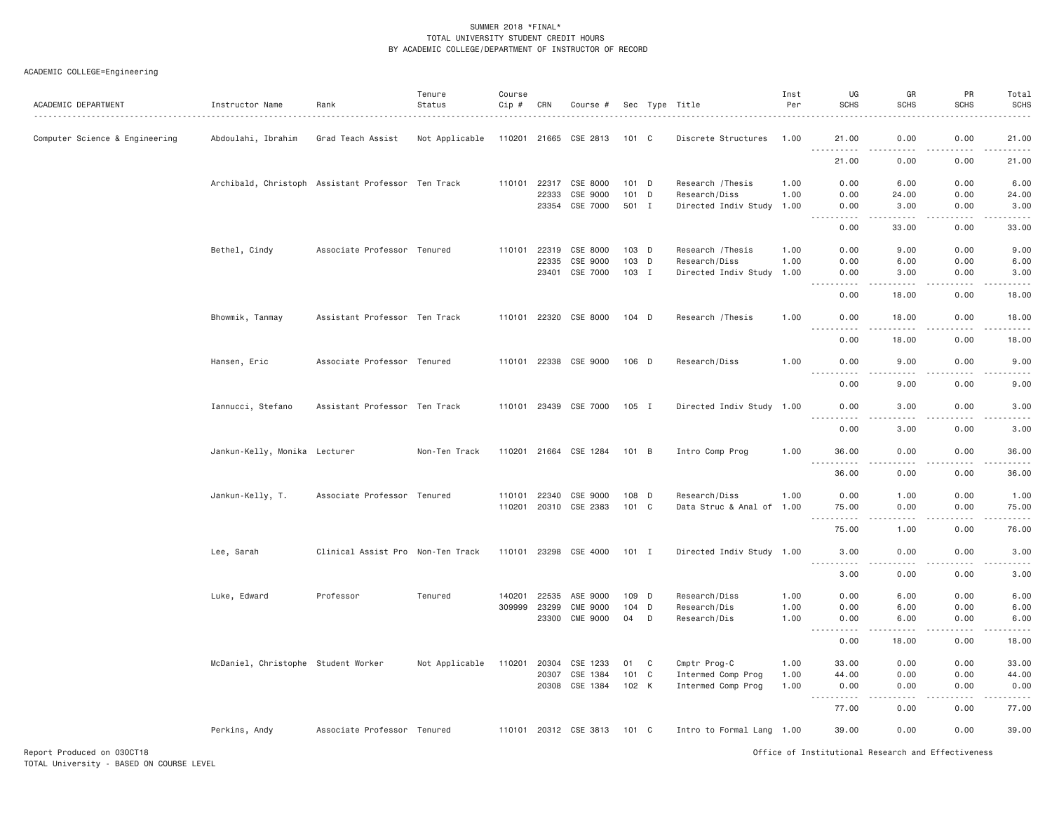SUMMER 2018 *FINAL*
TOTAL UNIVERSITY STUDENT CREDIT HOURS
BY ACADEMIC COLLEGE/DEPARTMENT OF INSTRUCTOR OF RECORD

ACADEMIC COLLEGE=Engineering

| ACADEMIC DEPARTMENT | Instructor Name | Rank | Tenure Status | Course Cip # | CRN | Course # | Sec | Type | Title | Inst Per | UG SCHS | GR SCHS | PR SCHS | Total SCHS |
|---|---|---|---|---|---|---|---|---|---|---|---|---|---|---|
| Computer Science & Engineering | Abdoulahi, Ibrahim | Grad Teach Assist | Not Applicable | 110201 | 21665 | CSE 2813 | 101 | C | Discrete Structures | 1.00 | 21.00 | 0.00 | 0.00 | 21.00 |
| | | | | | | | | | | | 21.00 | 0.00 | 0.00 | 21.00 |
| | Archibald, Christoph | Assistant Professor | Ten Track | 110101 | 22317 | CSE 8000 | 101 | D | Research /Thesis | 1.00 | 0.00 | 6.00 | 0.00 | 6.00 |
| | | | | | 22333 | CSE 9000 | 101 | D | Research/Diss | 1.00 | 0.00 | 24.00 | 0.00 | 24.00 |
| | | | | | 23354 | CSE 7000 | 501 | I | Directed Indiv Study | 1.00 | 0.00 | 3.00 | 0.00 | 3.00 |
| | | | | | | | | | | | 0.00 | 33.00 | 0.00 | 33.00 |
| | Bethel, Cindy | Associate Professor | Tenured | 110101 | 22319 | CSE 8000 | 103 | D | Research /Thesis | 1.00 | 0.00 | 9.00 | 0.00 | 9.00 |
| | | | | | 22335 | CSE 9000 | 103 | D | Research/Diss | 1.00 | 0.00 | 6.00 | 0.00 | 6.00 |
| | | | | | 23401 | CSE 7000 | 103 | I | Directed Indiv Study | 1.00 | 0.00 | 3.00 | 0.00 | 3.00 |
| | | | | | | | | | | | 0.00 | 18.00 | 0.00 | 18.00 |
| | Bhowmik, Tanmay | Assistant Professor | Ten Track | 110101 | 22320 | CSE 8000 | 104 | D | Research /Thesis | 1.00 | 0.00 | 18.00 | 0.00 | 18.00 |
| | | | | | | | | | | | 0.00 | 18.00 | 0.00 | 18.00 |
| | Hansen, Eric | Associate Professor | Tenured | 110101 | 22338 | CSE 9000 | 106 | D | Research/Diss | 1.00 | 0.00 | 9.00 | 0.00 | 9.00 |
| | | | | | | | | | | | 0.00 | 9.00 | 0.00 | 9.00 |
| | Iannucci, Stefano | Assistant Professor | Ten Track | 110101 | 23439 | CSE 7000 | 105 | I | Directed Indiv Study | 1.00 | 0.00 | 3.00 | 0.00 | 3.00 |
| | | | | | | | | | | | 0.00 | 3.00 | 0.00 | 3.00 |
| | Jankun-Kelly, Monika | Lecturer | Non-Ten Track | 110201 | 21664 | CSE 1284 | 101 | B | Intro Comp Prog | 1.00 | 36.00 | 0.00 | 0.00 | 36.00 |
| | | | | | | | | | | | 36.00 | 0.00 | 0.00 | 36.00 |
| | Jankun-Kelly, T. | Associate Professor | Tenured | 110101 | 22340 | CSE 9000 | 108 | D | Research/Diss | 1.00 | 0.00 | 1.00 | 0.00 | 1.00 |
| | | | | 110201 | 20310 | CSE 2383 | 101 | C | Data Struc & Anal of | 1.00 | 75.00 | 0.00 | 0.00 | 75.00 |
| | | | | | | | | | | | 75.00 | 1.00 | 0.00 | 76.00 |
| | Lee, Sarah | Clinical Assist Pro | Non-Ten Track | 110101 | 23298 | CSE 4000 | 101 | I | Directed Indiv Study | 1.00 | 3.00 | 0.00 | 0.00 | 3.00 |
| | | | | | | | | | | | 3.00 | 0.00 | 0.00 | 3.00 |
| | Luke, Edward | Professor | Tenured | 140201 | 22535 | ASE 9000 | 109 | D | Research/Diss | 1.00 | 0.00 | 6.00 | 0.00 | 6.00 |
| | | | | 309999 | 23299 | CME 9000 | 104 | D | Research/Dis | 1.00 | 0.00 | 6.00 | 0.00 | 6.00 |
| | | | | | 23300 | CME 9000 | 04 | D | Research/Dis | 1.00 | 0.00 | 6.00 | 0.00 | 6.00 |
| | | | | | | | | | | | 0.00 | 18.00 | 0.00 | 18.00 |
| | McDaniel, Christophe | Student Worker | Not Applicable | 110201 | 20304 | CSE 1233 | 01 | C | Cmptr Prog-C | 1.00 | 33.00 | 0.00 | 0.00 | 33.00 |
| | | | | | 20307 | CSE 1384 | 101 | C | Intermed Comp Prog | 1.00 | 44.00 | 0.00 | 0.00 | 44.00 |
| | | | | | 20308 | CSE 1384 | 102 | K | Intermed Comp Prog | 1.00 | 0.00 | 0.00 | 0.00 | 0.00 |
| | | | | | | | | | | | 77.00 | 0.00 | 0.00 | 77.00 |
| | Perkins, Andy | Associate Professor | Tenured | 110101 | 20312 | CSE 3813 | 101 | C | Intro to Formal Lang | 1.00 | 39.00 | 0.00 | 0.00 | 39.00 |

Report Produced on 03OCT18
TOTAL University - BASED ON COURSE LEVEL

Office of Institutional Research and Effectiveness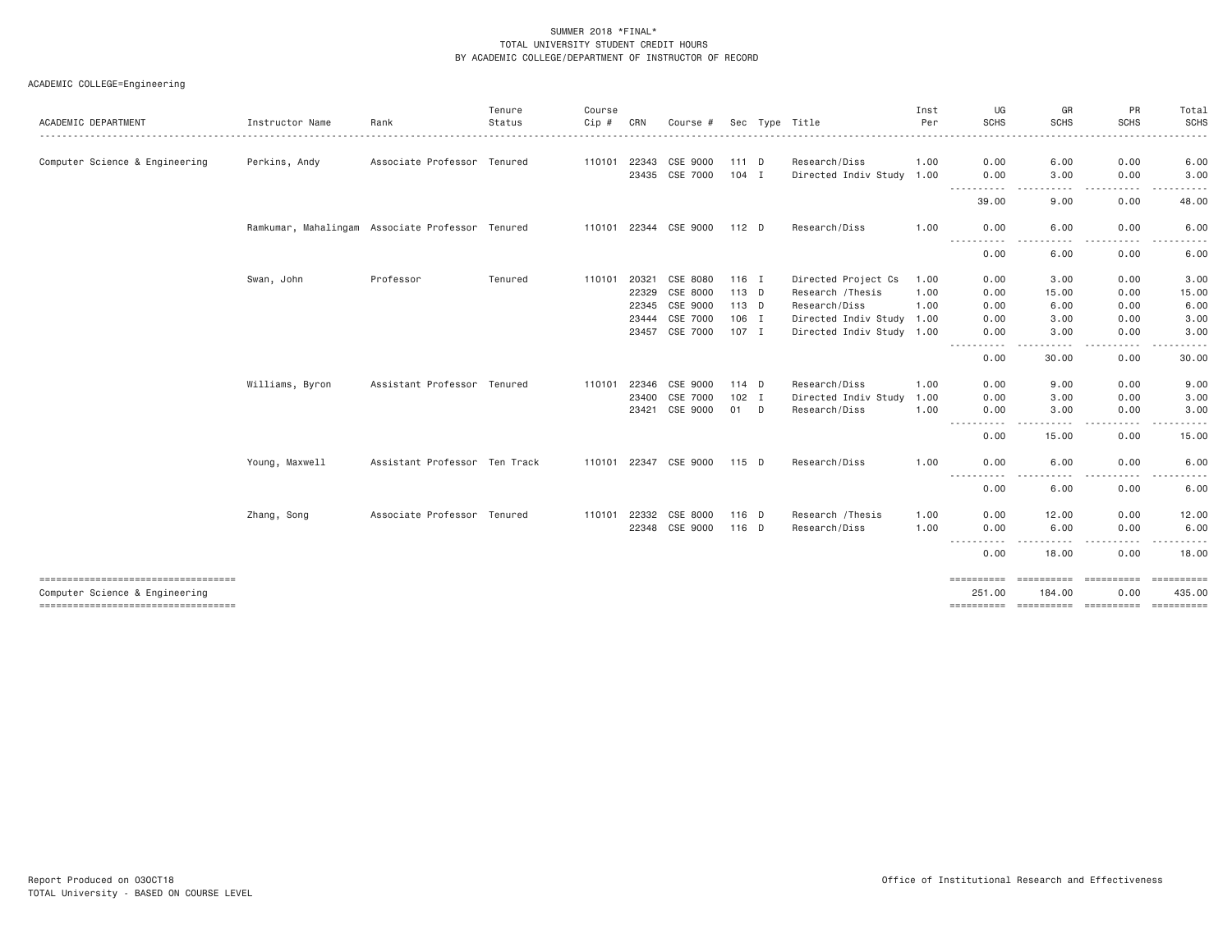SUMMER 2018 *FINAL*
TOTAL UNIVERSITY STUDENT CREDIT HOURS
BY ACADEMIC COLLEGE/DEPARTMENT OF INSTRUCTOR OF RECORD

ACADEMIC COLLEGE=Engineering

| ACADEMIC DEPARTMENT | Instructor Name | Rank | Tenure Status | Course Cip # | CRN | Course # | Sec | Type | Title | Inst Per | UG SCHS | GR SCHS | PR SCHS | Total SCHS |
|---|---|---|---|---|---|---|---|---|---|---|---|---|---|---|
| Computer Science & Engineering | Perkins, Andy | Associate Professor | Tenured | 110101 | 22343 | CSE 9000 | 111 | D | Research/Diss | 1.00 | 0.00 | 6.00 | 0.00 | 6.00 |
| | | | | | 23435 | CSE 7000 | 104 | I | Directed Indiv Study | 1.00 | 0.00 | 3.00 | 0.00 | 3.00 |
| | | | | | | | | | | | 39.00 | 9.00 | 0.00 | 48.00 |
| | Ramkumar, Mahalingam | Associate Professor | Tenured | 110101 | 22344 | CSE 9000 | 112 | D | Research/Diss | 1.00 | 0.00 | 6.00 | 0.00 | 6.00 |
| | | | | | | | | | | | 0.00 | 6.00 | 0.00 | 6.00 |
| | Swan, John | Professor | Tenured | 110101 | 20321 | CSE 8080 | 116 | I | Directed Project Cs | 1.00 | 0.00 | 3.00 | 0.00 | 3.00 |
| | | | | | 22329 | CSE 8000 | 113 | D | Research /Thesis | 1.00 | 0.00 | 15.00 | 0.00 | 15.00 |
| | | | | | 22345 | CSE 9000 | 113 | D | Research/Diss | 1.00 | 0.00 | 6.00 | 0.00 | 6.00 |
| | | | | | 23444 | CSE 7000 | 106 | I | Directed Indiv Study | 1.00 | 0.00 | 3.00 | 0.00 | 3.00 |
| | | | | | 23457 | CSE 7000 | 107 | I | Directed Indiv Study | 1.00 | 0.00 | 3.00 | 0.00 | 3.00 |
| | | | | | | | | | | | 0.00 | 30.00 | 0.00 | 30.00 |
| | Williams, Byron | Assistant Professor | Tenured | 110101 | 22346 | CSE 9000 | 114 | D | Research/Diss | 1.00 | 0.00 | 9.00 | 0.00 | 9.00 |
| | | | | | 23400 | CSE 7000 | 102 | I | Directed Indiv Study | 1.00 | 0.00 | 3.00 | 0.00 | 3.00 |
| | | | | | 23421 | CSE 9000 | 01 | D | Research/Diss | 1.00 | 0.00 | 3.00 | 0.00 | 3.00 |
| | | | | | | | | | | | 0.00 | 15.00 | 0.00 | 15.00 |
| | Young, Maxwell | Assistant Professor | Ten Track | 110101 | 22347 | CSE 9000 | 115 | D | Research/Diss | 1.00 | 0.00 | 6.00 | 0.00 | 6.00 |
| | | | | | | | | | | | 0.00 | 6.00 | 0.00 | 6.00 |
| | Zhang, Song | Associate Professor | Tenured | 110101 | 22332 | CSE 8000 | 116 | D | Research /Thesis | 1.00 | 0.00 | 12.00 | 0.00 | 12.00 |
| | | | | | 22348 | CSE 9000 | 116 | D | Research/Diss | 1.00 | 0.00 | 6.00 | 0.00 | 6.00 |
| | | | | | | | | | | | 0.00 | 18.00 | 0.00 | 18.00 |
| Computer Science & Engineering | | | | | | | | | | | 251.00 | 184.00 | 0.00 | 435.00 |

Report Produced on 03OCT18
TOTAL University - BASED ON COURSE LEVEL

Office of Institutional Research and Effectiveness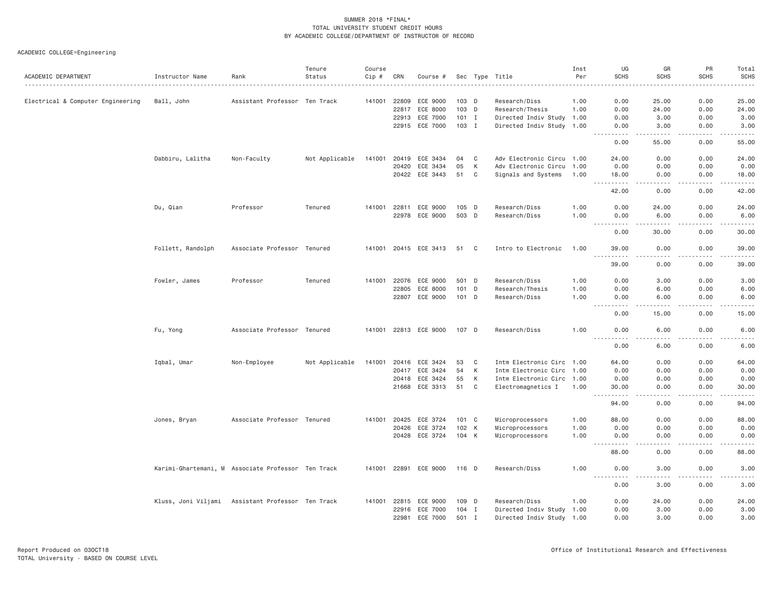SUMMER 2018 *FINAL*
TOTAL UNIVERSITY STUDENT CREDIT HOURS
BY ACADEMIC COLLEGE/DEPARTMENT OF INSTRUCTOR OF RECORD

ACADEMIC COLLEGE=Engineering

| ACADEMIC DEPARTMENT | Instructor Name | Rank | Tenure Status | Course Cip # | CRN | Course # | Sec | Type | Title | Inst Per | UG SCHS | GR SCHS | PR SCHS | Total SCHS |
|---|---|---|---|---|---|---|---|---|---|---|---|---|---|---|
| Electrical & Computer Engineering | Ball, John | Assistant Professor | Ten Track | 141001 | 22809 | ECE 9000 | 103 | D | Research/Diss | 1.00 | 0.00 | 25.00 | 0.00 | 25.00 |
| | | | | | 22817 | ECE 8000 | 103 | D | Research/Thesis | 1.00 | 0.00 | 24.00 | 0.00 | 24.00 |
| | | | | | 22913 | ECE 7000 | 101 | I | Directed Indiv Study | 1.00 | 0.00 | 3.00 | 0.00 | 3.00 |
| | | | | | 22915 | ECE 7000 | 103 | I | Directed Indiv Study | 1.00 | 0.00 | 3.00 | 0.00 | 3.00 |
| | | | | | | | | | | | 0.00 | 55.00 | 0.00 | 55.00 |
| | Dabbiru, Lalitha | Non-Faculty | Not Applicable | 141001 | 20419 | ECE 3434 | 04 | C | Adv Electronic Circu | 1.00 | 24.00 | 0.00 | 0.00 | 24.00 |
| | | | | | 20420 | ECE 3434 | 05 | K | Adv Electronic Circu | 1.00 | 0.00 | 0.00 | 0.00 | 0.00 |
| | | | | | 20422 | ECE 3443 | 51 | C | Signals and Systems | 1.00 | 18.00 | 0.00 | 0.00 | 18.00 |
| | | | | | | | | | | | 42.00 | 0.00 | 0.00 | 42.00 |
| | Du, Qian | Professor | Tenured | 141001 | 22811 | ECE 9000 | 105 | D | Research/Diss | 1.00 | 0.00 | 24.00 | 0.00 | 24.00 |
| | | | | | 22978 | ECE 9000 | 503 | D | Research/Diss | 1.00 | 0.00 | 6.00 | 0.00 | 6.00 |
| | | | | | | | | | | | 0.00 | 30.00 | 0.00 | 30.00 |
| | Follett, Randolph | Associate Professor | Tenured | 141001 | 20415 | ECE 3413 | 51 | C | Intro to Electronic | 1.00 | 39.00 | 0.00 | 0.00 | 39.00 |
| | | | | | | | | | | | 39.00 | 0.00 | 0.00 | 39.00 |
| | Fowler, James | Professor | Tenured | 141001 | 22076 | ECE 9000 | 501 | D | Research/Diss | 1.00 | 0.00 | 3.00 | 0.00 | 3.00 |
| | | | | | 22805 | ECE 8000 | 101 | D | Research/Thesis | 1.00 | 0.00 | 6.00 | 0.00 | 6.00 |
| | | | | | 22807 | ECE 9000 | 101 | D | Research/Diss | 1.00 | 0.00 | 6.00 | 0.00 | 6.00 |
| | | | | | | | | | | | 0.00 | 15.00 | 0.00 | 15.00 |
| | Fu, Yong | Associate Professor | Tenured | 141001 | 22813 | ECE 9000 | 107 | D | Research/Diss | 1.00 | 0.00 | 6.00 | 0.00 | 6.00 |
| | | | | | | | | | | | 0.00 | 6.00 | 0.00 | 6.00 |
| | Iqbal, Umar | Non-Employee | Not Applicable | 141001 | 20416 | ECE 3424 | 53 | C | Intm Electronic Circ | 1.00 | 64.00 | 0.00 | 0.00 | 64.00 |
| | | | | | 20417 | ECE 3424 | 54 | K | Intm Electronic Circ | 1.00 | 0.00 | 0.00 | 0.00 | 0.00 |
| | | | | | 20418 | ECE 3424 | 55 | K | Intm Electronic Circ | 1.00 | 0.00 | 0.00 | 0.00 | 0.00 |
| | | | | | 21668 | ECE 3313 | 51 | C | Electromagnetics I | 1.00 | 30.00 | 0.00 | 0.00 | 30.00 |
| | | | | | | | | | | | 94.00 | 0.00 | 0.00 | 94.00 |
| | Jones, Bryan | Associate Professor | Tenured | 141001 | 20425 | ECE 3724 | 101 | C | Microprocessors | 1.00 | 88.00 | 0.00 | 0.00 | 88.00 |
| | | | | | 20426 | ECE 3724 | 102 | K | Microprocessors | 1.00 | 0.00 | 0.00 | 0.00 | 0.00 |
| | | | | | 20428 | ECE 3724 | 104 | K | Microprocessors | 1.00 | 0.00 | 0.00 | 0.00 | 0.00 |
| | | | | | | | | | | | 88.00 | 0.00 | 0.00 | 88.00 |
| | Karimi-Ghartemani, M | Associate Professor | Ten Track | 141001 | 22891 | ECE 9000 | 116 | D | Research/Diss | 1.00 | 0.00 | 3.00 | 0.00 | 3.00 |
| | | | | | | | | | | | 0.00 | 3.00 | 0.00 | 3.00 |
| | Kluss, Joni Viljami | Assistant Professor | Ten Track | 141001 | 22815 | ECE 9000 | 109 | D | Research/Diss | 1.00 | 0.00 | 24.00 | 0.00 | 24.00 |
| | | | | | 22916 | ECE 7000 | 104 | I | Directed Indiv Study | 1.00 | 0.00 | 3.00 | 0.00 | 3.00 |
| | | | | | 22981 | ECE 7000 | 501 | I | Directed Indiv Study | 1.00 | 0.00 | 3.00 | 0.00 | 3.00 |

Report Produced on 03OCT18
TOTAL University - BASED ON COURSE LEVEL

Office of Institutional Research and Effectiveness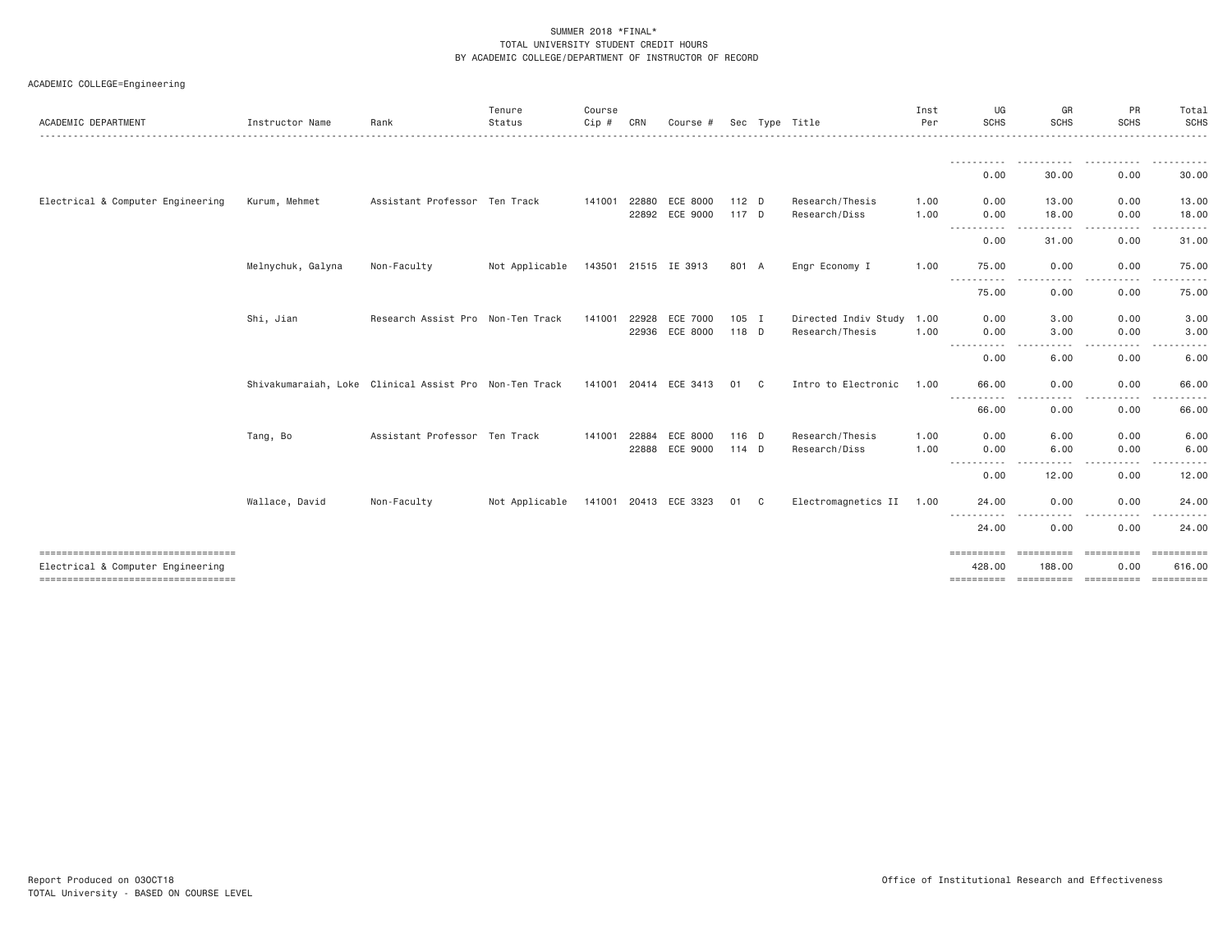SUMMER 2018 *FINAL*
TOTAL UNIVERSITY STUDENT CREDIT HOURS
BY ACADEMIC COLLEGE/DEPARTMENT OF INSTRUCTOR OF RECORD

ACADEMIC COLLEGE=Engineering

| ACADEMIC DEPARTMENT | Instructor Name | Rank | Tenure Status | Course Cip # | CRN | Course # | Sec | Type | Title | Inst Per | UG SCHS | GR SCHS | PR SCHS | Total SCHS |
|---|---|---|---|---|---|---|---|---|---|---|---|---|---|---|
| | | | | | | | | | | | 0.00 | 30.00 | 0.00 | 30.00 |
| Electrical & Computer Engineering | Kurum, Mehmet | Assistant Professor | Ten Track | 141001 | 22880 | ECE 8000 | 112 | D | Research/Thesis | 1.00 | 0.00 | 13.00 | 0.00 | 13.00 |
| | | | | | 22892 | ECE 9000 | 117 | D | Research/Diss | 1.00 | 0.00 | 18.00 | 0.00 | 18.00 |
| | | | | | | | | | | | 0.00 | 31.00 | 0.00 | 31.00 |
| | Melnychuk, Galyna | Non-Faculty | Not Applicable | 143501 | 21515 | IE 3913 | 801 | A | Engr Economy I | 1.00 | 75.00 | 0.00 | 0.00 | 75.00 |
| | | | | | | | | | | | 75.00 | 0.00 | 0.00 | 75.00 |
| | Shi, Jian | Research Assist Pro | Non-Ten Track | 141001 | 22928 | ECE 7000 | 105 | I | Directed Indiv Study | 1.00 | 0.00 | 3.00 | 0.00 | 3.00 |
| | | | | | 22936 | ECE 8000 | 118 | D | Research/Thesis | 1.00 | 0.00 | 3.00 | 0.00 | 3.00 |
| | | | | | | | | | | | 0.00 | 6.00 | 0.00 | 6.00 |
| | Shivakumaraiah, Loke | Clinical Assist Pro | Non-Ten Track | 141001 | 20414 | ECE 3413 | 01 | C | Intro to Electronic | 1.00 | 66.00 | 0.00 | 0.00 | 66.00 |
| | | | | | | | | | | | 66.00 | 0.00 | 0.00 | 66.00 |
| | Tang, Bo | Assistant Professor | Ten Track | 141001 | 22884 | ECE 8000 | 116 | D | Research/Thesis | 1.00 | 0.00 | 6.00 | 0.00 | 6.00 |
| | | | | | 22888 | ECE 9000 | 114 | D | Research/Diss | 1.00 | 0.00 | 6.00 | 0.00 | 6.00 |
| | | | | | | | | | | | 0.00 | 12.00 | 0.00 | 12.00 |
| | Wallace, David | Non-Faculty | Not Applicable | 141001 | 20413 | ECE 3323 | 01 | C | Electromagnetics II | 1.00 | 24.00 | 0.00 | 0.00 | 24.00 |
| | | | | | | | | | | | 24.00 | 0.00 | 0.00 | 24.00 |
| Electrical & Computer Engineering | | | | | | | | | | | 428.00 | 188.00 | 0.00 | 616.00 |

Report Produced on 03OCT18
TOTAL University - BASED ON COURSE LEVEL

Office of Institutional Research and Effectiveness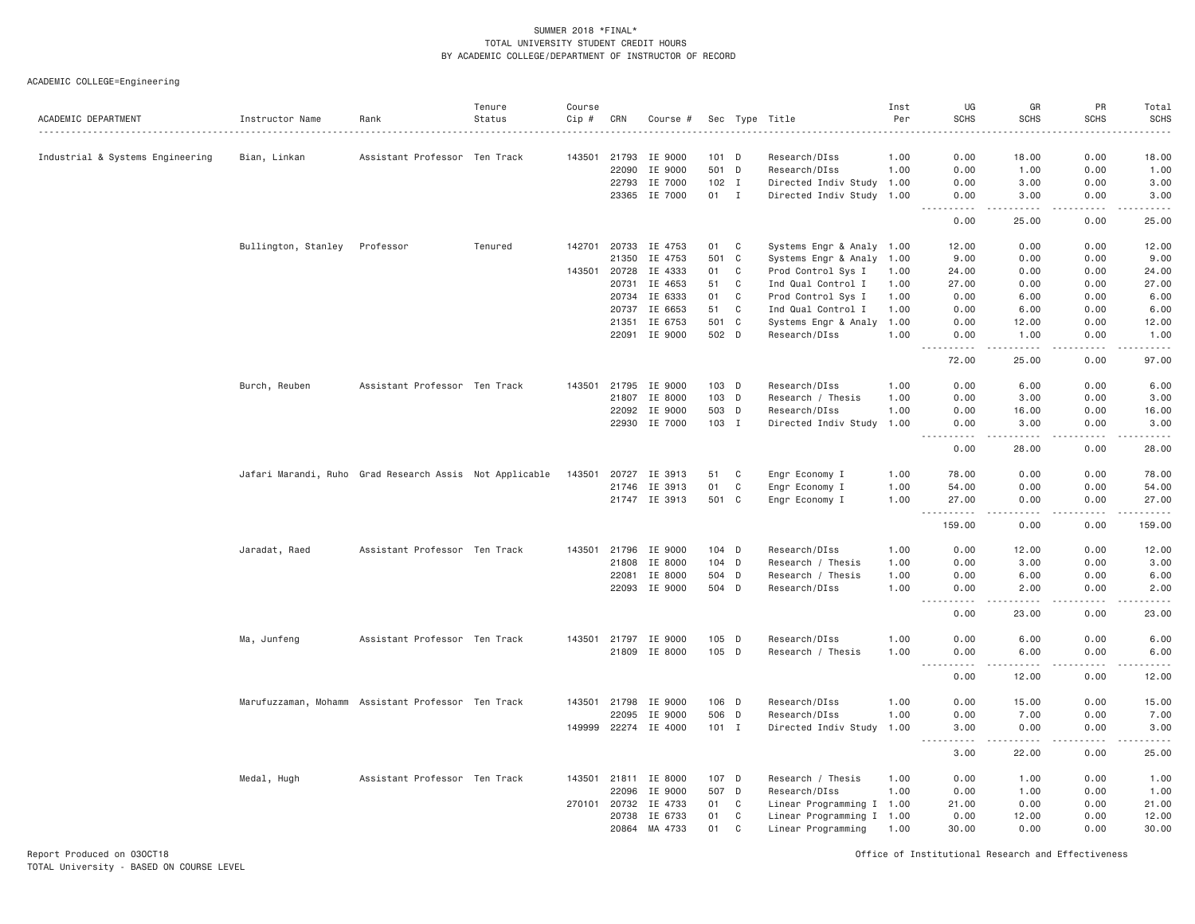SUMMER 2018 *FINAL*
TOTAL UNIVERSITY STUDENT CREDIT HOURS
BY ACADEMIC COLLEGE/DEPARTMENT OF INSTRUCTOR OF RECORD

ACADEMIC COLLEGE=Engineering

| ACADEMIC DEPARTMENT | Instructor Name | Rank | Tenure Status | Course Cip # | CRN | Course # | Sec | Type | Title | Inst Per | UG SCHS | GR SCHS | PR SCHS | Total SCHS |
|---|---|---|---|---|---|---|---|---|---|---|---|---|---|---|
| Industrial & Systems Engineering | Bian, Linkan | Assistant Professor | Ten Track | 143501 | 21793 | IE 9000 | 101 | D | Research/DIss | 1.00 | 0.00 | 18.00 | 0.00 | 18.00 |
| | | | | | 22090 | IE 9000 | 501 | D | Research/DIss | 1.00 | 0.00 | 1.00 | 0.00 | 1.00 |
| | | | | | 22793 | IE 7000 | 102 | I | Directed Indiv Study | 1.00 | 0.00 | 3.00 | 0.00 | 3.00 |
| | | | | | 23365 | IE 7000 | 01 | I | Directed Indiv Study | 1.00 | 0.00 | 3.00 | 0.00 | 3.00 |
| | | | | | | | | | | | 0.00 | 25.00 | 0.00 | 25.00 |
| | Bullington, Stanley | Professor | Tenured | 142701 | 20733 | IE 4753 | 01 | C | Systems Engr & Analy | 1.00 | 12.00 | 0.00 | 0.00 | 12.00 |
| | | | | | 21350 | IE 4753 | 501 | C | Systems Engr & Analy | 1.00 | 9.00 | 0.00 | 0.00 | 9.00 |
| | | | | 143501 | 20728 | IE 4333 | 01 | C | Prod Control Sys I | 1.00 | 24.00 | 0.00 | 0.00 | 24.00 |
| | | | | | 20731 | IE 4653 | 51 | C | Ind Qual Control I | 1.00 | 27.00 | 0.00 | 0.00 | 27.00 |
| | | | | | 20734 | IE 6333 | 01 | C | Prod Control Sys I | 1.00 | 0.00 | 6.00 | 0.00 | 6.00 |
| | | | | | 20737 | IE 6653 | 51 | C | Ind Qual Control I | 1.00 | 0.00 | 6.00 | 0.00 | 6.00 |
| | | | | | 21351 | IE 6753 | 501 | C | Systems Engr & Analy | 1.00 | 0.00 | 12.00 | 0.00 | 12.00 |
| | | | | | 22091 | IE 9000 | 502 | D | Research/DIss | 1.00 | 0.00 | 1.00 | 0.00 | 1.00 |
| | | | | | | | | | | | 72.00 | 25.00 | 0.00 | 97.00 |
| | Burch, Reuben | Assistant Professor | Ten Track | 143501 | 21795 | IE 9000 | 103 | D | Research/DIss | 1.00 | 0.00 | 6.00 | 0.00 | 6.00 |
| | | | | | 21807 | IE 8000 | 103 | D | Research / Thesis | 1.00 | 0.00 | 3.00 | 0.00 | 3.00 |
| | | | | | 22092 | IE 9000 | 503 | D | Research/DIss | 1.00 | 0.00 | 16.00 | 0.00 | 16.00 |
| | | | | | 22930 | IE 7000 | 103 | I | Directed Indiv Study | 1.00 | 0.00 | 3.00 | 0.00 | 3.00 |
| | | | | | | | | | | | 0.00 | 28.00 | 0.00 | 28.00 |
| | Jafari Marandi, Ruho | Grad Research Assis | Not Applicable | 143501 | 20727 | IE 3913 | 51 | C | Engr Economy I | 1.00 | 78.00 | 0.00 | 0.00 | 78.00 |
| | | | | | 21746 | IE 3913 | 01 | C | Engr Economy I | 1.00 | 54.00 | 0.00 | 0.00 | 54.00 |
| | | | | | 21747 | IE 3913 | 501 | C | Engr Economy I | 1.00 | 27.00 | 0.00 | 0.00 | 27.00 |
| | | | | | | | | | | | 159.00 | 0.00 | 0.00 | 159.00 |
| | Jaradat, Raed | Assistant Professor | Ten Track | 143501 | 21796 | IE 9000 | 104 | D | Research/DIss | 1.00 | 0.00 | 12.00 | 0.00 | 12.00 |
| | | | | | 21808 | IE 8000 | 104 | D | Research / Thesis | 1.00 | 0.00 | 3.00 | 0.00 | 3.00 |
| | | | | | 22081 | IE 8000 | 504 | D | Research / Thesis | 1.00 | 0.00 | 6.00 | 0.00 | 6.00 |
| | | | | | 22093 | IE 9000 | 504 | D | Research/DIss | 1.00 | 0.00 | 2.00 | 0.00 | 2.00 |
| | | | | | | | | | | | 0.00 | 23.00 | 0.00 | 23.00 |
| | Ma, Junfeng | Assistant Professor | Ten Track | 143501 | 21797 | IE 9000 | 105 | D | Research/DIss | 1.00 | 0.00 | 6.00 | 0.00 | 6.00 |
| | | | | | 21809 | IE 8000 | 105 | D | Research / Thesis | 1.00 | 0.00 | 6.00 | 0.00 | 6.00 |
| | | | | | | | | | | | 0.00 | 12.00 | 0.00 | 12.00 |
| | Marufuzzaman, Mohamm | Assistant Professor | Ten Track | 143501 | 21798 | IE 9000 | 106 | D | Research/DIss | 1.00 | 0.00 | 15.00 | 0.00 | 15.00 |
| | | | | | 22095 | IE 9000 | 506 | D | Research/DIss | 1.00 | 0.00 | 7.00 | 0.00 | 7.00 |
| | | | | 149999 | 22274 | IE 4000 | 101 | I | Directed Indiv Study | 1.00 | 3.00 | 0.00 | 0.00 | 3.00 |
| | | | | | | | | | | | 3.00 | 22.00 | 0.00 | 25.00 |
| | Medal, Hugh | Assistant Professor | Ten Track | 143501 | 21811 | IE 8000 | 107 | D | Research / Thesis | 1.00 | 0.00 | 1.00 | 0.00 | 1.00 |
| | | | | | 22096 | IE 9000 | 507 | D | Research/DIss | 1.00 | 0.00 | 1.00 | 0.00 | 1.00 |
| | | | | 270101 | 20732 | IE 4733 | 01 | C | Linear Programming I | 1.00 | 21.00 | 0.00 | 0.00 | 21.00 |
| | | | | | 20738 | IE 6733 | 01 | C | Linear Programming I | 1.00 | 0.00 | 12.00 | 0.00 | 12.00 |
| | | | | | 20864 | MA 4733 | 01 | C | Linear Programming | 1.00 | 30.00 | 0.00 | 0.00 | 30.00 |

Report Produced on 03OCT18
TOTAL University - BASED ON COURSE LEVEL

Office of Institutional Research and Effectiveness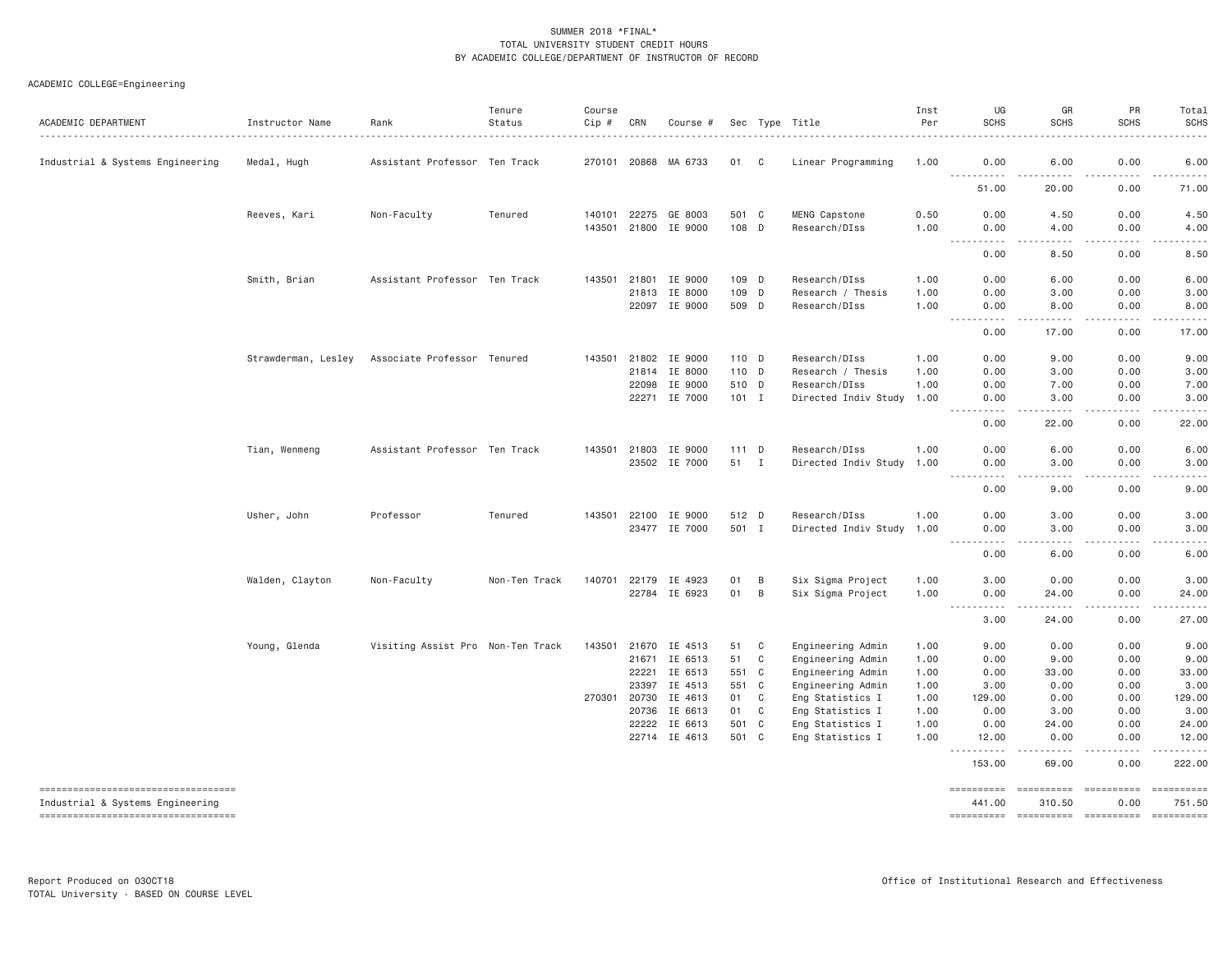SUMMER 2018 *FINAL*
TOTAL UNIVERSITY STUDENT CREDIT HOURS
BY ACADEMIC COLLEGE/DEPARTMENT OF INSTRUCTOR OF RECORD

ACADEMIC COLLEGE=Engineering

| ACADEMIC DEPARTMENT | Instructor Name | Rank | Tenure Status | Course Cip # | CRN | Course # | Sec | Type | Title | Inst Per | UG SCHS | GR SCHS | PR SCHS | Total SCHS |
|---|---|---|---|---|---|---|---|---|---|---|---|---|---|---|
| Industrial & Systems Engineering | Medal, Hugh | Assistant Professor | Ten Track | 270101 | 20868 | MA 6733 | 01 | C | Linear Programming | 1.00 | 0.00 | 6.00 | 0.00 | 6.00 |
| | | | | | | | | | | | 51.00 | 20.00 | 0.00 | 71.00 |
| | Reeves, Kari | Non-Faculty | Tenured | 140101 | 22275 | GE 8003 | 501 | C | MENG Capstone | 0.50 | 0.00 | 4.50 | 0.00 | 4.50 |
| | | | | 143501 | 21800 | IE 9000 | 108 | D | Research/DIss | 1.00 | 0.00 | 4.00 | 0.00 | 4.00 |
| | | | | | | | | | | | 0.00 | 8.50 | 0.00 | 8.50 |
| | Smith, Brian | Assistant Professor | Ten Track | 143501 | 21801 | IE 9000 | 109 | D | Research/DIss | 1.00 | 0.00 | 6.00 | 0.00 | 6.00 |
| | | | | | 21813 | IE 8000 | 109 | D | Research / Thesis | 1.00 | 0.00 | 3.00 | 0.00 | 3.00 |
| | | | | | 22097 | IE 9000 | 509 | D | Research/DIss | 1.00 | 0.00 | 8.00 | 0.00 | 8.00 |
| | | | | | | | | | | | 0.00 | 17.00 | 0.00 | 17.00 |
| | Strawderman, Lesley | Associate Professor | Tenured | 143501 | 21802 | IE 9000 | 110 | D | Research/DIss | 1.00 | 0.00 | 9.00 | 0.00 | 9.00 |
| | | | | | 21814 | IE 8000 | 110 | D | Research / Thesis | 1.00 | 0.00 | 3.00 | 0.00 | 3.00 |
| | | | | | 22098 | IE 9000 | 510 | D | Research/DIss | 1.00 | 0.00 | 7.00 | 0.00 | 7.00 |
| | | | | | 22271 | IE 7000 | 101 | I | Directed Indiv Study | 1.00 | 0.00 | 3.00 | 0.00 | 3.00 |
| | | | | | | | | | | | 0.00 | 22.00 | 0.00 | 22.00 |
| | Tian, Wenmeng | Assistant Professor | Ten Track | 143501 | 21803 | IE 9000 | 111 | D | Research/DIss | 1.00 | 0.00 | 6.00 | 0.00 | 6.00 |
| | | | | | 23502 | IE 7000 | 51 | I | Directed Indiv Study | 1.00 | 0.00 | 3.00 | 0.00 | 3.00 |
| | | | | | | | | | | | 0.00 | 9.00 | 0.00 | 9.00 |
| | Usher, John | Professor | Tenured | 143501 | 22100 | IE 9000 | 512 | D | Research/DIss | 1.00 | 0.00 | 3.00 | 0.00 | 3.00 |
| | | | | | 23477 | IE 7000 | 501 | I | Directed Indiv Study | 1.00 | 0.00 | 3.00 | 0.00 | 3.00 |
| | | | | | | | | | | | 0.00 | 6.00 | 0.00 | 6.00 |
| | Walden, Clayton | Non-Faculty | Non-Ten Track | 140701 | 22179 | IE 4923 | 01 | B | Six Sigma Project | 1.00 | 3.00 | 0.00 | 0.00 | 3.00 |
| | | | | | 22784 | IE 6923 | 01 | B | Six Sigma Project | 1.00 | 0.00 | 24.00 | 0.00 | 24.00 |
| | | | | | | | | | | | 3.00 | 24.00 | 0.00 | 27.00 |
| | Young, Glenda | Visiting Assist Pro | Non-Ten Track | 143501 | 21670 | IE 4513 | 51 | C | Engineering Admin | 1.00 | 9.00 | 0.00 | 0.00 | 9.00 |
| | | | | | 21671 | IE 6513 | 51 | C | Engineering Admin | 1.00 | 0.00 | 9.00 | 0.00 | 9.00 |
| | | | | | 22221 | IE 6513 | 551 | C | Engineering Admin | 1.00 | 0.00 | 33.00 | 0.00 | 33.00 |
| | | | | | 23397 | IE 4513 | 551 | C | Engineering Admin | 1.00 | 3.00 | 0.00 | 0.00 | 3.00 |
| | | | | 270301 | 20730 | IE 4613 | 01 | C | Eng Statistics I | 1.00 | 129.00 | 0.00 | 0.00 | 129.00 |
| | | | | | 20736 | IE 6613 | 01 | C | Eng Statistics I | 1.00 | 0.00 | 3.00 | 0.00 | 3.00 |
| | | | | | 22222 | IE 6613 | 501 | C | Eng Statistics I | 1.00 | 0.00 | 24.00 | 0.00 | 24.00 |
| | | | | | 22714 | IE 4613 | 501 | C | Eng Statistics I | 1.00 | 12.00 | 0.00 | 0.00 | 12.00 |
| | | | | | | | | | | | 153.00 | 69.00 | 0.00 | 222.00 |
| Industrial & Systems Engineering | | | | | | | | | | | 441.00 | 310.50 | 0.00 | 751.50 |

Report Produced on 03OCT18
TOTAL University - BASED ON COURSE LEVEL

Office of Institutional Research and Effectiveness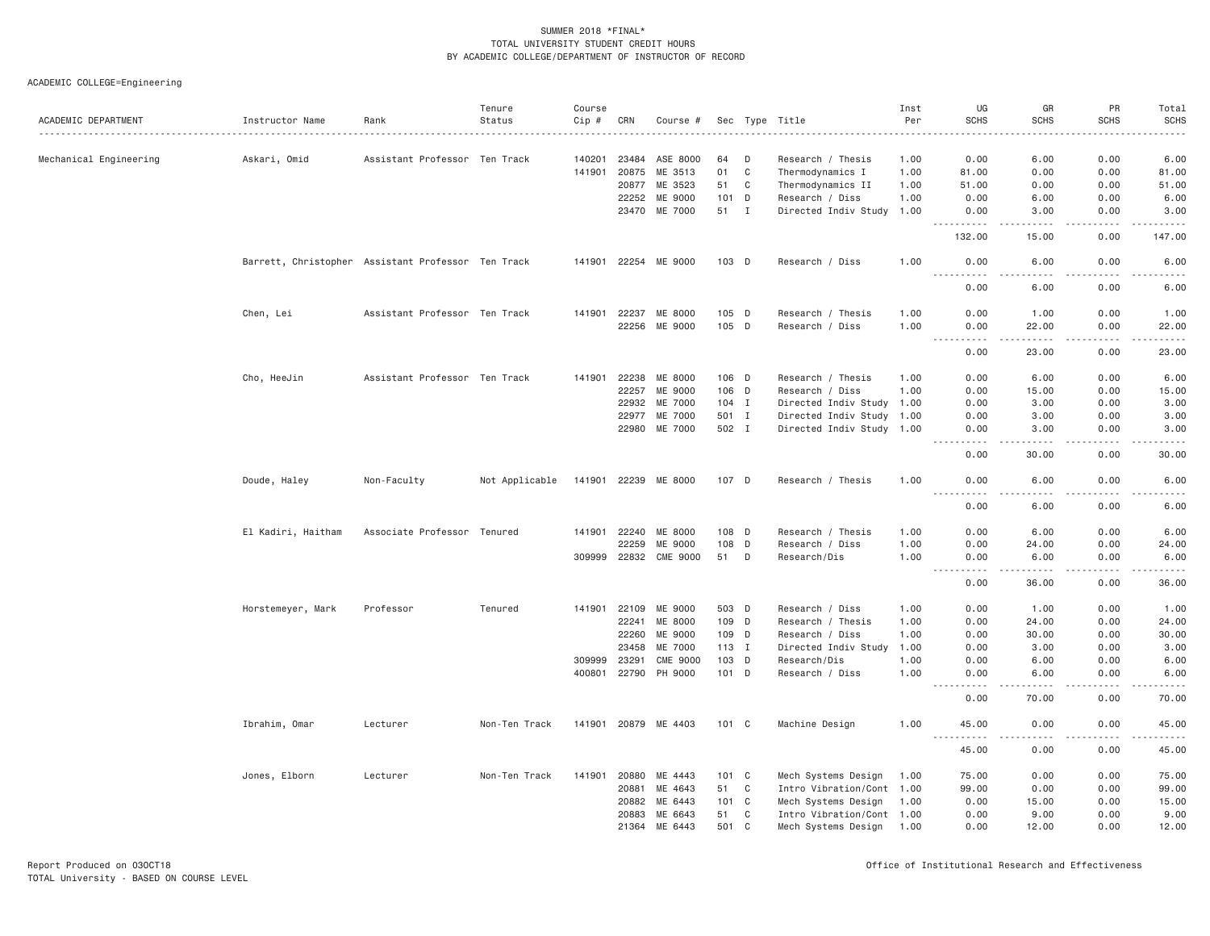SUMMER 2018 *FINAL*
TOTAL UNIVERSITY STUDENT CREDIT HOURS
BY ACADEMIC COLLEGE/DEPARTMENT OF INSTRUCTOR OF RECORD

ACADEMIC COLLEGE=Engineering

| ACADEMIC DEPARTMENT | Instructor Name | Rank | Tenure Status | Course Cip # | CRN | Course # | Sec | Type | Title | Inst Per | UG SCHS | GR SCHS | PR SCHS | Total SCHS |
|---|---|---|---|---|---|---|---|---|---|---|---|---|---|---|
| Mechanical Engineering | Askari, Omid | Assistant Professor | Ten Track | 140201 | 23484 | ASE 8000 | 64 | D | Research / Thesis | 1.00 | 0.00 | 6.00 | 0.00 | 6.00 |
| | | | | 141901 | 20875 | ME 3513 | 01 | C | Thermodynamics I | 1.00 | 81.00 | 0.00 | 0.00 | 81.00 |
| | | | | | 20877 | ME 3523 | 51 | C | Thermodynamics II | 1.00 | 51.00 | 0.00 | 0.00 | 51.00 |
| | | | | | 22252 | ME 9000 | 101 | D | Research / Diss | 1.00 | 0.00 | 6.00 | 0.00 | 6.00 |
| | | | | | 23470 | ME 7000 | 51 | I | Directed Indiv Study | 1.00 | 0.00 | 3.00 | 0.00 | 3.00 |
| | | | | | | | | | | | 132.00 | 15.00 | 0.00 | 147.00 |
| | Barrett, Christopher | Assistant Professor | Ten Track | 141901 | 22254 | ME 9000 | 103 | D | Research / Diss | 1.00 | 0.00 | 6.00 | 0.00 | 6.00 |
| | | | | | | | | | | | 0.00 | 6.00 | 0.00 | 6.00 |
| | Chen, Lei | Assistant Professor | Ten Track | 141901 | 22237 | ME 8000 | 105 | D | Research / Thesis | 1.00 | 0.00 | 1.00 | 0.00 | 1.00 |
| | | | | | 22256 | ME 9000 | 105 | D | Research / Diss | 1.00 | 0.00 | 22.00 | 0.00 | 22.00 |
| | | | | | | | | | | | 0.00 | 23.00 | 0.00 | 23.00 |
| | Cho, HeeJin | Assistant Professor | Ten Track | 141901 | 22238 | ME 8000 | 106 | D | Research / Thesis | 1.00 | 0.00 | 6.00 | 0.00 | 6.00 |
| | | | | | 22257 | ME 9000 | 106 | D | Research / Diss | 1.00 | 0.00 | 15.00 | 0.00 | 15.00 |
| | | | | | 22932 | ME 7000 | 104 | I | Directed Indiv Study | 1.00 | 0.00 | 3.00 | 0.00 | 3.00 |
| | | | | | 22977 | ME 7000 | 501 | I | Directed Indiv Study | 1.00 | 0.00 | 3.00 | 0.00 | 3.00 |
| | | | | | 22980 | ME 7000 | 502 | I | Directed Indiv Study | 1.00 | 0.00 | 3.00 | 0.00 | 3.00 |
| | | | | | | | | | | | 0.00 | 30.00 | 0.00 | 30.00 |
| | Doude, Haley | Non-Faculty | Not Applicable | 141901 | 22239 | ME 8000 | 107 | D | Research / Thesis | 1.00 | 0.00 | 6.00 | 0.00 | 6.00 |
| | | | | | | | | | | | 0.00 | 6.00 | 0.00 | 6.00 |
| | El Kadiri, Haitham | Associate Professor | Tenured | 141901 | 22240 | ME 8000 | 108 | D | Research / Thesis | 1.00 | 0.00 | 6.00 | 0.00 | 6.00 |
| | | | | | 22259 | ME 9000 | 108 | D | Research / Diss | 1.00 | 0.00 | 24.00 | 0.00 | 24.00 |
| | | | | 309999 | 22832 | CME 9000 | 51 | D | Research/Dis | 1.00 | 0.00 | 6.00 | 0.00 | 6.00 |
| | | | | | | | | | | | 0.00 | 36.00 | 0.00 | 36.00 |
| | Horstemeyer, Mark | Professor | Tenured | 141901 | 22109 | ME 9000 | 503 | D | Research / Diss | 1.00 | 0.00 | 1.00 | 0.00 | 1.00 |
| | | | | | 22241 | ME 8000 | 109 | D | Research / Thesis | 1.00 | 0.00 | 24.00 | 0.00 | 24.00 |
| | | | | | 22260 | ME 9000 | 109 | D | Research / Diss | 1.00 | 0.00 | 30.00 | 0.00 | 30.00 |
| | | | | | 23458 | ME 7000 | 113 | I | Directed Indiv Study | 1.00 | 0.00 | 3.00 | 0.00 | 3.00 |
| | | | | 309999 | 23291 | CME 9000 | 103 | D | Research/Dis | 1.00 | 0.00 | 6.00 | 0.00 | 6.00 |
| | | | | 400801 | 22790 | PH 9000 | 101 | D | Research / Diss | 1.00 | 0.00 | 6.00 | 0.00 | 6.00 |
| | | | | | | | | | | | 0.00 | 70.00 | 0.00 | 70.00 |
| | Ibrahim, Omar | Lecturer | Non-Ten Track | 141901 | 20879 | ME 4403 | 101 | C | Machine Design | 1.00 | 45.00 | 0.00 | 0.00 | 45.00 |
| | | | | | | | | | | | 45.00 | 0.00 | 0.00 | 45.00 |
| | Jones, Elborn | Lecturer | Non-Ten Track | 141901 | 20880 | ME 4443 | 101 | C | Mech Systems Design | 1.00 | 75.00 | 0.00 | 0.00 | 75.00 |
| | | | | | 20881 | ME 4643 | 51 | C | Intro Vibration/Cont | 1.00 | 99.00 | 0.00 | 0.00 | 99.00 |
| | | | | | 20882 | ME 6443 | 101 | C | Mech Systems Design | 1.00 | 0.00 | 15.00 | 0.00 | 15.00 |
| | | | | | 20883 | ME 6643 | 51 | C | Intro Vibration/Cont | 1.00 | 0.00 | 9.00 | 0.00 | 9.00 |
| | | | | | 21364 | ME 6443 | 501 | C | Mech Systems Design | 1.00 | 0.00 | 12.00 | 0.00 | 12.00 |

Report Produced on 03OCT18
TOTAL University - BASED ON COURSE LEVEL

Office of Institutional Research and Effectiveness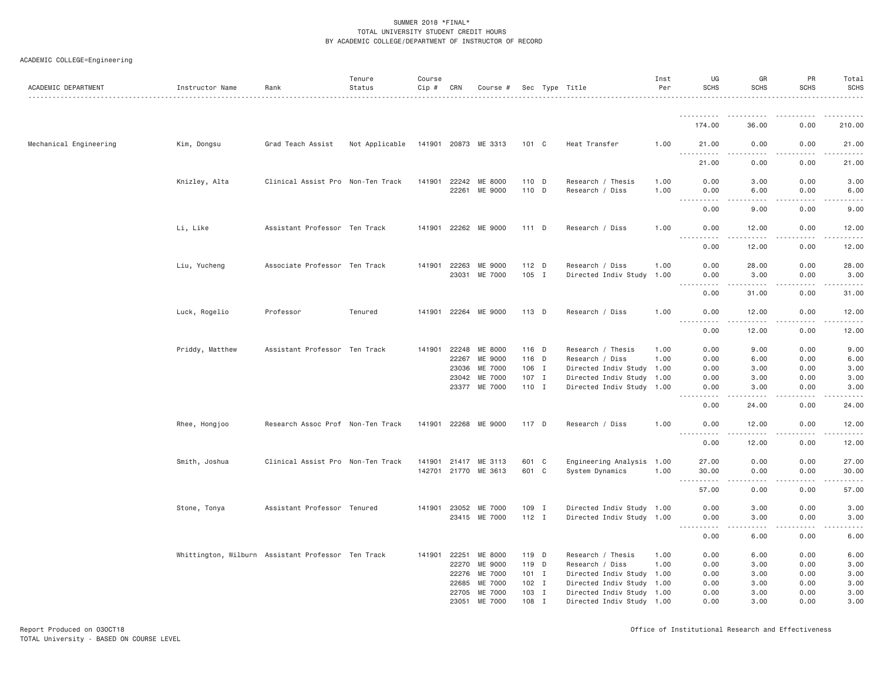SUMMER 2018 *FINAL*
TOTAL UNIVERSITY STUDENT CREDIT HOURS
BY ACADEMIC COLLEGE/DEPARTMENT OF INSTRUCTOR OF RECORD

ACADEMIC COLLEGE=Engineering

| ACADEMIC DEPARTMENT | Instructor Name | Rank | Tenure Status | Course Cip # | CRN | Course # | Sec | Type | Title | Inst Per | UG SCHS | GR SCHS | PR SCHS | Total SCHS |
|---|---|---|---|---|---|---|---|---|---|---|---|---|---|---|
| | | | | | | | | | | | 174.00 | 36.00 | 0.00 | 210.00 |
| Mechanical Engineering | Kim, Dongsu | Grad Teach Assist | Not Applicable | 141901 | 20873 | ME 3313 | 101 | C | Heat Transfer | 1.00 | 21.00 | 0.00 | 0.00 | 21.00 |
| | | | | | | | | | | | 21.00 | 0.00 | 0.00 | 21.00 |
| | Knizley, Alta | Clinical Assist Pro | Non-Ten Track | 141901 | 22242 | ME 8000 | 110 | D | Research / Thesis | 1.00 | 0.00 | 3.00 | 0.00 | 3.00 |
| | | | | | 22261 | ME 9000 | 110 | D | Research / Diss | 1.00 | 0.00 | 6.00 | 0.00 | 6.00 |
| | | | | | | | | | | | 0.00 | 9.00 | 0.00 | 9.00 |
| | Li, Like | Assistant Professor | Ten Track | 141901 | 22262 | ME 9000 | 111 | D | Research / Diss | 1.00 | 0.00 | 12.00 | 0.00 | 12.00 |
| | | | | | | | | | | | 0.00 | 12.00 | 0.00 | 12.00 |
| | Liu, Yucheng | Associate Professor | Ten Track | 141901 | 22263 | ME 9000 | 112 | D | Research / Diss | 1.00 | 0.00 | 28.00 | 0.00 | 28.00 |
| | | | | | 23031 | ME 7000 | 105 | I | Directed Indiv Study | 1.00 | 0.00 | 3.00 | 0.00 | 3.00 |
| | | | | | | | | | | | 0.00 | 31.00 | 0.00 | 31.00 |
| | Luck, Rogelio | Professor | Tenured | 141901 | 22264 | ME 9000 | 113 | D | Research / Diss | 1.00 | 0.00 | 12.00 | 0.00 | 12.00 |
| | | | | | | | | | | | 0.00 | 12.00 | 0.00 | 12.00 |
| | Priddy, Matthew | Assistant Professor | Ten Track | 141901 | 22248 | ME 8000 | 116 | D | Research / Thesis | 1.00 | 0.00 | 9.00 | 0.00 | 9.00 |
| | | | | | 22267 | ME 9000 | 116 | D | Research / Diss | 1.00 | 0.00 | 6.00 | 0.00 | 6.00 |
| | | | | | 23036 | ME 7000 | 106 | I | Directed Indiv Study | 1.00 | 0.00 | 3.00 | 0.00 | 3.00 |
| | | | | | 23042 | ME 7000 | 107 | I | Directed Indiv Study | 1.00 | 0.00 | 3.00 | 0.00 | 3.00 |
| | | | | | 23377 | ME 7000 | 110 | I | Directed Indiv Study | 1.00 | 0.00 | 3.00 | 0.00 | 3.00 |
| | | | | | | | | | | | 0.00 | 24.00 | 0.00 | 24.00 |
| | Rhee, Hongjoo | Research Assoc Prof | Non-Ten Track | 141901 | 22268 | ME 9000 | 117 | D | Research / Diss | 1.00 | 0.00 | 12.00 | 0.00 | 12.00 |
| | | | | | | | | | | | 0.00 | 12.00 | 0.00 | 12.00 |
| | Smith, Joshua | Clinical Assist Pro | Non-Ten Track | 141901 | 21417 | ME 3113 | 601 | C | Engineering Analysis | 1.00 | 27.00 | 0.00 | 0.00 | 27.00 |
| | | | | 142701 | 21770 | ME 3613 | 601 | C | System Dynamics | 1.00 | 30.00 | 0.00 | 0.00 | 30.00 |
| | | | | | | | | | | | 57.00 | 0.00 | 0.00 | 57.00 |
| | Stone, Tonya | Assistant Professor | Tenured | 141901 | 23052 | ME 7000 | 109 | I | Directed Indiv Study | 1.00 | 0.00 | 3.00 | 0.00 | 3.00 |
| | | | | | 23415 | ME 7000 | 112 | I | Directed Indiv Study | 1.00 | 0.00 | 3.00 | 0.00 | 3.00 |
| | | | | | | | | | | | 0.00 | 6.00 | 0.00 | 6.00 |
| | Whittington, Wilburn | Assistant Professor | Ten Track | 141901 | 22251 | ME 8000 | 119 | D | Research / Thesis | 1.00 | 0.00 | 6.00 | 0.00 | 6.00 |
| | | | | | 22270 | ME 9000 | 119 | D | Research / Diss | 1.00 | 0.00 | 3.00 | 0.00 | 3.00 |
| | | | | | 22276 | ME 7000 | 101 | I | Directed Indiv Study | 1.00 | 0.00 | 3.00 | 0.00 | 3.00 |
| | | | | | 22685 | ME 7000 | 102 | I | Directed Indiv Study | 1.00 | 0.00 | 3.00 | 0.00 | 3.00 |
| | | | | | 22705 | ME 7000 | 103 | I | Directed Indiv Study | 1.00 | 0.00 | 3.00 | 0.00 | 3.00 |
| | | | | | 23051 | ME 7000 | 108 | I | Directed Indiv Study | 1.00 | 0.00 | 3.00 | 0.00 | 3.00 |

Report Produced on 03OCT18
TOTAL University - BASED ON COURSE LEVEL

Office of Institutional Research and Effectiveness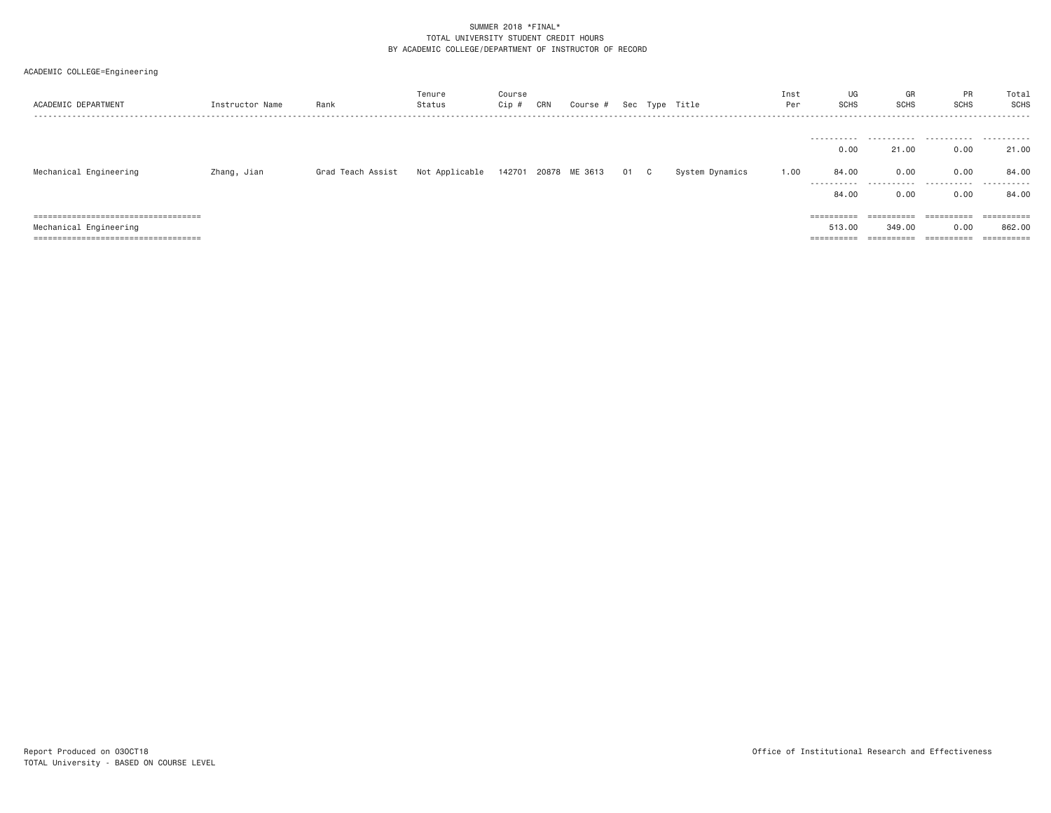SUMMER 2018 *FINAL*
TOTAL UNIVERSITY STUDENT CREDIT HOURS
BY ACADEMIC COLLEGE/DEPARTMENT OF INSTRUCTOR OF RECORD

ACADEMIC COLLEGE=Engineering

| ACADEMIC DEPARTMENT | Instructor Name | Rank | Tenure Status | Course Cip # | CRN | Course # | Sec | Type | Title | Inst Per | UG SCHS | GR SCHS | PR SCHS | Total SCHS |
|---|---|---|---|---|---|---|---|---|---|---|---|---|---|---|
| | | | | | | | | | | | 0.00 | 21.00 | 0.00 | 21.00 |
| Mechanical Engineering | Zhang, Jian | Grad Teach Assist | Not Applicable | 142701 | 20878 | ME 3613 | 01 | C | System Dynamics | 1.00 | 84.00 | 0.00 | 0.00 | 84.00 |
| | | | | | | | | | | | 84.00 | 0.00 | 0.00 | 84.00 |
| Mechanical Engineering | | | | | | | | | | | 513.00 | 349.00 | 0.00 | 862.00 |

Report Produced on 03OCT18
TOTAL University - BASED ON COURSE LEVEL

Office of Institutional Research and Effectiveness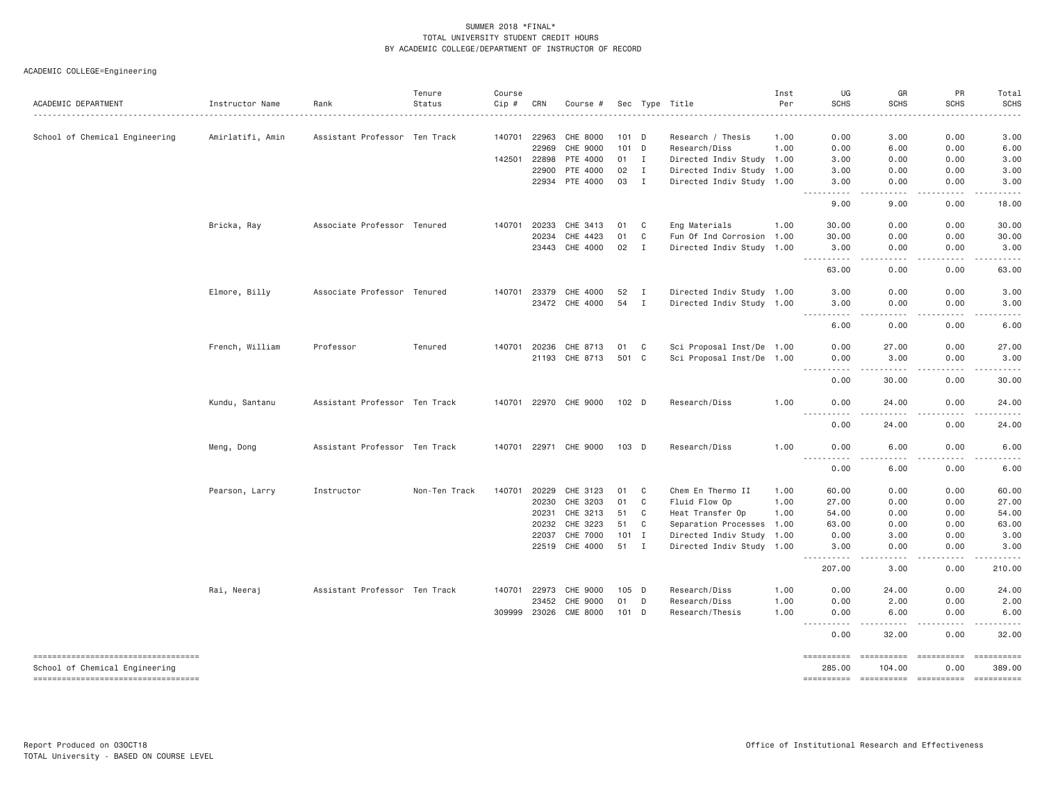SUMMER 2018 *FINAL*
TOTAL UNIVERSITY STUDENT CREDIT HOURS
BY ACADEMIC COLLEGE/DEPARTMENT OF INSTRUCTOR OF RECORD

ACADEMIC COLLEGE=Engineering

| ACADEMIC DEPARTMENT | Instructor Name | Rank | Tenure Status | Course Cip # | CRN | Course # | Sec | Type | Title | Inst Per | UG SCHS | GR SCHS | PR SCHS | Total SCHS |
|---|---|---|---|---|---|---|---|---|---|---|---|---|---|---|
| School of Chemical Engineering | Amirlatifi, Amin | Assistant Professor | Ten Track | 140701 | 22963 | CHE 8000 | 101 | D | Research / Thesis | 1.00 | 0.00 | 3.00 | 0.00 | 3.00 |
| | | | | | 22969 | CHE 9000 | 101 | D | Research/Diss | 1.00 | 0.00 | 6.00 | 0.00 | 6.00 |
| | | | | 142501 | 22898 | PTE 4000 | 01 | I | Directed Indiv Study | 1.00 | 3.00 | 0.00 | 0.00 | 3.00 |
| | | | | | 22900 | PTE 4000 | 02 | I | Directed Indiv Study | 1.00 | 3.00 | 0.00 | 0.00 | 3.00 |
| | | | | | 22934 | PTE 4000 | 03 | I | Directed Indiv Study | 1.00 | 3.00 | 0.00 | 0.00 | 3.00 |
| | | | | | | | | | | | 9.00 | 9.00 | 0.00 | 18.00 |
| | Bricka, Ray | Associate Professor | Tenured | 140701 | 20233 | CHE 3413 | 01 | C | Eng Materials | 1.00 | 30.00 | 0.00 | 0.00 | 30.00 |
| | | | | | 20234 | CHE 4423 | 01 | C | Fun Of Ind Corrosion | 1.00 | 30.00 | 0.00 | 0.00 | 30.00 |
| | | | | | 23443 | CHE 4000 | 02 | I | Directed Indiv Study | 1.00 | 3.00 | 0.00 | 0.00 | 3.00 |
| | | | | | | | | | | | 63.00 | 0.00 | 0.00 | 63.00 |
| | Elmore, Billy | Associate Professor | Tenured | 140701 | 23379 | CHE 4000 | 52 | I | Directed Indiv Study | 1.00 | 3.00 | 0.00 | 0.00 | 3.00 |
| | | | | | 23472 | CHE 4000 | 54 | I | Directed Indiv Study | 1.00 | 3.00 | 0.00 | 0.00 | 3.00 |
| | | | | | | | | | | | 6.00 | 0.00 | 0.00 | 6.00 |
| | French, William | Professor | Tenured | 140701 | 20236 | CHE 8713 | 01 | C | Sci Proposal Inst/De | 1.00 | 0.00 | 27.00 | 0.00 | 27.00 |
| | | | | | 21193 | CHE 8713 | 501 | C | Sci Proposal Inst/De | 1.00 | 0.00 | 3.00 | 0.00 | 3.00 |
| | | | | | | | | | | | 0.00 | 30.00 | 0.00 | 30.00 |
| | Kundu, Santanu | Assistant Professor | Ten Track | 140701 | 22970 | CHE 9000 | 102 | D | Research/Diss | 1.00 | 0.00 | 24.00 | 0.00 | 24.00 |
| | | | | | | | | | | | 0.00 | 24.00 | 0.00 | 24.00 |
| | Meng, Dong | Assistant Professor | Ten Track | 140701 | 22971 | CHE 9000 | 103 | D | Research/Diss | 1.00 | 0.00 | 6.00 | 0.00 | 6.00 |
| | | | | | | | | | | | 0.00 | 6.00 | 0.00 | 6.00 |
| | Pearson, Larry | Instructor | Non-Ten Track | 140701 | 20229 | CHE 3123 | 01 | C | Chem En Thermo II | 1.00 | 60.00 | 0.00 | 0.00 | 60.00 |
| | | | | | 20230 | CHE 3203 | 01 | C | Fluid Flow Op | 1.00 | 27.00 | 0.00 | 0.00 | 27.00 |
| | | | | | 20231 | CHE 3213 | 51 | C | Heat Transfer Op | 1.00 | 54.00 | 0.00 | 0.00 | 54.00 |
| | | | | | 20232 | CHE 3223 | 51 | C | Separation Processes | 1.00 | 63.00 | 0.00 | 0.00 | 63.00 |
| | | | | | 22037 | CHE 7000 | 101 | I | Directed Indiv Study | 1.00 | 0.00 | 3.00 | 0.00 | 3.00 |
| | | | | | 22519 | CHE 4000 | 51 | I | Directed Indiv Study | 1.00 | 3.00 | 0.00 | 0.00 | 3.00 |
| | | | | | | | | | | | 207.00 | 3.00 | 0.00 | 210.00 |
| | Rai, Neeraj | Assistant Professor | Ten Track | 140701 | 22973 | CHE 9000 | 105 | D | Research/Diss | 1.00 | 0.00 | 24.00 | 0.00 | 24.00 |
| | | | | | 23452 | CHE 9000 | 01 | D | Research/Diss | 1.00 | 0.00 | 2.00 | 0.00 | 2.00 |
| | | | | 309999 | 23026 | CME 8000 | 101 | D | Research/Thesis | 1.00 | 0.00 | 6.00 | 0.00 | 6.00 |
| | | | | | | | | | | | 0.00 | 32.00 | 0.00 | 32.00 |
| School of Chemical Engineering | | | | | | | | | | | 285.00 | 104.00 | 0.00 | 389.00 |

Report Produced on 03OCT18
TOTAL University - BASED ON COURSE LEVEL

Office of Institutional Research and Effectiveness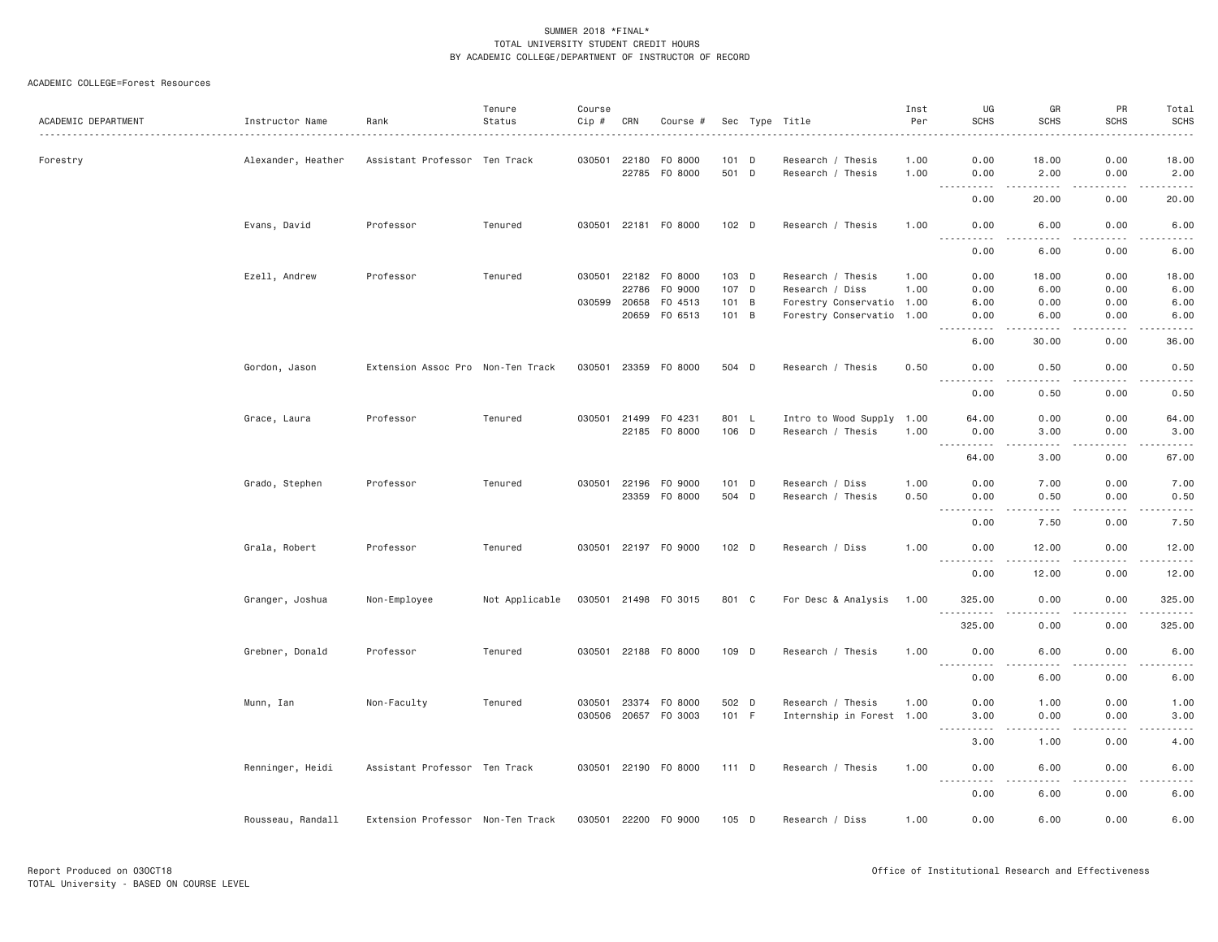SUMMER 2018 *FINAL*
TOTAL UNIVERSITY STUDENT CREDIT HOURS
BY ACADEMIC COLLEGE/DEPARTMENT OF INSTRUCTOR OF RECORD

ACADEMIC COLLEGE=Forest Resources

| ACADEMIC DEPARTMENT | Instructor Name | Rank | Tenure Status | Course Cip # | CRN | Course # | Sec | Type | Title | Inst Per | UG SCHS | GR SCHS | PR SCHS | Total SCHS |
|---|---|---|---|---|---|---|---|---|---|---|---|---|---|---|
| Forestry | Alexander, Heather | Assistant Professor | Ten Track | 030501 | 22180 | FO 8000 | 101 | D | Research / Thesis | 1.00 | 0.00 | 18.00 | 0.00 | 18.00 |
| | | | | | 22785 | FO 8000 | 501 | D | Research / Thesis | 1.00 | 0.00 | 2.00 | 0.00 | 2.00 |
| | | | | | | | | | | | 0.00 | 20.00 | 0.00 | 20.00 |
| | Evans, David | Professor | Tenured | 030501 | 22181 | FO 8000 | 102 | D | Research / Thesis | 1.00 | 0.00 | 6.00 | 0.00 | 6.00 |
| | | | | | | | | | | | 0.00 | 6.00 | 0.00 | 6.00 |
| | Ezell, Andrew | Professor | Tenured | 030501 | 22182 | FO 8000 | 103 | D | Research / Thesis | 1.00 | 0.00 | 18.00 | 0.00 | 18.00 |
| | | | | | 22786 | FO 9000 | 107 | D | Research / Diss | 1.00 | 0.00 | 6.00 | 0.00 | 6.00 |
| | | | | 030599 | 20658 | FO 4513 | 101 | B | Forestry Conservatio | 1.00 | 6.00 | 0.00 | 0.00 | 6.00 |
| | | | | | 20659 | FO 6513 | 101 | B | Forestry Conservatio | 1.00 | 0.00 | 6.00 | 0.00 | 6.00 |
| | | | | | | | | | | | 6.00 | 30.00 | 0.00 | 36.00 |
| | Gordon, Jason | Extension Assoc Pro | Non-Ten Track | 030501 | 23359 | FO 8000 | 504 | D | Research / Thesis | 0.50 | 0.00 | 0.50 | 0.00 | 0.50 |
| | | | | | | | | | | | 0.00 | 0.50 | 0.00 | 0.50 |
| | Grace, Laura | Professor | Tenured | 030501 | 21499 | FO 4231 | 801 | L | Intro to Wood Supply | 1.00 | 64.00 | 0.00 | 0.00 | 64.00 |
| | | | | | 22185 | FO 8000 | 106 | D | Research / Thesis | 1.00 | 0.00 | 3.00 | 0.00 | 3.00 |
| | | | | | | | | | | | 64.00 | 3.00 | 0.00 | 67.00 |
| | Grado, Stephen | Professor | Tenured | 030501 | 22196 | FO 9000 | 101 | D | Research / Diss | 1.00 | 0.00 | 7.00 | 0.00 | 7.00 |
| | | | | | 23359 | FO 8000 | 504 | D | Research / Thesis | 0.50 | 0.00 | 0.50 | 0.00 | 0.50 |
| | | | | | | | | | | | 0.00 | 7.50 | 0.00 | 7.50 |
| | Grala, Robert | Professor | Tenured | 030501 | 22197 | FO 9000 | 102 | D | Research / Diss | 1.00 | 0.00 | 12.00 | 0.00 | 12.00 |
| | | | | | | | | | | | 0.00 | 12.00 | 0.00 | 12.00 |
| | Granger, Joshua | Non-Employee | Not Applicable | 030501 | 21498 | FO 3015 | 801 | C | For Desc & Analysis | 1.00 | 325.00 | 0.00 | 0.00 | 325.00 |
| | | | | | | | | | | | 325.00 | 0.00 | 0.00 | 325.00 |
| | Grebner, Donald | Professor | Tenured | 030501 | 22188 | FO 8000 | 109 | D | Research / Thesis | 1.00 | 0.00 | 6.00 | 0.00 | 6.00 |
| | | | | | | | | | | | 0.00 | 6.00 | 0.00 | 6.00 |
| | Munn, Ian | Non-Faculty | Tenured | 030501 | 23374 | FO 8000 | 502 | D | Research / Thesis | 1.00 | 0.00 | 1.00 | 0.00 | 1.00 |
| | | | | 030506 | 20657 | FO 3003 | 101 | F | Internship in Forest | 1.00 | 3.00 | 0.00 | 0.00 | 3.00 |
| | | | | | | | | | | | 3.00 | 1.00 | 0.00 | 4.00 |
| | Renninger, Heidi | Assistant Professor | Ten Track | 030501 | 22190 | FO 8000 | 111 | D | Research / Thesis | 1.00 | 0.00 | 6.00 | 0.00 | 6.00 |
| | | | | | | | | | | | 0.00 | 6.00 | 0.00 | 6.00 |
| | Rousseau, Randall | Extension Professor | Non-Ten Track | 030501 | 22200 | FO 9000 | 105 | D | Research / Diss | 1.00 | 0.00 | 6.00 | 0.00 | 6.00 |

Report Produced on 03OCT18 — Office of Institutional Research and Effectiveness
TOTAL University - BASED ON COURSE LEVEL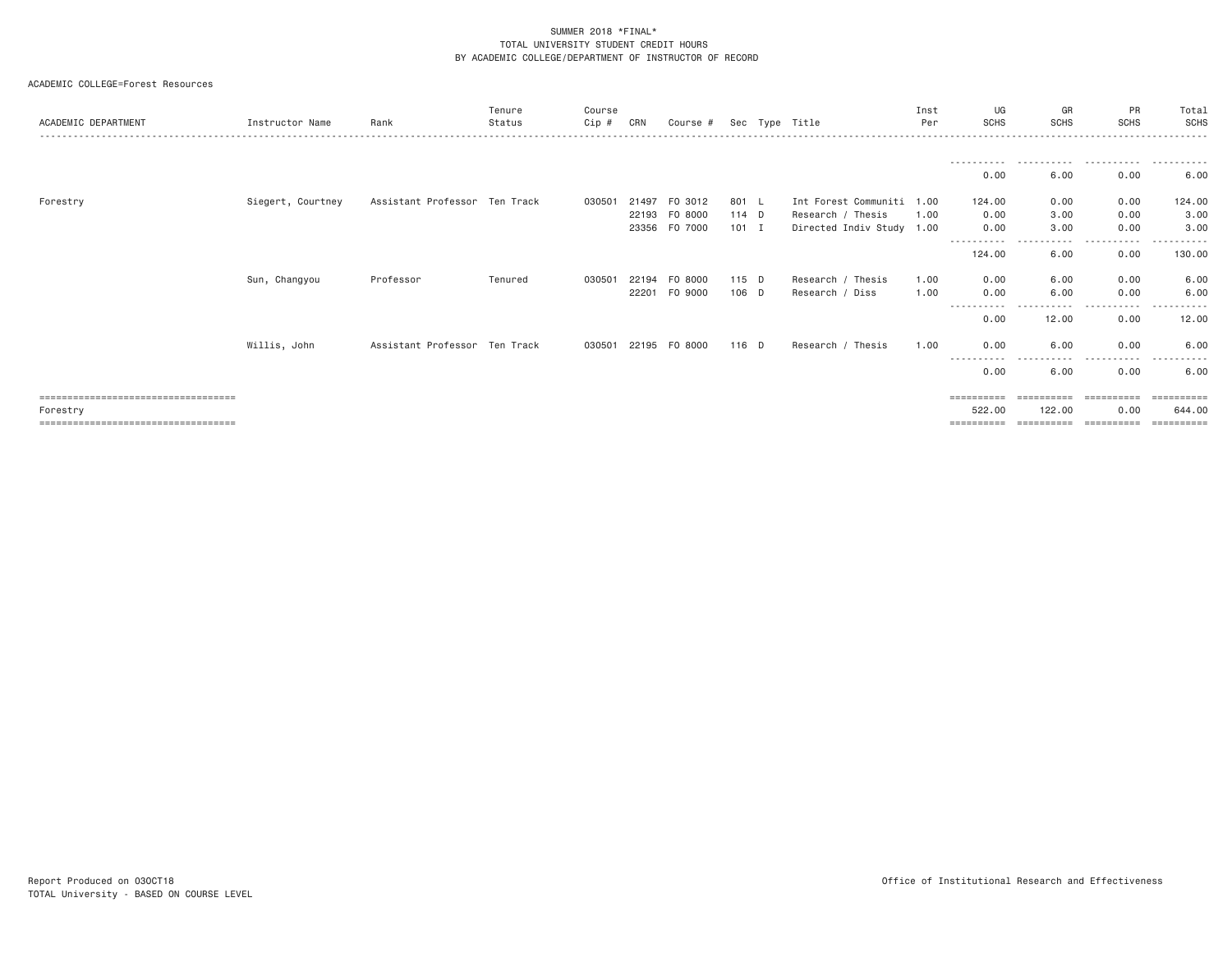SUMMER 2018 *FINAL*
TOTAL UNIVERSITY STUDENT CREDIT HOURS
BY ACADEMIC COLLEGE/DEPARTMENT OF INSTRUCTOR OF RECORD

ACADEMIC COLLEGE=Forest Resources

| ACADEMIC DEPARTMENT | Instructor Name | Rank | Tenure Status | Course Cip # | CRN | Course # | Sec | Type | Title | Inst Per | UG SCHS | GR SCHS | PR SCHS | Total SCHS |
|---|---|---|---|---|---|---|---|---|---|---|---|---|---|---|
| | | | | | | | | | | | 0.00 | 6.00 | 0.00 | 6.00 |
| Forestry | Siegert, Courtney | Assistant Professor | Ten Track | 030501 | 21497 | FO 3012 | 801 | L | Int Forest Communiti | 1.00 | 124.00 | 0.00 | 0.00 | 124.00 |
| | | | | | 22193 | FO 8000 | 114 | D | Research / Thesis | 1.00 | 0.00 | 3.00 | 0.00 | 3.00 |
| | | | | | 23356 | FO 7000 | 101 | I | Directed Indiv Study | 1.00 | 0.00 | 3.00 | 0.00 | 3.00 |
| | | | | | | | | | | | 124.00 | 6.00 | 0.00 | 130.00 |
| | Sun, Changyou | Professor | Tenured | 030501 | 22194 | FO 8000 | 115 | D | Research / Thesis | 1.00 | 0.00 | 6.00 | 0.00 | 6.00 |
| | | | | | 22201 | FO 9000 | 106 | D | Research / Diss | 1.00 | 0.00 | 6.00 | 0.00 | 6.00 |
| | | | | | | | | | | | 0.00 | 12.00 | 0.00 | 12.00 |
| | Willis, John | Assistant Professor | Ten Track | 030501 | 22195 | FO 8000 | 116 | D | Research / Thesis | 1.00 | 0.00 | 6.00 | 0.00 | 6.00 |
| | | | | | | | | | | | 0.00 | 6.00 | 0.00 | 6.00 |
| Forestry | | | | | | | | | | | 522.00 | 122.00 | 0.00 | 644.00 |

Report Produced on 03OCT18
TOTAL University - BASED ON COURSE LEVEL

Office of Institutional Research and Effectiveness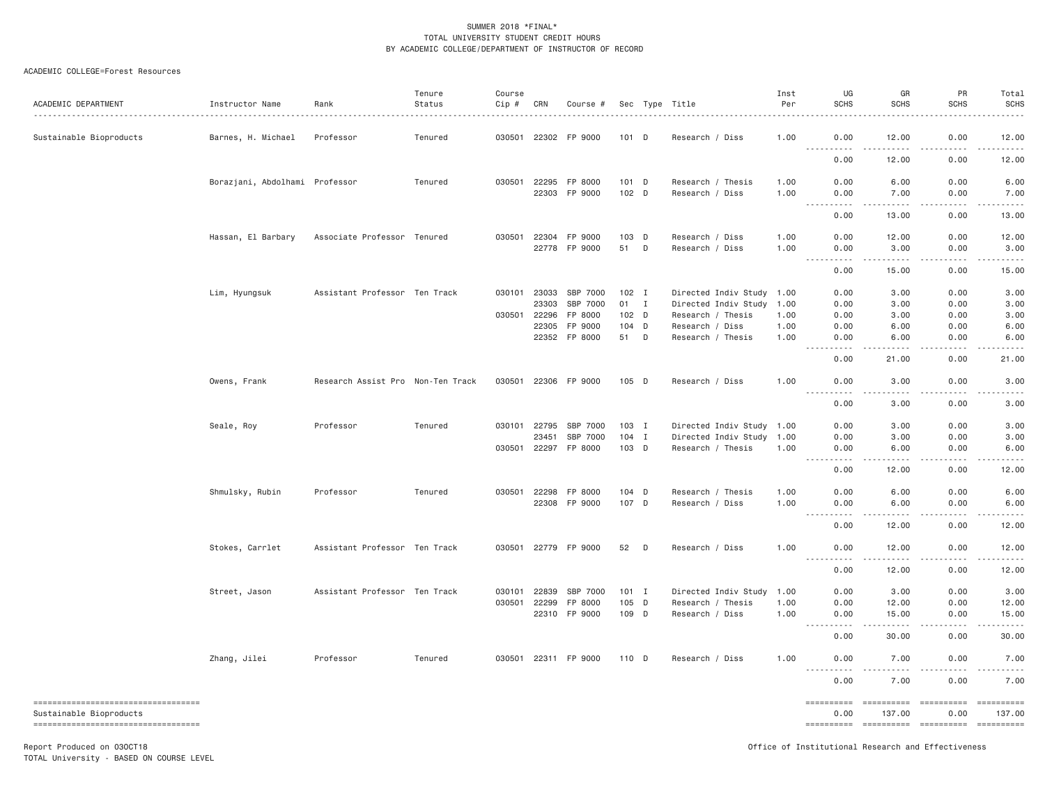SUMMER 2018 *FINAL*
TOTAL UNIVERSITY STUDENT CREDIT HOURS
BY ACADEMIC COLLEGE/DEPARTMENT OF INSTRUCTOR OF RECORD

ACADEMIC COLLEGE=Forest Resources

| ACADEMIC DEPARTMENT | Instructor Name | Rank | Tenure Status | Course Cip # | CRN | Course # | Sec | Type | Title | Inst Per | UG SCHS | GR SCHS | PR SCHS | Total SCHS |
|---|---|---|---|---|---|---|---|---|---|---|---|---|---|---|
| Sustainable Bioproducts | Barnes, H. Michael | Professor | Tenured | 030501 | 22302 | FP 9000 | 101 | D | Research / Diss | 1.00 | 0.00 | 12.00 | 0.00 | 12.00 |
| | | | | | | | | | | | 0.00 | 12.00 | 0.00 | 12.00 |
| | Borazjani, Abdolhami | Professor | Tenured | 030501 | 22295 | FP 8000 | 101 | D | Research / Thesis | 1.00 | 0.00 | 6.00 | 0.00 | 6.00 |
| | | | | | 22303 | FP 9000 | 102 | D | Research / Diss | 1.00 | 0.00 | 7.00 | 0.00 | 7.00 |
| | | | | | | | | | | | 0.00 | 13.00 | 0.00 | 13.00 |
| | Hassan, El Barbary | Associate Professor | Tenured | 030501 | 22304 | FP 9000 | 103 | D | Research / Diss | 1.00 | 0.00 | 12.00 | 0.00 | 12.00 |
| | | | | | 22778 | FP 9000 | 51 | D | Research / Diss | 1.00 | 0.00 | 3.00 | 0.00 | 3.00 |
| | | | | | | | | | | | 0.00 | 15.00 | 0.00 | 15.00 |
| | Lim, Hyungsuk | Assistant Professor | Ten Track | 030101 | 23033 | SBP 7000 | 102 | I | Directed Indiv Study | 1.00 | 0.00 | 3.00 | 0.00 | 3.00 |
| | | | | | 23303 | SBP 7000 | 01 | I | Directed Indiv Study | 1.00 | 0.00 | 3.00 | 0.00 | 3.00 |
| | | | | 030501 | 22296 | FP 8000 | 102 | D | Research / Thesis | 1.00 | 0.00 | 3.00 | 0.00 | 3.00 |
| | | | | | 22305 | FP 9000 | 104 | D | Research / Diss | 1.00 | 0.00 | 6.00 | 0.00 | 6.00 |
| | | | | | 22352 | FP 8000 | 51 | D | Research / Thesis | 1.00 | 0.00 | 6.00 | 0.00 | 6.00 |
| | | | | | | | | | | | 0.00 | 21.00 | 0.00 | 21.00 |
| | Owens, Frank | Research Assist Pro | Non-Ten Track | 030501 | 22306 | FP 9000 | 105 | D | Research / Diss | 1.00 | 0.00 | 3.00 | 0.00 | 3.00 |
| | | | | | | | | | | | 0.00 | 3.00 | 0.00 | 3.00 |
| | Seale, Roy | Professor | Tenured | 030101 | 22795 | SBP 7000 | 103 | I | Directed Indiv Study | 1.00 | 0.00 | 3.00 | 0.00 | 3.00 |
| | | | | | 23451 | SBP 7000 | 104 | I | Directed Indiv Study | 1.00 | 0.00 | 3.00 | 0.00 | 3.00 |
| | | | | 030501 | 22297 | FP 8000 | 103 | D | Research / Thesis | 1.00 | 0.00 | 6.00 | 0.00 | 6.00 |
| | | | | | | | | | | | 0.00 | 12.00 | 0.00 | 12.00 |
| | Shmulsky, Rubin | Professor | Tenured | 030501 | 22298 | FP 8000 | 104 | D | Research / Thesis | 1.00 | 0.00 | 6.00 | 0.00 | 6.00 |
| | | | | | 22308 | FP 9000 | 107 | D | Research / Diss | 1.00 | 0.00 | 6.00 | 0.00 | 6.00 |
| | | | | | | | | | | | 0.00 | 12.00 | 0.00 | 12.00 |
| | Stokes, Carrlet | Assistant Professor | Ten Track | 030501 | 22779 | FP 9000 | 52 | D | Research / Diss | 1.00 | 0.00 | 12.00 | 0.00 | 12.00 |
| | | | | | | | | | | | 0.00 | 12.00 | 0.00 | 12.00 |
| | Street, Jason | Assistant Professor | Ten Track | 030101 | 22839 | SBP 7000 | 101 | I | Directed Indiv Study | 1.00 | 0.00 | 3.00 | 0.00 | 3.00 |
| | | | | 030501 | 22299 | FP 8000 | 105 | D | Research / Thesis | 1.00 | 0.00 | 12.00 | 0.00 | 12.00 |
| | | | | | 22310 | FP 9000 | 109 | D | Research / Diss | 1.00 | 0.00 | 15.00 | 0.00 | 15.00 |
| | | | | | | | | | | | 0.00 | 30.00 | 0.00 | 30.00 |
| | Zhang, Jilei | Professor | Tenured | 030501 | 22311 | FP 9000 | 110 | D | Research / Diss | 1.00 | 0.00 | 7.00 | 0.00 | 7.00 |
| | | | | | | | | | | | 0.00 | 7.00 | 0.00 | 7.00 |
| Sustainable Bioproducts | | | | | | | | | | | 0.00 | 137.00 | 0.00 | 137.00 |

Report Produced on 03OCT18
TOTAL University - BASED ON COURSE LEVEL

Office of Institutional Research and Effectiveness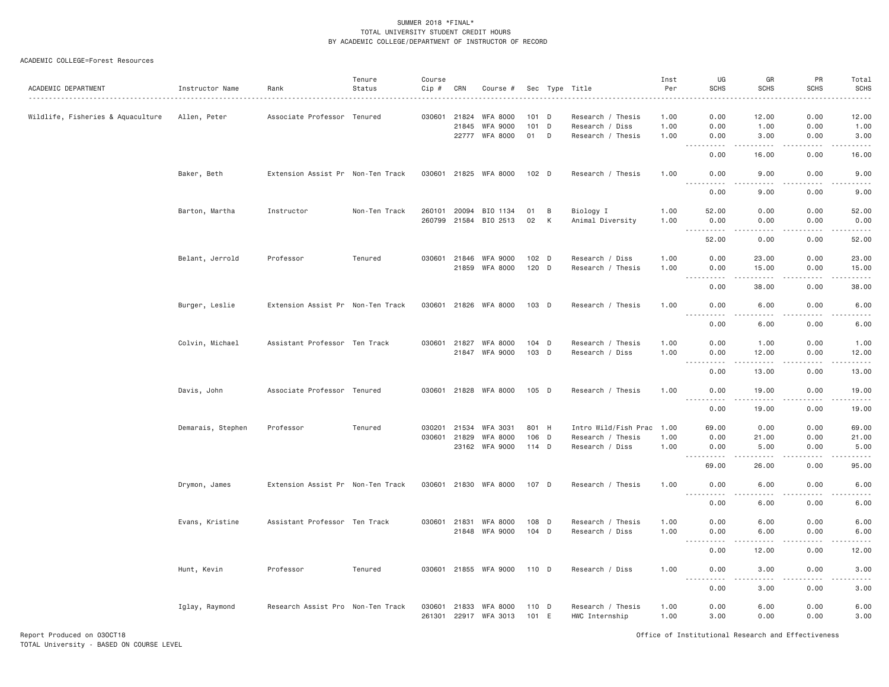SUMMER 2018 *FINAL*
TOTAL UNIVERSITY STUDENT CREDIT HOURS
BY ACADEMIC COLLEGE/DEPARTMENT OF INSTRUCTOR OF RECORD

ACADEMIC COLLEGE=Forest Resources

| ACADEMIC DEPARTMENT | Instructor Name | Rank | Tenure Status | Course Cip # | CRN | Course # | Sec | Type | Title | Inst Per | UG SCHS | GR SCHS | PR SCHS | Total SCHS |
|---|---|---|---|---|---|---|---|---|---|---|---|---|---|---|
| Wildlife, Fisheries & Aquaculture | Allen, Peter | Associate Professor | Tenured | 030601 | 21824 | WFA 8000 | 101 | D | Research / Thesis | 1.00 | 0.00 | 12.00 | 0.00 | 12.00 |
| | | | | | 21845 | WFA 9000 | 101 | D | Research / Diss | 1.00 | 0.00 | 1.00 | 0.00 | 1.00 |
| | | | | | 22777 | WFA 8000 | 01 | D | Research / Thesis | 1.00 | 0.00 | 3.00 | 0.00 | 3.00 |
| | | | | | | | | | | | 0.00 | 16.00 | 0.00 | 16.00 |
| | Baker, Beth | Extension Assist Pr | Non-Ten Track | 030601 | 21825 | WFA 8000 | 102 | D | Research / Thesis | 1.00 | 0.00 | 9.00 | 0.00 | 9.00 |
| | | | | | | | | | | | 0.00 | 9.00 | 0.00 | 9.00 |
| | Barton, Martha | Instructor | Non-Ten Track | 260101 | 20094 | BIO 1134 | 01 | B | Biology I | 1.00 | 52.00 | 0.00 | 0.00 | 52.00 |
| | | | | 260799 | 21584 | BIO 2513 | 02 | K | Animal Diversity | 1.00 | 0.00 | 0.00 | 0.00 | 0.00 |
| | | | | | | | | | | | 52.00 | 0.00 | 0.00 | 52.00 |
| | Belant, Jerrold | Professor | Tenured | 030601 | 21846 | WFA 9000 | 102 | D | Research / Diss | 1.00 | 0.00 | 23.00 | 0.00 | 23.00 |
| | | | | | 21859 | WFA 8000 | 120 | D | Research / Thesis | 1.00 | 0.00 | 15.00 | 0.00 | 15.00 |
| | | | | | | | | | | | 0.00 | 38.00 | 0.00 | 38.00 |
| | Burger, Leslie | Extension Assist Pr | Non-Ten Track | 030601 | 21826 | WFA 8000 | 103 | D | Research / Thesis | 1.00 | 0.00 | 6.00 | 0.00 | 6.00 |
| | | | | | | | | | | | 0.00 | 6.00 | 0.00 | 6.00 |
| | Colvin, Michael | Assistant Professor | Ten Track | 030601 | 21827 | WFA 8000 | 104 | D | Research / Thesis | 1.00 | 0.00 | 1.00 | 0.00 | 1.00 |
| | | | | | 21847 | WFA 9000 | 103 | D | Research / Diss | 1.00 | 0.00 | 12.00 | 0.00 | 12.00 |
| | | | | | | | | | | | 0.00 | 13.00 | 0.00 | 13.00 |
| | Davis, John | Associate Professor | Tenured | 030601 | 21828 | WFA 8000 | 105 | D | Research / Thesis | 1.00 | 0.00 | 19.00 | 0.00 | 19.00 |
| | | | | | | | | | | | 0.00 | 19.00 | 0.00 | 19.00 |
| | Demarais, Stephen | Professor | Tenured | 030201 | 21534 | WFA 3031 | 801 | H | Intro Wild/Fish Prac | 1.00 | 69.00 | 0.00 | 0.00 | 69.00 |
| | | | | 030601 | 21829 | WFA 8000 | 106 | D | Research / Thesis | 1.00 | 0.00 | 21.00 | 0.00 | 21.00 |
| | | | | | 23162 | WFA 9000 | 114 | D | Research / Diss | 1.00 | 0.00 | 5.00 | 0.00 | 5.00 |
| | | | | | | | | | | | 69.00 | 26.00 | 0.00 | 95.00 |
| | Drymon, James | Extension Assist Pr | Non-Ten Track | 030601 | 21830 | WFA 8000 | 107 | D | Research / Thesis | 1.00 | 0.00 | 6.00 | 0.00 | 6.00 |
| | | | | | | | | | | | 0.00 | 6.00 | 0.00 | 6.00 |
| | Evans, Kristine | Assistant Professor | Ten Track | 030601 | 21831 | WFA 8000 | 108 | D | Research / Thesis | 1.00 | 0.00 | 6.00 | 0.00 | 6.00 |
| | | | | | 21848 | WFA 9000 | 104 | D | Research / Diss | 1.00 | 0.00 | 6.00 | 0.00 | 6.00 |
| | | | | | | | | | | | 0.00 | 12.00 | 0.00 | 12.00 |
| | Hunt, Kevin | Professor | Tenured | 030601 | 21855 | WFA 9000 | 110 | D | Research / Diss | 1.00 | 0.00 | 3.00 | 0.00 | 3.00 |
| | | | | | | | | | | | 0.00 | 3.00 | 0.00 | 3.00 |
| | Iglay, Raymond | Research Assist Pro | Non-Ten Track | 030601 | 21833 | WFA 8000 | 110 | D | Research / Thesis | 1.00 | 0.00 | 6.00 | 0.00 | 6.00 |
| | | | | 261301 | 22917 | WFA 3013 | 101 | E | HWC Internship | 1.00 | 3.00 | 0.00 | 0.00 | 3.00 |

Report Produced on 03OCT18
TOTAL University - BASED ON COURSE LEVEL

Office of Institutional Research and Effectiveness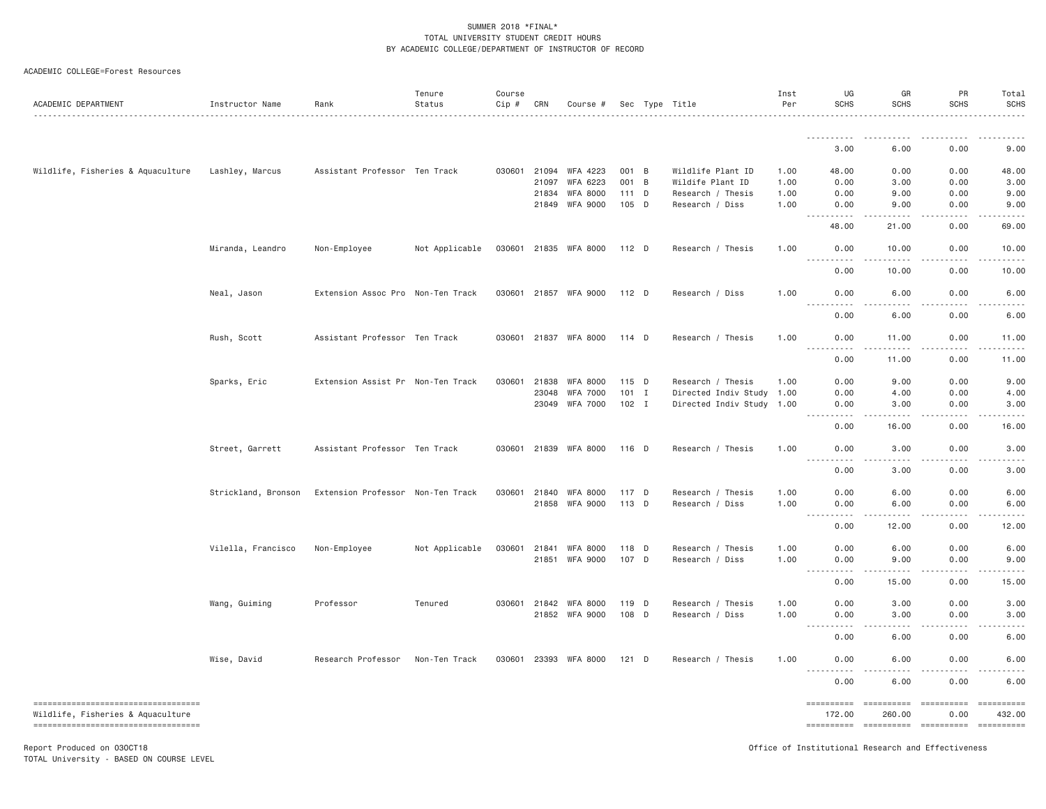SUMMER 2018 *FINAL*
TOTAL UNIVERSITY STUDENT CREDIT HOURS
BY ACADEMIC COLLEGE/DEPARTMENT OF INSTRUCTOR OF RECORD

ACADEMIC COLLEGE=Forest Resources

| ACADEMIC DEPARTMENT | Instructor Name | Rank | Tenure Status | Course Cip # | CRN | Course # | Sec | Type | Title | Inst Per | UG SCHS | GR SCHS | PR SCHS | Total SCHS |
|---|---|---|---|---|---|---|---|---|---|---|---|---|---|---|
| | | | | | | | | | | | 3.00 | 6.00 | 0.00 | 9.00 |
| Wildlife, Fisheries & Aquaculture | Lashley, Marcus | Assistant Professor | Ten Track | 030601 | 21094 | WFA 4223 | 001 | B | Wildlife Plant ID | 1.00 | 48.00 | 0.00 | 0.00 | 48.00 |
| | | | | | 21097 | WFA 6223 | 001 | B | Wildlife Plant ID | 1.00 | 0.00 | 3.00 | 0.00 | 3.00 |
| | | | | | 21834 | WFA 8000 | 111 | D | Research / Thesis | 1.00 | 0.00 | 9.00 | 0.00 | 9.00 |
| | | | | | 21849 | WFA 9000 | 105 | D | Research / Diss | 1.00 | 0.00 | 9.00 | 0.00 | 9.00 |
| | | | | | | | | | | | 48.00 | 21.00 | 0.00 | 69.00 |
| | Miranda, Leandro | Non-Employee | Not Applicable | 030601 | 21835 | WFA 8000 | 112 | D | Research / Thesis | 1.00 | 0.00 | 10.00 | 0.00 | 10.00 |
| | | | | | | | | | | | 0.00 | 10.00 | 0.00 | 10.00 |
| | Neal, Jason | Extension Assoc Pro | Non-Ten Track | 030601 | 21857 | WFA 9000 | 112 | D | Research / Diss | 1.00 | 0.00 | 6.00 | 0.00 | 6.00 |
| | | | | | | | | | | | 0.00 | 6.00 | 0.00 | 6.00 |
| | Rush, Scott | Assistant Professor | Ten Track | 030601 | 21837 | WFA 8000 | 114 | D | Research / Thesis | 1.00 | 0.00 | 11.00 | 0.00 | 11.00 |
| | | | | | | | | | | | 0.00 | 11.00 | 0.00 | 11.00 |
| | Sparks, Eric | Extension Assist Pr | Non-Ten Track | 030601 | 21838 | WFA 8000 | 115 | D | Research / Thesis | 1.00 | 0.00 | 9.00 | 0.00 | 9.00 |
| | | | | | 23048 | WFA 7000 | 101 | I | Directed Indiv Study | 1.00 | 0.00 | 4.00 | 0.00 | 4.00 |
| | | | | | 23049 | WFA 7000 | 102 | I | Directed Indiv Study | 1.00 | 0.00 | 3.00 | 0.00 | 3.00 |
| | | | | | | | | | | | 0.00 | 16.00 | 0.00 | 16.00 |
| | Street, Garrett | Assistant Professor | Ten Track | 030601 | 21839 | WFA 8000 | 116 | D | Research / Thesis | 1.00 | 0.00 | 3.00 | 0.00 | 3.00 |
| | | | | | | | | | | | 0.00 | 3.00 | 0.00 | 3.00 |
| | Strickland, Bronson | Extension Professor | Non-Ten Track | 030601 | 21840 | WFA 8000 | 117 | D | Research / Thesis | 1.00 | 0.00 | 6.00 | 0.00 | 6.00 |
| | | | | | 21858 | WFA 9000 | 113 | D | Research / Diss | 1.00 | 0.00 | 6.00 | 0.00 | 6.00 |
| | | | | | | | | | | | 0.00 | 12.00 | 0.00 | 12.00 |
| | Vilella, Francisco | Non-Employee | Not Applicable | 030601 | 21841 | WFA 8000 | 118 | D | Research / Thesis | 1.00 | 0.00 | 6.00 | 0.00 | 6.00 |
| | | | | | 21851 | WFA 9000 | 107 | D | Research / Diss | 1.00 | 0.00 | 9.00 | 0.00 | 9.00 |
| | | | | | | | | | | | 0.00 | 15.00 | 0.00 | 15.00 |
| | Wang, Guiming | Professor | Tenured | 030601 | 21842 | WFA 8000 | 119 | D | Research / Thesis | 1.00 | 0.00 | 3.00 | 0.00 | 3.00 |
| | | | | | 21852 | WFA 9000 | 108 | D | Research / Diss | 1.00 | 0.00 | 3.00 | 0.00 | 3.00 |
| | | | | | | | | | | | 0.00 | 6.00 | 0.00 | 6.00 |
| | Wise, David | Research Professor | Non-Ten Track | 030601 | 23393 | WFA 8000 | 121 | D | Research / Thesis | 1.00 | 0.00 | 6.00 | 0.00 | 6.00 |
| | | | | | | | | | | | 0.00 | 6.00 | 0.00 | 6.00 |
| Wildlife, Fisheries & Aquaculture | | | | | | | | | | | 172.00 | 260.00 | 0.00 | 432.00 |

Report Produced on 03OCT18
TOTAL University - BASED ON COURSE LEVEL

Office of Institutional Research and Effectiveness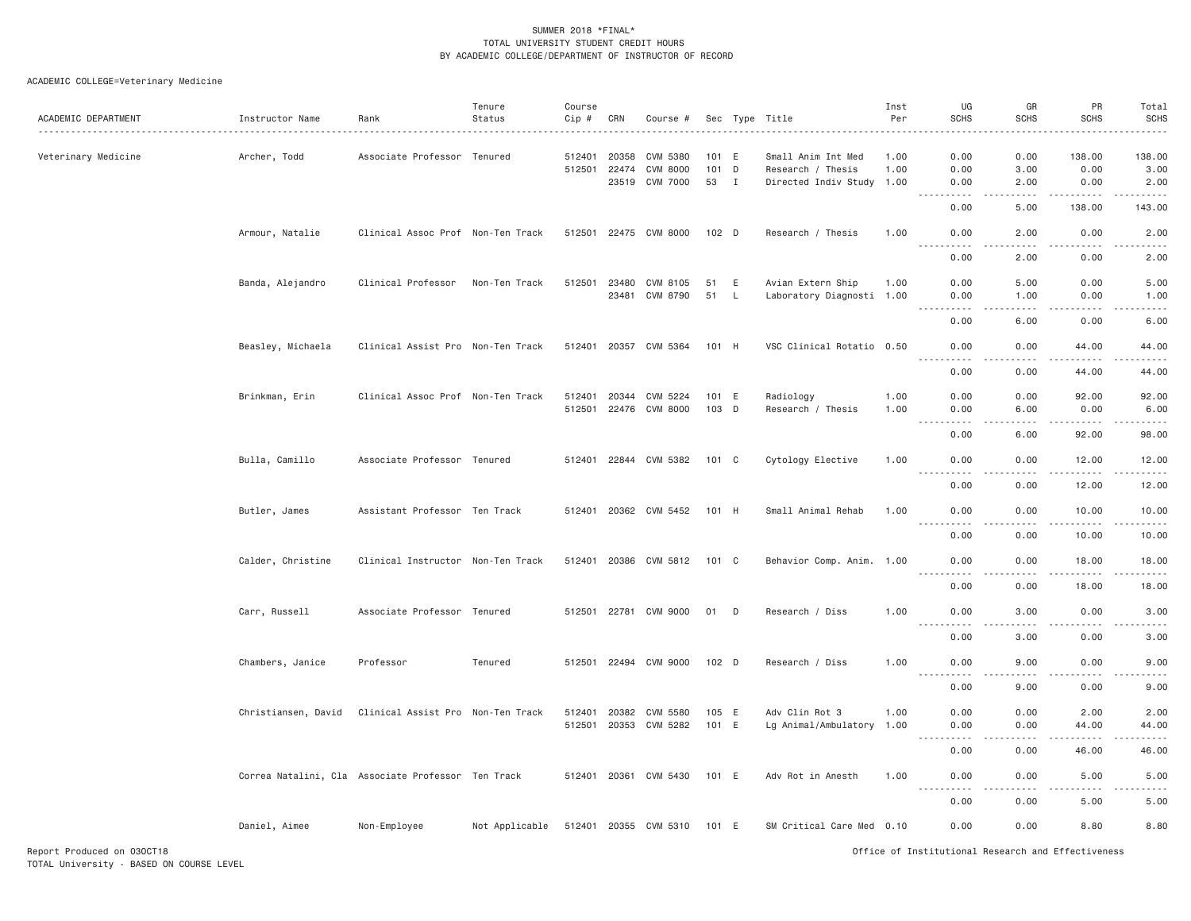SUMMER 2018 *FINAL*
TOTAL UNIVERSITY STUDENT CREDIT HOURS
BY ACADEMIC COLLEGE/DEPARTMENT OF INSTRUCTOR OF RECORD

ACADEMIC COLLEGE=Veterinary Medicine

| ACADEMIC DEPARTMENT | Instructor Name | Rank | Tenure Status | Course Cip # | CRN | Course # | Sec | Type | Title | Inst Per | UG SCHS | GR SCHS | PR SCHS | Total SCHS |
|---|---|---|---|---|---|---|---|---|---|---|---|---|---|---|
| Veterinary Medicine | Archer, Todd | Associate Professor | Tenured | 512401 | 20358 | CVM 5380 | 101 | E | Small Anim Int Med | 1.00 | 0.00 | 0.00 | 138.00 | 138.00 |
| | | | | 512501 | 22474 | CVM 8000 | 101 | D | Research / Thesis | 1.00 | 0.00 | 3.00 | 0.00 | 3.00 |
| | | | | | 23519 | CVM 7000 | 53 | I | Directed Indiv Study | 1.00 | 0.00 | 2.00 | 0.00 | 2.00 |
| | | | | | | | | | | | 0.00 | 5.00 | 138.00 | 143.00 |
| | Armour, Natalie | Clinical Assoc Prof | Non-Ten Track | 512501 | 22475 | CVM 8000 | 102 | D | Research / Thesis | 1.00 | 0.00 | 2.00 | 0.00 | 2.00 |
| | | | | | | | | | | | 0.00 | 2.00 | 0.00 | 2.00 |
| | Banda, Alejandro | Clinical Professor | Non-Ten Track | 512501 | 23480 | CVM 8105 | 51 | E | Avian Extern Ship | 1.00 | 0.00 | 5.00 | 0.00 | 5.00 |
| | | | | | 23481 | CVM 8790 | 51 | L | Laboratory Diagnosti | 1.00 | 0.00 | 1.00 | 0.00 | 1.00 |
| | | | | | | | | | | | 0.00 | 6.00 | 0.00 | 6.00 |
| | Beasley, Michaela | Clinical Assist Pro | Non-Ten Track | 512401 | 20357 | CVM 5364 | 101 | H | VSC Clinical Rotatio | 0.50 | 0.00 | 0.00 | 44.00 | 44.00 |
| | | | | | | | | | | | 0.00 | 0.00 | 44.00 | 44.00 |
| | Brinkman, Erin | Clinical Assoc Prof | Non-Ten Track | 512401 | 20344 | CVM 5224 | 101 | E | Radiology | 1.00 | 0.00 | 0.00 | 92.00 | 92.00 |
| | | | | 512501 | 22476 | CVM 8000 | 103 | D | Research / Thesis | 1.00 | 0.00 | 6.00 | 0.00 | 6.00 |
| | | | | | | | | | | | 0.00 | 6.00 | 92.00 | 98.00 |
| | Bulla, Camillo | Associate Professor | Tenured | 512401 | 22844 | CVM 5382 | 101 | C | Cytology Elective | 1.00 | 0.00 | 0.00 | 12.00 | 12.00 |
| | | | | | | | | | | | 0.00 | 0.00 | 12.00 | 12.00 |
| | Butler, James | Assistant Professor | Ten Track | 512401 | 20362 | CVM 5452 | 101 | H | Small Animal Rehab | 1.00 | 0.00 | 0.00 | 10.00 | 10.00 |
| | | | | | | | | | | | 0.00 | 0.00 | 10.00 | 10.00 |
| | Calder, Christine | Clinical Instructor | Non-Ten Track | 512401 | 20386 | CVM 5812 | 101 | C | Behavior Comp. Anim. | 1.00 | 0.00 | 0.00 | 18.00 | 18.00 |
| | | | | | | | | | | | 0.00 | 0.00 | 18.00 | 18.00 |
| | Carr, Russell | Associate Professor | Tenured | 512501 | 22781 | CVM 9000 | 01 | D | Research / Diss | 1.00 | 0.00 | 3.00 | 0.00 | 3.00 |
| | | | | | | | | | | | 0.00 | 3.00 | 0.00 | 3.00 |
| | Chambers, Janice | Professor | Tenured | 512501 | 22494 | CVM 9000 | 102 | D | Research / Diss | 1.00 | 0.00 | 9.00 | 0.00 | 9.00 |
| | | | | | | | | | | | 0.00 | 9.00 | 0.00 | 9.00 |
| | Christiansen, David | Clinical Assist Pro | Non-Ten Track | 512401 | 20382 | CVM 5580 | 105 | E | Adv Clin Rot 3 | 1.00 | 0.00 | 0.00 | 2.00 | 2.00 |
| | | | | 512501 | 20353 | CVM 5282 | 101 | E | Lg Animal/Ambulatory | 1.00 | 0.00 | 0.00 | 44.00 | 44.00 |
| | | | | | | | | | | | 0.00 | 0.00 | 46.00 | 46.00 |
| | Correa Natalini, Cla | Associate Professor | Ten Track | 512401 | 20361 | CVM 5430 | 101 | E | Adv Rot in Anesth | 1.00 | 0.00 | 0.00 | 5.00 | 5.00 |
| | | | | | | | | | | | 0.00 | 0.00 | 5.00 | 5.00 |
| | Daniel, Aimee | Non-Employee | Not Applicable | 512401 | 20355 | CVM 5310 | 101 | E | SM Critical Care Med | 0.10 | 0.00 | 0.00 | 8.80 | 8.80 |

Report Produced on 03OCT18
TOTAL University - BASED ON COURSE LEVEL

Office of Institutional Research and Effectiveness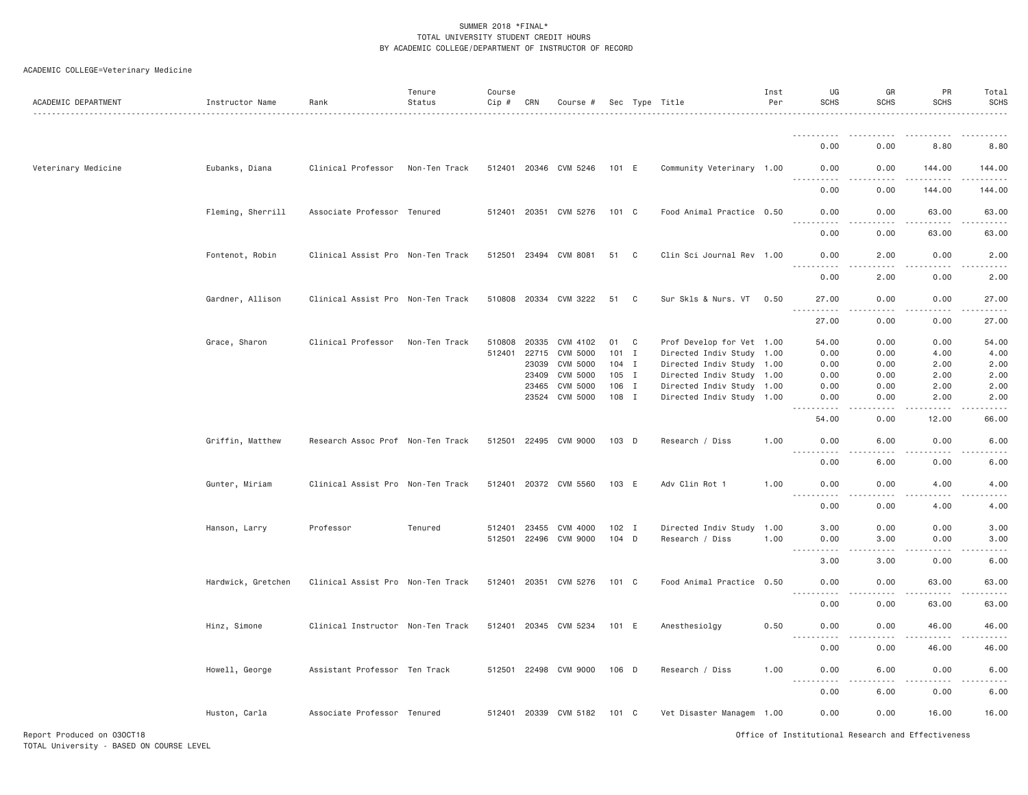SUMMER 2018 *FINAL*
TOTAL UNIVERSITY STUDENT CREDIT HOURS
BY ACADEMIC COLLEGE/DEPARTMENT OF INSTRUCTOR OF RECORD

ACADEMIC COLLEGE=Veterinary Medicine

| ACADEMIC DEPARTMENT | Instructor Name | Rank | Tenure Status | Course Cip # | CRN | Course # | Sec | Type | Title | Inst Per | UG SCHS | GR SCHS | PR SCHS | Total SCHS |
|---|---|---|---|---|---|---|---|---|---|---|---|---|---|---|
| | | | | | | | | | | | 0.00 | 0.00 | 8.80 | 8.80 |
| Veterinary Medicine | Eubanks, Diana | Clinical Professor | Non-Ten Track | 512401 | 20346 | CVM 5246 | 101 | E | Community Veterinary | 1.00 | 0.00 | 0.00 | 144.00 | 144.00 |
| | | | | | | | | | | | 0.00 | 0.00 | 144.00 | 144.00 |
| | Fleming, Sherrill | Associate Professor | Tenured | 512401 | 20351 | CVM 5276 | 101 | C | Food Animal Practice | 0.50 | 0.00 | 0.00 | 63.00 | 63.00 |
| | | | | | | | | | | | 0.00 | 0.00 | 63.00 | 63.00 |
| | Fontenot, Robin | Clinical Assist Pro | Non-Ten Track | 512501 | 23494 | CVM 8081 | 51 | C | Clin Sci Journal Rev | 1.00 | 0.00 | 2.00 | 0.00 | 2.00 |
| | | | | | | | | | | | 0.00 | 2.00 | 0.00 | 2.00 |
| | Gardner, Allison | Clinical Assist Pro | Non-Ten Track | 510808 | 20334 | CVM 3222 | 51 | C | Sur Skls & Nurs. VT | 0.50 | 27.00 | 0.00 | 0.00 | 27.00 |
| | | | | | | | | | | | 27.00 | 0.00 | 0.00 | 27.00 |
| | Grace, Sharon | Clinical Professor | Non-Ten Track | 510808 | 20335 | CVM 4102 | 01 | C | Prof Develop for Vet | 1.00 | 54.00 | 0.00 | 0.00 | 54.00 |
| | | | | 512401 | 22715 | CVM 5000 | 101 | I | Directed Indiv Study | 1.00 | 0.00 | 0.00 | 4.00 | 4.00 |
| | | | | | 23039 | CVM 5000 | 104 | I | Directed Indiv Study | 1.00 | 0.00 | 0.00 | 2.00 | 2.00 |
| | | | | | 23409 | CVM 5000 | 105 | I | Directed Indiv Study | 1.00 | 0.00 | 0.00 | 2.00 | 2.00 |
| | | | | | 23465 | CVM 5000 | 106 | I | Directed Indiv Study | 1.00 | 0.00 | 0.00 | 2.00 | 2.00 |
| | | | | | 23524 | CVM 5000 | 108 | I | Directed Indiv Study | 1.00 | 0.00 | 0.00 | 2.00 | 2.00 |
| | | | | | | | | | | | 54.00 | 0.00 | 12.00 | 66.00 |
| | Griffin, Matthew | Research Assoc Prof | Non-Ten Track | 512501 | 22495 | CVM 9000 | 103 | D | Research / Diss | 1.00 | 0.00 | 6.00 | 0.00 | 6.00 |
| | | | | | | | | | | | 0.00 | 6.00 | 0.00 | 6.00 |
| | Gunter, Miriam | Clinical Assist Pro | Non-Ten Track | 512401 | 20372 | CVM 5560 | 103 | E | Adv Clin Rot 1 | 1.00 | 0.00 | 0.00 | 4.00 | 4.00 |
| | | | | | | | | | | | 0.00 | 0.00 | 4.00 | 4.00 |
| | Hanson, Larry | Professor | Tenured | 512401 | 23455 | CVM 4000 | 102 | I | Directed Indiv Study | 1.00 | 3.00 | 0.00 | 0.00 | 3.00 |
| | | | | 512501 | 22496 | CVM 9000 | 104 | D | Research / Diss | 1.00 | 0.00 | 3.00 | 0.00 | 3.00 |
| | | | | | | | | | | | 3.00 | 3.00 | 0.00 | 6.00 |
| | Hardwick, Gretchen | Clinical Assist Pro | Non-Ten Track | 512401 | 20351 | CVM 5276 | 101 | C | Food Animal Practice | 0.50 | 0.00 | 0.00 | 63.00 | 63.00 |
| | | | | | | | | | | | 0.00 | 0.00 | 63.00 | 63.00 |
| | Hinz, Simone | Clinical Instructor | Non-Ten Track | 512401 | 20345 | CVM 5234 | 101 | E | Anesthesiolgy | 0.50 | 0.00 | 0.00 | 46.00 | 46.00 |
| | | | | | | | | | | | 0.00 | 0.00 | 46.00 | 46.00 |
| | Howell, George | Assistant Professor | Ten Track | 512501 | 22498 | CVM 9000 | 106 | D | Research / Diss | 1.00 | 0.00 | 6.00 | 0.00 | 6.00 |
| | | | | | | | | | | | 0.00 | 6.00 | 0.00 | 6.00 |
| | Huston, Carla | Associate Professor | Tenured | 512401 | 20339 | CVM 5182 | 101 | C | Vet Disaster Managem | 1.00 | 0.00 | 0.00 | 16.00 | 16.00 |

Report Produced on 03OCT18
TOTAL University - BASED ON COURSE LEVEL

Office of Institutional Research and Effectiveness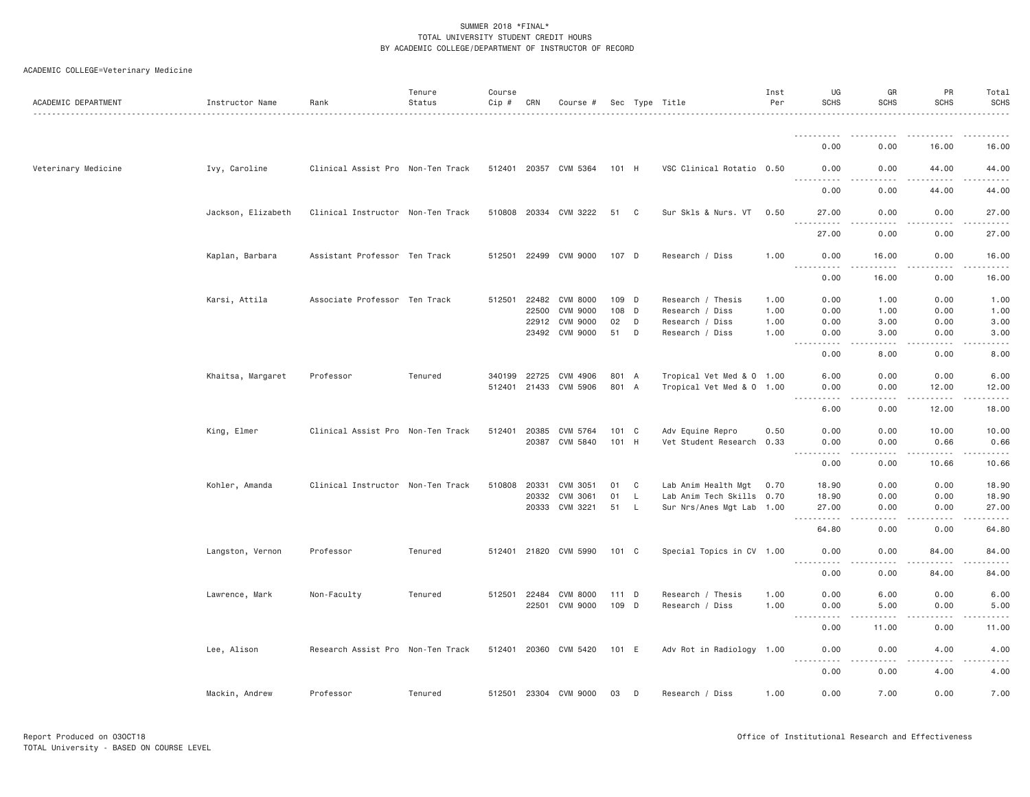SUMMER 2018 *FINAL*
TOTAL UNIVERSITY STUDENT CREDIT HOURS
BY ACADEMIC COLLEGE/DEPARTMENT OF INSTRUCTOR OF RECORD

ACADEMIC COLLEGE=Veterinary Medicine

| ACADEMIC DEPARTMENT | Instructor Name | Rank | Tenure Status | Course Cip # | CRN | Course # | Sec | Type | Title | Inst Per | UG SCHS | GR SCHS | PR SCHS | Total SCHS |
|---|---|---|---|---|---|---|---|---|---|---|---|---|---|---|
| | | | | | | | | | | | 0.00 | 0.00 | 16.00 | 16.00 |
| Veterinary Medicine | Ivy, Caroline | Clinical Assist Pro | Non-Ten Track | 512401 | 20357 | CVM 5364 | 101 | H | VSC Clinical Rotatio | 0.50 | 0.00 | 0.00 | 44.00 | 44.00 |
| | | | | | | | | | | | 0.00 | 0.00 | 44.00 | 44.00 |
| | Jackson, Elizabeth | Clinical Instructor | Non-Ten Track | 510808 | 20334 | CVM 3222 | 51 | C | Sur Skls & Nurs. VT | 0.50 | 27.00 | 0.00 | 0.00 | 27.00 |
| | | | | | | | | | | | 27.00 | 0.00 | 0.00 | 27.00 |
| | Kaplan, Barbara | Assistant Professor | Ten Track | 512501 | 22499 | CVM 9000 | 107 | D | Research / Diss | 1.00 | 0.00 | 16.00 | 0.00 | 16.00 |
| | | | | | | | | | | | 0.00 | 16.00 | 0.00 | 16.00 |
| | Karsi, Attila | Associate Professor | Ten Track | 512501 | 22482 | CVM 8000 | 109 | D | Research / Thesis | 1.00 | 0.00 | 1.00 | 0.00 | 1.00 |
| | | | | | 22500 | CVM 9000 | 108 | D | Research / Diss | 1.00 | 0.00 | 1.00 | 0.00 | 1.00 |
| | | | | | 22912 | CVM 9000 | 02 | D | Research / Diss | 1.00 | 0.00 | 3.00 | 0.00 | 3.00 |
| | | | | | 23492 | CVM 9000 | 51 | D | Research / Diss | 1.00 | 0.00 | 3.00 | 0.00 | 3.00 |
| | | | | | | | | | | | 0.00 | 8.00 | 0.00 | 8.00 |
| | Khaitsa, Margaret | Professor | Tenured | 340199 | 22725 | CVM 4906 | 801 | A | Tropical Vet Med & O | 1.00 | 6.00 | 0.00 | 0.00 | 6.00 |
| | | | | 512401 | 21433 | CVM 5906 | 801 | A | Tropical Vet Med & O | 1.00 | 0.00 | 0.00 | 12.00 | 12.00 |
| | | | | | | | | | | | 6.00 | 0.00 | 12.00 | 18.00 |
| | King, Elmer | Clinical Assist Pro | Non-Ten Track | 512401 | 20385 | CVM 5764 | 101 | C | Adv Equine Repro | 0.50 | 0.00 | 0.00 | 10.00 | 10.00 |
| | | | | | 20387 | CVM 5840 | 101 | H | Vet Student Research | 0.33 | 0.00 | 0.00 | 0.66 | 0.66 |
| | | | | | | | | | | | 0.00 | 0.00 | 10.66 | 10.66 |
| | Kohler, Amanda | Clinical Instructor | Non-Ten Track | 510808 | 20331 | CVM 3051 | 01 | C | Lab Anim Health Mgt | 0.70 | 18.90 | 0.00 | 0.00 | 18.90 |
| | | | | | 20332 | CVM 3061 | 01 | L | Lab Anim Tech Skills | 0.70 | 18.90 | 0.00 | 0.00 | 18.90 |
| | | | | | 20333 | CVM 3221 | 51 | L | Sur Nrs/Anes Mgt Lab | 1.00 | 27.00 | 0.00 | 0.00 | 27.00 |
| | | | | | | | | | | | 64.80 | 0.00 | 0.00 | 64.80 |
| | Langston, Vernon | Professor | Tenured | 512401 | 21820 | CVM 5990 | 101 | C | Special Topics in CV | 1.00 | 0.00 | 0.00 | 84.00 | 84.00 |
| | | | | | | | | | | | 0.00 | 0.00 | 84.00 | 84.00 |
| | Lawrence, Mark | Non-Faculty | Tenured | 512501 | 22484 | CVM 8000 | 111 | D | Research / Thesis | 1.00 | 0.00 | 6.00 | 0.00 | 6.00 |
| | | | | | 22501 | CVM 9000 | 109 | D | Research / Diss | 1.00 | 0.00 | 5.00 | 0.00 | 5.00 |
| | | | | | | | | | | | 0.00 | 11.00 | 0.00 | 11.00 |
| | Lee, Alison | Research Assist Pro | Non-Ten Track | 512401 | 20360 | CVM 5420 | 101 | E | Adv Rot in Radiology | 1.00 | 0.00 | 0.00 | 4.00 | 4.00 |
| | | | | | | | | | | | 0.00 | 0.00 | 4.00 | 4.00 |
| | Mackin, Andrew | Professor | Tenured | 512501 | 23304 | CVM 9000 | 03 | D | Research / Diss | 1.00 | 0.00 | 7.00 | 0.00 | 7.00 |

Report Produced on 03OCT18
TOTAL University - BASED ON COURSE LEVEL

Office of Institutional Research and Effectiveness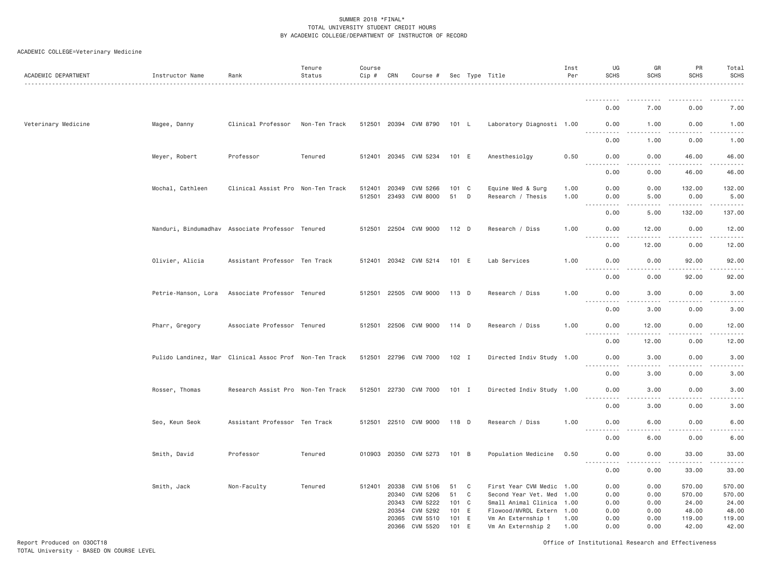SUMMER 2018 *FINAL*
TOTAL UNIVERSITY STUDENT CREDIT HOURS
BY ACADEMIC COLLEGE/DEPARTMENT OF INSTRUCTOR OF RECORD

ACADEMIC COLLEGE=Veterinary Medicine

| ACADEMIC DEPARTMENT | Instructor Name | Rank | Tenure Status | Course Cip # | CRN | Course # | Sec | Type | Title | Inst Per | UG SCHS | GR SCHS | PR SCHS | Total SCHS |
|---|---|---|---|---|---|---|---|---|---|---|---|---|---|---|
| | | | | | | | | | | | 0.00 | 7.00 | 0.00 | 7.00 |
| Veterinary Medicine | Magee, Danny | Clinical Professor | Non-Ten Track | 512501 | 20394 | CVM 8790 | 101 | L | Laboratory Diagnosti | 1.00 | 0.00 | 1.00 | 0.00 | 1.00 |
| | | | | | | | | | | | 0.00 | 1.00 | 0.00 | 1.00 |
| | Meyer, Robert | Professor | Tenured | 512401 | 20345 | CVM 5234 | 101 | E | Anesthesiolgy | 0.50 | 0.00 | 0.00 | 46.00 | 46.00 |
| | | | | | | | | | | | 0.00 | 0.00 | 46.00 | 46.00 |
| | Mochal, Cathleen | Clinical Assist Pro | Non-Ten Track | 512401 | 20349 | CVM 5266 | 101 | C | Equine Med & Surg | 1.00 | 0.00 | 0.00 | 132.00 | 132.00 |
| | | | | 512501 | 23493 | CVM 8000 | 51 | D | Research / Thesis | 1.00 | 0.00 | 5.00 | 0.00 | 5.00 |
| | | | | | | | | | | | 0.00 | 5.00 | 132.00 | 137.00 |
| | Nanduri, Bindumadhav | Associate Professor | Tenured | 512501 | 22504 | CVM 9000 | 112 | D | Research / Diss | 1.00 | 0.00 | 12.00 | 0.00 | 12.00 |
| | | | | | | | | | | | 0.00 | 12.00 | 0.00 | 12.00 |
| | Olivier, Alicia | Assistant Professor | Ten Track | 512401 | 20342 | CVM 5214 | 101 | E | Lab Services | 1.00 | 0.00 | 0.00 | 92.00 | 92.00 |
| | | | | | | | | | | | 0.00 | 0.00 | 92.00 | 92.00 |
| | Petrie-Hanson, Lora | Associate Professor | Tenured | 512501 | 22505 | CVM 9000 | 113 | D | Research / Diss | 1.00 | 0.00 | 3.00 | 0.00 | 3.00 |
| | | | | | | | | | | | 0.00 | 3.00 | 0.00 | 3.00 |
| | Pharr, Gregory | Associate Professor | Tenured | 512501 | 22506 | CVM 9000 | 114 | D | Research / Diss | 1.00 | 0.00 | 12.00 | 0.00 | 12.00 |
| | | | | | | | | | | | 0.00 | 12.00 | 0.00 | 12.00 |
| | Pulido Landinez, Mar | Clinical Assoc Prof | Non-Ten Track | 512501 | 22796 | CVM 7000 | 102 | I | Directed Indiv Study | 1.00 | 0.00 | 3.00 | 0.00 | 3.00 |
| | | | | | | | | | | | 0.00 | 3.00 | 0.00 | 3.00 |
| | Rosser, Thomas | Research Assist Pro | Non-Ten Track | 512501 | 22730 | CVM 7000 | 101 | I | Directed Indiv Study | 1.00 | 0.00 | 3.00 | 0.00 | 3.00 |
| | | | | | | | | | | | 0.00 | 3.00 | 0.00 | 3.00 |
| | Seo, Keun Seok | Assistant Professor | Ten Track | 512501 | 22510 | CVM 9000 | 118 | D | Research / Diss | 1.00 | 0.00 | 6.00 | 0.00 | 6.00 |
| | | | | | | | | | | | 0.00 | 6.00 | 0.00 | 6.00 |
| | Smith, David | Professor | Tenured | 010903 | 20350 | CVM 5273 | 101 | B | Population Medicine | 0.50 | 0.00 | 0.00 | 33.00 | 33.00 |
| | | | | | | | | | | | 0.00 | 0.00 | 33.00 | 33.00 |
| | Smith, Jack | Non-Faculty | Tenured | 512401 | 20338 | CVM 5106 | 51 | C | First Year CVM Medic | 1.00 | 0.00 | 0.00 | 570.00 | 570.00 |
| | | | | | 20340 | CVM 5206 | 51 | C | Second Year Vet. Med | 1.00 | 0.00 | 0.00 | 570.00 | 570.00 |
| | | | | | 20343 | CVM 5222 | 101 | C | Small Animal Clinica | 1.00 | 0.00 | 0.00 | 24.00 | 24.00 |
| | | | | | 20354 | CVM 5292 | 101 | E | Flowood/MVRDL Extern | 1.00 | 0.00 | 0.00 | 48.00 | 48.00 |
| | | | | | 20365 | CVM 5510 | 101 | E | Vm An Externship 1 | 1.00 | 0.00 | 0.00 | 119.00 | 119.00 |
| | | | | | 20366 | CVM 5520 | 101 | E | Vm An Externship 2 | 1.00 | 0.00 | 0.00 | 42.00 | 42.00 |

Report Produced on 03OCT18
TOTAL University - BASED ON COURSE LEVEL

Office of Institutional Research and Effectiveness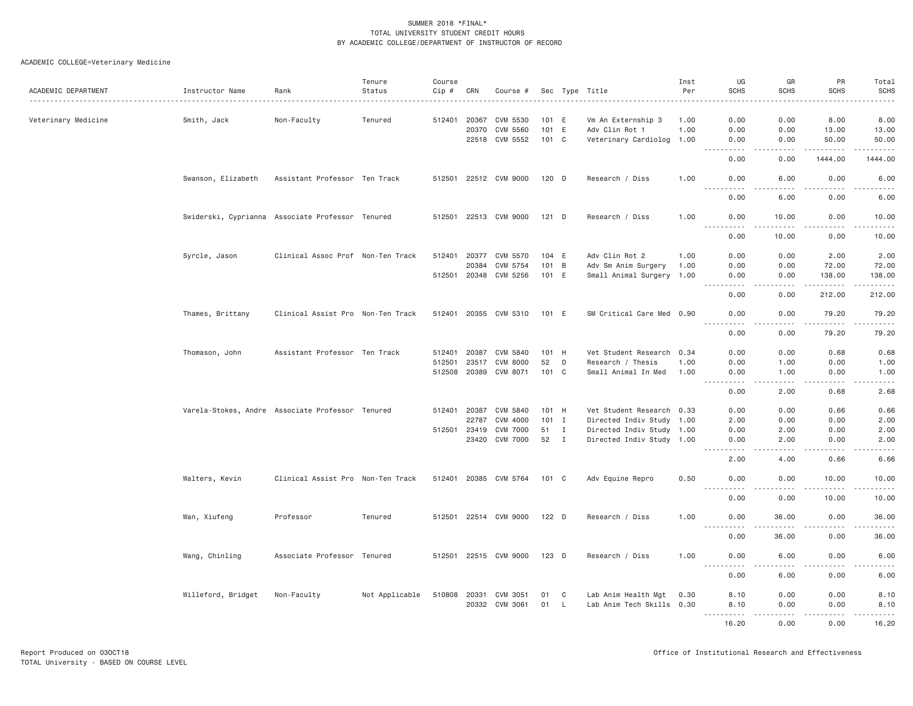SUMMER 2018 *FINAL*
TOTAL UNIVERSITY STUDENT CREDIT HOURS
BY ACADEMIC COLLEGE/DEPARTMENT OF INSTRUCTOR OF RECORD

ACADEMIC COLLEGE=Veterinary Medicine

| ACADEMIC DEPARTMENT | Instructor Name | Rank | Tenure Status | Course Cip # | CRN | Course # | Sec | Type | Title | Inst Per | UG SCHS | GR SCHS | PR SCHS | Total SCHS |
|---|---|---|---|---|---|---|---|---|---|---|---|---|---|---|
| Veterinary Medicine | Smith, Jack | Non-Faculty | Tenured | 512401 | 20367 | CVM 5530 | 101 | E | Vm An Externship 3 | 1.00 | 0.00 | 0.00 | 8.00 | 8.00 |
| | | | | | 20370 | CVM 5560 | 101 | E | Adv Clin Rot 1 | 1.00 | 0.00 | 0.00 | 13.00 | 13.00 |
| | | | | | 22518 | CVM 5552 | 101 | C | Veterinary Cardiolog | 1.00 | 0.00 | 0.00 | 50.00 | 50.00 |
| | | | | | | | | | | | 0.00 | 0.00 | 1444.00 | 1444.00 |
| | Swanson, Elizabeth | Assistant Professor | Ten Track | 512501 | 22512 | CVM 9000 | 120 | D | Research / Diss | 1.00 | 0.00 | 6.00 | 0.00 | 6.00 |
| | | | | | | | | | | | 0.00 | 6.00 | 0.00 | 6.00 |
| | Swiderski, Cyprianna | Associate Professor | Tenured | 512501 | 22513 | CVM 9000 | 121 | D | Research / Diss | 1.00 | 0.00 | 10.00 | 0.00 | 10.00 |
| | | | | | | | | | | | 0.00 | 10.00 | 0.00 | 10.00 |
| | Syrcle, Jason | Clinical Assoc Prof | Non-Ten Track | 512401 | 20377 | CVM 5570 | 104 | E | Adv Clin Rot 2 | 1.00 | 0.00 | 0.00 | 2.00 | 2.00 |
| | | | | | 20384 | CVM 5754 | 101 | B | Adv Sm Anim Surgery | 1.00 | 0.00 | 0.00 | 72.00 | 72.00 |
| | | | | 512501 | 20348 | CVM 5256 | 101 | E | Small Animal Surgery | 1.00 | 0.00 | 0.00 | 138.00 | 138.00 |
| | | | | | | | | | | | 0.00 | 0.00 | 212.00 | 212.00 |
| | Thames, Brittany | Clinical Assist Pro | Non-Ten Track | 512401 | 20355 | CVM 5310 | 101 | E | SM Critical Care Med | 0.90 | 0.00 | 0.00 | 79.20 | 79.20 |
| | | | | | | | | | | | 0.00 | 0.00 | 79.20 | 79.20 |
| | Thomason, John | Assistant Professor | Ten Track | 512401 | 20387 | CVM 5840 | 101 | H | Vet Student Research | 0.34 | 0.00 | 0.00 | 0.68 | 0.68 |
| | | | | 512501 | 23517 | CVM 8000 | 52 | D | Research / Thesis | 1.00 | 0.00 | 1.00 | 0.00 | 1.00 |
| | | | | 512508 | 20389 | CVM 8071 | 101 | C | Small Animal In Med | 1.00 | 0.00 | 1.00 | 0.00 | 1.00 |
| | | | | | | | | | | | 0.00 | 2.00 | 0.68 | 2.68 |
| | Varela-Stokes, Andre | Associate Professor | Tenured | 512401 | 20387 | CVM 5840 | 101 | H | Vet Student Research | 0.33 | 0.00 | 0.00 | 0.66 | 0.66 |
| | | | | | 22787 | CVM 4000 | 101 | I | Directed Indiv Study | 1.00 | 2.00 | 0.00 | 0.00 | 2.00 |
| | | | | 512501 | 23419 | CVM 7000 | 51 | I | Directed Indiv Study | 1.00 | 0.00 | 2.00 | 0.00 | 2.00 |
| | | | | | 23420 | CVM 7000 | 52 | I | Directed Indiv Study | 1.00 | 0.00 | 2.00 | 0.00 | 2.00 |
| | | | | | | | | | | | 2.00 | 4.00 | 0.66 | 6.66 |
| | Walters, Kevin | Clinical Assist Pro | Non-Ten Track | 512401 | 20385 | CVM 5764 | 101 | C | Adv Equine Repro | 0.50 | 0.00 | 0.00 | 10.00 | 10.00 |
| | | | | | | | | | | | 0.00 | 0.00 | 10.00 | 10.00 |
| | Wan, Xiufeng | Professor | Tenured | 512501 | 22514 | CVM 9000 | 122 | D | Research / Diss | 1.00 | 0.00 | 36.00 | 0.00 | 36.00 |
| | | | | | | | | | | | 0.00 | 36.00 | 0.00 | 36.00 |
| | Wang, Chinling | Associate Professor | Tenured | 512501 | 22515 | CVM 9000 | 123 | D | Research / Diss | 1.00 | 0.00 | 6.00 | 0.00 | 6.00 |
| | | | | | | | | | | | 0.00 | 6.00 | 0.00 | 6.00 |
| | Willeford, Bridget | Non-Faculty | Not Applicable | 510808 | 20331 | CVM 3051 | 01 | C | Lab Anim Health Mgt | 0.30 | 8.10 | 0.00 | 0.00 | 8.10 |
| | | | | | 20332 | CVM 3061 | 01 | L | Lab Anim Tech Skills | 0.30 | 8.10 | 0.00 | 0.00 | 8.10 |
| | | | | | | | | | | | 16.20 | 0.00 | 0.00 | 16.20 |

Report Produced on 03OCT18
TOTAL University - BASED ON COURSE LEVEL

Office of Institutional Research and Effectiveness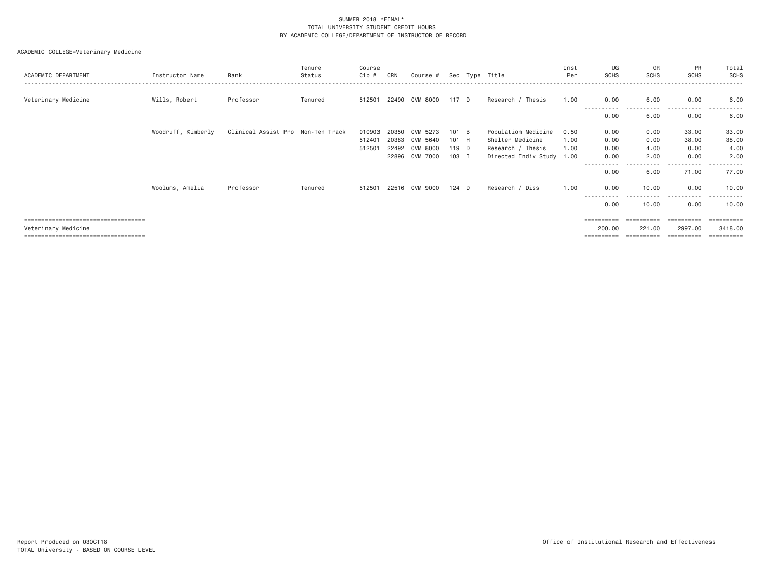SUMMER 2018 *FINAL*
TOTAL UNIVERSITY STUDENT CREDIT HOURS
BY ACADEMIC COLLEGE/DEPARTMENT OF INSTRUCTOR OF RECORD

ACADEMIC COLLEGE=Veterinary Medicine

| ACADEMIC DEPARTMENT | Instructor Name | Rank | Tenure Status | Course Cip # | CRN | Course # | Sec | Type | Title | Inst Per | UG SCHS | GR SCHS | PR SCHS | Total SCHS |
|---|---|---|---|---|---|---|---|---|---|---|---|---|---|---|
| Veterinary Medicine | Wills, Robert | Professor | Tenured | 512501 | 22490 | CVM 8000 | 117 | D | Research / Thesis | 1.00 | 0.00 | 6.00 | 0.00 | 6.00 |
| | | | | | | | | | | | 0.00 | 6.00 | 0.00 | 6.00 |
| | Woodruff, Kimberly | Clinical Assist Pro | Non-Ten Track | 010903 | 20350 | CVM 5273 | 101 | B | Population Medicine | 0.50 | 0.00 | 0.00 | 33.00 | 33.00 |
| | | | | 512401 | 20383 | CVM 5640 | 101 | H | Shelter Medicine | 1.00 | 0.00 | 0.00 | 38.00 | 38.00 |
| | | | | 512501 | 22492 | CVM 8000 | 119 | D | Research / Thesis | 1.00 | 0.00 | 4.00 | 0.00 | 4.00 |
| | | | | | 22896 | CVM 7000 | 103 | I | Directed Indiv Study | 1.00 | 0.00 | 2.00 | 0.00 | 2.00 |
| | | | | | | | | | | | 0.00 | 6.00 | 71.00 | 77.00 |
| | Woolums, Amelia | Professor | Tenured | 512501 | 22516 | CVM 9000 | 124 | D | Research / Diss | 1.00 | 0.00 | 10.00 | 0.00 | 10.00 |
| | | | | | | | | | | | 0.00 | 10.00 | 0.00 | 10.00 |
| Veterinary Medicine | | | | | | | | | | | 200.00 | 221.00 | 2997.00 | 3418.00 |

Report Produced on 03OCT18
TOTAL University - BASED ON COURSE LEVEL

Office of Institutional Research and Effectiveness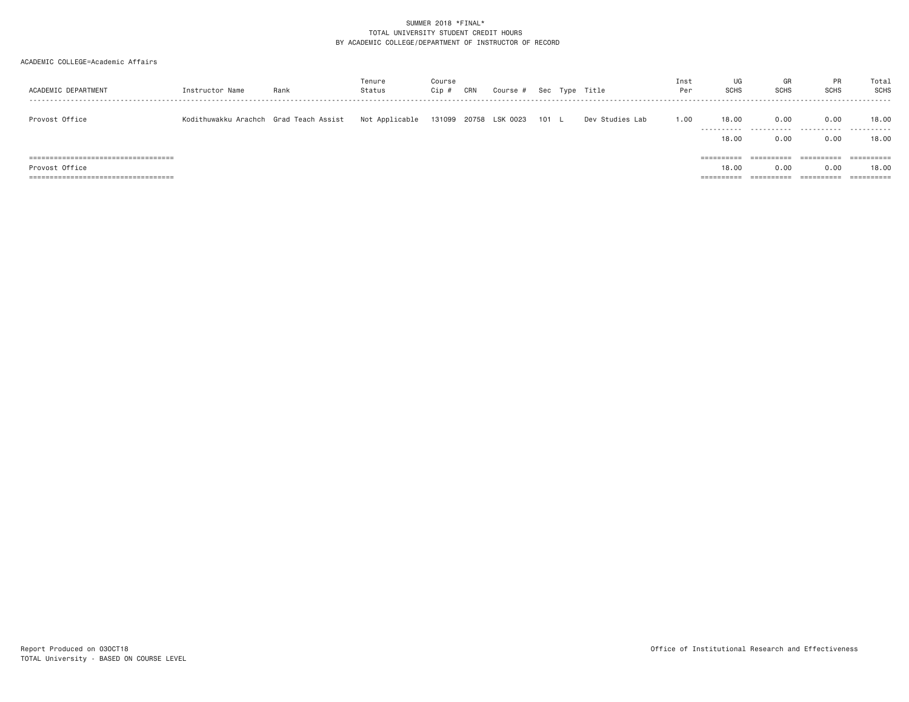SUMMER 2018 *FINAL*
TOTAL UNIVERSITY STUDENT CREDIT HOURS
BY ACADEMIC COLLEGE/DEPARTMENT OF INSTRUCTOR OF RECORD

ACADEMIC COLLEGE=Academic Affairs

| ACADEMIC DEPARTMENT | Instructor Name | Rank | Tenure Status | Course Cip # | CRN | Course # | Sec | Type | Title | Inst Per | UG SCHS | GR SCHS | PR SCHS | Total SCHS |
|---|---|---|---|---|---|---|---|---|---|---|---|---|---|---|
| Provost Office | Kodithuwakku Arachch | Grad Teach Assist | Not Applicable | 131099 | 20758 | LSK 0023 | 101 | L | Dev Studies Lab | 1.00 | 18.00 | 0.00 | 0.00 | 18.00 |
| | | | | | | | | | | | 18.00 | 0.00 | 0.00 | 18.00 |
| Provost Office | | | | | | | | | | | 18.00 | 0.00 | 0.00 | 18.00 |

Report Produced on 03OCT18
TOTAL University - BASED ON COURSE LEVEL

Office of Institutional Research and Effectiveness